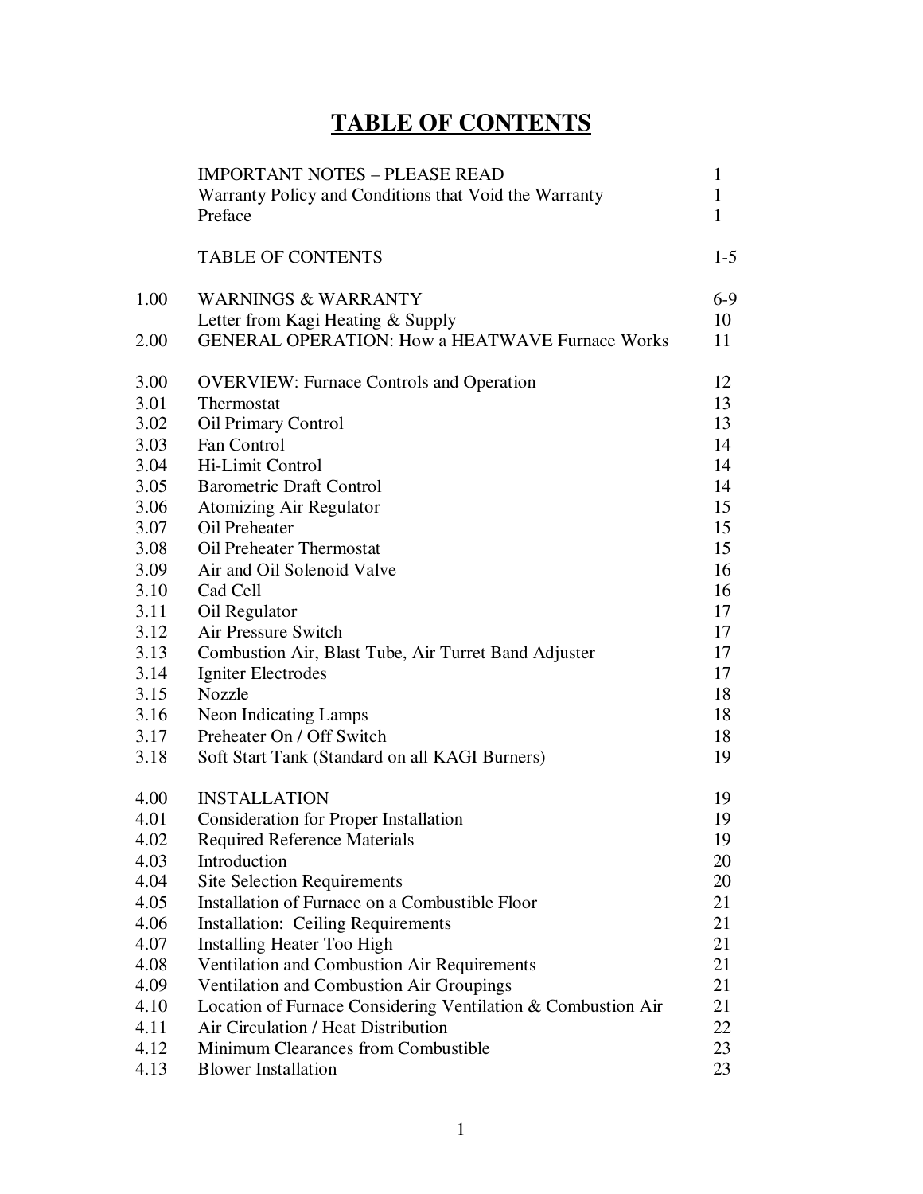# TABLE OF CONTENTS

| | | |
|---|---|---|
| | IMPORTANT NOTES – PLEASE READ | 1 |
| | Warranty Policy and Conditions that Void the Warranty | 1 |
| | Preface | 1 |
| | | |
| | TABLE OF CONTENTS | 1-5 |
| | | |
| 1.00 | WARNINGS & WARRANTY | 6-9 |
| | Letter from Kagi Heating & Supply | 10 |
| 2.00 | GENERAL OPERATION: How a HEATWAVE Furnace Works | 11 |
| | | |
| 3.00 | OVERVIEW: Furnace Controls and Operation | 12 |
| 3.01 | Thermostat | 13 |
| 3.02 | Oil Primary Control | 13 |
| 3.03 | Fan Control | 14 |
| 3.04 | Hi-Limit Control | 14 |
| 3.05 | Barometric Draft Control | 14 |
| 3.06 | Atomizing Air Regulator | 15 |
| 3.07 | Oil Preheater | 15 |
| 3.08 | Oil Preheater Thermostat | 15 |
| 3.09 | Air and Oil Solenoid Valve | 16 |
| 3.10 | Cad Cell | 16 |
| 3.11 | Oil Regulator | 17 |
| 3.12 | Air Pressure Switch | 17 |
| 3.13 | Combustion Air, Blast Tube, Air Turret Band Adjuster | 17 |
| 3.14 | Igniter Electrodes | 17 |
| 3.15 | Nozzle | 18 |
| 3.16 | Neon Indicating Lamps | 18 |
| 3.17 | Preheater On / Off Switch | 18 |
| 3.18 | Soft Start Tank (Standard on all KAGI Burners) | 19 |
| | | |
| 4.00 | INSTALLATION | 19 |
| 4.01 | Consideration for Proper Installation | 19 |
| 4.02 | Required Reference Materials | 19 |
| 4.03 | Introduction | 20 |
| 4.04 | Site Selection Requirements | 20 |
| 4.05 | Installation of Furnace on a Combustible Floor | 21 |
| 4.06 | Installation: Ceiling Requirements | 21 |
| 4.07 | Installing Heater Too High | 21 |
| 4.08 | Ventilation and Combustion Air Requirements | 21 |
| 4.09 | Ventilation and Combustion Air Groupings | 21 |
| 4.10 | Location of Furnace Considering Ventilation & Combustion Air | 21 |
| 4.11 | Air Circulation / Heat Distribution | 22 |
| 4.12 | Minimum Clearances from Combustible | 23 |
| 4.13 | Blower Installation | 23 |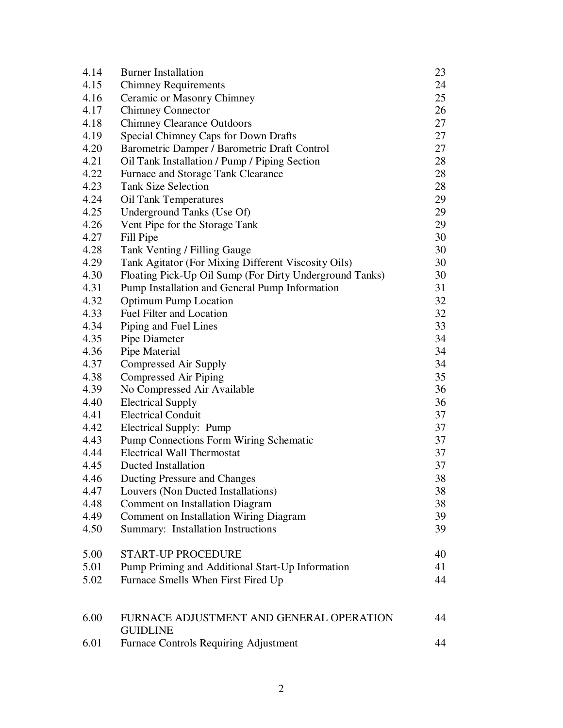| | | |
|---|---|---|
| 4.14 | Burner Installation | 23 |
| 4.15 | Chimney Requirements | 24 |
| 4.16 | Ceramic or Masonry Chimney | 25 |
| 4.17 | Chimney Connector | 26 |
| 4.18 | Chimney Clearance Outdoors | 27 |
| 4.19 | Special Chimney Caps for Down Drafts | 27 |
| 4.20 | Barometric Damper / Barometric Draft Control | 27 |
| 4.21 | Oil Tank Installation / Pump / Piping Section | 28 |
| 4.22 | Furnace and Storage Tank Clearance | 28 |
| 4.23 | Tank Size Selection | 28 |
| 4.24 | Oil Tank Temperatures | 29 |
| 4.25 | Underground Tanks (Use Of) | 29 |
| 4.26 | Vent Pipe for the Storage Tank | 29 |
| 4.27 | Fill Pipe | 30 |
| 4.28 | Tank Venting / Filling Gauge | 30 |
| 4.29 | Tank Agitator (For Mixing Different Viscosity Oils) | 30 |
| 4.30 | Floating Pick-Up Oil Sump (For Dirty Underground Tanks) | 30 |
| 4.31 | Pump Installation and General Pump Information | 31 |
| 4.32 | Optimum Pump Location | 32 |
| 4.33 | Fuel Filter and Location | 32 |
| 4.34 | Piping and Fuel Lines | 33 |
| 4.35 | Pipe Diameter | 34 |
| 4.36 | Pipe Material | 34 |
| 4.37 | Compressed Air Supply | 34 |
| 4.38 | Compressed Air Piping | 35 |
| 4.39 | No Compressed Air Available | 36 |
| 4.40 | Electrical Supply | 36 |
| 4.41 | Electrical Conduit | 37 |
| 4.42 | Electrical Supply: Pump | 37 |
| 4.43 | Pump Connections Form Wiring Schematic | 37 |
| 4.44 | Electrical Wall Thermostat | 37 |
| 4.45 | Ducted Installation | 37 |
| 4.46 | Ducting Pressure and Changes | 38 |
| 4.47 | Louvers (Non Ducted Installations) | 38 |
| 4.48 | Comment on Installation Diagram | 38 |
| 4.49 | Comment on Installation Wiring Diagram | 39 |
| 4.50 | Summary: Installation Instructions | 39 |
| | | |
| 5.00 | START-UP PROCEDURE | 40 |
| 5.01 | Pump Priming and Additional Start-Up Information | 41 |
| 5.02 | Furnace Smells When First Fired Up | 44 |
| | | |
| 6.00 | FURNACE ADJUSTMENT AND GENERAL OPERATION GUIDLINE | 44 |
| 6.01 | Furnace Controls Requiring Adjustment | 44 |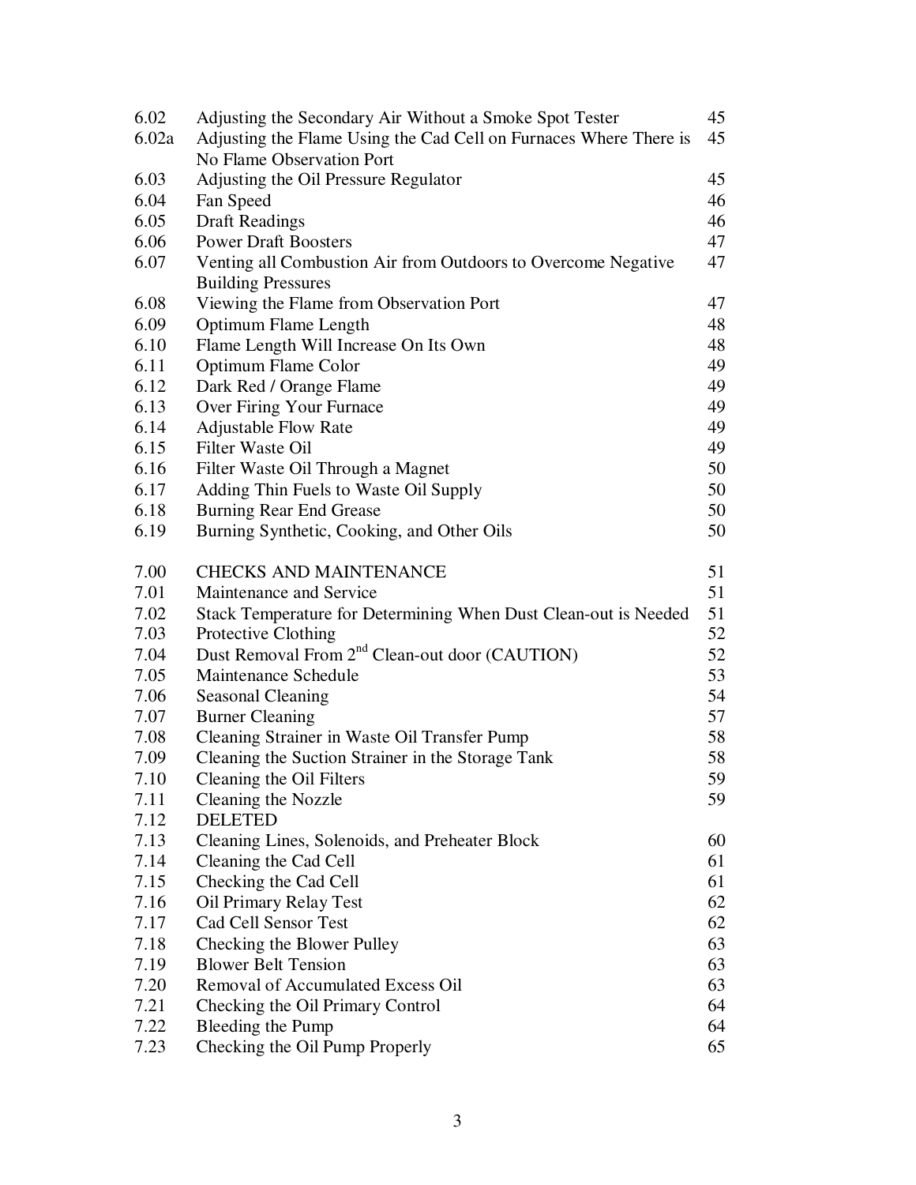| | | |
|---|---|---|
| 6.02 | Adjusting the Secondary Air Without a Smoke Spot Tester | 45 |
| 6.02a | Adjusting the Flame Using the Cad Cell on Furnaces Where There is No Flame Observation Port | 45 |
| 6.03 | Adjusting the Oil Pressure Regulator | 45 |
| 6.04 | Fan Speed | 46 |
| 6.05 | Draft Readings | 46 |
| 6.06 | Power Draft Boosters | 47 |
| 6.07 | Venting all Combustion Air from Outdoors to Overcome Negative Building Pressures | 47 |
| 6.08 | Viewing the Flame from Observation Port | 47 |
| 6.09 | Optimum Flame Length | 48 |
| 6.10 | Flame Length Will Increase On Its Own | 48 |
| 6.11 | Optimum Flame Color | 49 |
| 6.12 | Dark Red / Orange Flame | 49 |
| 6.13 | Over Firing Your Furnace | 49 |
| 6.14 | Adjustable Flow Rate | 49 |
| 6.15 | Filter Waste Oil | 49 |
| 6.16 | Filter Waste Oil Through a Magnet | 50 |
| 6.17 | Adding Thin Fuels to Waste Oil Supply | 50 |
| 6.18 | Burning Rear End Grease | 50 |
| 6.19 | Burning Synthetic, Cooking, and Other Oils | 50 |
| | | |
| 7.00 | CHECKS AND MAINTENANCE | 51 |
| 7.01 | Maintenance and Service | 51 |
| 7.02 | Stack Temperature for Determining When Dust Clean-out is Needed | 51 |
| 7.03 | Protective Clothing | 52 |
| 7.04 | Dust Removal From 2nd Clean-out door (CAUTION) | 52 |
| 7.05 | Maintenance Schedule | 53 |
| 7.06 | Seasonal Cleaning | 54 |
| 7.07 | Burner Cleaning | 57 |
| 7.08 | Cleaning Strainer in Waste Oil Transfer Pump | 58 |
| 7.09 | Cleaning the Suction Strainer in the Storage Tank | 58 |
| 7.10 | Cleaning the Oil Filters | 59 |
| 7.11 | Cleaning the Nozzle | 59 |
| 7.12 | DELETED | |
| 7.13 | Cleaning Lines, Solenoids, and Preheater Block | 60 |
| 7.14 | Cleaning the Cad Cell | 61 |
| 7.15 | Checking the Cad Cell | 61 |
| 7.16 | Oil Primary Relay Test | 62 |
| 7.17 | Cad Cell Sensor Test | 62 |
| 7.18 | Checking the Blower Pulley | 63 |
| 7.19 | Blower Belt Tension | 63 |
| 7.20 | Removal of Accumulated Excess Oil | 63 |
| 7.21 | Checking the Oil Primary Control | 64 |
| 7.22 | Bleeding the Pump | 64 |
| 7.23 | Checking the Oil Pump Properly | 65 |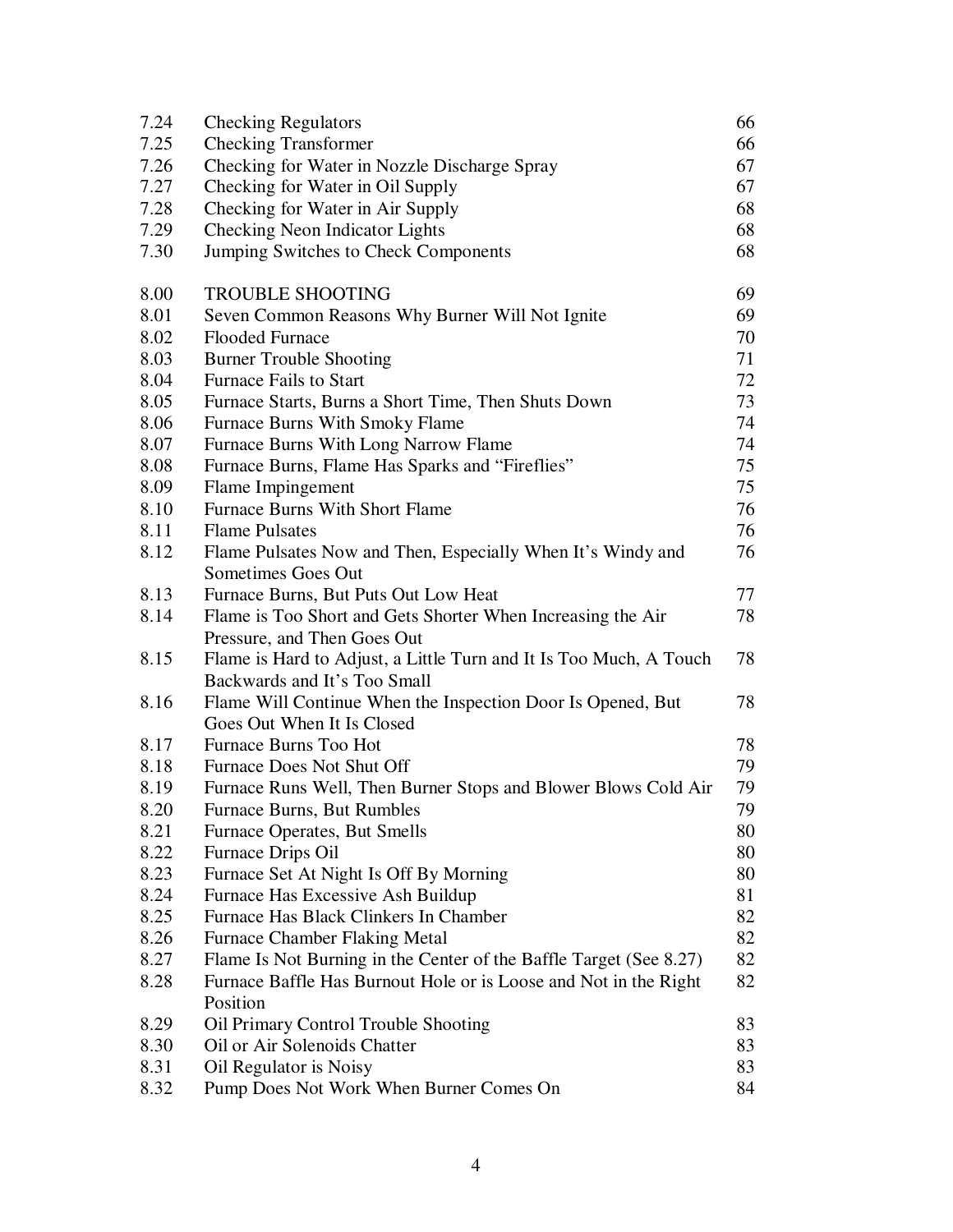| | | |
|---|---|---|
| 7.24 | Checking Regulators | 66 |
| 7.25 | Checking Transformer | 66 |
| 7.26 | Checking for Water in Nozzle Discharge Spray | 67 |
| 7.27 | Checking for Water in Oil Supply | 67 |
| 7.28 | Checking for Water in Air Supply | 68 |
| 7.29 | Checking Neon Indicator Lights | 68 |
| 7.30 | Jumping Switches to Check Components | 68 |
| | | |
| 8.00 | TROUBLE SHOOTING | 69 |
| 8.01 | Seven Common Reasons Why Burner Will Not Ignite | 69 |
| 8.02 | Flooded Furnace | 70 |
| 8.03 | Burner Trouble Shooting | 71 |
| 8.04 | Furnace Fails to Start | 72 |
| 8.05 | Furnace Starts, Burns a Short Time, Then Shuts Down | 73 |
| 8.06 | Furnace Burns With Smoky Flame | 74 |
| 8.07 | Furnace Burns With Long Narrow Flame | 74 |
| 8.08 | Furnace Burns, Flame Has Sparks and "Fireflies" | 75 |
| 8.09 | Flame Impingement | 75 |
| 8.10 | Furnace Burns With Short Flame | 76 |
| 8.11 | Flame Pulsates | 76 |
| 8.12 | Flame Pulsates Now and Then, Especially When It's Windy and Sometimes Goes Out | 76 |
| 8.13 | Furnace Burns, But Puts Out Low Heat | 77 |
| 8.14 | Flame is Too Short and Gets Shorter When Increasing the Air Pressure, and Then Goes Out | 78 |
| 8.15 | Flame is Hard to Adjust, a Little Turn and It Is Too Much, A Touch Backwards and It's Too Small | 78 |
| 8.16 | Flame Will Continue When the Inspection Door Is Opened, But Goes Out When It Is Closed | 78 |
| 8.17 | Furnace Burns Too Hot | 78 |
| 8.18 | Furnace Does Not Shut Off | 79 |
| 8.19 | Furnace Runs Well, Then Burner Stops and Blower Blows Cold Air | 79 |
| 8.20 | Furnace Burns, But Rumbles | 79 |
| 8.21 | Furnace Operates, But Smells | 80 |
| 8.22 | Furnace Drips Oil | 80 |
| 8.23 | Furnace Set At Night Is Off By Morning | 80 |
| 8.24 | Furnace Has Excessive Ash Buildup | 81 |
| 8.25 | Furnace Has Black Clinkers In Chamber | 82 |
| 8.26 | Furnace Chamber Flaking Metal | 82 |
| 8.27 | Flame Is Not Burning in the Center of the Baffle Target (See 8.27) | 82 |
| 8.28 | Furnace Baffle Has Burnout Hole or is Loose and Not in the Right Position | 82 |
| 8.29 | Oil Primary Control Trouble Shooting | 83 |
| 8.30 | Oil or Air Solenoids Chatter | 83 |
| 8.31 | Oil Regulator is Noisy | 83 |
| 8.32 | Pump Does Not Work When Burner Comes On | 84 |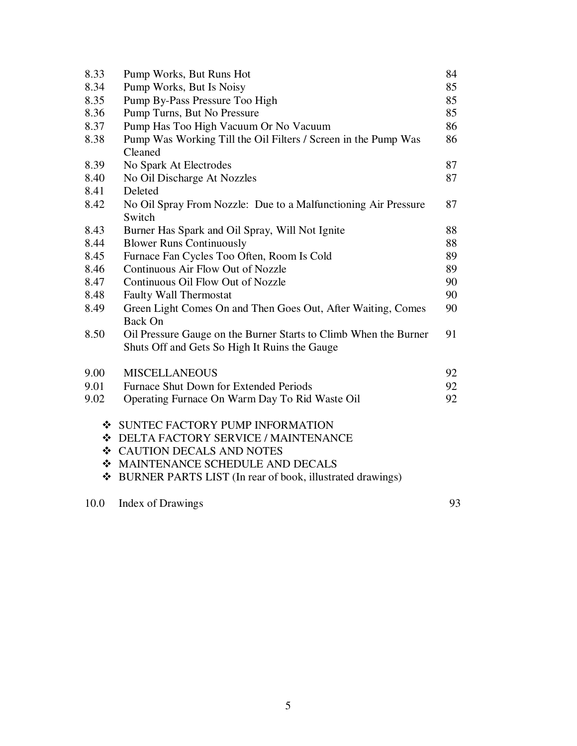| | | |
|---|---|---|
| 8.33 | Pump Works, But Runs Hot | 84 |
| 8.34 | Pump Works, But Is Noisy | 85 |
| 8.35 | Pump By-Pass Pressure Too High | 85 |
| 8.36 | Pump Turns, But No Pressure | 85 |
| 8.37 | Pump Has Too High Vacuum Or No Vacuum | 86 |
| 8.38 | Pump Was Working Till the Oil Filters / Screen in the Pump Was Cleaned | 86 |
| 8.39 | No Spark At Electrodes | 87 |
| 8.40 | No Oil Discharge At Nozzles | 87 |
| 8.41 | Deleted | |
| 8.42 | No Oil Spray From Nozzle: Due to a Malfunctioning Air Pressure Switch | 87 |
| 8.43 | Burner Has Spark and Oil Spray, Will Not Ignite | 88 |
| 8.44 | Blower Runs Continuously | 88 |
| 8.45 | Furnace Fan Cycles Too Often, Room Is Cold | 89 |
| 8.46 | Continuous Air Flow Out of Nozzle | 89 |
| 8.47 | Continuous Oil Flow Out of Nozzle | 90 |
| 8.48 | Faulty Wall Thermostat | 90 |
| 8.49 | Green Light Comes On and Then Goes Out, After Waiting, Comes Back On | 90 |
| 8.50 | Oil Pressure Gauge on the Burner Starts to Climb When the Burner Shuts Off and Gets So High It Ruins the Gauge | 91 |
| | | |
| 9.00 | MISCELLANEOUS | 92 |
| 9.01 | Furnace Shut Down for Extended Periods | 92 |
| 9.02 | Operating Furnace On Warm Day To Rid Waste Oil | 92 |

- SUNTEC FACTORY PUMP INFORMATION
- DELTA FACTORY SERVICE / MAINTENANCE
- CAUTION DECALS AND NOTES
- MAINTENANCE SCHEDULE AND DECALS
- BURNER PARTS LIST (In rear of book, illustrated drawings)

| | | |
|---|---|---|
| 10.0 | Index of Drawings | 93 |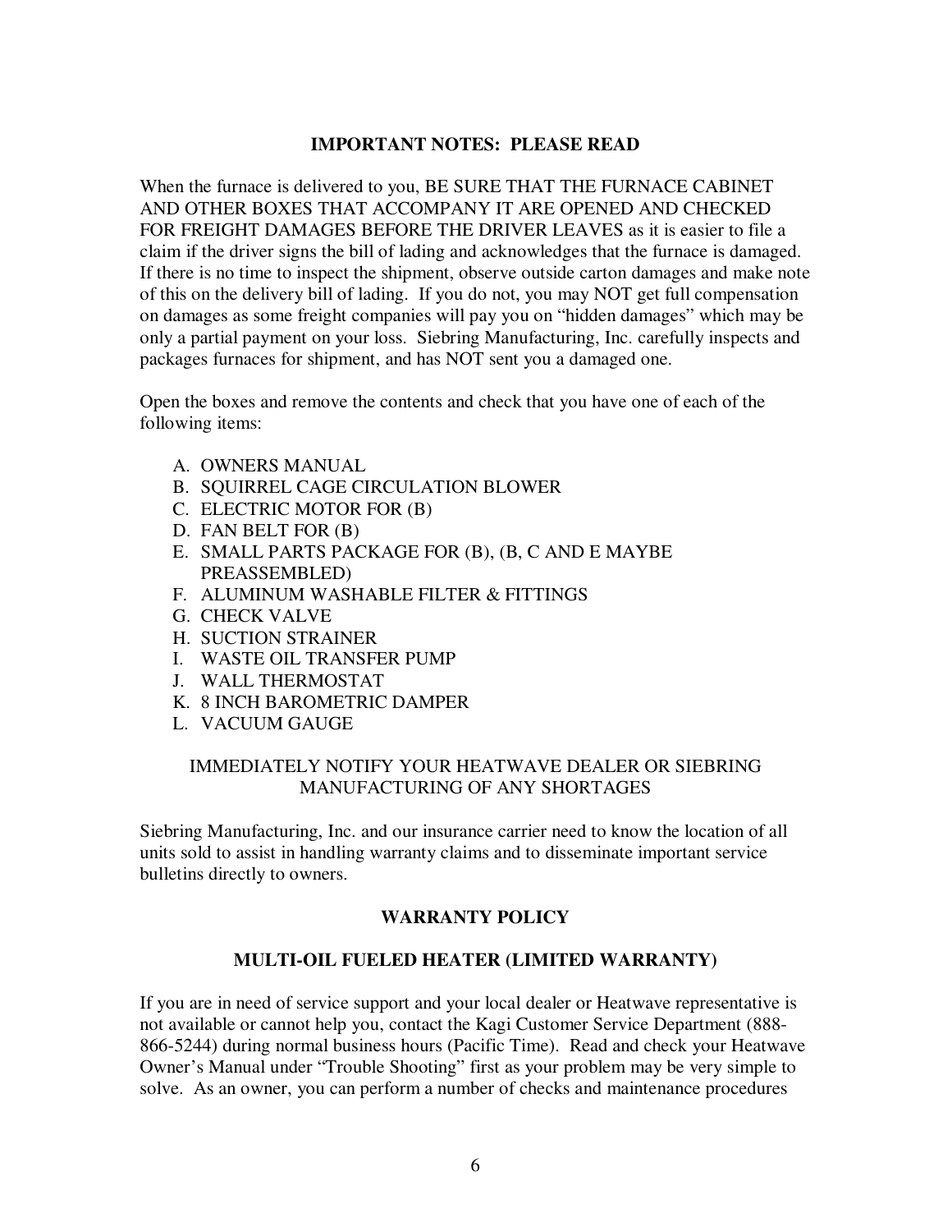## IMPORTANT NOTES: PLEASE READ

When the furnace is delivered to you, BE SURE THAT THE FURNACE CABINET AND OTHER BOXES THAT ACCOMPANY IT ARE OPENED AND CHECKED FOR FREIGHT DAMAGES BEFORE THE DRIVER LEAVES as it is easier to file a claim if the driver signs the bill of lading and acknowledges that the furnace is damaged. If there is no time to inspect the shipment, observe outside carton damages and make note of this on the delivery bill of lading. If you do not, you may NOT get full compensation on damages as some freight companies will pay you on "hidden damages" which may be only a partial payment on your loss. Siebring Manufacturing, Inc. carefully inspects and packages furnaces for shipment, and has NOT sent you a damaged one.

Open the boxes and remove the contents and check that you have one of each of the following items:

A. OWNERS MANUAL
B. SQUIRREL CAGE CIRCULATION BLOWER
C. ELECTRIC MOTOR FOR (B)
D. FAN BELT FOR (B)
E. SMALL PARTS PACKAGE FOR (B), (B, C AND E MAYBE PREASSEMBLED)
F. ALUMINUM WASHABLE FILTER & FITTINGS
G. CHECK VALVE
H. SUCTION STRAINER
I. WASTE OIL TRANSFER PUMP
J. WALL THERMOSTAT
K. 8 INCH BAROMETRIC DAMPER
L. VACUUM GAUGE

IMMEDIATELY NOTIFY YOUR HEATWAVE DEALER OR SIEBRING MANUFACTURING OF ANY SHORTAGES

Siebring Manufacturing, Inc. and our insurance carrier need to know the location of all units sold to assist in handling warranty claims and to disseminate important service bulletins directly to owners.

## WARRANTY POLICY

### MULTI-OIL FUELED HEATER (LIMITED WARRANTY)

If you are in need of service support and your local dealer or Heatwave representative is not available or cannot help you, contact the Kagi Customer Service Department (888-866-5244) during normal business hours (Pacific Time). Read and check your Heatwave Owner's Manual under "Trouble Shooting" first as your problem may be very simple to solve. As an owner, you can perform a number of checks and maintenance procedures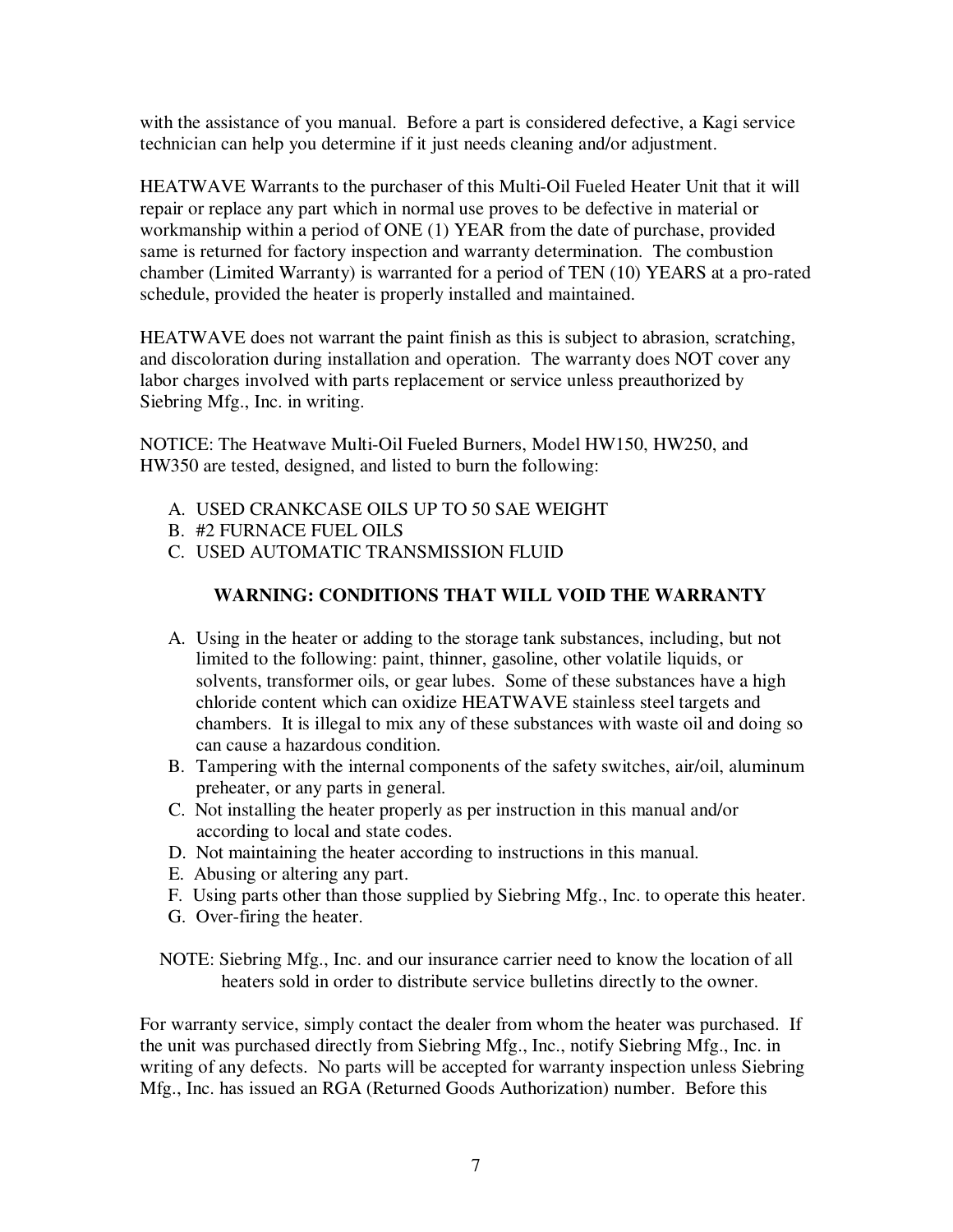with the assistance of you manual. Before a part is considered defective, a Kagi service technician can help you determine if it just needs cleaning and/or adjustment.

HEATWAVE Warrants to the purchaser of this Multi-Oil Fueled Heater Unit that it will repair or replace any part which in normal use proves to be defective in material or workmanship within a period of ONE (1) YEAR from the date of purchase, provided same is returned for factory inspection and warranty determination. The combustion chamber (Limited Warranty) is warranted for a period of TEN (10) YEARS at a pro-rated schedule, provided the heater is properly installed and maintained.

HEATWAVE does not warrant the paint finish as this is subject to abrasion, scratching, and discoloration during installation and operation. The warranty does NOT cover any labor charges involved with parts replacement or service unless preauthorized by Siebring Mfg., Inc. in writing.

NOTICE: The Heatwave Multi-Oil Fueled Burners, Model HW150, HW250, and HW350 are tested, designed, and listed to burn the following:

A. USED CRANKCASE OILS UP TO 50 SAE WEIGHT
B. #2 FURNACE FUEL OILS
C. USED AUTOMATIC TRANSMISSION FLUID

**WARNING: CONDITIONS THAT WILL VOID THE WARRANTY**

A. Using in the heater or adding to the storage tank substances, including, but not limited to the following: paint, thinner, gasoline, other volatile liquids, or solvents, transformer oils, or gear lubes. Some of these substances have a high chloride content which can oxidize HEATWAVE stainless steel targets and chambers. It is illegal to mix any of these substances with waste oil and doing so can cause a hazardous condition.
B. Tampering with the internal components of the safety switches, air/oil, aluminum preheater, or any parts in general.
C. Not installing the heater properly as per instruction in this manual and/or according to local and state codes.
D. Not maintaining the heater according to instructions in this manual.
E. Abusing or altering any part.
F. Using parts other than those supplied by Siebring Mfg., Inc. to operate this heater.
G. Over-firing the heater.

NOTE: Siebring Mfg., Inc. and our insurance carrier need to know the location of all heaters sold in order to distribute service bulletins directly to the owner.

For warranty service, simply contact the dealer from whom the heater was purchased. If the unit was purchased directly from Siebring Mfg., Inc., notify Siebring Mfg., Inc. in writing of any defects. No parts will be accepted for warranty inspection unless Siebring Mfg., Inc. has issued an RGA (Returned Goods Authorization) number. Before this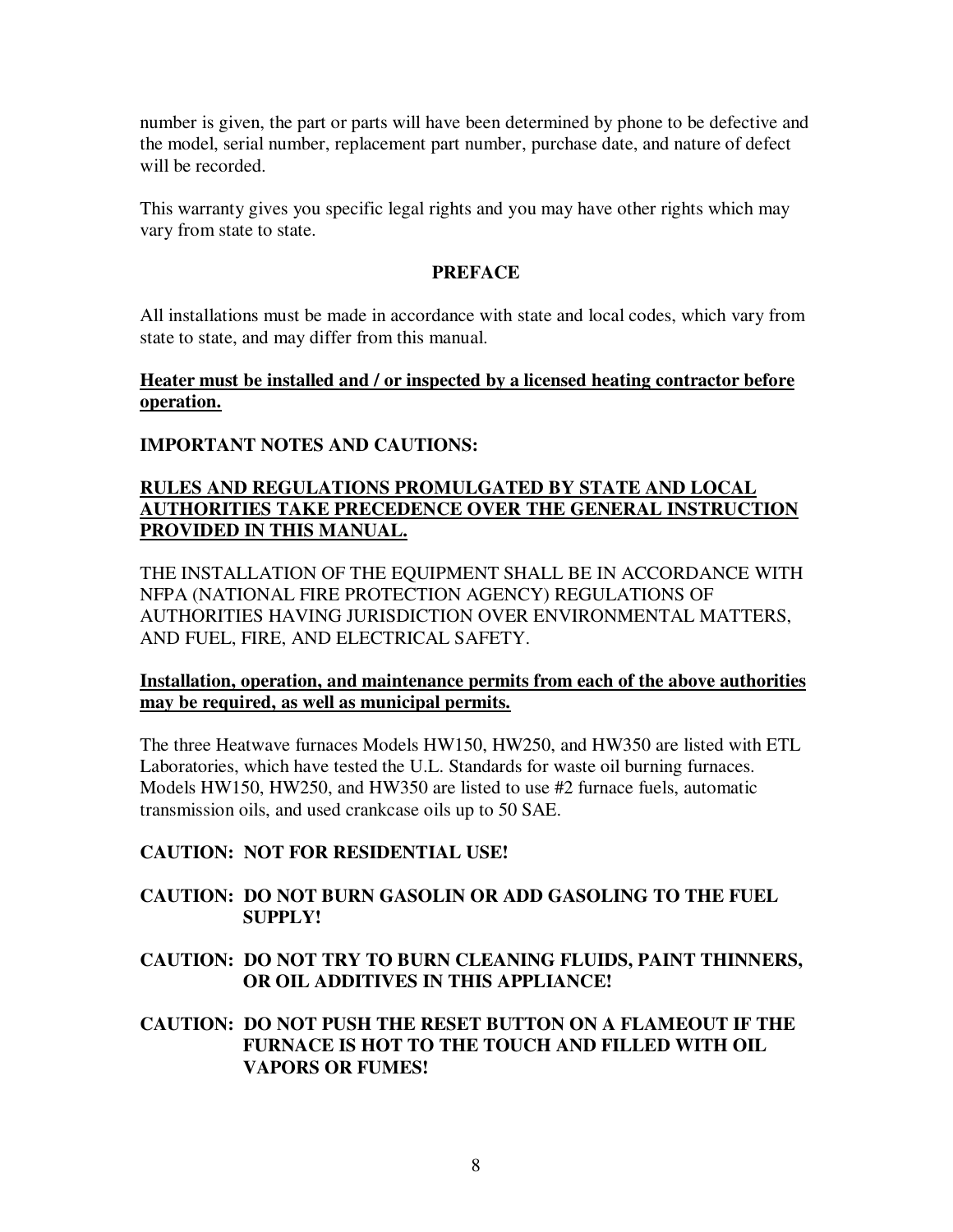number is given, the part or parts will have been determined by phone to be defective and the model, serial number, replacement part number, purchase date, and nature of defect will be recorded.

This warranty gives you specific legal rights and you may have other rights which may vary from state to state.

## PREFACE

All installations must be made in accordance with state and local codes, which vary from state to state, and may differ from this manual.

**Heater must be installed and / or inspected by a licensed heating contractor before operation.**

**IMPORTANT NOTES AND CAUTIONS:**

**RULES AND REGULATIONS PROMULGATED BY STATE AND LOCAL AUTHORITIES TAKE PRECEDENCE OVER THE GENERAL INSTRUCTION PROVIDED IN THIS MANUAL.**

THE INSTALLATION OF THE EQUIPMENT SHALL BE IN ACCORDANCE WITH NFPA (NATIONAL FIRE PROTECTION AGENCY) REGULATIONS OF AUTHORITIES HAVING JURISDICTION OVER ENVIRONMENTAL MATTERS, AND FUEL, FIRE, AND ELECTRICAL SAFETY.

**Installation, operation, and maintenance permits from each of the above authorities may be required, as well as municipal permits.**

The three Heatwave furnaces Models HW150, HW250, and HW350 are listed with ETL Laboratories, which have tested the U.L. Standards for waste oil burning furnaces. Models HW150, HW250, and HW350 are listed to use #2 furnace fuels, automatic transmission oils, and used crankcase oils up to 50 SAE.

**CAUTION: NOT FOR RESIDENTIAL USE!**

**CAUTION: DO NOT BURN GASOLIN OR ADD GASOLING TO THE FUEL SUPPLY!**

**CAUTION: DO NOT TRY TO BURN CLEANING FLUIDS, PAINT THINNERS, OR OIL ADDITIVES IN THIS APPLIANCE!**

**CAUTION: DO NOT PUSH THE RESET BUTTON ON A FLAMEOUT IF THE FURNACE IS HOT TO THE TOUCH AND FILLED WITH OIL VAPORS OR FUMES!**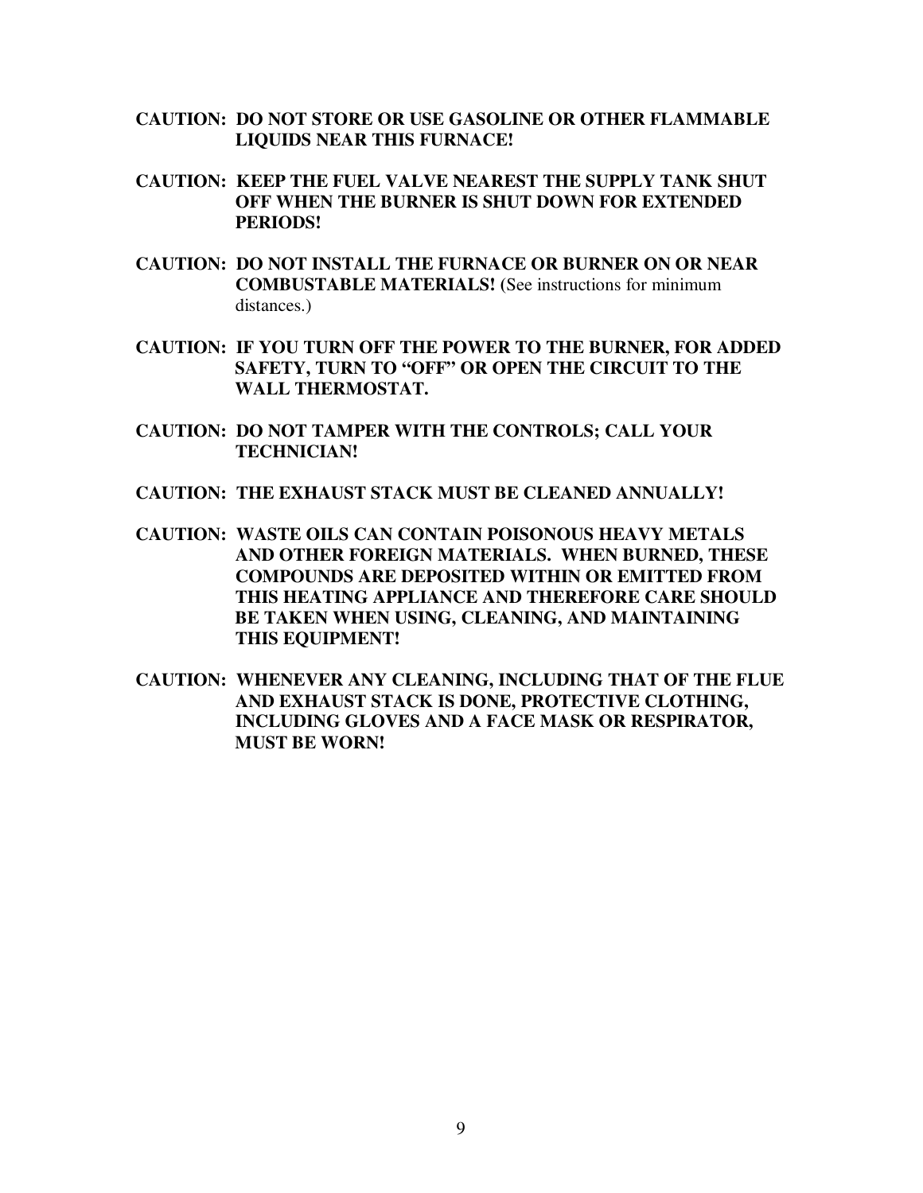**CAUTION: DO NOT STORE OR USE GASOLINE OR OTHER FLAMMABLE LIQUIDS NEAR THIS FURNACE!**

**CAUTION: KEEP THE FUEL VALVE NEAREST THE SUPPLY TANK SHUT OFF WHEN THE BURNER IS SHUT DOWN FOR EXTENDED PERIODS!**

**CAUTION: DO NOT INSTALL THE FURNACE OR BURNER ON OR NEAR COMBUSTABLE MATERIALS!** (See instructions for minimum distances.)

**CAUTION: IF YOU TURN OFF THE POWER TO THE BURNER, FOR ADDED SAFETY, TURN TO "OFF" OR OPEN THE CIRCUIT TO THE WALL THERMOSTAT.**

**CAUTION: DO NOT TAMPER WITH THE CONTROLS; CALL YOUR TECHNICIAN!**

**CAUTION: THE EXHAUST STACK MUST BE CLEANED ANNUALLY!**

**CAUTION: WASTE OILS CAN CONTAIN POISONOUS HEAVY METALS AND OTHER FOREIGN MATERIALS. WHEN BURNED, THESE COMPOUNDS ARE DEPOSITED WITHIN OR EMITTED FROM THIS HEATING APPLIANCE AND THEREFORE CARE SHOULD BE TAKEN WHEN USING, CLEANING, AND MAINTAINING THIS EQUIPMENT!**

**CAUTION: WHENEVER ANY CLEANING, INCLUDING THAT OF THE FLUE AND EXHAUST STACK IS DONE, PROTECTIVE CLOTHING, INCLUDING GLOVES AND A FACE MASK OR RESPIRATOR, MUST BE WORN!**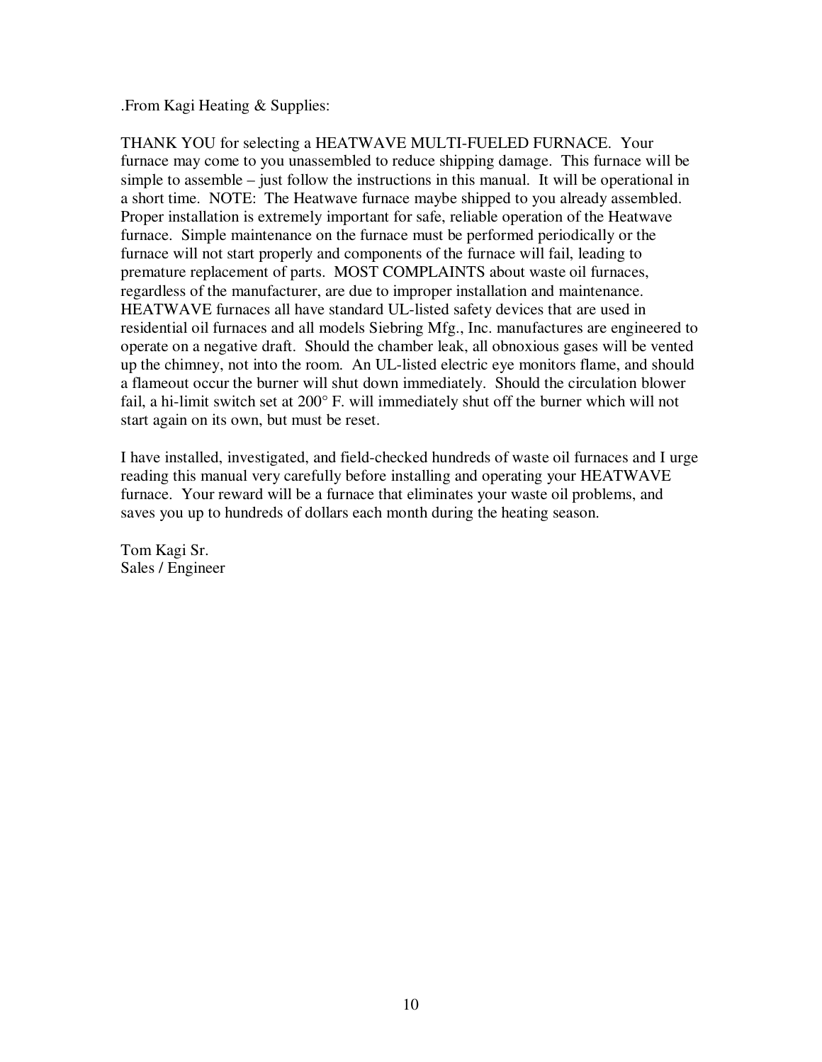.From Kagi Heating & Supplies:

THANK YOU for selecting a HEATWAVE MULTI-FUELED FURNACE. Your furnace may come to you unassembled to reduce shipping damage. This furnace will be simple to assemble – just follow the instructions in this manual. It will be operational in a short time. NOTE: The Heatwave furnace maybe shipped to you already assembled. Proper installation is extremely important for safe, reliable operation of the Heatwave furnace. Simple maintenance on the furnace must be performed periodically or the furnace will not start properly and components of the furnace will fail, leading to premature replacement of parts. MOST COMPLAINTS about waste oil furnaces, regardless of the manufacturer, are due to improper installation and maintenance. HEATWAVE furnaces all have standard UL-listed safety devices that are used in residential oil furnaces and all models Siebring Mfg., Inc. manufactures are engineered to operate on a negative draft. Should the chamber leak, all obnoxious gases will be vented up the chimney, not into the room. An UL-listed electric eye monitors flame, and should a flameout occur the burner will shut down immediately. Should the circulation blower fail, a hi-limit switch set at 200° F. will immediately shut off the burner which will not start again on its own, but must be reset.

I have installed, investigated, and field-checked hundreds of waste oil furnaces and I urge reading this manual very carefully before installing and operating your HEATWAVE furnace. Your reward will be a furnace that eliminates your waste oil problems, and saves you up to hundreds of dollars each month during the heating season.

Tom Kagi Sr.
Sales / Engineer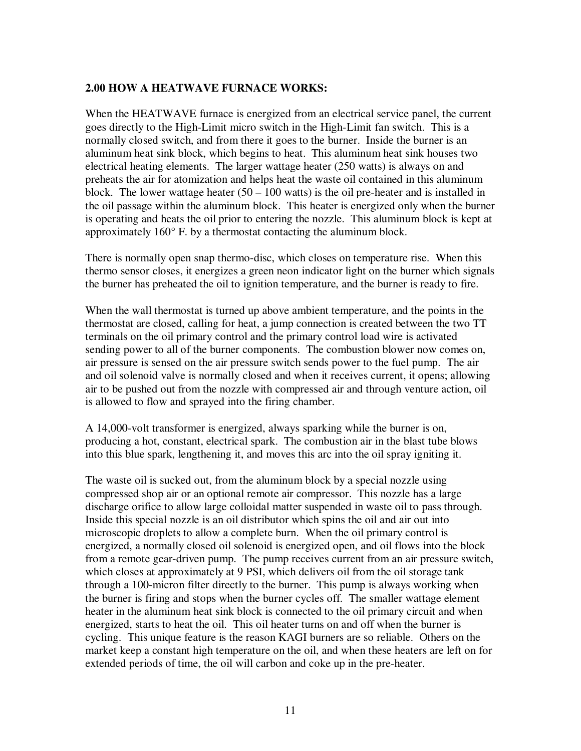## 2.00 HOW A HEATWAVE FURNACE WORKS:

When the HEATWAVE furnace is energized from an electrical service panel, the current goes directly to the High-Limit micro switch in the High-Limit fan switch. This is a normally closed switch, and from there it goes to the burner. Inside the burner is an aluminum heat sink block, which begins to heat. This aluminum heat sink houses two electrical heating elements. The larger wattage heater (250 watts) is always on and preheats the air for atomization and helps heat the waste oil contained in this aluminum block. The lower wattage heater (50 – 100 watts) is the oil pre-heater and is installed in the oil passage within the aluminum block. This heater is energized only when the burner is operating and heats the oil prior to entering the nozzle. This aluminum block is kept at approximately 160° F. by a thermostat contacting the aluminum block.

There is normally open snap thermo-disc, which closes on temperature rise. When this thermo sensor closes, it energizes a green neon indicator light on the burner which signals the burner has preheated the oil to ignition temperature, and the burner is ready to fire.

When the wall thermostat is turned up above ambient temperature, and the points in the thermostat are closed, calling for heat, a jump connection is created between the two TT terminals on the oil primary control and the primary control load wire is activated sending power to all of the burner components. The combustion blower now comes on, air pressure is sensed on the air pressure switch sends power to the fuel pump. The air and oil solenoid valve is normally closed and when it receives current, it opens; allowing air to be pushed out from the nozzle with compressed air and through venture action, oil is allowed to flow and sprayed into the firing chamber.

A 14,000-volt transformer is energized, always sparking while the burner is on, producing a hot, constant, electrical spark. The combustion air in the blast tube blows into this blue spark, lengthening it, and moves this arc into the oil spray igniting it.

The waste oil is sucked out, from the aluminum block by a special nozzle using compressed shop air or an optional remote air compressor. This nozzle has a large discharge orifice to allow large colloidal matter suspended in waste oil to pass through. Inside this special nozzle is an oil distributor which spins the oil and air out into microscopic droplets to allow a complete burn. When the oil primary control is energized, a normally closed oil solenoid is energized open, and oil flows into the block from a remote gear-driven pump. The pump receives current from an air pressure switch, which closes at approximately at 9 PSI, which delivers oil from the oil storage tank through a 100-micron filter directly to the burner. This pump is always working when the burner is firing and stops when the burner cycles off. The smaller wattage element heater in the aluminum heat sink block is connected to the oil primary circuit and when energized, starts to heat the oil. This oil heater turns on and off when the burner is cycling. This unique feature is the reason KAGI burners are so reliable. Others on the market keep a constant high temperature on the oil, and when these heaters are left on for extended periods of time, the oil will carbon and coke up in the pre-heater.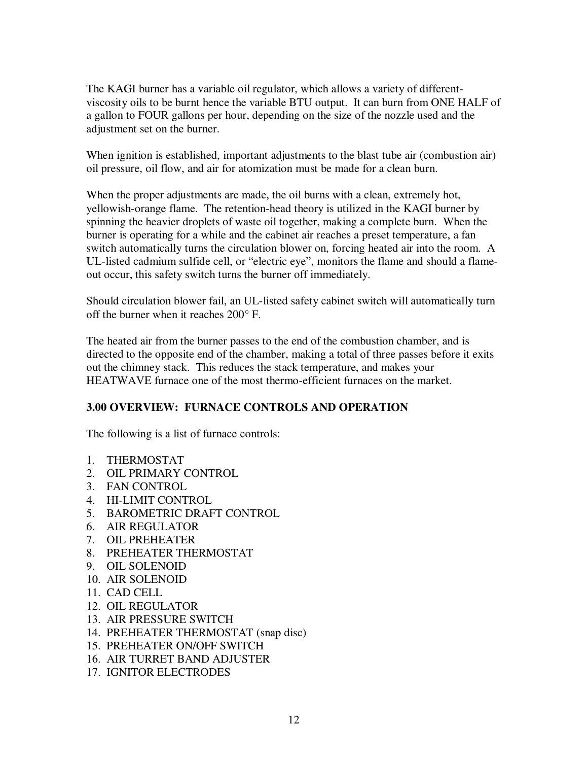The KAGI burner has a variable oil regulator, which allows a variety of different-viscosity oils to be burnt hence the variable BTU output. It can burn from ONE HALF of a gallon to FOUR gallons per hour, depending on the size of the nozzle used and the adjustment set on the burner.

When ignition is established, important adjustments to the blast tube air (combustion air) oil pressure, oil flow, and air for atomization must be made for a clean burn.

When the proper adjustments are made, the oil burns with a clean, extremely hot, yellowish-orange flame. The retention-head theory is utilized in the KAGI burner by spinning the heavier droplets of waste oil together, making a complete burn. When the burner is operating for a while and the cabinet air reaches a preset temperature, a fan switch automatically turns the circulation blower on, forcing heated air into the room. A UL-listed cadmium sulfide cell, or "electric eye", monitors the flame and should a flame-out occur, this safety switch turns the burner off immediately.

Should circulation blower fail, an UL-listed safety cabinet switch will automatically turn off the burner when it reaches 200° F.

The heated air from the burner passes to the end of the combustion chamber, and is directed to the opposite end of the chamber, making a total of three passes before it exits out the chimney stack. This reduces the stack temperature, and makes your HEATWAVE furnace one of the most thermo-efficient furnaces on the market.

## 3.00 OVERVIEW: FURNACE CONTROLS AND OPERATION

The following is a list of furnace controls:

1. THERMOSTAT
2. OIL PRIMARY CONTROL
3. FAN CONTROL
4. HI-LIMIT CONTROL
5. BAROMETRIC DRAFT CONTROL
6. AIR REGULATOR
7. OIL PREHEATER
8. PREHEATER THERMOSTAT
9. OIL SOLENOID
10. AIR SOLENOID
11. CAD CELL
12. OIL REGULATOR
13. AIR PRESSURE SWITCH
14. PREHEATER THERMOSTAT (snap disc)
15. PREHEATER ON/OFF SWITCH
16. AIR TURRET BAND ADJUSTER
17. IGNITOR ELECTRODES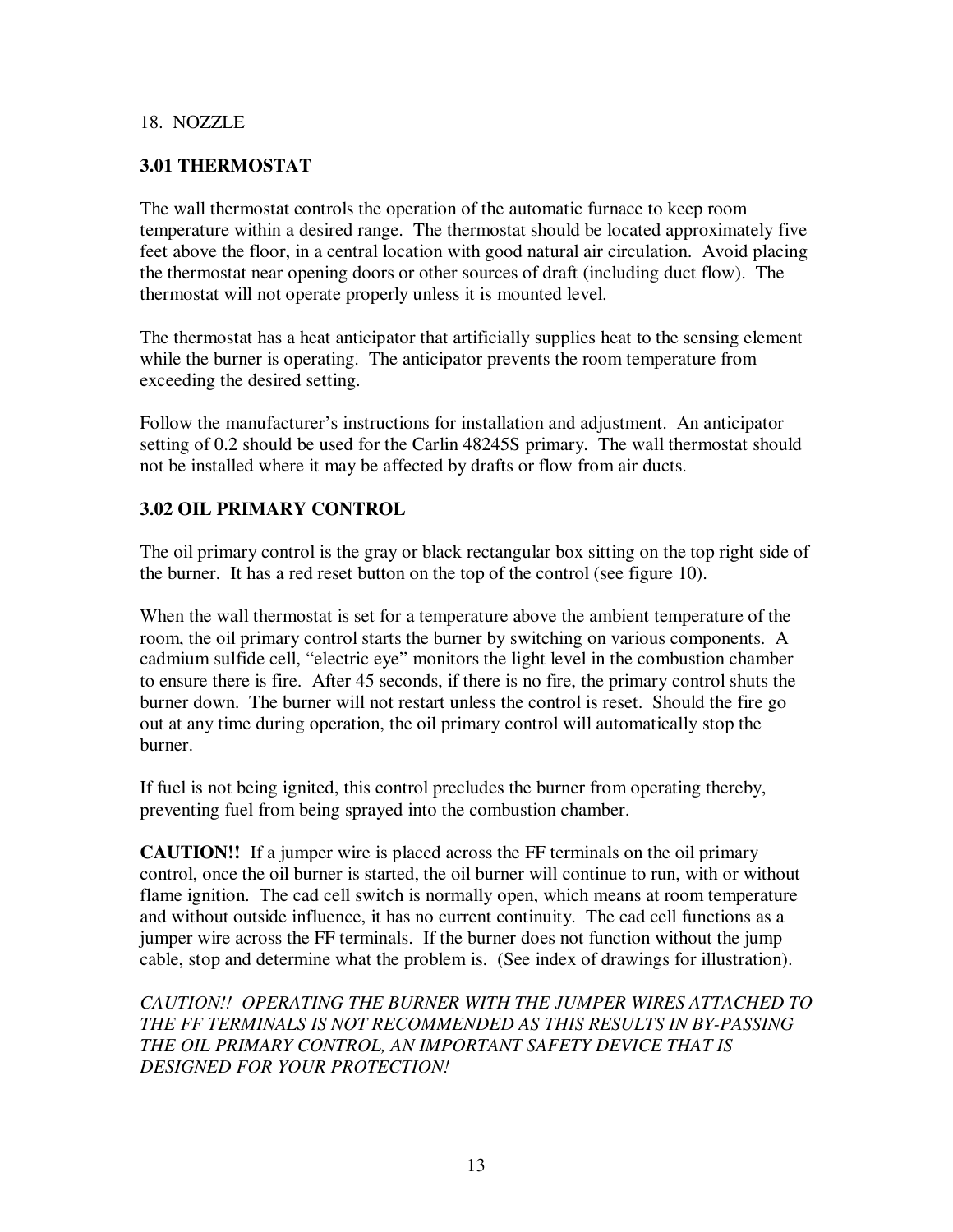18. NOZZLE

## 3.01 THERMOSTAT

The wall thermostat controls the operation of the automatic furnace to keep room temperature within a desired range. The thermostat should be located approximately five feet above the floor, in a central location with good natural air circulation. Avoid placing the thermostat near opening doors or other sources of draft (including duct flow). The thermostat will not operate properly unless it is mounted level.

The thermostat has a heat anticipator that artificially supplies heat to the sensing element while the burner is operating. The anticipator prevents the room temperature from exceeding the desired setting.

Follow the manufacturer's instructions for installation and adjustment. An anticipator setting of 0.2 should be used for the Carlin 48245S primary. The wall thermostat should not be installed where it may be affected by drafts or flow from air ducts.

## 3.02 OIL PRIMARY CONTROL

The oil primary control is the gray or black rectangular box sitting on the top right side of the burner. It has a red reset button on the top of the control (see figure 10).

When the wall thermostat is set for a temperature above the ambient temperature of the room, the oil primary control starts the burner by switching on various components. A cadmium sulfide cell, "electric eye" monitors the light level in the combustion chamber to ensure there is fire. After 45 seconds, if there is no fire, the primary control shuts the burner down. The burner will not restart unless the control is reset. Should the fire go out at any time during operation, the oil primary control will automatically stop the burner.

If fuel is not being ignited, this control precludes the burner from operating thereby, preventing fuel from being sprayed into the combustion chamber.

**CAUTION!!** If a jumper wire is placed across the FF terminals on the oil primary control, once the oil burner is started, the oil burner will continue to run, with or without flame ignition. The cad cell switch is normally open, which means at room temperature and without outside influence, it has no current continuity. The cad cell functions as a jumper wire across the FF terminals. If the burner does not function without the jump cable, stop and determine what the problem is. (See index of drawings for illustration).

*CAUTION!! OPERATING THE BURNER WITH THE JUMPER WIRES ATTACHED TO THE FF TERMINALS IS NOT RECOMMENDED AS THIS RESULTS IN BY-PASSING THE OIL PRIMARY CONTROL, AN IMPORTANT SAFETY DEVICE THAT IS DESIGNED FOR YOUR PROTECTION!*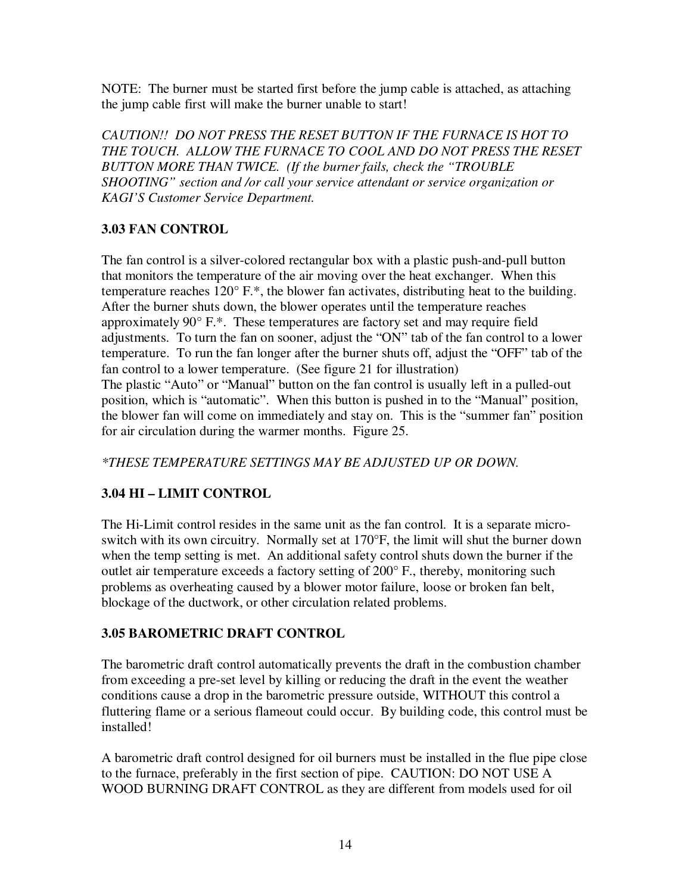NOTE: The burner must be started first before the jump cable is attached, as attaching the jump cable first will make the burner unable to start!

*CAUTION!! DO NOT PRESS THE RESET BUTTON IF THE FURNACE IS HOT TO THE TOUCH. ALLOW THE FURNACE TO COOL AND DO NOT PRESS THE RESET BUTTON MORE THAN TWICE. (If the burner fails, check the "TROUBLE SHOOTING" section and /or call your service attendant or service organization or KAGI'S Customer Service Department.*

### 3.03 FAN CONTROL

The fan control is a silver-colored rectangular box with a plastic push-and-pull button that monitors the temperature of the air moving over the heat exchanger. When this temperature reaches 120° F.*, the blower fan activates, distributing heat to the building. After the burner shuts down, the blower operates until the temperature reaches approximately 90° F.*. These temperatures are factory set and may require field adjustments. To turn the fan on sooner, adjust the "ON" tab of the fan control to a lower temperature. To run the fan longer after the burner shuts off, adjust the "OFF" tab of the fan control to a lower temperature. (See figure 21 for illustration)
The plastic "Auto" or "Manual" button on the fan control is usually left in a pulled-out position, which is "automatic". When this button is pushed in to the "Manual" position, the blower fan will come on immediately and stay on. This is the "summer fan" position for air circulation during the warmer months. Figure 25.

*\*THESE TEMPERATURE SETTINGS MAY BE ADJUSTED UP OR DOWN.*

### 3.04 HI – LIMIT CONTROL

The Hi-Limit control resides in the same unit as the fan control. It is a separate micro-switch with its own circuitry. Normally set at 170°F, the limit will shut the burner down when the temp setting is met. An additional safety control shuts down the burner if the outlet air temperature exceeds a factory setting of 200° F., thereby, monitoring such problems as overheating caused by a blower motor failure, loose or broken fan belt, blockage of the ductwork, or other circulation related problems.

### 3.05 BAROMETRIC DRAFT CONTROL

The barometric draft control automatically prevents the draft in the combustion chamber from exceeding a pre-set level by killing or reducing the draft in the event the weather conditions cause a drop in the barometric pressure outside, WITHOUT this control a fluttering flame or a serious flameout could occur. By building code, this control must be installed!

A barometric draft control designed for oil burners must be installed in the flue pipe close to the furnace, preferably in the first section of pipe. CAUTION: DO NOT USE A WOOD BURNING DRAFT CONTROL as they are different from models used for oil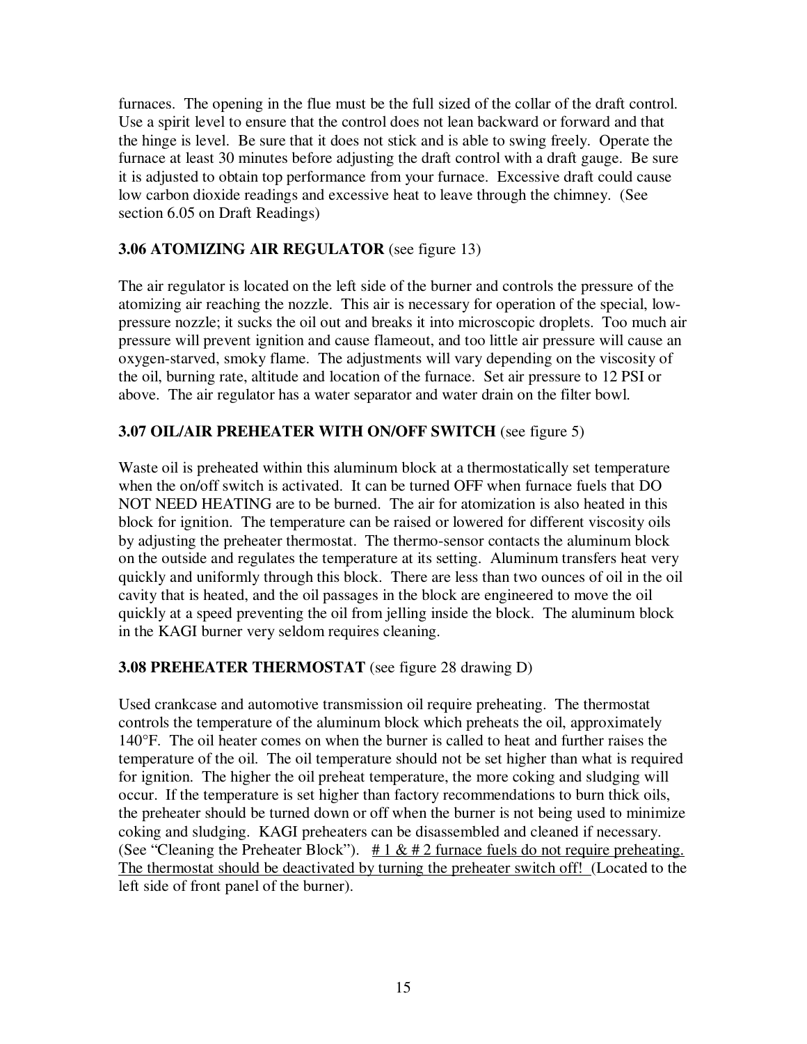furnaces. The opening in the flue must be the full sized of the collar of the draft control. Use a spirit level to ensure that the control does not lean backward or forward and that the hinge is level. Be sure that it does not stick and is able to swing freely. Operate the furnace at least 30 minutes before adjusting the draft control with a draft gauge. Be sure it is adjusted to obtain top performance from your furnace. Excessive draft could cause low carbon dioxide readings and excessive heat to leave through the chimney. (See section 6.05 on Draft Readings)

### 3.06 ATOMIZING AIR REGULATOR (see figure 13)

The air regulator is located on the left side of the burner and controls the pressure of the atomizing air reaching the nozzle. This air is necessary for operation of the special, low-pressure nozzle; it sucks the oil out and breaks it into microscopic droplets. Too much air pressure will prevent ignition and cause flameout, and too little air pressure will cause an oxygen-starved, smoky flame. The adjustments will vary depending on the viscosity of the oil, burning rate, altitude and location of the furnace. Set air pressure to 12 PSI or above. The air regulator has a water separator and water drain on the filter bowl.

### 3.07 OIL/AIR PREHEATER WITH ON/OFF SWITCH (see figure 5)

Waste oil is preheated within this aluminum block at a thermostatically set temperature when the on/off switch is activated. It can be turned OFF when furnace fuels that DO NOT NEED HEATING are to be burned. The air for atomization is also heated in this block for ignition. The temperature can be raised or lowered for different viscosity oils by adjusting the preheater thermostat. The thermo-sensor contacts the aluminum block on the outside and regulates the temperature at its setting. Aluminum transfers heat very quickly and uniformly through this block. There are less than two ounces of oil in the oil cavity that is heated, and the oil passages in the block are engineered to move the oil quickly at a speed preventing the oil from jelling inside the block. The aluminum block in the KAGI burner very seldom requires cleaning.

### 3.08 PREHEATER THERMOSTAT (see figure 28 drawing D)

Used crankcase and automotive transmission oil require preheating. The thermostat controls the temperature of the aluminum block which preheats the oil, approximately 140°F. The oil heater comes on when the burner is called to heat and further raises the temperature of the oil. The oil temperature should not be set higher than what is required for ignition. The higher the oil preheat temperature, the more coking and sludging will occur. If the temperature is set higher than factory recommendations to burn thick oils, the preheater should be turned down or off when the burner is not being used to minimize coking and sludging. KAGI preheaters can be disassembled and cleaned if necessary. (See "Cleaning the Preheater Block"). <u># 1 & # 2 furnace fuels do not require preheating. The thermostat should be deactivated by turning the preheater switch off!</u> (Located to the left side of front panel of the burner).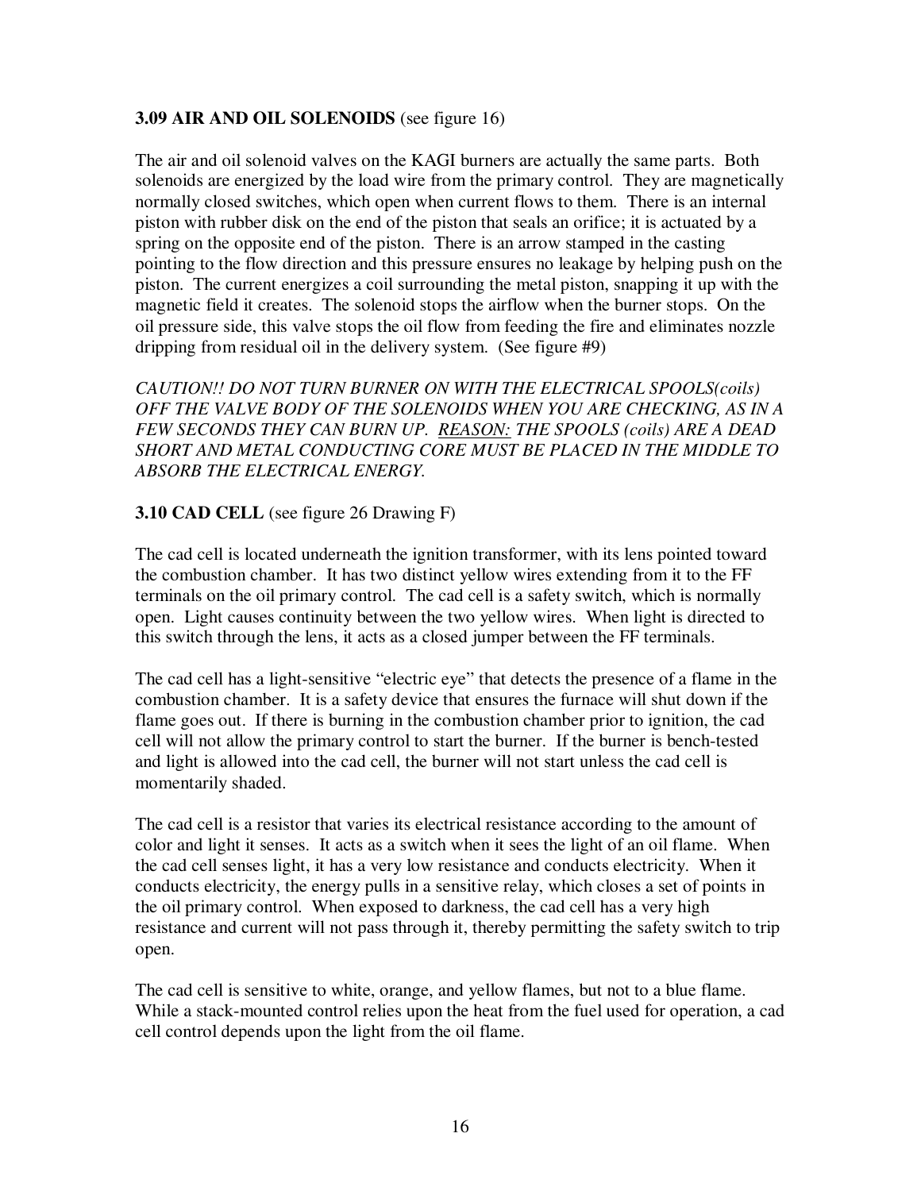**3.09 AIR AND OIL SOLENOIDS** (see figure 16)

The air and oil solenoid valves on the KAGI burners are actually the same parts. Both solenoids are energized by the load wire from the primary control. They are magnetically normally closed switches, which open when current flows to them. There is an internal piston with rubber disk on the end of the piston that seals an orifice; it is actuated by a spring on the opposite end of the piston. There is an arrow stamped in the casting pointing to the flow direction and this pressure ensures no leakage by helping push on the piston. The current energizes a coil surrounding the metal piston, snapping it up with the magnetic field it creates. The solenoid stops the airflow when the burner stops. On the oil pressure side, this valve stops the oil flow from feeding the fire and eliminates nozzle dripping from residual oil in the delivery system. (See figure #9)

*CAUTION!! DO NOT TURN BURNER ON WITH THE ELECTRICAL SPOOLS(coils) OFF THE VALVE BODY OF THE SOLENOIDS WHEN YOU ARE CHECKING, AS IN A FEW SECONDS THEY CAN BURN UP. <u>REASON:</u> THE SPOOLS (coils) ARE A DEAD SHORT AND METAL CONDUCTING CORE MUST BE PLACED IN THE MIDDLE TO ABSORB THE ELECTRICAL ENERGY.*

**3.10 CAD CELL** (see figure 26 Drawing F)

The cad cell is located underneath the ignition transformer, with its lens pointed toward the combustion chamber. It has two distinct yellow wires extending from it to the FF terminals on the oil primary control. The cad cell is a safety switch, which is normally open. Light causes continuity between the two yellow wires. When light is directed to this switch through the lens, it acts as a closed jumper between the FF terminals.

The cad cell has a light-sensitive "electric eye" that detects the presence of a flame in the combustion chamber. It is a safety device that ensures the furnace will shut down if the flame goes out. If there is burning in the combustion chamber prior to ignition, the cad cell will not allow the primary control to start the burner. If the burner is bench-tested and light is allowed into the cad cell, the burner will not start unless the cad cell is momentarily shaded.

The cad cell is a resistor that varies its electrical resistance according to the amount of color and light it senses. It acts as a switch when it sees the light of an oil flame. When the cad cell senses light, it has a very low resistance and conducts electricity. When it conducts electricity, the energy pulls in a sensitive relay, which closes a set of points in the oil primary control. When exposed to darkness, the cad cell has a very high resistance and current will not pass through it, thereby permitting the safety switch to trip open.

The cad cell is sensitive to white, orange, and yellow flames, but not to a blue flame. While a stack-mounted control relies upon the heat from the fuel used for operation, a cad cell control depends upon the light from the oil flame.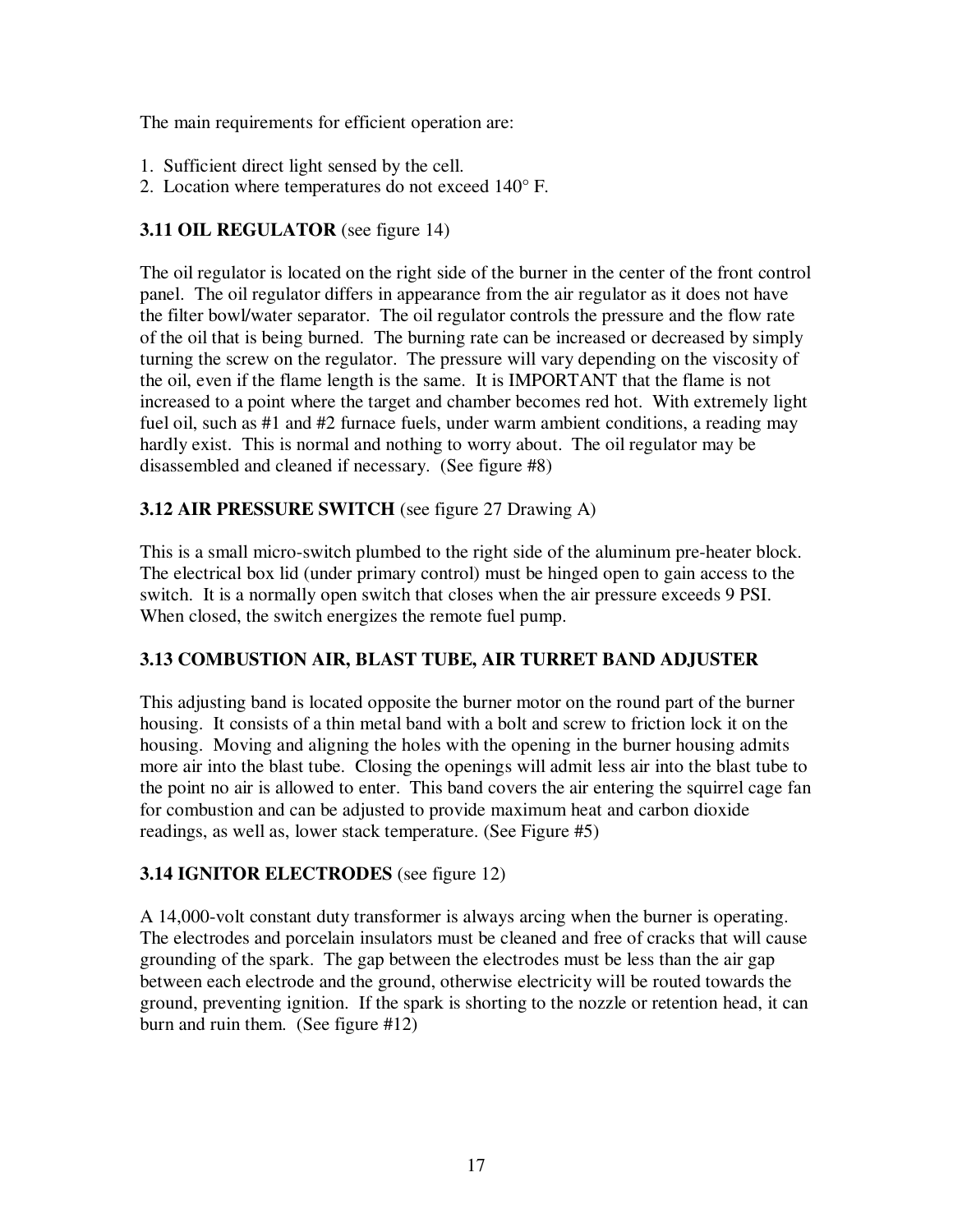The main requirements for efficient operation are:

1. Sufficient direct light sensed by the cell.
2. Location where temperatures do not exceed 140° F.

**3.11 OIL REGULATOR** (see figure 14)

The oil regulator is located on the right side of the burner in the center of the front control panel. The oil regulator differs in appearance from the air regulator as it does not have the filter bowl/water separator. The oil regulator controls the pressure and the flow rate of the oil that is being burned. The burning rate can be increased or decreased by simply turning the screw on the regulator. The pressure will vary depending on the viscosity of the oil, even if the flame length is the same. It is IMPORTANT that the flame is not increased to a point where the target and chamber becomes red hot. With extremely light fuel oil, such as #1 and #2 furnace fuels, under warm ambient conditions, a reading may hardly exist. This is normal and nothing to worry about. The oil regulator may be disassembled and cleaned if necessary. (See figure #8)

**3.12 AIR PRESSURE SWITCH** (see figure 27 Drawing A)

This is a small micro-switch plumbed to the right side of the aluminum pre-heater block. The electrical box lid (under primary control) must be hinged open to gain access to the switch. It is a normally open switch that closes when the air pressure exceeds 9 PSI. When closed, the switch energizes the remote fuel pump.

**3.13 COMBUSTION AIR, BLAST TUBE, AIR TURRET BAND ADJUSTER**

This adjusting band is located opposite the burner motor on the round part of the burner housing. It consists of a thin metal band with a bolt and screw to friction lock it on the housing. Moving and aligning the holes with the opening in the burner housing admits more air into the blast tube. Closing the openings will admit less air into the blast tube to the point no air is allowed to enter. This band covers the air entering the squirrel cage fan for combustion and can be adjusted to provide maximum heat and carbon dioxide readings, as well as, lower stack temperature. (See Figure #5)

**3.14 IGNITOR ELECTRODES** (see figure 12)

A 14,000-volt constant duty transformer is always arcing when the burner is operating. The electrodes and porcelain insulators must be cleaned and free of cracks that will cause grounding of the spark. The gap between the electrodes must be less than the air gap between each electrode and the ground, otherwise electricity will be routed towards the ground, preventing ignition. If the spark is shorting to the nozzle or retention head, it can burn and ruin them. (See figure #12)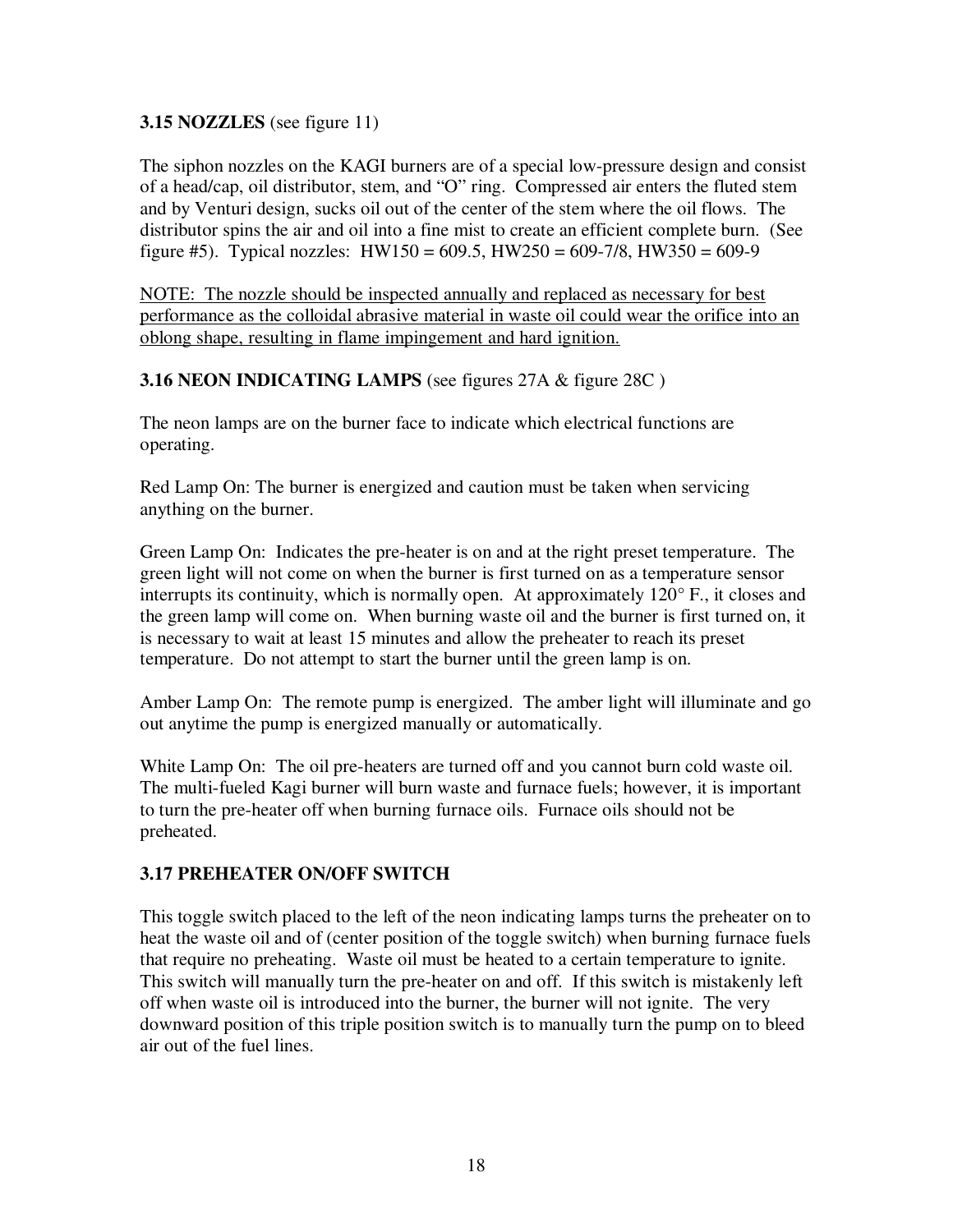**3.15 NOZZLES** (see figure 11)

The siphon nozzles on the KAGI burners are of a special low-pressure design and consist of a head/cap, oil distributor, stem, and "O" ring. Compressed air enters the fluted stem and by Venturi design, sucks oil out of the center of the stem where the oil flows. The distributor spins the air and oil into a fine mist to create an efficient complete burn. (See figure #5). Typical nozzles: HW150 = 609.5, HW250 = 609-7/8, HW350 = 609-9

<u>NOTE: The nozzle should be inspected annually and replaced as necessary for best performance as the colloidal abrasive material in waste oil could wear the orifice into an oblong shape, resulting in flame impingement and hard ignition.</u>

**3.16 NEON INDICATING LAMPS** (see figures 27A & figure 28C )

The neon lamps are on the burner face to indicate which electrical functions are operating.

Red Lamp On: The burner is energized and caution must be taken when servicing anything on the burner.

Green Lamp On: Indicates the pre-heater is on and at the right preset temperature. The green light will not come on when the burner is first turned on as a temperature sensor interrupts its continuity, which is normally open. At approximately 120° F., it closes and the green lamp will come on. When burning waste oil and the burner is first turned on, it is necessary to wait at least 15 minutes and allow the preheater to reach its preset temperature. Do not attempt to start the burner until the green lamp is on.

Amber Lamp On: The remote pump is energized. The amber light will illuminate and go out anytime the pump is energized manually or automatically.

White Lamp On: The oil pre-heaters are turned off and you cannot burn cold waste oil. The multi-fueled Kagi burner will burn waste and furnace fuels; however, it is important to turn the pre-heater off when burning furnace oils. Furnace oils should not be preheated.

**3.17 PREHEATER ON/OFF SWITCH**

This toggle switch placed to the left of the neon indicating lamps turns the preheater on to heat the waste oil and of (center position of the toggle switch) when burning furnace fuels that require no preheating. Waste oil must be heated to a certain temperature to ignite. This switch will manually turn the pre-heater on and off. If this switch is mistakenly left off when waste oil is introduced into the burner, the burner will not ignite. The very downward position of this triple position switch is to manually turn the pump on to bleed air out of the fuel lines.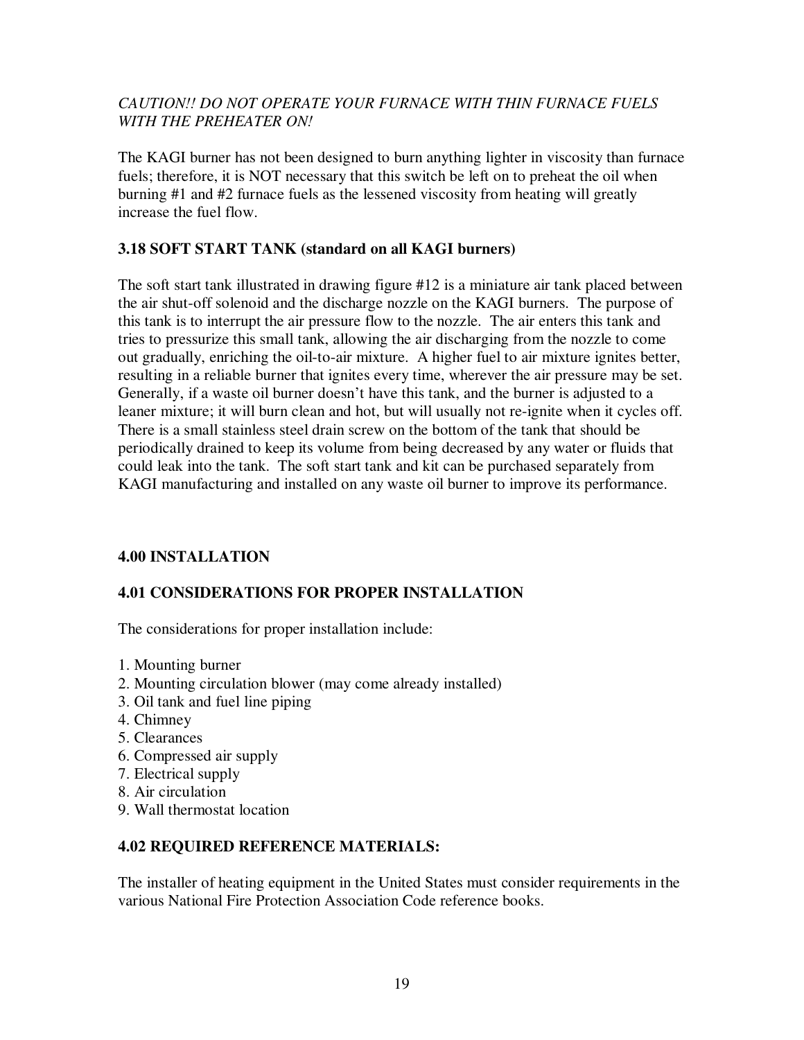*CAUTION!! DO NOT OPERATE YOUR FURNACE WITH THIN FURNACE FUELS WITH THE PREHEATER ON!*

The KAGI burner has not been designed to burn anything lighter in viscosity than furnace fuels; therefore, it is NOT necessary that this switch be left on to preheat the oil when burning #1 and #2 furnace fuels as the lessened viscosity from heating will greatly increase the fuel flow.

### 3.18 SOFT START TANK (standard on all KAGI burners)

The soft start tank illustrated in drawing figure #12 is a miniature air tank placed between the air shut-off solenoid and the discharge nozzle on the KAGI burners. The purpose of this tank is to interrupt the air pressure flow to the nozzle. The air enters this tank and tries to pressurize this small tank, allowing the air discharging from the nozzle to come out gradually, enriching the oil-to-air mixture. A higher fuel to air mixture ignites better, resulting in a reliable burner that ignites every time, wherever the air pressure may be set. Generally, if a waste oil burner doesn't have this tank, and the burner is adjusted to a leaner mixture; it will burn clean and hot, but will usually not re-ignite when it cycles off. There is a small stainless steel drain screw on the bottom of the tank that should be periodically drained to keep its volume from being decreased by any water or fluids that could leak into the tank. The soft start tank and kit can be purchased separately from KAGI manufacturing and installed on any waste oil burner to improve its performance.

## 4.00 INSTALLATION

### 4.01 CONSIDERATIONS FOR PROPER INSTALLATION

The considerations for proper installation include:

1. Mounting burner
2. Mounting circulation blower (may come already installed)
3. Oil tank and fuel line piping
4. Chimney
5. Clearances
6. Compressed air supply
7. Electrical supply
8. Air circulation
9. Wall thermostat location

### 4.02 REQUIRED REFERENCE MATERIALS:

The installer of heating equipment in the United States must consider requirements in the various National Fire Protection Association Code reference books.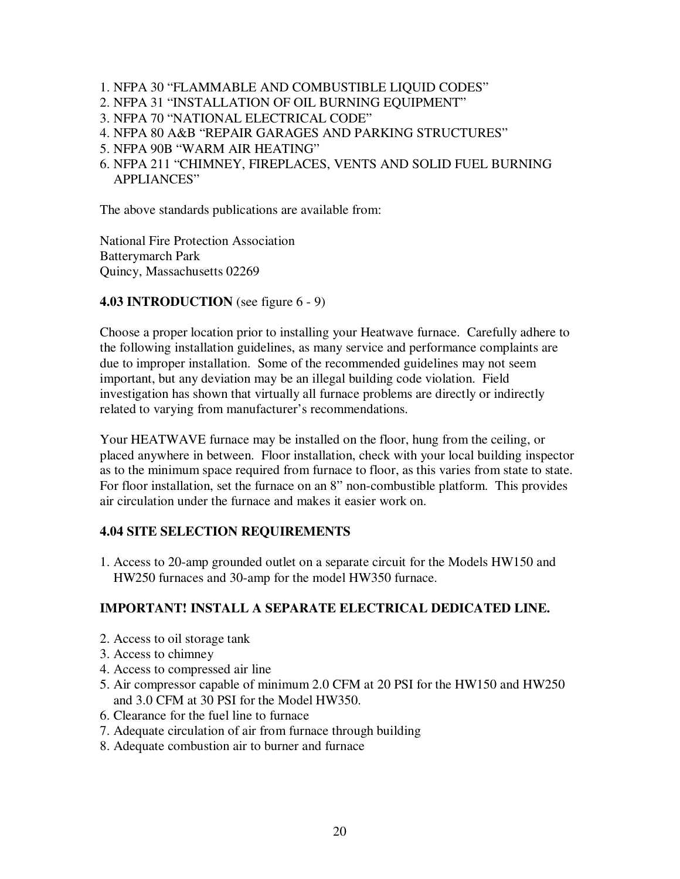1. NFPA 30 “FLAMMABLE AND COMBUSTIBLE LIQUID CODES”
2. NFPA 31 “INSTALLATION OF OIL BURNING EQUIPMENT”
3. NFPA 70 “NATIONAL ELECTRICAL CODE”
4. NFPA 80 A&B “REPAIR GARAGES AND PARKING STRUCTURES”
5. NFPA 90B “WARM AIR HEATING”
6. NFPA 211 “CHIMNEY, FIREPLACES, VENTS AND SOLID FUEL BURNING APPLIANCES”

The above standards publications are available from:

National Fire Protection Association
Batterymarch Park
Quincy, Massachusetts 02269

**4.03 INTRODUCTION** (see figure 6 - 9)

Choose a proper location prior to installing your Heatwave furnace. Carefully adhere to the following installation guidelines, as many service and performance complaints are due to improper installation. Some of the recommended guidelines may not seem important, but any deviation may be an illegal building code violation. Field investigation has shown that virtually all furnace problems are directly or indirectly related to varying from manufacturer’s recommendations.

Your HEATWAVE furnace may be installed on the floor, hung from the ceiling, or placed anywhere in between. Floor installation, check with your local building inspector as to the minimum space required from furnace to floor, as this varies from state to state. For floor installation, set the furnace on an 8” non-combustible platform. This provides air circulation under the furnace and makes it easier work on.

**4.04 SITE SELECTION REQUIREMENTS**

1. Access to 20-amp grounded outlet on a separate circuit for the Models HW150 and HW250 furnaces and 30-amp for the model HW350 furnace.

**IMPORTANT! INSTALL A SEPARATE ELECTRICAL DEDICATED LINE.**

2. Access to oil storage tank
3. Access to chimney
4. Access to compressed air line
5. Air compressor capable of minimum 2.0 CFM at 20 PSI for the HW150 and HW250 and 3.0 CFM at 30 PSI for the Model HW350.
6. Clearance for the fuel line to furnace
7. Adequate circulation of air from furnace through building
8. Adequate combustion air to burner and furnace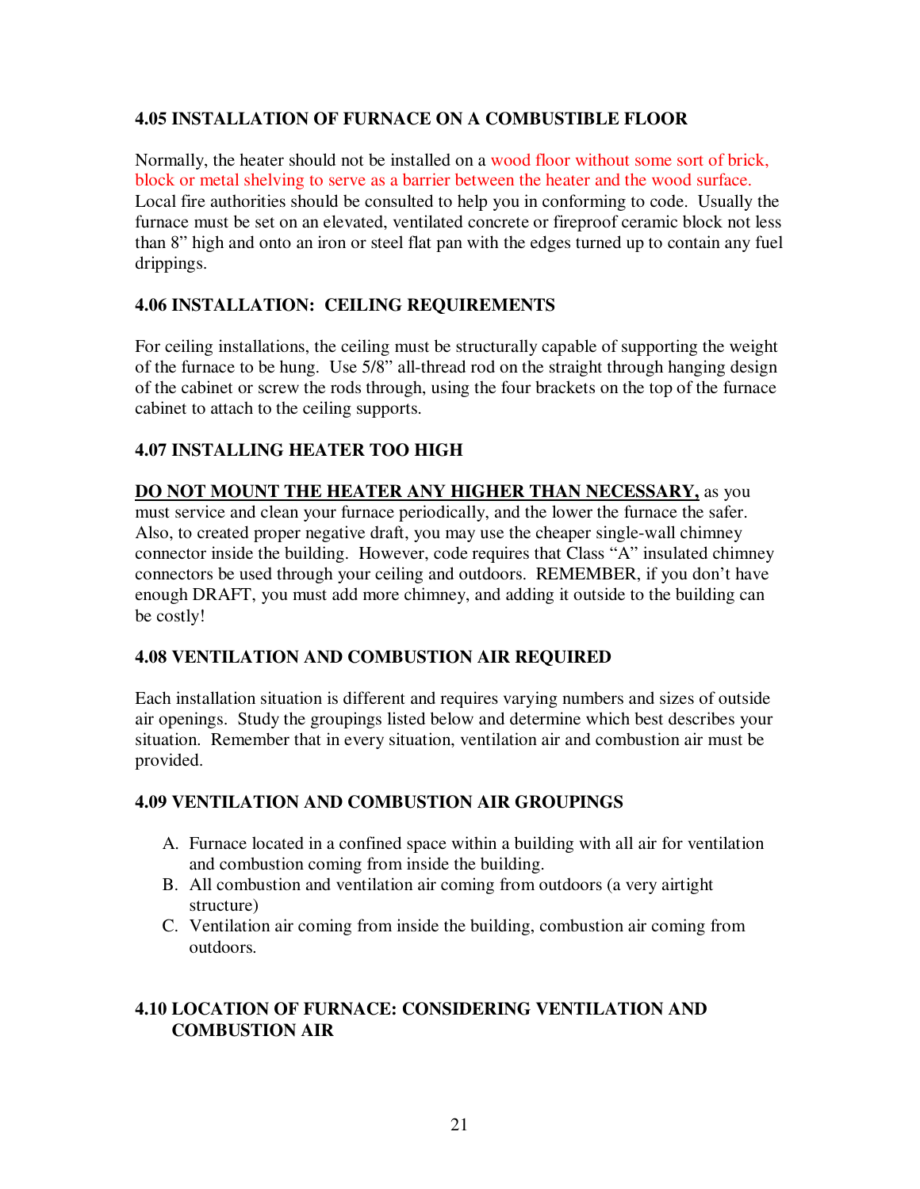### 4.05 INSTALLATION OF FURNACE ON A COMBUSTIBLE FLOOR

Normally, the heater should not be installed on a wood floor without some sort of brick, block or metal shelving to serve as a barrier between the heater and the wood surface. Local fire authorities should be consulted to help you in conforming to code. Usually the furnace must be set on an elevated, ventilated concrete or fireproof ceramic block not less than 8" high and onto an iron or steel flat pan with the edges turned up to contain any fuel drippings.

### 4.06 INSTALLATION: CEILING REQUIREMENTS

For ceiling installations, the ceiling must be structurally capable of supporting the weight of the furnace to be hung. Use 5/8" all-thread rod on the straight through hanging design of the cabinet or screw the rods through, using the four brackets on the top of the furnace cabinet to attach to the ceiling supports.

### 4.07 INSTALLING HEATER TOO HIGH

**DO NOT MOUNT THE HEATER ANY HIGHER THAN NECESSARY,** as you must service and clean your furnace periodically, and the lower the furnace the safer. Also, to created proper negative draft, you may use the cheaper single-wall chimney connector inside the building. However, code requires that Class "A" insulated chimney connectors be used through your ceiling and outdoors. REMEMBER, if you don't have enough DRAFT, you must add more chimney, and adding it outside to the building can be costly!

### 4.08 VENTILATION AND COMBUSTION AIR REQUIRED

Each installation situation is different and requires varying numbers and sizes of outside air openings. Study the groupings listed below and determine which best describes your situation. Remember that in every situation, ventilation air and combustion air must be provided.

### 4.09 VENTILATION AND COMBUSTION AIR GROUPINGS

A. Furnace located in a confined space within a building with all air for ventilation and combustion coming from inside the building.
B. All combustion and ventilation air coming from outdoors (a very airtight structure)
C. Ventilation air coming from inside the building, combustion air coming from outdoors.

### 4.10 LOCATION OF FURNACE: CONSIDERING VENTILATION AND COMBUSTION AIR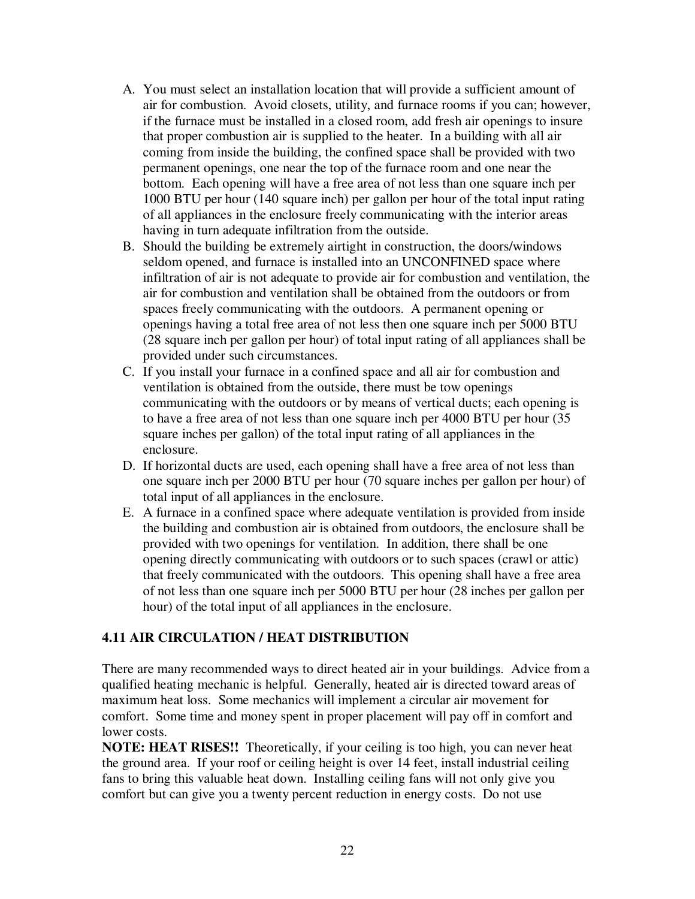A. You must select an installation location that will provide a sufficient amount of air for combustion. Avoid closets, utility, and furnace rooms if you can; however, if the furnace must be installed in a closed room, add fresh air openings to insure that proper combustion air is supplied to the heater. In a building with all air coming from inside the building, the confined space shall be provided with two permanent openings, one near the top of the furnace room and one near the bottom. Each opening will have a free area of not less than one square inch per 1000 BTU per hour (140 square inch) per gallon per hour of the total input rating of all appliances in the enclosure freely communicating with the interior areas having in turn adequate infiltration from the outside.
B. Should the building be extremely airtight in construction, the doors/windows seldom opened, and furnace is installed into an UNCONFINED space where infiltration of air is not adequate to provide air for combustion and ventilation, the air for combustion and ventilation shall be obtained from the outdoors or from spaces freely communicating with the outdoors. A permanent opening or openings having a total free area of not less then one square inch per 5000 BTU (28 square inch per gallon per hour) of total input rating of all appliances shall be provided under such circumstances.
C. If you install your furnace in a confined space and all air for combustion and ventilation is obtained from the outside, there must be tow openings communicating with the outdoors or by means of vertical ducts; each opening is to have a free area of not less than one square inch per 4000 BTU per hour (35 square inches per gallon) of the total input rating of all appliances in the enclosure.
D. If horizontal ducts are used, each opening shall have a free area of not less than one square inch per 2000 BTU per hour (70 square inches per gallon per hour) of total input of all appliances in the enclosure.
E. A furnace in a confined space where adequate ventilation is provided from inside the building and combustion air is obtained from outdoors, the enclosure shall be provided with two openings for ventilation. In addition, there shall be one opening directly communicating with outdoors or to such spaces (crawl or attic) that freely communicated with the outdoors. This opening shall have a free area of not less than one square inch per 5000 BTU per hour (28 inches per gallon per hour) of the total input of all appliances in the enclosure.

### 4.11 AIR CIRCULATION / HEAT DISTRIBUTION

There are many recommended ways to direct heated air in your buildings. Advice from a qualified heating mechanic is helpful. Generally, heated air is directed toward areas of maximum heat loss. Some mechanics will implement a circular air movement for comfort. Some time and money spent in proper placement will pay off in comfort and lower costs.

**NOTE: HEAT RISES!!** Theoretically, if your ceiling is too high, you can never heat the ground area. If your roof or ceiling height is over 14 feet, install industrial ceiling fans to bring this valuable heat down. Installing ceiling fans will not only give you comfort but can give you a twenty percent reduction in energy costs. Do not use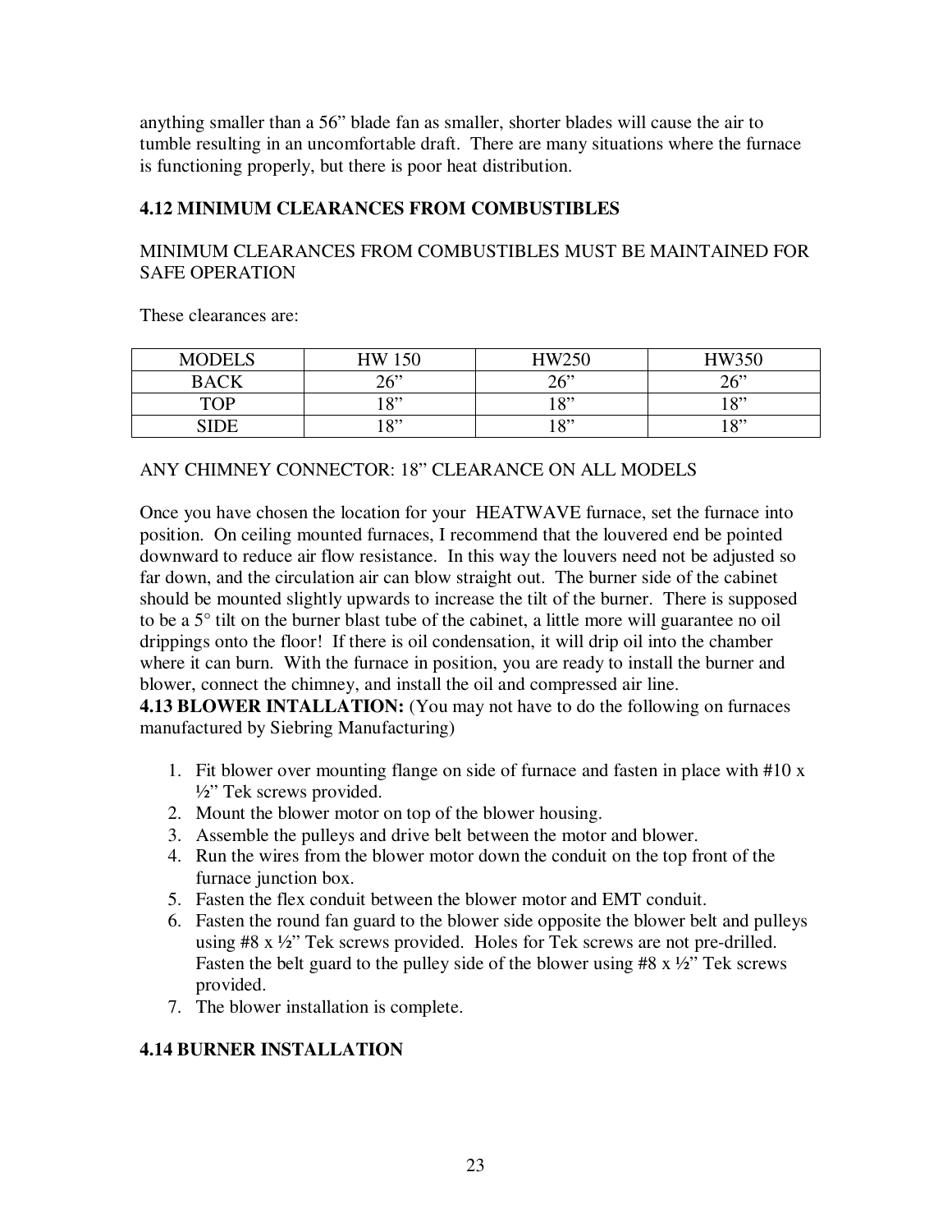anything smaller than a 56” blade fan as smaller, shorter blades will cause the air to tumble resulting in an uncomfortable draft. There are many situations where the furnace is functioning properly, but there is poor heat distribution.

### 4.12 MINIMUM CLEARANCES FROM COMBUSTIBLES

MINIMUM CLEARANCES FROM COMBUSTIBLES MUST BE MAINTAINED FOR SAFE OPERATION

These clearances are:

| MODELS | HW 150 | HW250 | HW350 |
|---|---|---|---|
| BACK | 26” | 26” | 26” |
| TOP | 18” | 18” | 18” |
| SIDE | 18” | 18” | 18” |

ANY CHIMNEY CONNECTOR: 18” CLEARANCE ON ALL MODELS

Once you have chosen the location for your HEATWAVE furnace, set the furnace into position. On ceiling mounted furnaces, I recommend that the louvered end be pointed downward to reduce air flow resistance. In this way the louvers need not be adjusted so far down, and the circulation air can blow straight out. The burner side of the cabinet should be mounted slightly upwards to increase the tilt of the burner. There is supposed to be a 5° tilt on the burner blast tube of the cabinet, a little more will guarantee no oil drippings onto the floor! If there is oil condensation, it will drip oil into the chamber where it can burn. With the furnace in position, you are ready to install the burner and blower, connect the chimney, and install the oil and compressed air line.

**4.13 BLOWER INSTALLATION:** (You may not have to do the following on furnaces manufactured by Siebring Manufacturing)

1. Fit blower over mounting flange on side of furnace and fasten in place with #10 x ½” Tek screws provided.
2. Mount the blower motor on top of the blower housing.
3. Assemble the pulleys and drive belt between the motor and blower.
4. Run the wires from the blower motor down the conduit on the top front of the furnace junction box.
5. Fasten the flex conduit between the blower motor and EMT conduit.
6. Fasten the round fan guard to the blower side opposite the blower belt and pulleys using #8 x ½” Tek screws provided. Holes for Tek screws are not pre-drilled. Fasten the belt guard to the pulley side of the blower using #8 x ½” Tek screws provided.
7. The blower installation is complete.

### 4.14 BURNER INSTALLATION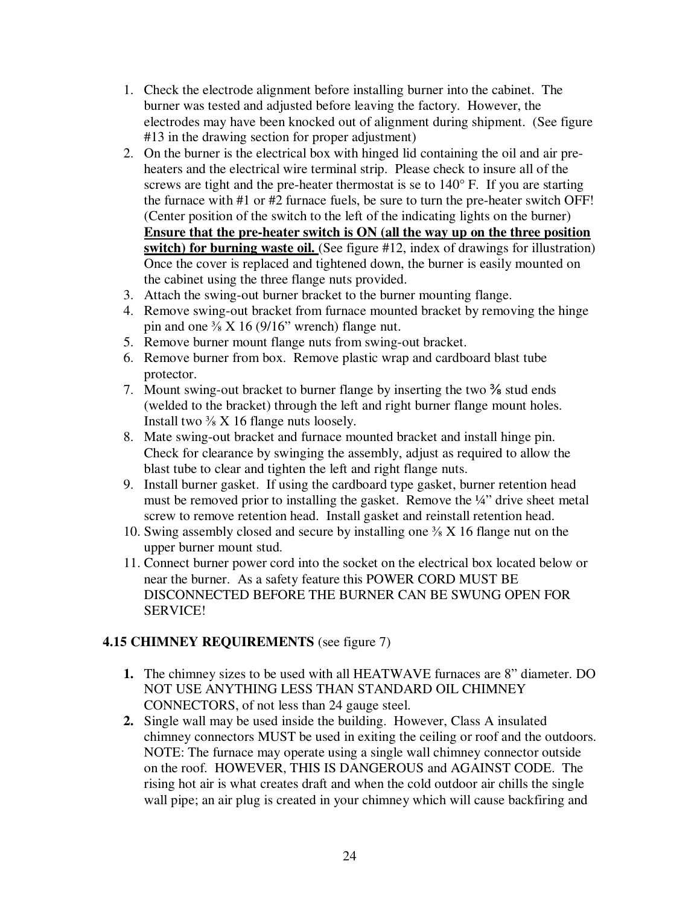1. Check the electrode alignment before installing burner into the cabinet. The burner was tested and adjusted before leaving the factory. However, the electrodes may have been knocked out of alignment during shipment. (See figure #13 in the drawing section for proper adjustment)
2. On the burner is the electrical box with hinged lid containing the oil and air pre-heaters and the electrical wire terminal strip. Please check to insure all of the screws are tight and the pre-heater thermostat is se to 140° F. If you are starting the furnace with #1 or #2 furnace fuels, be sure to turn the pre-heater switch OFF! (Center position of the switch to the left of the indicating lights on the burner) **Ensure that the pre-heater switch is ON (all the way up on the three position switch) for burning waste oil.** (See figure #12, index of drawings for illustration) Once the cover is replaced and tightened down, the burner is easily mounted on the cabinet using the three flange nuts provided.
3. Attach the swing-out burner bracket to the burner mounting flange.
4. Remove swing-out bracket from furnace mounted bracket by removing the hinge pin and one ⅜ X 16 (9/16" wrench) flange nut.
5. Remove burner mount flange nuts from swing-out bracket.
6. Remove burner from box. Remove plastic wrap and cardboard blast tube protector.
7. Mount swing-out bracket to burner flange by inserting the two ⅜ stud ends (welded to the bracket) through the left and right burner flange mount holes. Install two ⅜ X 16 flange nuts loosely.
8. Mate swing-out bracket and furnace mounted bracket and install hinge pin. Check for clearance by swinging the assembly, adjust as required to allow the blast tube to clear and tighten the left and right flange nuts.
9. Install burner gasket. If using the cardboard type gasket, burner retention head must be removed prior to installing the gasket. Remove the ¼" drive sheet metal screw to remove retention head. Install gasket and reinstall retention head.
10. Swing assembly closed and secure by installing one ⅜ X 16 flange nut on the upper burner mount stud.
11. Connect burner power cord into the socket on the electrical box located below or near the burner. As a safety feature this POWER CORD MUST BE DISCONNECTED BEFORE THE BURNER CAN BE SWUNG OPEN FOR SERVICE!

## 4.15 CHIMNEY REQUIREMENTS (see figure 7)

1. The chimney sizes to be used with all HEATWAVE furnaces are 8" diameter. DO NOT USE ANYTHING LESS THAN STANDARD OIL CHIMNEY CONNECTORS, of not less than 24 gauge steel.
2. Single wall may be used inside the building. However, Class A insulated chimney connectors MUST be used in exiting the ceiling or roof and the outdoors. NOTE: The furnace may operate using a single wall chimney connector outside on the roof. HOWEVER, THIS IS DANGEROUS and AGAINST CODE. The rising hot air is what creates draft and when the cold outdoor air chills the single wall pipe; an air plug is created in your chimney which will cause backfiring and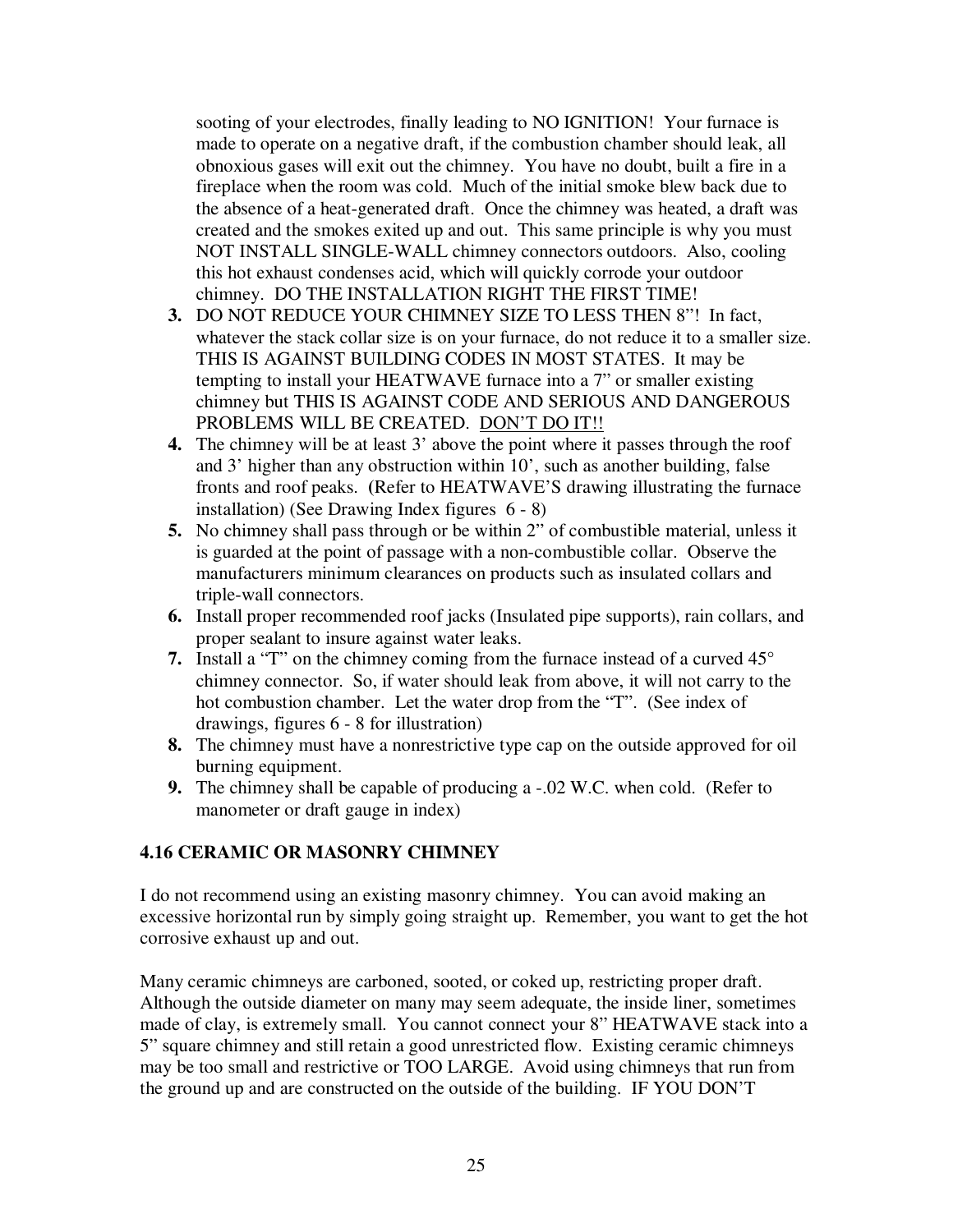sooting of your electrodes, finally leading to NO IGNITION! Your furnace is made to operate on a negative draft, if the combustion chamber should leak, all obnoxious gases will exit out the chimney. You have no doubt, built a fire in a fireplace when the room was cold. Much of the initial smoke blew back due to the absence of a heat-generated draft. Once the chimney was heated, a draft was created and the smokes exited up and out. This same principle is why you must NOT INSTALL SINGLE-WALL chimney connectors outdoors. Also, cooling this hot exhaust condenses acid, which will quickly corrode your outdoor chimney. DO THE INSTALLATION RIGHT THE FIRST TIME!

3. DO NOT REDUCE YOUR CHIMNEY SIZE TO LESS THEN 8"! In fact, whatever the stack collar size is on your furnace, do not reduce it to a smaller size. THIS IS AGAINST BUILDING CODES IN MOST STATES. It may be tempting to install your HEATWAVE furnace into a 7" or smaller existing chimney but THIS IS AGAINST CODE AND SERIOUS AND DANGEROUS PROBLEMS WILL BE CREATED. <u>DON'T DO IT!!</u>
4. The chimney will be at least 3' above the point where it passes through the roof and 3' higher than any obstruction within 10', such as another building, false fronts and roof peaks. (Refer to HEATWAVE'S drawing illustrating the furnace installation) (See Drawing Index figures 6 - 8)
5. No chimney shall pass through or be within 2" of combustible material, unless it is guarded at the point of passage with a non-combustible collar. Observe the manufacturers minimum clearances on products such as insulated collars and triple-wall connectors.
6. Install proper recommended roof jacks (Insulated pipe supports), rain collars, and proper sealant to insure against water leaks.
7. Install a "T" on the chimney coming from the furnace instead of a curved 45° chimney connector. So, if water should leak from above, it will not carry to the hot combustion chamber. Let the water drop from the "T". (See index of drawings, figures 6 - 8 for illustration)
8. The chimney must have a nonrestrictive type cap on the outside approved for oil burning equipment.
9. The chimney shall be capable of producing a -.02 W.C. when cold. (Refer to manometer or draft gauge in index)

## 4.16 CERAMIC OR MASONRY CHIMNEY

I do not recommend using an existing masonry chimney. You can avoid making an excessive horizontal run by simply going straight up. Remember, you want to get the hot corrosive exhaust up and out.

Many ceramic chimneys are carboned, sooted, or coked up, restricting proper draft. Although the outside diameter on many may seem adequate, the inside liner, sometimes made of clay, is extremely small. You cannot connect your 8" HEATWAVE stack into a 5" square chimney and still retain a good unrestricted flow. Existing ceramic chimneys may be too small and restrictive or TOO LARGE. Avoid using chimneys that run from the ground up and are constructed on the outside of the building. IF YOU DON'T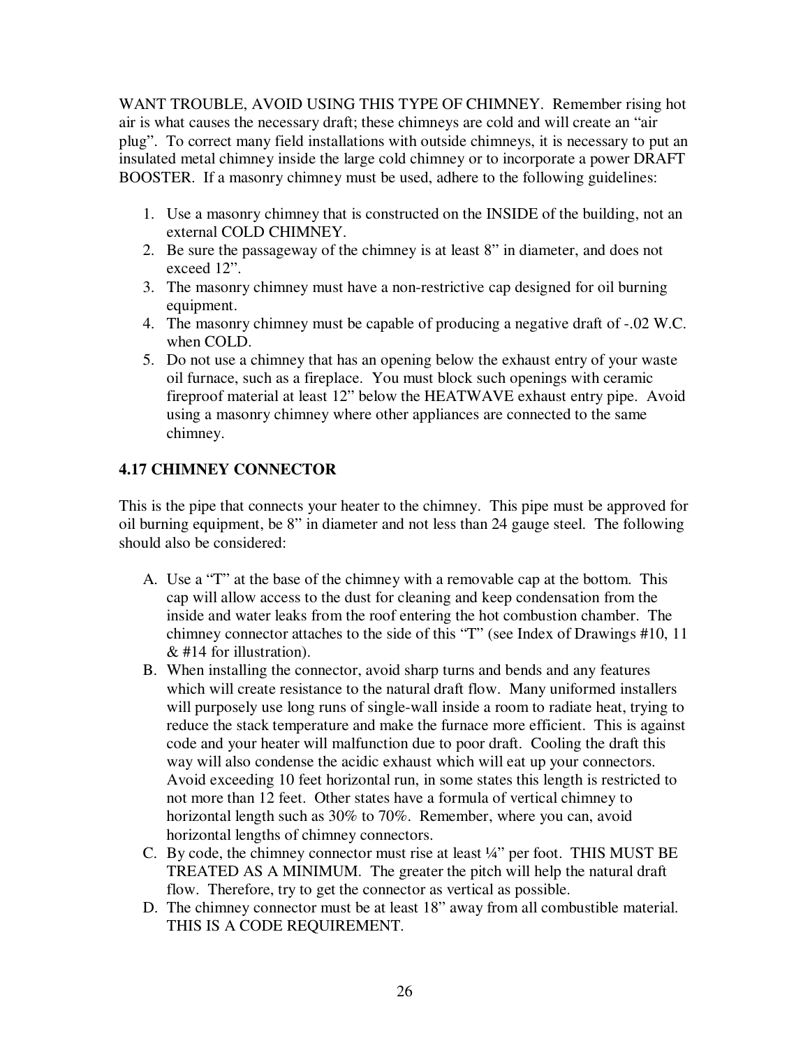WANT TROUBLE, AVOID USING THIS TYPE OF CHIMNEY. Remember rising hot air is what causes the necessary draft; these chimneys are cold and will create an "air plug". To correct many field installations with outside chimneys, it is necessary to put an insulated metal chimney inside the large cold chimney or to incorporate a power DRAFT BOOSTER. If a masonry chimney must be used, adhere to the following guidelines:

1. Use a masonry chimney that is constructed on the INSIDE of the building, not an external COLD CHIMNEY.
2. Be sure the passageway of the chimney is at least 8" in diameter, and does not exceed 12".
3. The masonry chimney must have a non-restrictive cap designed for oil burning equipment.
4. The masonry chimney must be capable of producing a negative draft of -.02 W.C. when COLD.
5. Do not use a chimney that has an opening below the exhaust entry of your waste oil furnace, such as a fireplace. You must block such openings with ceramic fireproof material at least 12" below the HEATWAVE exhaust entry pipe. Avoid using a masonry chimney where other appliances are connected to the same chimney.

### 4.17 CHIMNEY CONNECTOR

This is the pipe that connects your heater to the chimney. This pipe must be approved for oil burning equipment, be 8" in diameter and not less than 24 gauge steel. The following should also be considered:

A. Use a "T" at the base of the chimney with a removable cap at the bottom. This cap will allow access to the dust for cleaning and keep condensation from the inside and water leaks from the roof entering the hot combustion chamber. The chimney connector attaches to the side of this "T" (see Index of Drawings #10, 11 & #14 for illustration).
B. When installing the connector, avoid sharp turns and bends and any features which will create resistance to the natural draft flow. Many uniformed installers will purposely use long runs of single-wall inside a room to radiate heat, trying to reduce the stack temperature and make the furnace more efficient. This is against code and your heater will malfunction due to poor draft. Cooling the draft this way will also condense the acidic exhaust which will eat up your connectors. Avoid exceeding 10 feet horizontal run, in some states this length is restricted to not more than 12 feet. Other states have a formula of vertical chimney to horizontal length such as 30% to 70%. Remember, where you can, avoid horizontal lengths of chimney connectors.
C. By code, the chimney connector must rise at least ¼" per foot. THIS MUST BE TREATED AS A MINIMUM. The greater the pitch will help the natural draft flow. Therefore, try to get the connector as vertical as possible.
D. The chimney connector must be at least 18" away from all combustible material. THIS IS A CODE REQUIREMENT.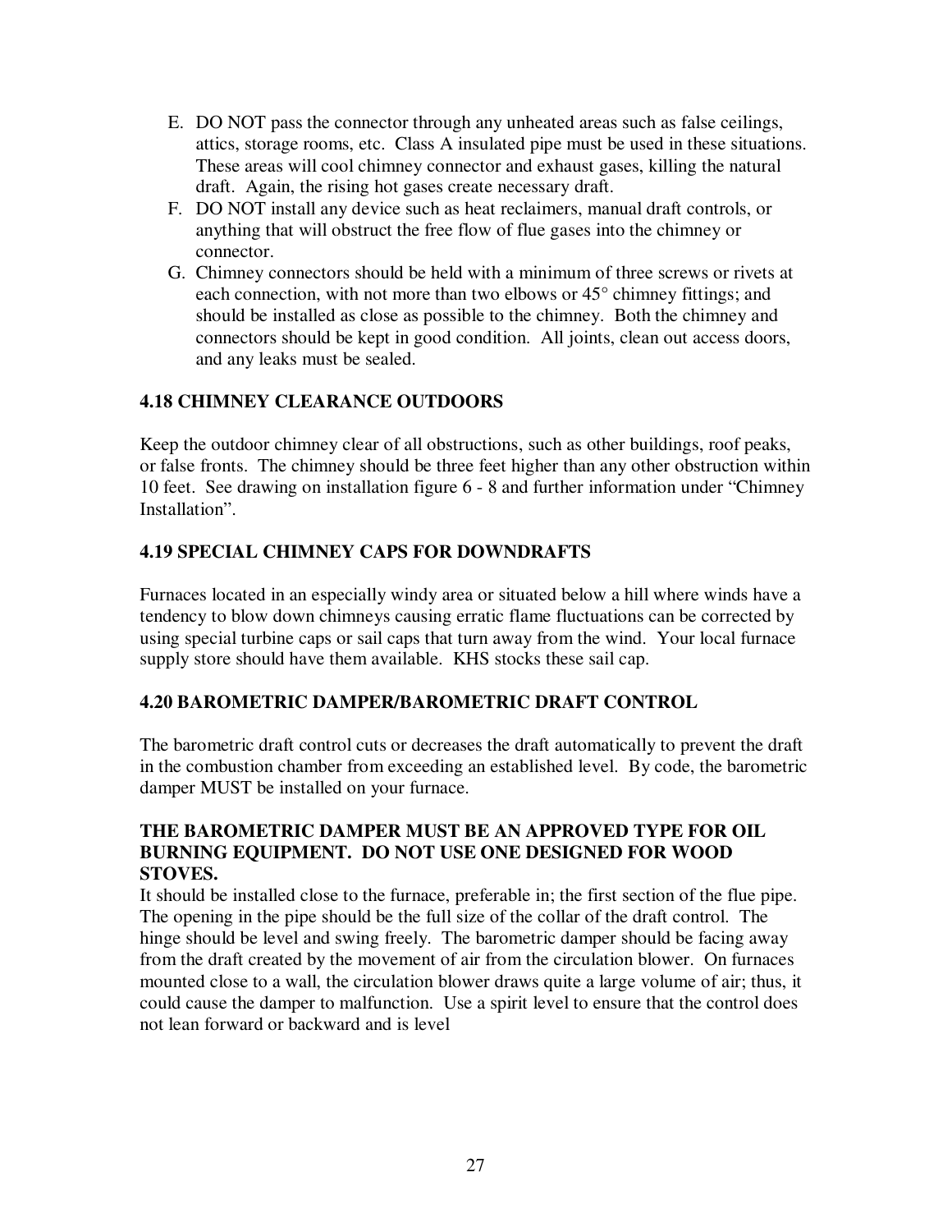E. DO NOT pass the connector through any unheated areas such as false ceilings, attics, storage rooms, etc. Class A insulated pipe must be used in these situations. These areas will cool chimney connector and exhaust gases, killing the natural draft. Again, the rising hot gases create necessary draft.
F. DO NOT install any device such as heat reclaimers, manual draft controls, or anything that will obstruct the free flow of flue gases into the chimney or connector.
G. Chimney connectors should be held with a minimum of three screws or rivets at each connection, with not more than two elbows or 45° chimney fittings; and should be installed as close as possible to the chimney. Both the chimney and connectors should be kept in good condition. All joints, clean out access doors, and any leaks must be sealed.

### 4.18 CHIMNEY CLEARANCE OUTDOORS

Keep the outdoor chimney clear of all obstructions, such as other buildings, roof peaks, or false fronts. The chimney should be three feet higher than any other obstruction within 10 feet. See drawing on installation figure 6 - 8 and further information under "Chimney Installation".

### 4.19 SPECIAL CHIMNEY CAPS FOR DOWNDRAFTS

Furnaces located in an especially windy area or situated below a hill where winds have a tendency to blow down chimneys causing erratic flame fluctuations can be corrected by using special turbine caps or sail caps that turn away from the wind. Your local furnace supply store should have them available. KHS stocks these sail cap.

### 4.20 BAROMETRIC DAMPER/BAROMETRIC DRAFT CONTROL

The barometric draft control cuts or decreases the draft automatically to prevent the draft in the combustion chamber from exceeding an established level. By code, the barometric damper MUST be installed on your furnace.

**THE BAROMETRIC DAMPER MUST BE AN APPROVED TYPE FOR OIL BURNING EQUIPMENT. DO NOT USE ONE DESIGNED FOR WOOD STOVES.**

It should be installed close to the furnace, preferable in; the first section of the flue pipe. The opening in the pipe should be the full size of the collar of the draft control. The hinge should be level and swing freely. The barometric damper should be facing away from the draft created by the movement of air from the circulation blower. On furnaces mounted close to a wall, the circulation blower draws quite a large volume of air; thus, it could cause the damper to malfunction. Use a spirit level to ensure that the control does not lean forward or backward and is level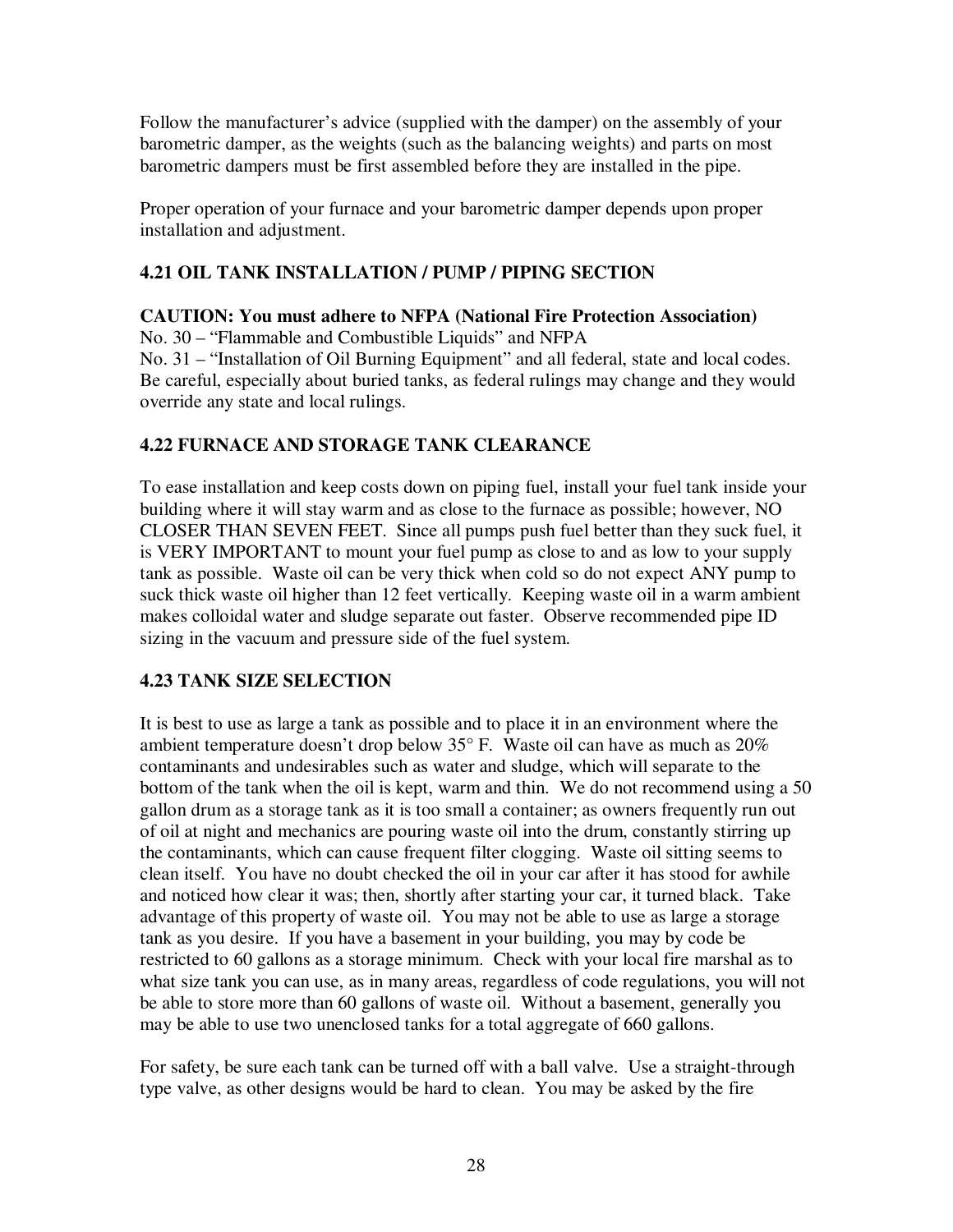Follow the manufacturer's advice (supplied with the damper) on the assembly of your barometric damper, as the weights (such as the balancing weights) and parts on most barometric dampers must be first assembled before they are installed in the pipe.

Proper operation of your furnace and your barometric damper depends upon proper installation and adjustment.

## 4.21 OIL TANK INSTALLATION / PUMP / PIPING SECTION

**CAUTION: You must adhere to NFPA (National Fire Protection Association)** No. 30 – "Flammable and Combustible Liquids" and NFPA No. 31 – "Installation of Oil Burning Equipment" and all federal, state and local codes. Be careful, especially about buried tanks, as federal rulings may change and they would override any state and local rulings.

## 4.22 FURNACE AND STORAGE TANK CLEARANCE

To ease installation and keep costs down on piping fuel, install your fuel tank inside your building where it will stay warm and as close to the furnace as possible; however, NO CLOSER THAN SEVEN FEET. Since all pumps push fuel better than they suck fuel, it is VERY IMPORTANT to mount your fuel pump as close to and as low to your supply tank as possible. Waste oil can be very thick when cold so do not expect ANY pump to suck thick waste oil higher than 12 feet vertically. Keeping waste oil in a warm ambient makes colloidal water and sludge separate out faster. Observe recommended pipe ID sizing in the vacuum and pressure side of the fuel system.

## 4.23 TANK SIZE SELECTION

It is best to use as large a tank as possible and to place it in an environment where the ambient temperature doesn't drop below 35° F. Waste oil can have as much as 20% contaminants and undesirables such as water and sludge, which will separate to the bottom of the tank when the oil is kept, warm and thin. We do not recommend using a 50 gallon drum as a storage tank as it is too small a container; as owners frequently run out of oil at night and mechanics are pouring waste oil into the drum, constantly stirring up the contaminants, which can cause frequent filter clogging. Waste oil sitting seems to clean itself. You have no doubt checked the oil in your car after it has stood for awhile and noticed how clear it was; then, shortly after starting your car, it turned black. Take advantage of this property of waste oil. You may not be able to use as large a storage tank as you desire. If you have a basement in your building, you may by code be restricted to 60 gallons as a storage minimum. Check with your local fire marshal as to what size tank you can use, as in many areas, regardless of code regulations, you will not be able to store more than 60 gallons of waste oil. Without a basement, generally you may be able to use two unenclosed tanks for a total aggregate of 660 gallons.

For safety, be sure each tank can be turned off with a ball valve. Use a straight-through type valve, as other designs would be hard to clean. You may be asked by the fire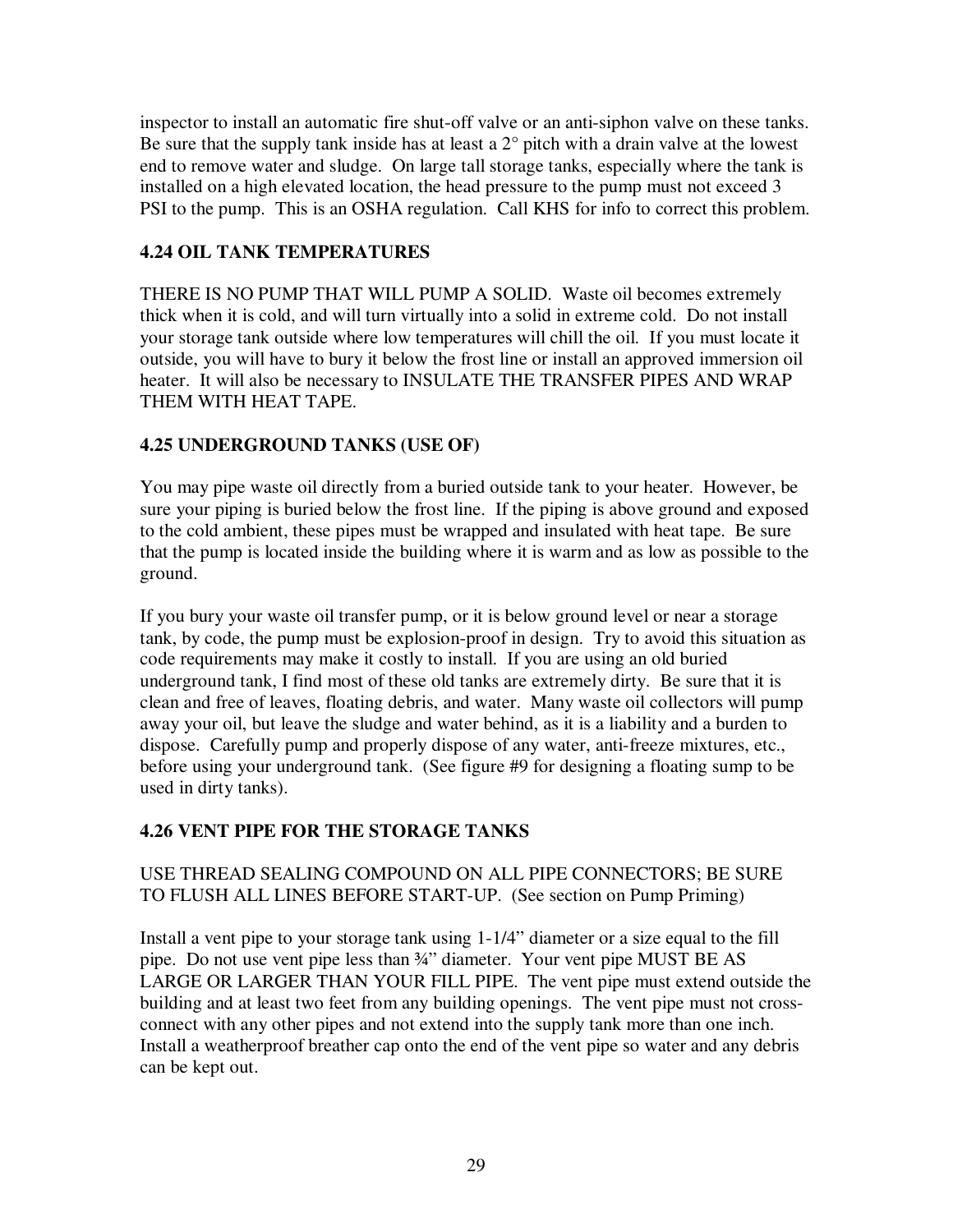inspector to install an automatic fire shut-off valve or an anti-siphon valve on these tanks. Be sure that the supply tank inside has at least a 2° pitch with a drain valve at the lowest end to remove water and sludge. On large tall storage tanks, especially where the tank is installed on a high elevated location, the head pressure to the pump must not exceed 3 PSI to the pump. This is an OSHA regulation. Call KHS for info to correct this problem.

### 4.24 OIL TANK TEMPERATURES

THERE IS NO PUMP THAT WILL PUMP A SOLID. Waste oil becomes extremely thick when it is cold, and will turn virtually into a solid in extreme cold. Do not install your storage tank outside where low temperatures will chill the oil. If you must locate it outside, you will have to bury it below the frost line or install an approved immersion oil heater. It will also be necessary to INSULATE THE TRANSFER PIPES AND WRAP THEM WITH HEAT TAPE.

### 4.25 UNDERGROUND TANKS (USE OF)

You may pipe waste oil directly from a buried outside tank to your heater. However, be sure your piping is buried below the frost line. If the piping is above ground and exposed to the cold ambient, these pipes must be wrapped and insulated with heat tape. Be sure that the pump is located inside the building where it is warm and as low as possible to the ground.

If you bury your waste oil transfer pump, or it is below ground level or near a storage tank, by code, the pump must be explosion-proof in design. Try to avoid this situation as code requirements may make it costly to install. If you are using an old buried underground tank, I find most of these old tanks are extremely dirty. Be sure that it is clean and free of leaves, floating debris, and water. Many waste oil collectors will pump away your oil, but leave the sludge and water behind, as it is a liability and a burden to dispose. Carefully pump and properly dispose of any water, anti-freeze mixtures, etc., before using your underground tank. (See figure #9 for designing a floating sump to be used in dirty tanks).

### 4.26 VENT PIPE FOR THE STORAGE TANKS

USE THREAD SEALING COMPOUND ON ALL PIPE CONNECTORS; BE SURE TO FLUSH ALL LINES BEFORE START-UP. (See section on Pump Priming)

Install a vent pipe to your storage tank using 1-1/4" diameter or a size equal to the fill pipe. Do not use vent pipe less than ¾" diameter. Your vent pipe MUST BE AS LARGE OR LARGER THAN YOUR FILL PIPE. The vent pipe must extend outside the building and at least two feet from any building openings. The vent pipe must not cross-connect with any other pipes and not extend into the supply tank more than one inch. Install a weatherproof breather cap onto the end of the vent pipe so water and any debris can be kept out.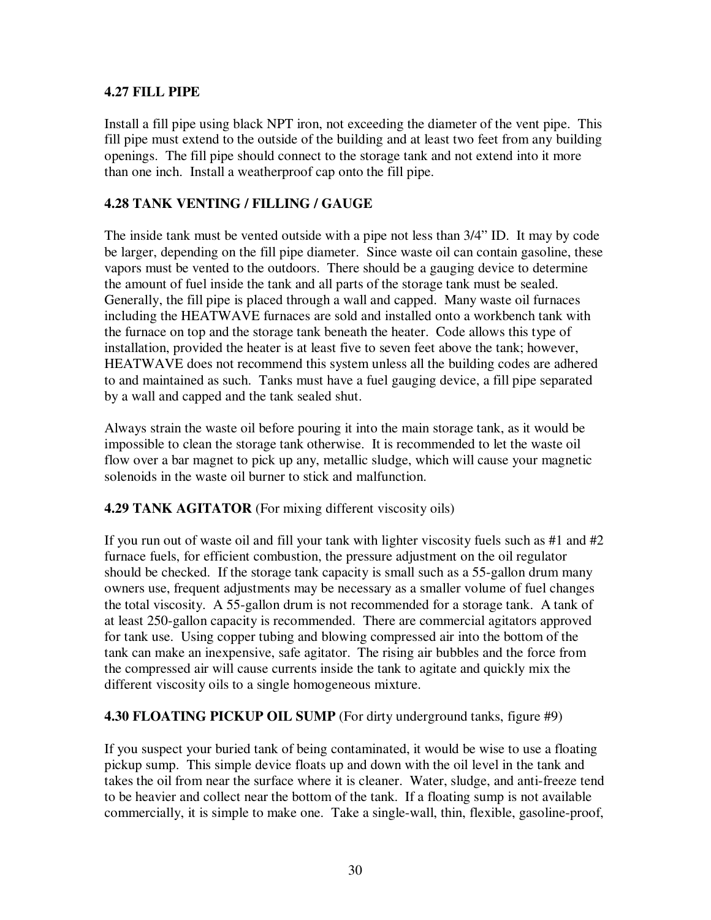### 4.27 FILL PIPE

Install a fill pipe using black NPT iron, not exceeding the diameter of the vent pipe. This fill pipe must extend to the outside of the building and at least two feet from any building openings. The fill pipe should connect to the storage tank and not extend into it more than one inch. Install a weatherproof cap onto the fill pipe.

### 4.28 TANK VENTING / FILLING / GAUGE

The inside tank must be vented outside with a pipe not less than 3/4" ID. It may by code be larger, depending on the fill pipe diameter. Since waste oil can contain gasoline, these vapors must be vented to the outdoors. There should be a gauging device to determine the amount of fuel inside the tank and all parts of the storage tank must be sealed. Generally, the fill pipe is placed through a wall and capped. Many waste oil furnaces including the HEATWAVE furnaces are sold and installed onto a workbench tank with the furnace on top and the storage tank beneath the heater. Code allows this type of installation, provided the heater is at least five to seven feet above the tank; however, HEATWAVE does not recommend this system unless all the building codes are adhered to and maintained as such. Tanks must have a fuel gauging device, a fill pipe separated by a wall and capped and the tank sealed shut.

Always strain the waste oil before pouring it into the main storage tank, as it would be impossible to clean the storage tank otherwise. It is recommended to let the waste oil flow over a bar magnet to pick up any, metallic sludge, which will cause your magnetic solenoids in the waste oil burner to stick and malfunction.

### 4.29 TANK AGITATOR (For mixing different viscosity oils)

If you run out of waste oil and fill your tank with lighter viscosity fuels such as #1 and #2 furnace fuels, for efficient combustion, the pressure adjustment on the oil regulator should be checked. If the storage tank capacity is small such as a 55-gallon drum many owners use, frequent adjustments may be necessary as a smaller volume of fuel changes the total viscosity. A 55-gallon drum is not recommended for a storage tank. A tank of at least 250-gallon capacity is recommended. There are commercial agitators approved for tank use. Using copper tubing and blowing compressed air into the bottom of the tank can make an inexpensive, safe agitator. The rising air bubbles and the force from the compressed air will cause currents inside the tank to agitate and quickly mix the different viscosity oils to a single homogeneous mixture.

### 4.30 FLOATING PICKUP OIL SUMP (For dirty underground tanks, figure #9)

If you suspect your buried tank of being contaminated, it would be wise to use a floating pickup sump. This simple device floats up and down with the oil level in the tank and takes the oil from near the surface where it is cleaner. Water, sludge, and anti-freeze tend to be heavier and collect near the bottom of the tank. If a floating sump is not available commercially, it is simple to make one. Take a single-wall, thin, flexible, gasoline-proof,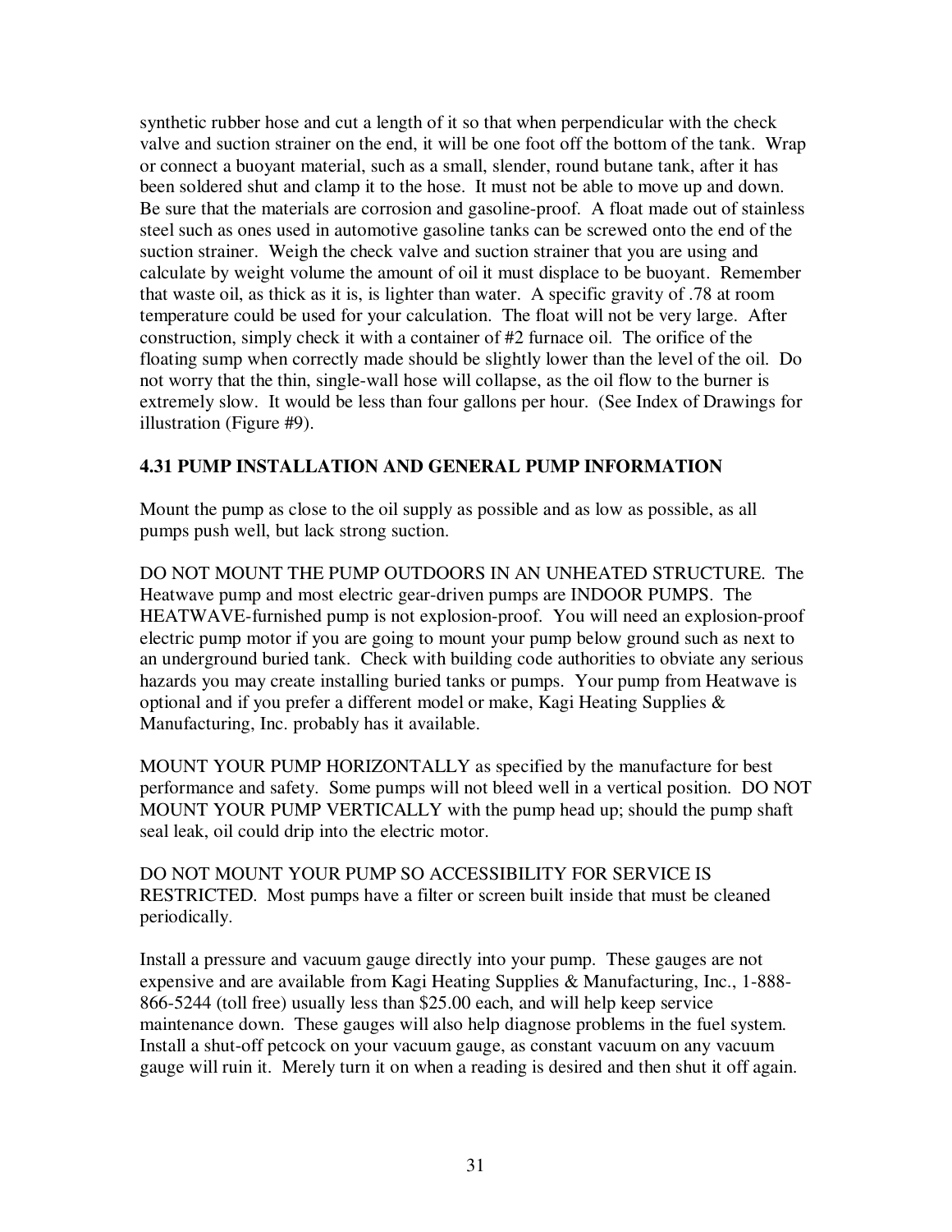synthetic rubber hose and cut a length of it so that when perpendicular with the check valve and suction strainer on the end, it will be one foot off the bottom of the tank. Wrap or connect a buoyant material, such as a small, slender, round butane tank, after it has been soldered shut and clamp it to the hose. It must not be able to move up and down. Be sure that the materials are corrosion and gasoline-proof. A float made out of stainless steel such as ones used in automotive gasoline tanks can be screwed onto the end of the suction strainer. Weigh the check valve and suction strainer that you are using and calculate by weight volume the amount of oil it must displace to be buoyant. Remember that waste oil, as thick as it is, is lighter than water. A specific gravity of .78 at room temperature could be used for your calculation. The float will not be very large. After construction, simply check it with a container of #2 furnace oil. The orifice of the floating sump when correctly made should be slightly lower than the level of the oil. Do not worry that the thin, single-wall hose will collapse, as the oil flow to the burner is extremely slow. It would be less than four gallons per hour. (See Index of Drawings for illustration (Figure #9).

## 4.31 PUMP INSTALLATION AND GENERAL PUMP INFORMATION

Mount the pump as close to the oil supply as possible and as low as possible, as all pumps push well, but lack strong suction.

DO NOT MOUNT THE PUMP OUTDOORS IN AN UNHEATED STRUCTURE. The Heatwave pump and most electric gear-driven pumps are INDOOR PUMPS. The HEATWAVE-furnished pump is not explosion-proof. You will need an explosion-proof electric pump motor if you are going to mount your pump below ground such as next to an underground buried tank. Check with building code authorities to obviate any serious hazards you may create installing buried tanks or pumps. Your pump from Heatwave is optional and if you prefer a different model or make, Kagi Heating Supplies & Manufacturing, Inc. probably has it available.

MOUNT YOUR PUMP HORIZONTALLY as specified by the manufacture for best performance and safety. Some pumps will not bleed well in a vertical position. DO NOT MOUNT YOUR PUMP VERTICALLY with the pump head up; should the pump shaft seal leak, oil could drip into the electric motor.

DO NOT MOUNT YOUR PUMP SO ACCESSIBILITY FOR SERVICE IS RESTRICTED. Most pumps have a filter or screen built inside that must be cleaned periodically.

Install a pressure and vacuum gauge directly into your pump. These gauges are not expensive and are available from Kagi Heating Supplies & Manufacturing, Inc., 1-888-866-5244 (toll free) usually less than $25.00 each, and will help keep service maintenance down. These gauges will also help diagnose problems in the fuel system. Install a shut-off petcock on your vacuum gauge, as constant vacuum on any vacuum gauge will ruin it. Merely turn it on when a reading is desired and then shut it off again.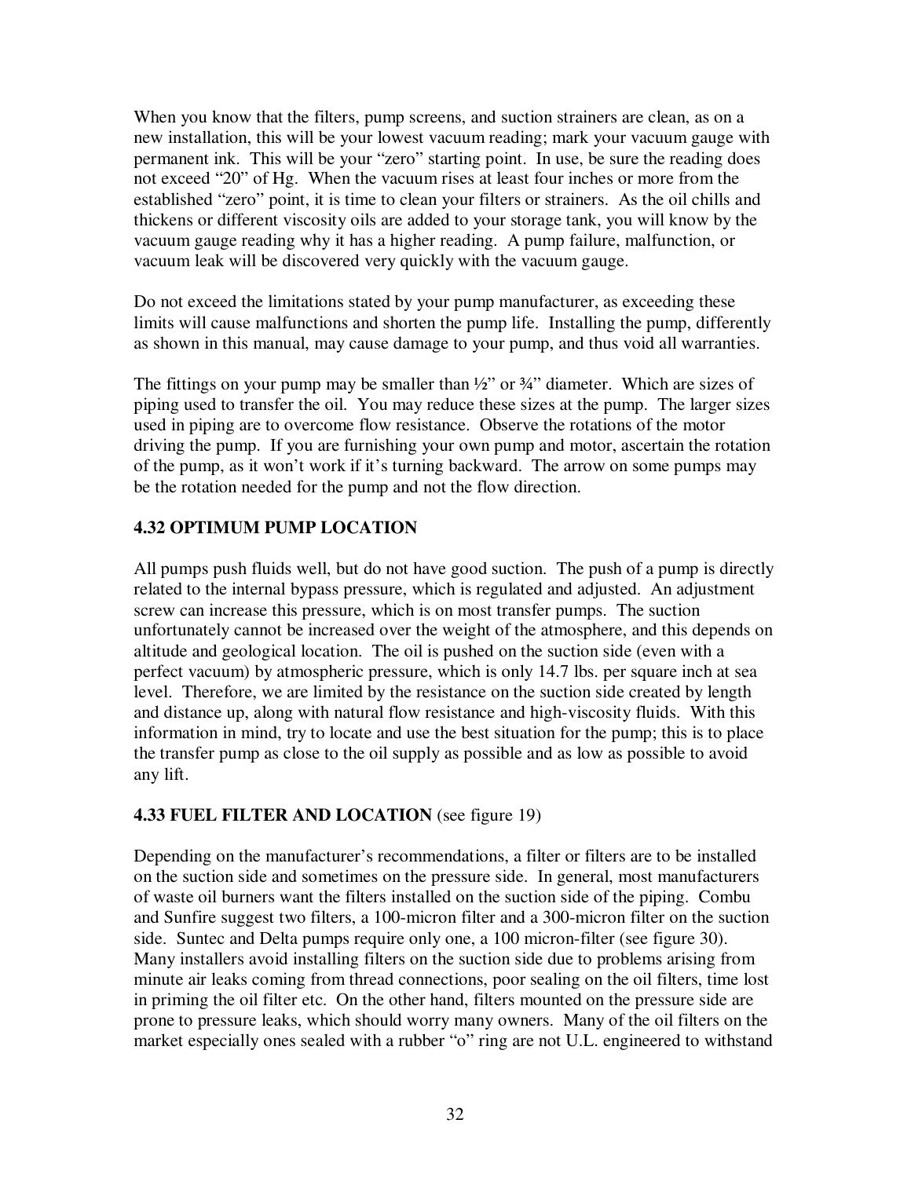When you know that the filters, pump screens, and suction strainers are clean, as on a new installation, this will be your lowest vacuum reading; mark your vacuum gauge with permanent ink. This will be your "zero" starting point. In use, be sure the reading does not exceed "20" of Hg. When the vacuum rises at least four inches or more from the established "zero" point, it is time to clean your filters or strainers. As the oil chills and thickens or different viscosity oils are added to your storage tank, you will know by the vacuum gauge reading why it has a higher reading. A pump failure, malfunction, or vacuum leak will be discovered very quickly with the vacuum gauge.

Do not exceed the limitations stated by your pump manufacturer, as exceeding these limits will cause malfunctions and shorten the pump life. Installing the pump, differently as shown in this manual, may cause damage to your pump, and thus void all warranties.

The fittings on your pump may be smaller than ½" or ¾" diameter. Which are sizes of piping used to transfer the oil. You may reduce these sizes at the pump. The larger sizes used in piping are to overcome flow resistance. Observe the rotations of the motor driving the pump. If you are furnishing your own pump and motor, ascertain the rotation of the pump, as it won't work if it's turning backward. The arrow on some pumps may be the rotation needed for the pump and not the flow direction.

### 4.32 OPTIMUM PUMP LOCATION

All pumps push fluids well, but do not have good suction. The push of a pump is directly related to the internal bypass pressure, which is regulated and adjusted. An adjustment screw can increase this pressure, which is on most transfer pumps. The suction unfortunately cannot be increased over the weight of the atmosphere, and this depends on altitude and geological location. The oil is pushed on the suction side (even with a perfect vacuum) by atmospheric pressure, which is only 14.7 lbs. per square inch at sea level. Therefore, we are limited by the resistance on the suction side created by length and distance up, along with natural flow resistance and high-viscosity fluids. With this information in mind, try to locate and use the best situation for the pump; this is to place the transfer pump as close to the oil supply as possible and as low as possible to avoid any lift.

### 4.33 FUEL FILTER AND LOCATION (see figure 19)

Depending on the manufacturer's recommendations, a filter or filters are to be installed on the suction side and sometimes on the pressure side. In general, most manufacturers of waste oil burners want the filters installed on the suction side of the piping. Combu and Sunfire suggest two filters, a 100-micron filter and a 300-micron filter on the suction side. Suntec and Delta pumps require only one, a 100 micron-filter (see figure 30). Many installers avoid installing filters on the suction side due to problems arising from minute air leaks coming from thread connections, poor sealing on the oil filters, time lost in priming the oil filter etc. On the other hand, filters mounted on the pressure side are prone to pressure leaks, which should worry many owners. Many of the oil filters on the market especially ones sealed with a rubber "o" ring are not U.L. engineered to withstand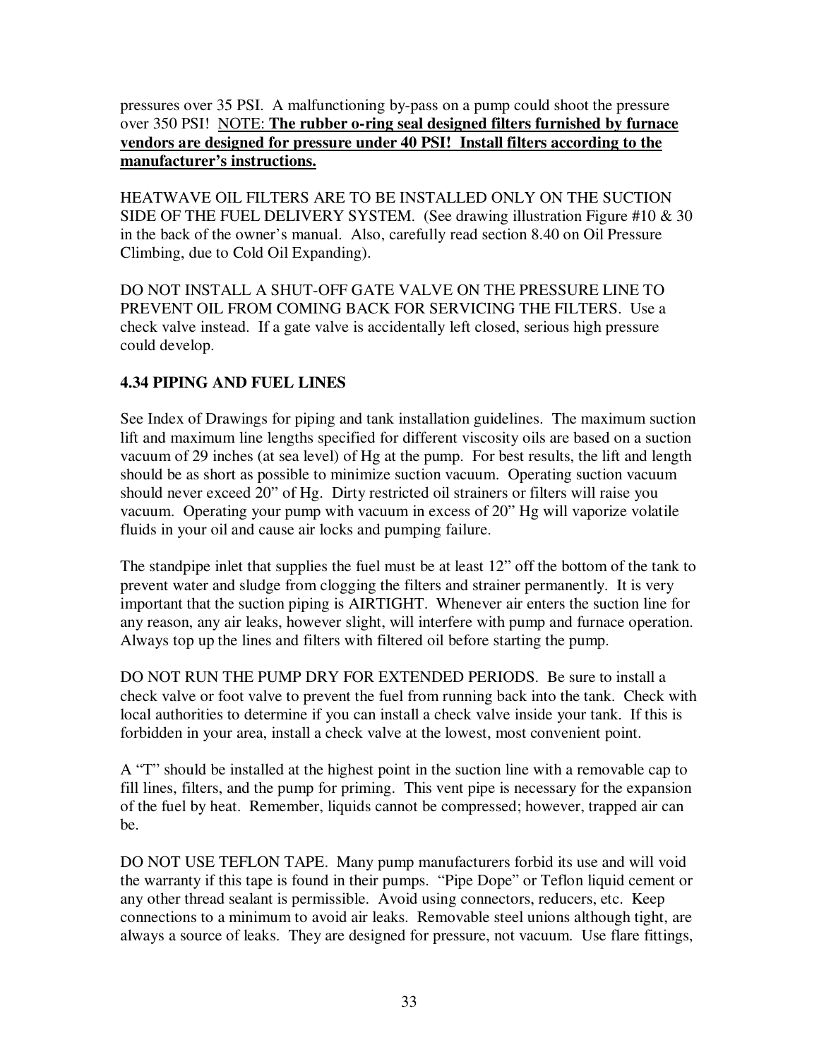pressures over 35 PSI. A malfunctioning by-pass on a pump could shoot the pressure over 350 PSI! NOTE: **The rubber o-ring seal designed filters furnished by furnace vendors are designed for pressure under 40 PSI! Install filters according to the manufacturer's instructions.**

HEATWAVE OIL FILTERS ARE TO BE INSTALLED ONLY ON THE SUCTION SIDE OF THE FUEL DELIVERY SYSTEM. (See drawing illustration Figure #10 & 30 in the back of the owner's manual. Also, carefully read section 8.40 on Oil Pressure Climbing, due to Cold Oil Expanding).

DO NOT INSTALL A SHUT-OFF GATE VALVE ON THE PRESSURE LINE TO PREVENT OIL FROM COMING BACK FOR SERVICING THE FILTERS. Use a check valve instead. If a gate valve is accidentally left closed, serious high pressure could develop.

### 4.34 PIPING AND FUEL LINES

See Index of Drawings for piping and tank installation guidelines. The maximum suction lift and maximum line lengths specified for different viscosity oils are based on a suction vacuum of 29 inches (at sea level) of Hg at the pump. For best results, the lift and length should be as short as possible to minimize suction vacuum. Operating suction vacuum should never exceed 20" of Hg. Dirty restricted oil strainers or filters will raise you vacuum. Operating your pump with vacuum in excess of 20" Hg will vaporize volatile fluids in your oil and cause air locks and pumping failure.

The standpipe inlet that supplies the fuel must be at least 12" off the bottom of the tank to prevent water and sludge from clogging the filters and strainer permanently. It is very important that the suction piping is AIRTIGHT. Whenever air enters the suction line for any reason, any air leaks, however slight, will interfere with pump and furnace operation. Always top up the lines and filters with filtered oil before starting the pump.

DO NOT RUN THE PUMP DRY FOR EXTENDED PERIODS. Be sure to install a check valve or foot valve to prevent the fuel from running back into the tank. Check with local authorities to determine if you can install a check valve inside your tank. If this is forbidden in your area, install a check valve at the lowest, most convenient point.

A "T" should be installed at the highest point in the suction line with a removable cap to fill lines, filters, and the pump for priming. This vent pipe is necessary for the expansion of the fuel by heat. Remember, liquids cannot be compressed; however, trapped air can be.

DO NOT USE TEFLON TAPE. Many pump manufacturers forbid its use and will void the warranty if this tape is found in their pumps. "Pipe Dope" or Teflon liquid cement or any other thread sealant is permissible. Avoid using connectors, reducers, etc. Keep connections to a minimum to avoid air leaks. Removable steel unions although tight, are always a source of leaks. They are designed for pressure, not vacuum. Use flare fittings,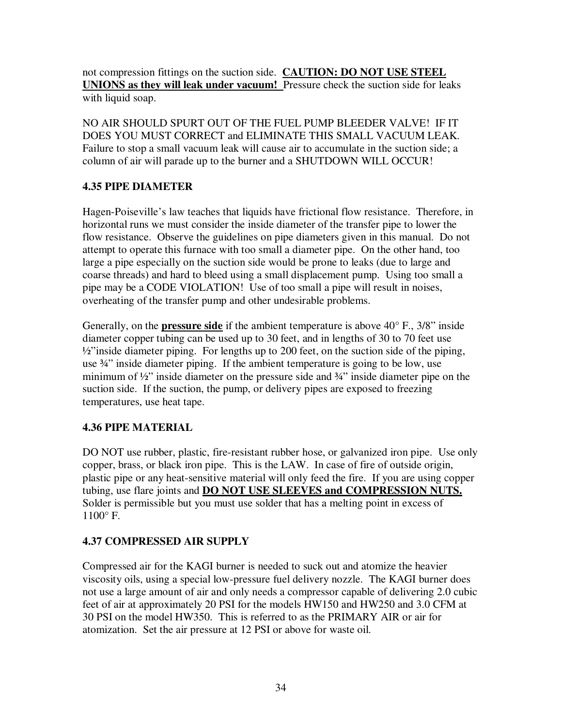not compression fittings on the suction side. **<u>CAUTION: DO NOT USE STEEL UNIONS as they will leak under vacuum!</u>** Pressure check the suction side for leaks with liquid soap.

NO AIR SHOULD SPURT OUT OF THE FUEL PUMP BLEEDER VALVE! IF IT DOES YOU MUST CORRECT and ELIMINATE THIS SMALL VACUUM LEAK. Failure to stop a small vacuum leak will cause air to accumulate in the suction side; a column of air will parade up to the burner and a SHUTDOWN WILL OCCUR!

### 4.35 PIPE DIAMETER

Hagen-Poiseville's law teaches that liquids have frictional flow resistance. Therefore, in horizontal runs we must consider the inside diameter of the transfer pipe to lower the flow resistance. Observe the guidelines on pipe diameters given in this manual. Do not attempt to operate this furnace with too small a diameter pipe. On the other hand, too large a pipe especially on the suction side would be prone to leaks (due to large and coarse threads) and hard to bleed using a small displacement pump. Using too small a pipe may be a CODE VIOLATION! Use of too small a pipe will result in noises, overheating of the transfer pump and other undesirable problems.

Generally, on the **<u>pressure side</u>** if the ambient temperature is above 40° F., 3/8" inside diameter copper tubing can be used up to 30 feet, and in lengths of 30 to 70 feet use ½"inside diameter piping. For lengths up to 200 feet, on the suction side of the piping, use ¾" inside diameter piping. If the ambient temperature is going to be low, use minimum of ½" inside diameter on the pressure side and ¾" inside diameter pipe on the suction side. If the suction, the pump, or delivery pipes are exposed to freezing temperatures, use heat tape.

### 4.36 PIPE MATERIAL

DO NOT use rubber, plastic, fire-resistant rubber hose, or galvanized iron pipe. Use only copper, brass, or black iron pipe. This is the LAW. In case of fire of outside origin, plastic pipe or any heat-sensitive material will only feed the fire. If you are using copper tubing, use flare joints and **<u>DO NOT USE SLEEVES and COMPRESSION NUTS.</u>** Solder is permissible but you must use solder that has a melting point in excess of 1100° F.

### 4.37 COMPRESSED AIR SUPPLY

Compressed air for the KAGI burner is needed to suck out and atomize the heavier viscosity oils, using a special low-pressure fuel delivery nozzle. The KAGI burner does not use a large amount of air and only needs a compressor capable of delivering 2.0 cubic feet of air at approximately 20 PSI for the models HW150 and HW250 and 3.0 CFM at 30 PSI on the model HW350. This is referred to as the PRIMARY AIR or air for atomization. Set the air pressure at 12 PSI or above for waste oil.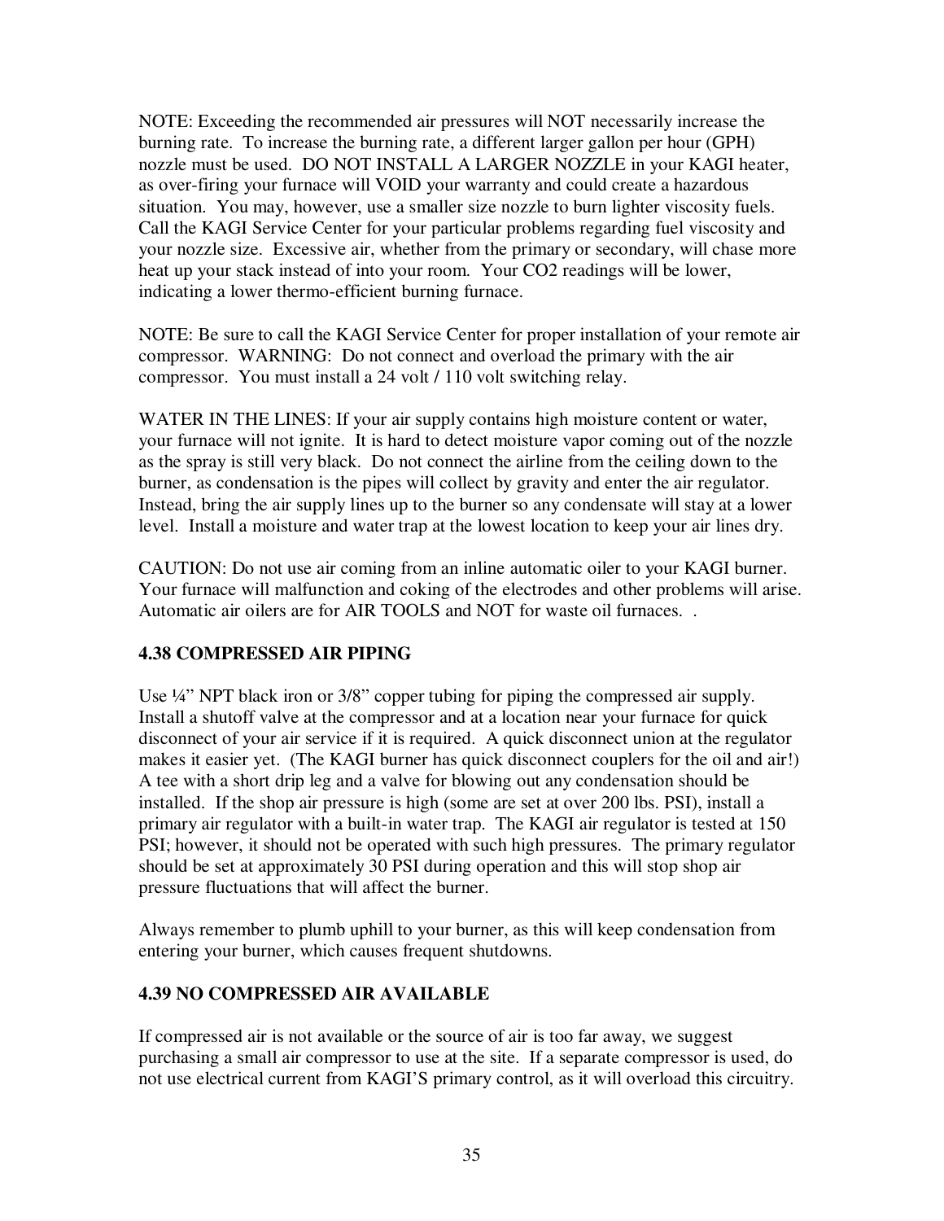NOTE: Exceeding the recommended air pressures will NOT necessarily increase the burning rate. To increase the burning rate, a different larger gallon per hour (GPH) nozzle must be used. DO NOT INSTALL A LARGER NOZZLE in your KAGI heater, as over-firing your furnace will VOID your warranty and could create a hazardous situation. You may, however, use a smaller size nozzle to burn lighter viscosity fuels. Call the KAGI Service Center for your particular problems regarding fuel viscosity and your nozzle size. Excessive air, whether from the primary or secondary, will chase more heat up your stack instead of into your room. Your $CO_2$ readings will be lower, indicating a lower thermo-efficient burning furnace.

NOTE: Be sure to call the KAGI Service Center for proper installation of your remote air compressor. WARNING: Do not connect and overload the primary with the air compressor. You must install a 24 volt / 110 volt switching relay.

WATER IN THE LINES: If your air supply contains high moisture content or water, your furnace will not ignite. It is hard to detect moisture vapor coming out of the nozzle as the spray is still very black. Do not connect the airline from the ceiling down to the burner, as condensation is the pipes will collect by gravity and enter the air regulator. Instead, bring the air supply lines up to the burner so any condensate will stay at a lower level. Install a moisture and water trap at the lowest location to keep your air lines dry.

CAUTION: Do not use air coming from an inline automatic oiler to your KAGI burner. Your furnace will malfunction and coking of the electrodes and other problems will arise. Automatic air oilers are for AIR TOOLS and NOT for waste oil furnaces. .

### 4.38 COMPRESSED AIR PIPING

Use ¼" NPT black iron or 3/8" copper tubing for piping the compressed air supply. Install a shutoff valve at the compressor and at a location near your furnace for quick disconnect of your air service if it is required. A quick disconnect union at the regulator makes it easier yet. (The KAGI burner has quick disconnect couplers for the oil and air!) A tee with a short drip leg and a valve for blowing out any condensation should be installed. If the shop air pressure is high (some are set at over 200 lbs. PSI), install a primary air regulator with a built-in water trap. The KAGI air regulator is tested at 150 PSI; however, it should not be operated with such high pressures. The primary regulator should be set at approximately 30 PSI during operation and this will stop shop air pressure fluctuations that will affect the burner.

Always remember to plumb uphill to your burner, as this will keep condensation from entering your burner, which causes frequent shutdowns.

### 4.39 NO COMPRESSED AIR AVAILABLE

If compressed air is not available or the source of air is too far away, we suggest purchasing a small air compressor to use at the site. If a separate compressor is used, do not use electrical current from KAGI'S primary control, as it will overload this circuitry.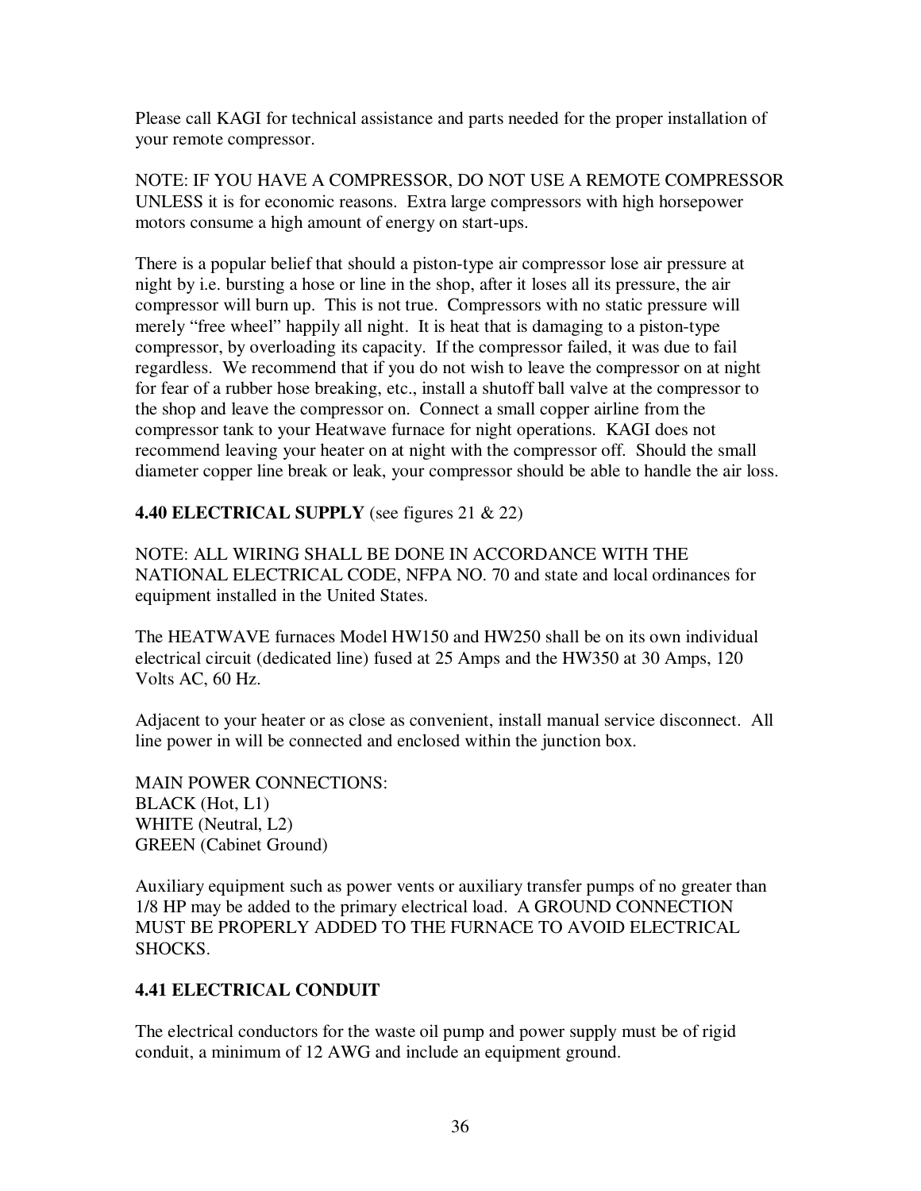Please call KAGI for technical assistance and parts needed for the proper installation of your remote compressor.

NOTE: IF YOU HAVE A COMPRESSOR, DO NOT USE A REMOTE COMPRESSOR UNLESS it is for economic reasons. Extra large compressors with high horsepower motors consume a high amount of energy on start-ups.

There is a popular belief that should a piston-type air compressor lose air pressure at night by i.e. bursting a hose or line in the shop, after it loses all its pressure, the air compressor will burn up. This is not true. Compressors with no static pressure will merely "free wheel" happily all night. It is heat that is damaging to a piston-type compressor, by overloading its capacity. If the compressor failed, it was due to fail regardless. We recommend that if you do not wish to leave the compressor on at night for fear of a rubber hose breaking, etc., install a shutoff ball valve at the compressor to the shop and leave the compressor on. Connect a small copper airline from the compressor tank to your Heatwave furnace for night operations. KAGI does not recommend leaving your heater on at night with the compressor off. Should the small diameter copper line break or leak, your compressor should be able to handle the air loss.

**4.40 ELECTRICAL SUPPLY** (see figures 21 & 22)

NOTE: ALL WIRING SHALL BE DONE IN ACCORDANCE WITH THE NATIONAL ELECTRICAL CODE, NFPA NO. 70 and state and local ordinances for equipment installed in the United States.

The HEATWAVE furnaces Model HW150 and HW250 shall be on its own individual electrical circuit (dedicated line) fused at 25 Amps and the HW350 at 30 Amps, 120 Volts AC, 60 Hz.

Adjacent to your heater or as close as convenient, install manual service disconnect. All line power in will be connected and enclosed within the junction box.

MAIN POWER CONNECTIONS:
BLACK (Hot, L1)
WHITE (Neutral, L2)
GREEN (Cabinet Ground)

Auxiliary equipment such as power vents or auxiliary transfer pumps of no greater than 1/8 HP may be added to the primary electrical load. A GROUND CONNECTION MUST BE PROPERLY ADDED TO THE FURNACE TO AVOID ELECTRICAL SHOCKS.

**4.41 ELECTRICAL CONDUIT**

The electrical conductors for the waste oil pump and power supply must be of rigid conduit, a minimum of 12 AWG and include an equipment ground.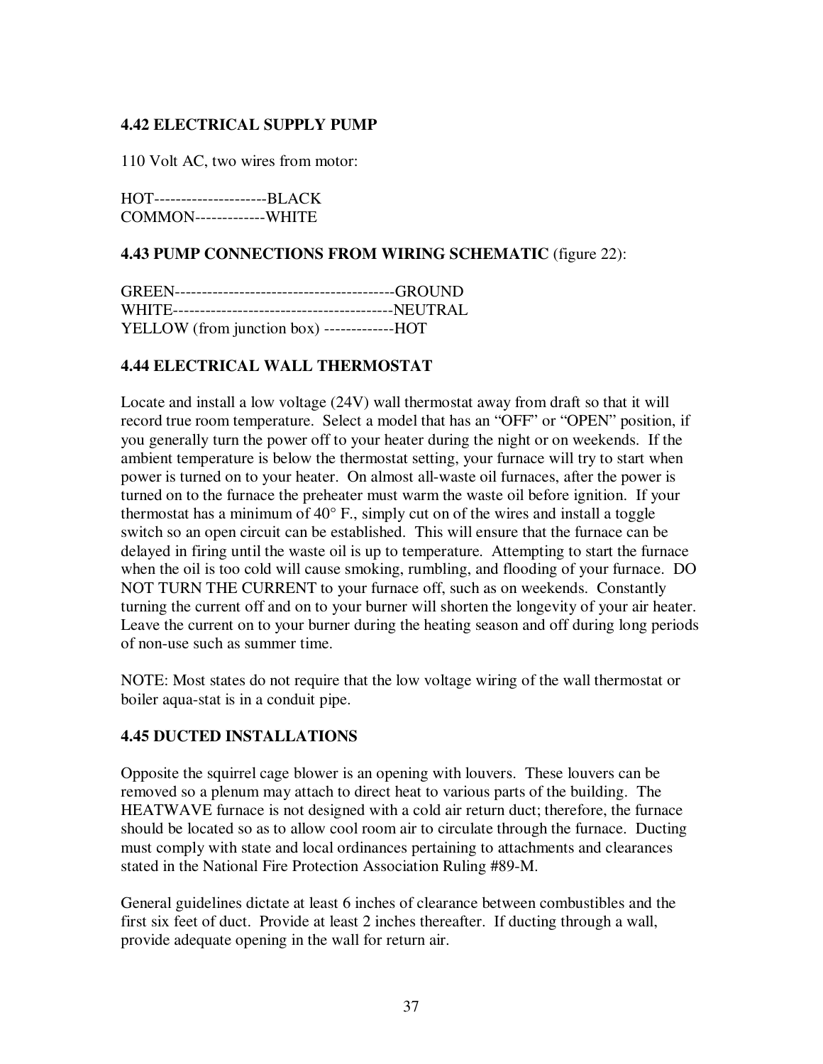### 4.42 ELECTRICAL SUPPLY PUMP

110 Volt AC, two wires from motor:

HOT---------------------BLACK
COMMON-------------WHITE

### 4.43 PUMP CONNECTIONS FROM WIRING SCHEMATIC (figure 22):

GREEN-----------------------------------------GROUND
WHITE-----------------------------------------NEUTRAL
YELLOW (from junction box) -------------HOT

### 4.44 ELECTRICAL WALL THERMOSTAT

Locate and install a low voltage (24V) wall thermostat away from draft so that it will record true room temperature. Select a model that has an "OFF" or "OPEN" position, if you generally turn the power off to your heater during the night or on weekends. If the ambient temperature is below the thermostat setting, your furnace will try to start when power is turned on to your heater. On almost all-waste oil furnaces, after the power is turned on to the furnace the preheater must warm the waste oil before ignition. If your thermostat has a minimum of 40° F., simply cut on of the wires and install a toggle switch so an open circuit can be established. This will ensure that the furnace can be delayed in firing until the waste oil is up to temperature. Attempting to start the furnace when the oil is too cold will cause smoking, rumbling, and flooding of your furnace. DO NOT TURN THE CURRENT to your furnace off, such as on weekends. Constantly turning the current off and on to your burner will shorten the longevity of your air heater. Leave the current on to your burner during the heating season and off during long periods of non-use such as summer time.

NOTE: Most states do not require that the low voltage wiring of the wall thermostat or boiler aqua-stat is in a conduit pipe.

### 4.45 DUCTED INSTALLATIONS

Opposite the squirrel cage blower is an opening with louvers. These louvers can be removed so a plenum may attach to direct heat to various parts of the building. The HEATWAVE furnace is not designed with a cold air return duct; therefore, the furnace should be located so as to allow cool room air to circulate through the furnace. Ducting must comply with state and local ordinances pertaining to attachments and clearances stated in the National Fire Protection Association Ruling #89-M.

General guidelines dictate at least 6 inches of clearance between combustibles and the first six feet of duct. Provide at least 2 inches thereafter. If ducting through a wall, provide adequate opening in the wall for return air.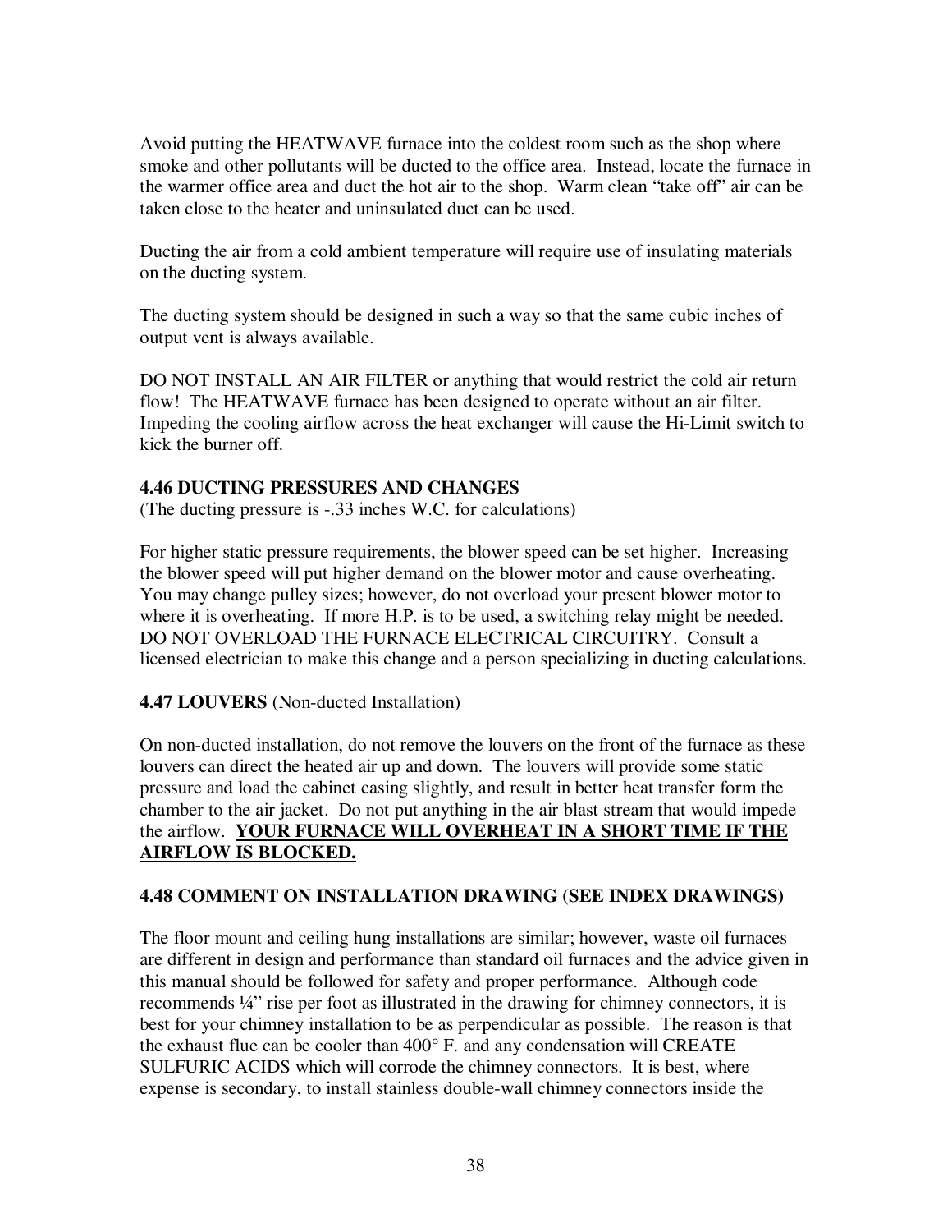Avoid putting the HEATWAVE furnace into the coldest room such as the shop where smoke and other pollutants will be ducted to the office area. Instead, locate the furnace in the warmer office area and duct the hot air to the shop. Warm clean "take off" air can be taken close to the heater and uninsulated duct can be used.

Ducting the air from a cold ambient temperature will require use of insulating materials on the ducting system.

The ducting system should be designed in such a way so that the same cubic inches of output vent is always available.

DO NOT INSTALL AN AIR FILTER or anything that would restrict the cold air return flow! The HEATWAVE furnace has been designed to operate without an air filter. Impeding the cooling airflow across the heat exchanger will cause the Hi-Limit switch to kick the burner off.

**4.46 DUCTING PRESSURES AND CHANGES**
(The ducting pressure is -.33 inches W.C. for calculations)

For higher static pressure requirements, the blower speed can be set higher. Increasing the blower speed will put higher demand on the blower motor and cause overheating. You may change pulley sizes; however, do not overload your present blower motor to where it is overheating. If more H.P. is to be used, a switching relay might be needed. DO NOT OVERLOAD THE FURNACE ELECTRICAL CIRCUITRY. Consult a licensed electrician to make this change and a person specializing in ducting calculations.

**4.47 LOUVERS** (Non-ducted Installation)

On non-ducted installation, do not remove the louvers on the front of the furnace as these louvers can direct the heated air up and down. The louvers will provide some static pressure and load the cabinet casing slightly, and result in better heat transfer form the chamber to the air jacket. Do not put anything in the air blast stream that would impede the airflow. **<u>YOUR FURNACE WILL OVERHEAT IN A SHORT TIME IF THE AIRFLOW IS BLOCKED.</u>**

**4.48 COMMENT ON INSTALLATION DRAWING (SEE INDEX DRAWINGS)**

The floor mount and ceiling hung installations are similar; however, waste oil furnaces are different in design and performance than standard oil furnaces and the advice given in this manual should be followed for safety and proper performance. Although code recommends ¼" rise per foot as illustrated in the drawing for chimney connectors, it is best for your chimney installation to be as perpendicular as possible. The reason is that the exhaust flue can be cooler than 400° F. and any condensation will CREATE SULFURIC ACIDS which will corrode the chimney connectors. It is best, where expense is secondary, to install stainless double-wall chimney connectors inside the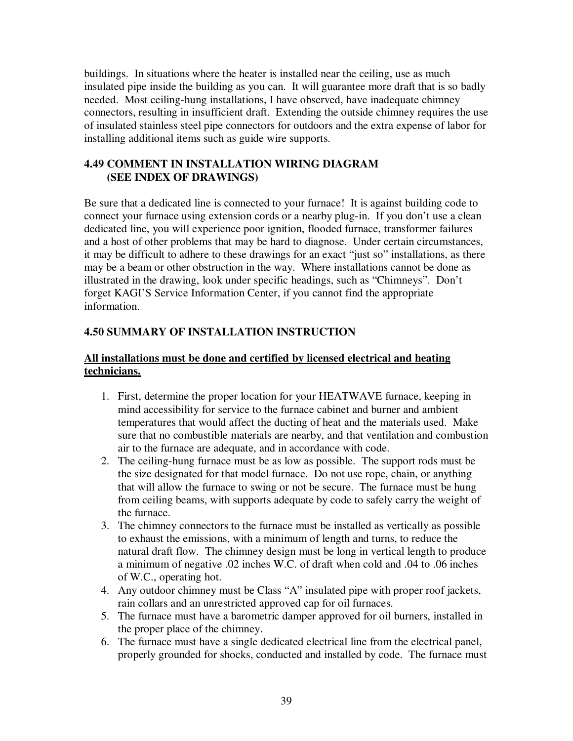buildings. In situations where the heater is installed near the ceiling, use as much insulated pipe inside the building as you can. It will guarantee more draft that is so badly needed. Most ceiling-hung installations, I have observed, have inadequate chimney connectors, resulting in insufficient draft. Extending the outside chimney requires the use of insulated stainless steel pipe connectors for outdoors and the extra expense of labor for installing additional items such as guide wire supports.

### 4.49 COMMENT IN INSTALLATION WIRING DIAGRAM (SEE INDEX OF DRAWINGS)

Be sure that a dedicated line is connected to your furnace! It is against building code to connect your furnace using extension cords or a nearby plug-in. If you don't use a clean dedicated line, you will experience poor ignition, flooded furnace, transformer failures and a host of other problems that may be hard to diagnose. Under certain circumstances, it may be difficult to adhere to these drawings for an exact "just so" installations, as there may be a beam or other obstruction in the way. Where installations cannot be done as illustrated in the drawing, look under specific headings, such as "Chimneys". Don't forget KAGI'S Service Information Center, if you cannot find the appropriate information.

### 4.50 SUMMARY OF INSTALLATION INSTRUCTION

**<u>All installations must be done and certified by licensed electrical and heating technicians.</u>**

1. First, determine the proper location for your HEATWAVE furnace, keeping in mind accessibility for service to the furnace cabinet and burner and ambient temperatures that would affect the ducting of heat and the materials used. Make sure that no combustible materials are nearby, and that ventilation and combustion air to the furnace are adequate, and in accordance with code.
2. The ceiling-hung furnace must be as low as possible. The support rods must be the size designated for that model furnace. Do not use rope, chain, or anything that will allow the furnace to swing or not be secure. The furnace must be hung from ceiling beams, with supports adequate by code to safely carry the weight of the furnace.
3. The chimney connectors to the furnace must be installed as vertically as possible to exhaust the emissions, with a minimum of length and turns, to reduce the natural draft flow. The chimney design must be long in vertical length to produce a minimum of negative .02 inches W.C. of draft when cold and .04 to .06 inches of W.C., operating hot.
4. Any outdoor chimney must be Class "A" insulated pipe with proper roof jackets, rain collars and an unrestricted approved cap for oil furnaces.
5. The furnace must have a barometric damper approved for oil burners, installed in the proper place of the chimney.
6. The furnace must have a single dedicated electrical line from the electrical panel, properly grounded for shocks, conducted and installed by code. The furnace must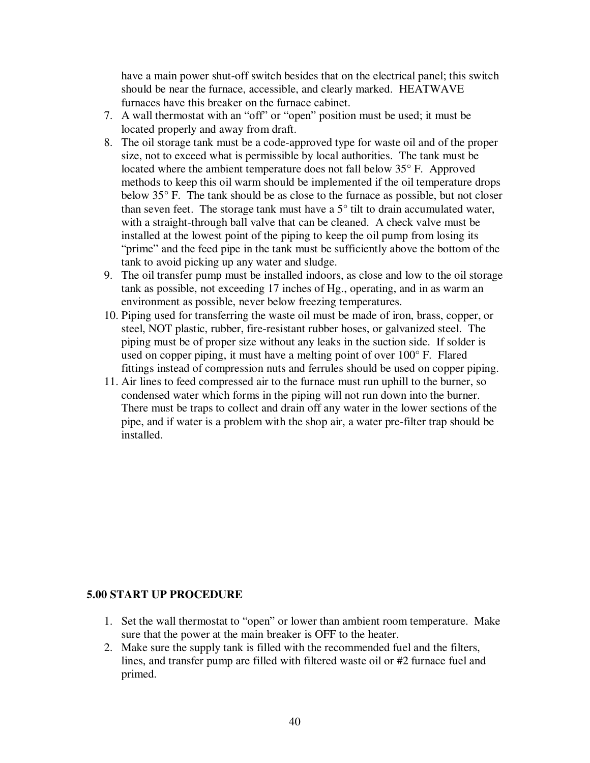have a main power shut-off switch besides that on the electrical panel; this switch should be near the furnace, accessible, and clearly marked. HEATWAVE furnaces have this breaker on the furnace cabinet.

7. A wall thermostat with an "off" or "open" position must be used; it must be located properly and away from draft.
8. The oil storage tank must be a code-approved type for waste oil and of the proper size, not to exceed what is permissible by local authorities. The tank must be located where the ambient temperature does not fall below 35° F. Approved methods to keep this oil warm should be implemented if the oil temperature drops below 35° F. The tank should be as close to the furnace as possible, but not closer than seven feet. The storage tank must have a 5° tilt to drain accumulated water, with a straight-through ball valve that can be cleaned. A check valve must be installed at the lowest point of the piping to keep the oil pump from losing its "prime" and the feed pipe in the tank must be sufficiently above the bottom of the tank to avoid picking up any water and sludge.
9. The oil transfer pump must be installed indoors, as close and low to the oil storage tank as possible, not exceeding 17 inches of Hg., operating, and in as warm an environment as possible, never below freezing temperatures.
10. Piping used for transferring the waste oil must be made of iron, brass, copper, or steel, NOT plastic, rubber, fire-resistant rubber hoses, or galvanized steel. The piping must be of proper size without any leaks in the suction side. If solder is used on copper piping, it must have a melting point of over 100° F. Flared fittings instead of compression nuts and ferrules should be used on copper piping.
11. Air lines to feed compressed air to the furnace must run uphill to the burner, so condensed water which forms in the piping will not run down into the burner. There must be traps to collect and drain off any water in the lower sections of the pipe, and if water is a problem with the shop air, a water pre-filter trap should be installed.

**5.00 START UP PROCEDURE**

1. Set the wall thermostat to "open" or lower than ambient room temperature. Make sure that the power at the main breaker is OFF to the heater.
2. Make sure the supply tank is filled with the recommended fuel and the filters, lines, and transfer pump are filled with filtered waste oil or #2 furnace fuel and primed.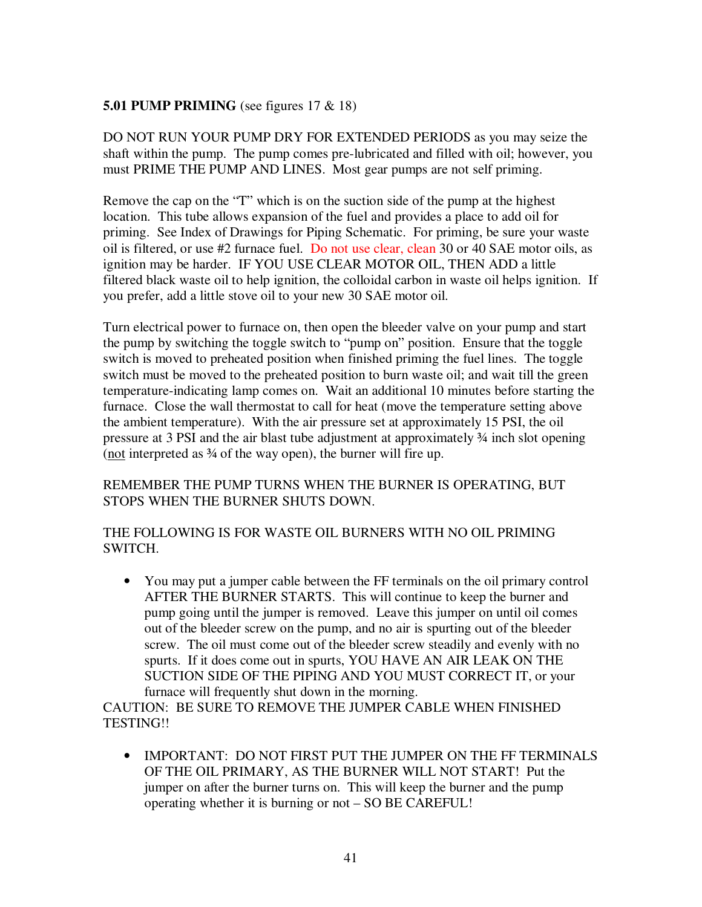**5.01 PUMP PRIMING** (see figures 17 & 18)

DO NOT RUN YOUR PUMP DRY FOR EXTENDED PERIODS as you may seize the shaft within the pump. The pump comes pre-lubricated and filled with oil; however, you must PRIME THE PUMP AND LINES. Most gear pumps are not self priming.

Remove the cap on the "T" which is on the suction side of the pump at the highest location. This tube allows expansion of the fuel and provides a place to add oil for priming. See Index of Drawings for Piping Schematic. For priming, be sure your waste oil is filtered, or use #2 furnace fuel. Do not use clear, clean 30 or 40 SAE motor oils, as ignition may be harder. IF YOU USE CLEAR MOTOR OIL, THEN ADD a little filtered black waste oil to help ignition, the colloidal carbon in waste oil helps ignition. If you prefer, add a little stove oil to your new 30 SAE motor oil.

Turn electrical power to furnace on, then open the bleeder valve on your pump and start the pump by switching the toggle switch to "pump on" position. Ensure that the toggle switch is moved to preheated position when finished priming the fuel lines. The toggle switch must be moved to the preheated position to burn waste oil; and wait till the green temperature-indicating lamp comes on. Wait an additional 10 minutes before starting the furnace. Close the wall thermostat to call for heat (move the temperature setting above the ambient temperature). With the air pressure set at approximately 15 PSI, the oil pressure at 3 PSI and the air blast tube adjustment at approximately ¾ inch slot opening (<u>not</u> interpreted as ¾ of the way open), the burner will fire up.

REMEMBER THE PUMP TURNS WHEN THE BURNER IS OPERATING, BUT STOPS WHEN THE BURNER SHUTS DOWN.

THE FOLLOWING IS FOR WASTE OIL BURNERS WITH NO OIL PRIMING SWITCH.

- You may put a jumper cable between the FF terminals on the oil primary control AFTER THE BURNER STARTS. This will continue to keep the burner and pump going until the jumper is removed. Leave this jumper on until oil comes out of the bleeder screw on the pump, and no air is spurting out of the bleeder screw. The oil must come out of the bleeder screw steadily and evenly with no spurts. If it does come out in spurts, YOU HAVE AN AIR LEAK ON THE SUCTION SIDE OF THE PIPING AND YOU MUST CORRECT IT, or your furnace will frequently shut down in the morning.

CAUTION: BE SURE TO REMOVE THE JUMPER CABLE WHEN FINISHED TESTING!!

- IMPORTANT: DO NOT FIRST PUT THE JUMPER ON THE FF TERMINALS OF THE OIL PRIMARY, AS THE BURNER WILL NOT START! Put the jumper on after the burner turns on. This will keep the burner and the pump operating whether it is burning or not – SO BE CAREFUL!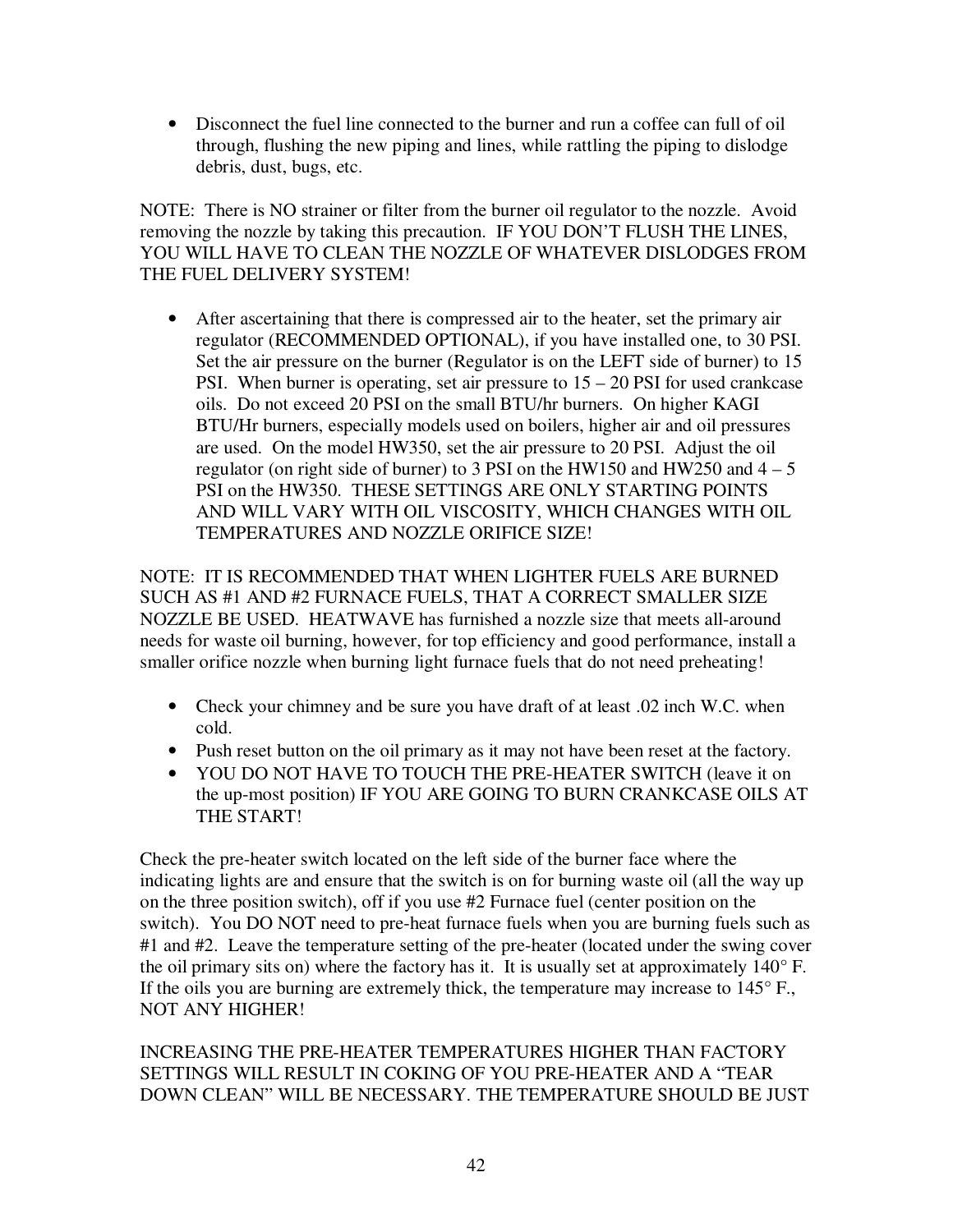- Disconnect the fuel line connected to the burner and run a coffee can full of oil through, flushing the new piping and lines, while rattling the piping to dislodge debris, dust, bugs, etc.

NOTE: There is NO strainer or filter from the burner oil regulator to the nozzle. Avoid removing the nozzle by taking this precaution. IF YOU DON'T FLUSH THE LINES, YOU WILL HAVE TO CLEAN THE NOZZLE OF WHATEVER DISLODGES FROM THE FUEL DELIVERY SYSTEM!

- After ascertaining that there is compressed air to the heater, set the primary air regulator (RECOMMENDED OPTIONAL), if you have installed one, to 30 PSI. Set the air pressure on the burner (Regulator is on the LEFT side of burner) to 15 PSI. When burner is operating, set air pressure to 15 – 20 PSI for used crankcase oils. Do not exceed 20 PSI on the small BTU/hr burners. On higher KAGI BTU/Hr burners, especially models used on boilers, higher air and oil pressures are used. On the model HW350, set the air pressure to 20 PSI. Adjust the oil regulator (on right side of burner) to 3 PSI on the HW150 and HW250 and 4 – 5 PSI on the HW350. THESE SETTINGS ARE ONLY STARTING POINTS AND WILL VARY WITH OIL VISCOSITY, WHICH CHANGES WITH OIL TEMPERATURES AND NOZZLE ORIFICE SIZE!

NOTE: IT IS RECOMMENDED THAT WHEN LIGHTER FUELS ARE BURNED SUCH AS #1 AND #2 FURNACE FUELS, THAT A CORRECT SMALLER SIZE NOZZLE BE USED. HEATWAVE has furnished a nozzle size that meets all-around needs for waste oil burning, however, for top efficiency and good performance, install a smaller orifice nozzle when burning light furnace fuels that do not need preheating!

- Check your chimney and be sure you have draft of at least .02 inch W.C. when cold.
- Push reset button on the oil primary as it may not have been reset at the factory.
- YOU DO NOT HAVE TO TOUCH THE PRE-HEATER SWITCH (leave it on the up-most position) IF YOU ARE GOING TO BURN CRANKCASE OILS AT THE START!

Check the pre-heater switch located on the left side of the burner face where the indicating lights are and ensure that the switch is on for burning waste oil (all the way up on the three position switch), off if you use #2 Furnace fuel (center position on the switch). You DO NOT need to pre-heat furnace fuels when you are burning fuels such as #1 and #2. Leave the temperature setting of the pre-heater (located under the swing cover the oil primary sits on) where the factory has it. It is usually set at approximately 140° F. If the oils you are burning are extremely thick, the temperature may increase to 145° F., NOT ANY HIGHER!

INCREASING THE PRE-HEATER TEMPERATURES HIGHER THAN FACTORY SETTINGS WILL RESULT IN COKING OF YOU PRE-HEATER AND A "TEAR DOWN CLEAN" WILL BE NECESSARY. THE TEMPERATURE SHOULD BE JUST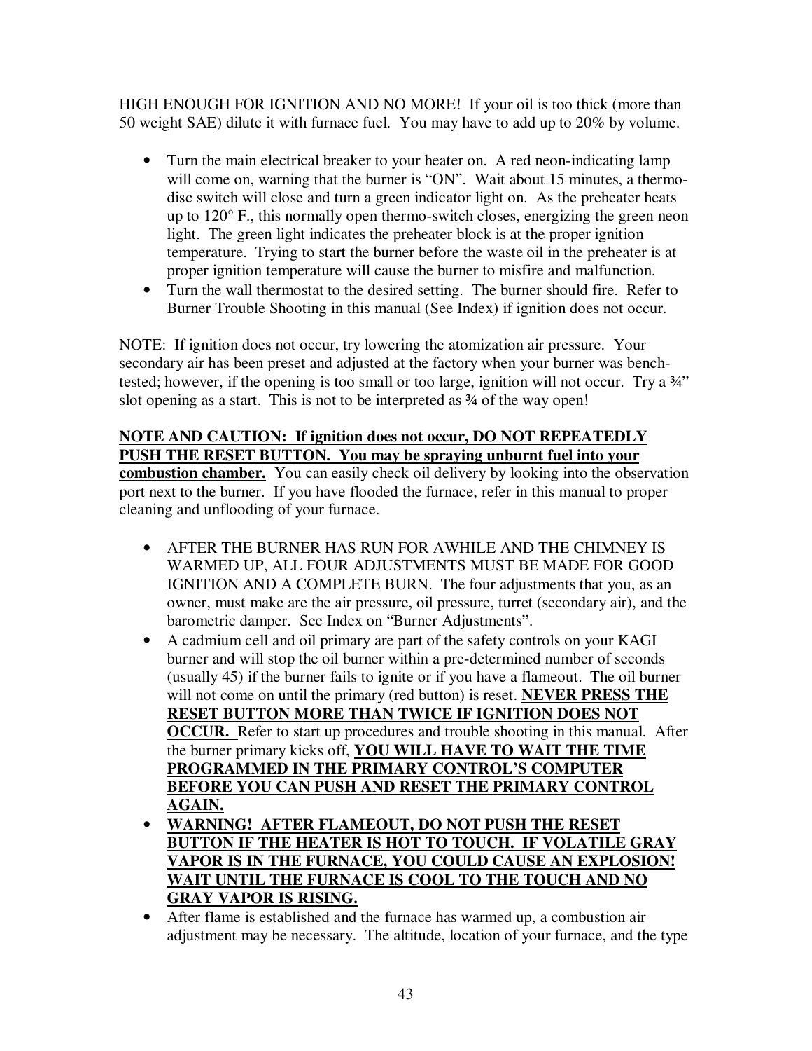HIGH ENOUGH FOR IGNITION AND NO MORE! If your oil is too thick (more than 50 weight SAE) dilute it with furnace fuel. You may have to add up to 20% by volume.

- Turn the main electrical breaker to your heater on. A red neon-indicating lamp will come on, warning that the burner is "ON". Wait about 15 minutes, a thermo-disc switch will close and turn a green indicator light on. As the preheater heats up to 120° F., this normally open thermo-switch closes, energizing the green neon light. The green light indicates the preheater block is at the proper ignition temperature. Trying to start the burner before the waste oil in the preheater is at proper ignition temperature will cause the burner to misfire and malfunction.
- Turn the wall thermostat to the desired setting. The burner should fire. Refer to Burner Trouble Shooting in this manual (See Index) if ignition does not occur.

NOTE: If ignition does not occur, try lowering the atomization air pressure. Your secondary air has been preset and adjusted at the factory when your burner was bench-tested; however, if the opening is too small or too large, ignition will not occur. Try a ¾" slot opening as a start. This is not to be interpreted as ¾ of the way open!

**NOTE AND CAUTION: If ignition does not occur, DO NOT REPEATEDLY PUSH THE RESET BUTTON. You may be spraying unburnt fuel into your combustion chamber.** You can easily check oil delivery by looking into the observation port next to the burner. If you have flooded the furnace, refer in this manual to proper cleaning and unflooding of your furnace.

- AFTER THE BURNER HAS RUN FOR AWHILE AND THE CHIMNEY IS WARMED UP, ALL FOUR ADJUSTMENTS MUST BE MADE FOR GOOD IGNITION AND A COMPLETE BURN. The four adjustments that you, as an owner, must make are the air pressure, oil pressure, turret (secondary air), and the barometric damper. See Index on "Burner Adjustments".
- A cadmium cell and oil primary are part of the safety controls on your KAGI burner and will stop the oil burner within a pre-determined number of seconds (usually 45) if the burner fails to ignite or if you have a flameout. The oil burner will not come on until the primary (red button) is reset. **NEVER PRESS THE RESET BUTTON MORE THAN TWICE IF IGNITION DOES NOT OCCUR.** Refer to start up procedures and trouble shooting in this manual. After the burner primary kicks off, **YOU WILL HAVE TO WAIT THE TIME PROGRAMMED IN THE PRIMARY CONTROL'S COMPUTER BEFORE YOU CAN PUSH AND RESET THE PRIMARY CONTROL AGAIN.**
- **WARNING! AFTER FLAMEOUT, DO NOT PUSH THE RESET BUTTON IF THE HEATER IS HOT TO TOUCH. IF VOLATILE GRAY VAPOR IS IN THE FURNACE, YOU COULD CAUSE AN EXPLOSION! WAIT UNTIL THE FURNACE IS COOL TO THE TOUCH AND NO GRAY VAPOR IS RISING.**
- After flame is established and the furnace has warmed up, a combustion air adjustment may be necessary. The altitude, location of your furnace, and the type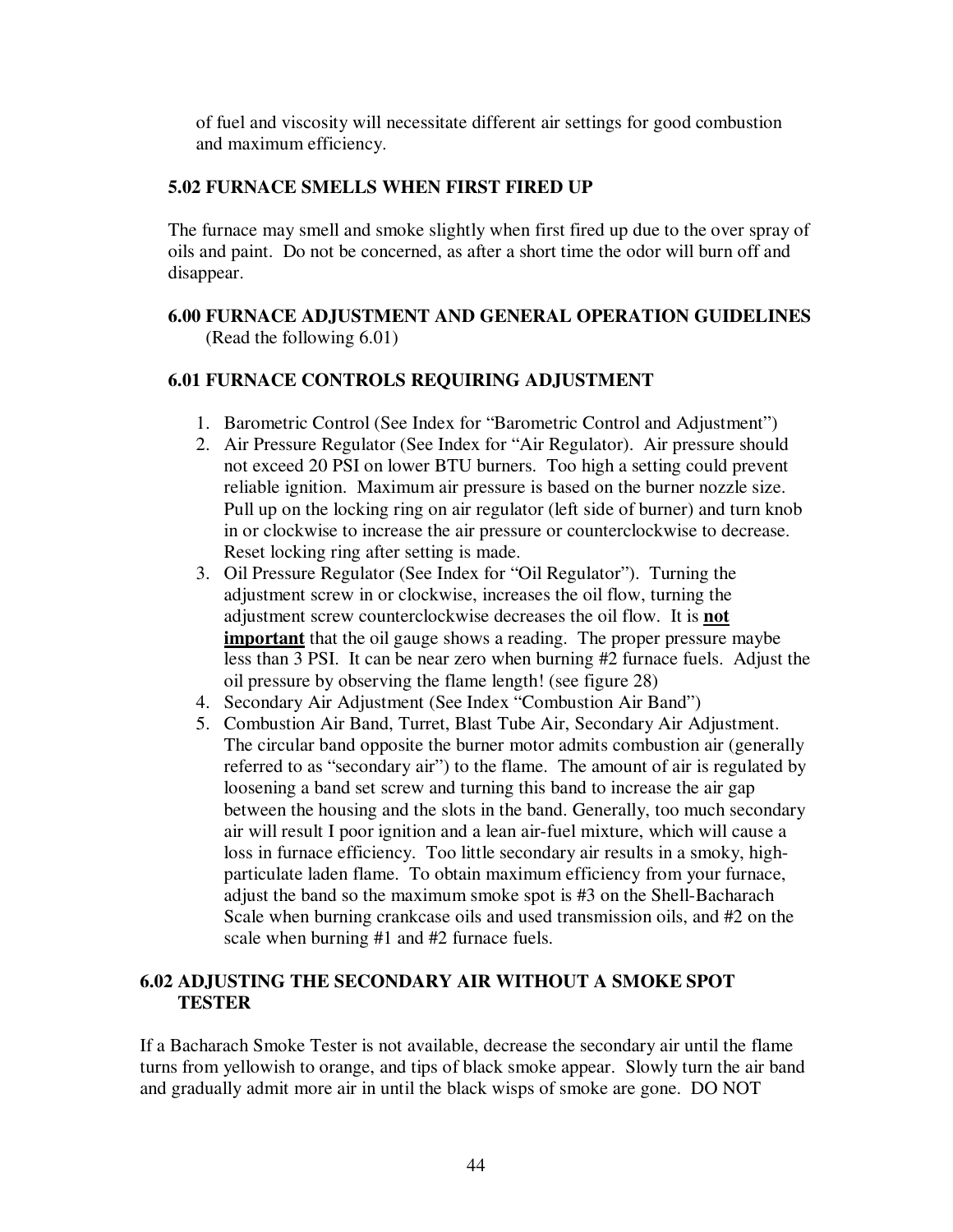of fuel and viscosity will necessitate different air settings for good combustion and maximum efficiency.

### 5.02 FURNACE SMELLS WHEN FIRST FIRED UP

The furnace may smell and smoke slightly when first fired up due to the over spray of oils and paint. Do not be concerned, as after a short time the odor will burn off and disappear.

## 6.00 FURNACE ADJUSTMENT AND GENERAL OPERATION GUIDELINES

(Read the following 6.01)

### 6.01 FURNACE CONTROLS REQUIRING ADJUSTMENT

1. Barometric Control (See Index for "Barometric Control and Adjustment")
2. Air Pressure Regulator (See Index for "Air Regulator). Air pressure should not exceed 20 PSI on lower BTU burners. Too high a setting could prevent reliable ignition. Maximum air pressure is based on the burner nozzle size. Pull up on the locking ring on air regulator (left side of burner) and turn knob in or clockwise to increase the air pressure or counterclockwise to decrease. Reset locking ring after setting is made.
3. Oil Pressure Regulator (See Index for "Oil Regulator"). Turning the adjustment screw in or clockwise, increases the oil flow, turning the adjustment screw counterclockwise decreases the oil flow. It is **<u>not important</u>** that the oil gauge shows a reading. The proper pressure maybe less than 3 PSI. It can be near zero when burning #2 furnace fuels. Adjust the oil pressure by observing the flame length! (see figure 28)
4. Secondary Air Adjustment (See Index "Combustion Air Band")
5. Combustion Air Band, Turret, Blast Tube Air, Secondary Air Adjustment. The circular band opposite the burner motor admits combustion air (generally referred to as "secondary air") to the flame. The amount of air is regulated by loosening a band set screw and turning this band to increase the air gap between the housing and the slots in the band. Generally, too much secondary air will result I poor ignition and a lean air-fuel mixture, which will cause a loss in furnace efficiency. Too little secondary air results in a smoky, high-particulate laden flame. To obtain maximum efficiency from your furnace, adjust the band so the maximum smoke spot is #3 on the Shell-Bacharach Scale when burning crankcase oils and used transmission oils, and #2 on the scale when burning #1 and #2 furnace fuels.

### 6.02 ADJUSTING THE SECONDARY AIR WITHOUT A SMOKE SPOT TESTER

If a Bacharach Smoke Tester is not available, decrease the secondary air until the flame turns from yellowish to orange, and tips of black smoke appear. Slowly turn the air band and gradually admit more air in until the black wisps of smoke are gone. DO NOT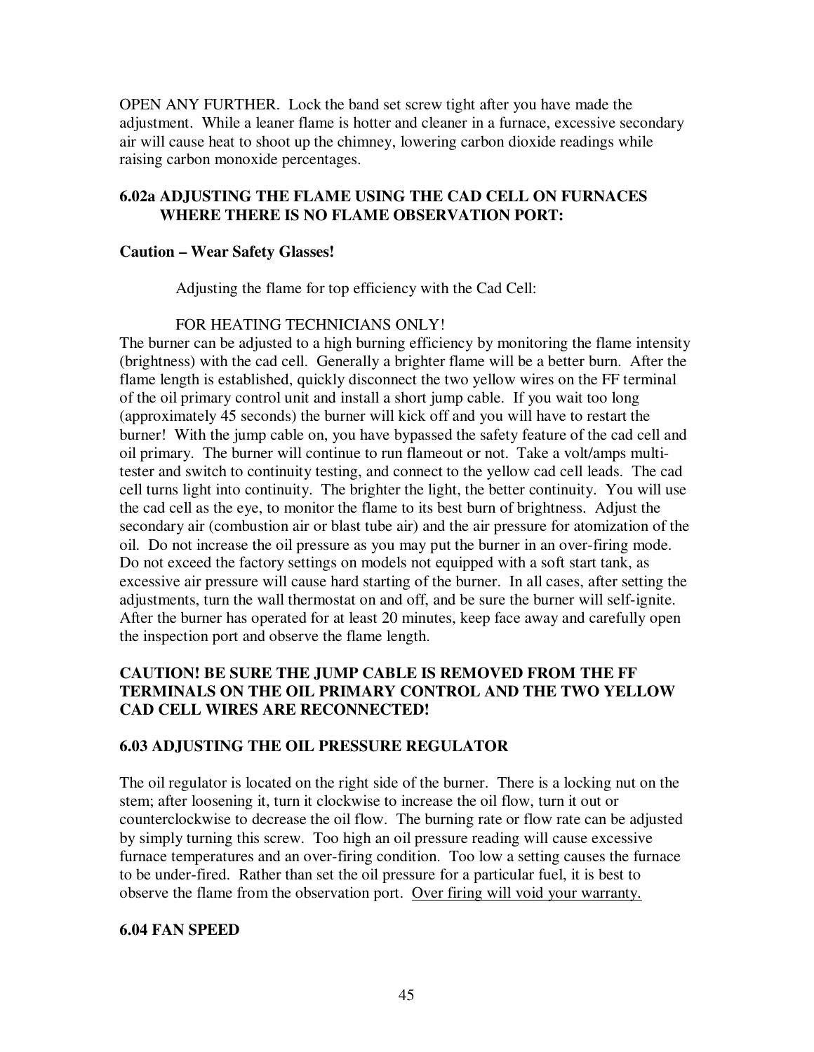OPEN ANY FURTHER. Lock the band set screw tight after you have made the adjustment. While a leaner flame is hotter and cleaner in a furnace, excessive secondary air will cause heat to shoot up the chimney, lowering carbon dioxide readings while raising carbon monoxide percentages.

### 6.02a ADJUSTING THE FLAME USING THE CAD CELL ON FURNACES WHERE THERE IS NO FLAME OBSERVATION PORT:

**Caution – Wear Safety Glasses!**

Adjusting the flame for top efficiency with the Cad Cell:

FOR HEATING TECHNICIANS ONLY!

The burner can be adjusted to a high burning efficiency by monitoring the flame intensity (brightness) with the cad cell. Generally a brighter flame will be a better burn. After the flame length is established, quickly disconnect the two yellow wires on the FF terminal of the oil primary control unit and install a short jump cable. If you wait too long (approximately 45 seconds) the burner will kick off and you will have to restart the burner! With the jump cable on, you have bypassed the safety feature of the cad cell and oil primary. The burner will continue to run flameout or not. Take a volt/amps multi-tester and switch to continuity testing, and connect to the yellow cad cell leads. The cad cell turns light into continuity. The brighter the light, the better continuity. You will use the cad cell as the eye, to monitor the flame to its best burn of brightness. Adjust the secondary air (combustion air or blast tube air) and the air pressure for atomization of the oil. Do not increase the oil pressure as you may put the burner in an over-firing mode. Do not exceed the factory settings on models not equipped with a soft start tank, as excessive air pressure will cause hard starting of the burner. In all cases, after setting the adjustments, turn the wall thermostat on and off, and be sure the burner will self-ignite. After the burner has operated for at least 20 minutes, keep face away and carefully open the inspection port and observe the flame length.

**CAUTION! BE SURE THE JUMP CABLE IS REMOVED FROM THE FF TERMINALS ON THE OIL PRIMARY CONTROL AND THE TWO YELLOW CAD CELL WIRES ARE RECONNECTED!**

### 6.03 ADJUSTING THE OIL PRESSURE REGULATOR

The oil regulator is located on the right side of the burner. There is a locking nut on the stem; after loosening it, turn it clockwise to increase the oil flow, turn it out or counterclockwise to decrease the oil flow. The burning rate or flow rate can be adjusted by simply turning this screw. Too high an oil pressure reading will cause excessive furnace temperatures and an over-firing condition. Too low a setting causes the furnace to be under-fired. Rather than set the oil pressure for a particular fuel, it is best to observe the flame from the observation port. <u>Over firing will void your warranty.</u>

### 6.04 FAN SPEED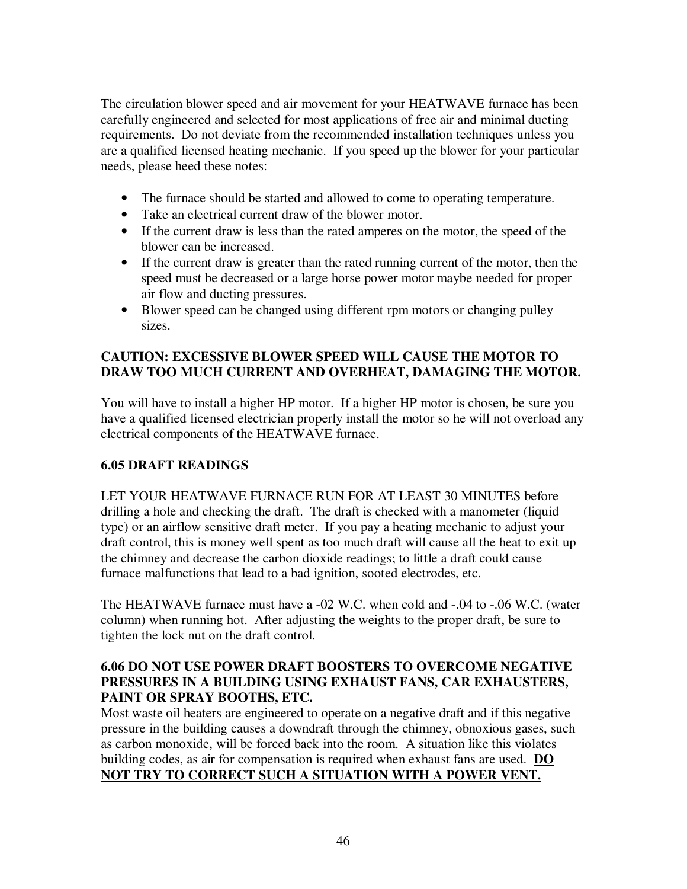The circulation blower speed and air movement for your HEATWAVE furnace has been carefully engineered and selected for most applications of free air and minimal ducting requirements. Do not deviate from the recommended installation techniques unless you are a qualified licensed heating mechanic. If you speed up the blower for your particular needs, please heed these notes:

- The furnace should be started and allowed to come to operating temperature.
- Take an electrical current draw of the blower motor.
- If the current draw is less than the rated amperes on the motor, the speed of the blower can be increased.
- If the current draw is greater than the rated running current of the motor, then the speed must be decreased or a large horse power motor maybe needed for proper air flow and ducting pressures.
- Blower speed can be changed using different rpm motors or changing pulley sizes.

**CAUTION: EXCESSIVE BLOWER SPEED WILL CAUSE THE MOTOR TO DRAW TOO MUCH CURRENT AND OVERHEAT, DAMAGING THE MOTOR.**

You will have to install a higher HP motor. If a higher HP motor is chosen, be sure you have a qualified licensed electrician properly install the motor so he will not overload any electrical components of the HEATWAVE furnace.

### 6.05 DRAFT READINGS

LET YOUR HEATWAVE FURNACE RUN FOR AT LEAST 30 MINUTES before drilling a hole and checking the draft. The draft is checked with a manometer (liquid type) or an airflow sensitive draft meter. If you pay a heating mechanic to adjust your draft control, this is money well spent as too much draft will cause all the heat to exit up the chimney and decrease the carbon dioxide readings; to little a draft could cause furnace malfunctions that lead to a bad ignition, sooted electrodes, etc.

The HEATWAVE furnace must have a -02 W.C. when cold and -.04 to -.06 W.C. (water column) when running hot. After adjusting the weights to the proper draft, be sure to tighten the lock nut on the draft control.

### 6.06 DO NOT USE POWER DRAFT BOOSTERS TO OVERCOME NEGATIVE PRESSURES IN A BUILDING USING EXHAUST FANS, CAR EXHAUSTERS, PAINT OR SPRAY BOOTHS, ETC.

Most waste oil heaters are engineered to operate on a negative draft and if this negative pressure in the building causes a downdraft through the chimney, obnoxious gases, such as carbon monoxide, will be forced back into the room. A situation like this violates building codes, as air for compensation is required when exhaust fans are used. **<u>DO NOT TRY TO CORRECT SUCH A SITUATION WITH A POWER VENT.</u>**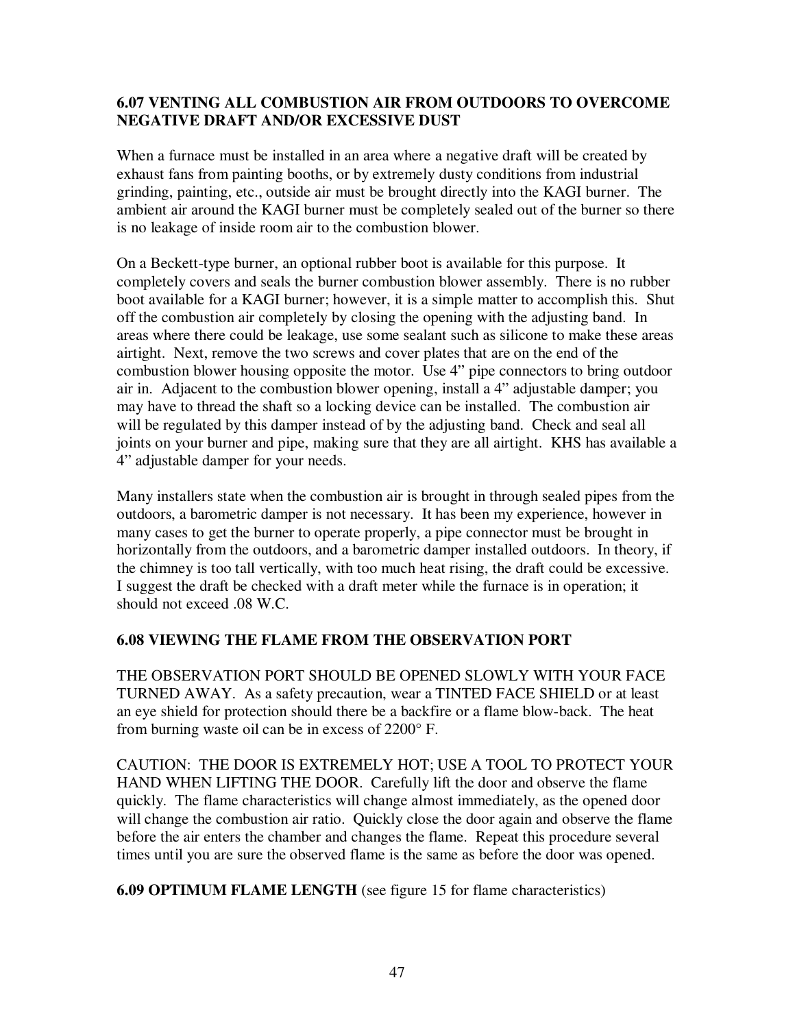## 6.07 VENTING ALL COMBUSTION AIR FROM OUTDOORS TO OVERCOME NEGATIVE DRAFT AND/OR EXCESSIVE DUST

When a furnace must be installed in an area where a negative draft will be created by exhaust fans from painting booths, or by extremely dusty conditions from industrial grinding, painting, etc., outside air must be brought directly into the KAGI burner. The ambient air around the KAGI burner must be completely sealed out of the burner so there is no leakage of inside room air to the combustion blower.

On a Beckett-type burner, an optional rubber boot is available for this purpose. It completely covers and seals the burner combustion blower assembly. There is no rubber boot available for a KAGI burner; however, it is a simple matter to accomplish this. Shut off the combustion air completely by closing the opening with the adjusting band. In areas where there could be leakage, use some sealant such as silicone to make these areas airtight. Next, remove the two screws and cover plates that are on the end of the combustion blower housing opposite the motor. Use 4" pipe connectors to bring outdoor air in. Adjacent to the combustion blower opening, install a 4" adjustable damper; you may have to thread the shaft so a locking device can be installed. The combustion air will be regulated by this damper instead of by the adjusting band. Check and seal all joints on your burner and pipe, making sure that they are all airtight. KHS has available a 4" adjustable damper for your needs.

Many installers state when the combustion air is brought in through sealed pipes from the outdoors, a barometric damper is not necessary. It has been my experience, however in many cases to get the burner to operate properly, a pipe connector must be brought in horizontally from the outdoors, and a barometric damper installed outdoors. In theory, if the chimney is too tall vertically, with too much heat rising, the draft could be excessive. I suggest the draft be checked with a draft meter while the furnace is in operation; it should not exceed .08 W.C.

## 6.08 VIEWING THE FLAME FROM THE OBSERVATION PORT

THE OBSERVATION PORT SHOULD BE OPENED SLOWLY WITH YOUR FACE TURNED AWAY. As a safety precaution, wear a TINTED FACE SHIELD or at least an eye shield for protection should there be a backfire or a flame blow-back. The heat from burning waste oil can be in excess of 2200° F.

CAUTION: THE DOOR IS EXTREMELY HOT; USE A TOOL TO PROTECT YOUR HAND WHEN LIFTING THE DOOR. Carefully lift the door and observe the flame quickly. The flame characteristics will change almost immediately, as the opened door will change the combustion air ratio. Quickly close the door again and observe the flame before the air enters the chamber and changes the flame. Repeat this procedure several times until you are sure the observed flame is the same as before the door was opened.

**6.09 OPTIMUM FLAME LENGTH** (see figure 15 for flame characteristics)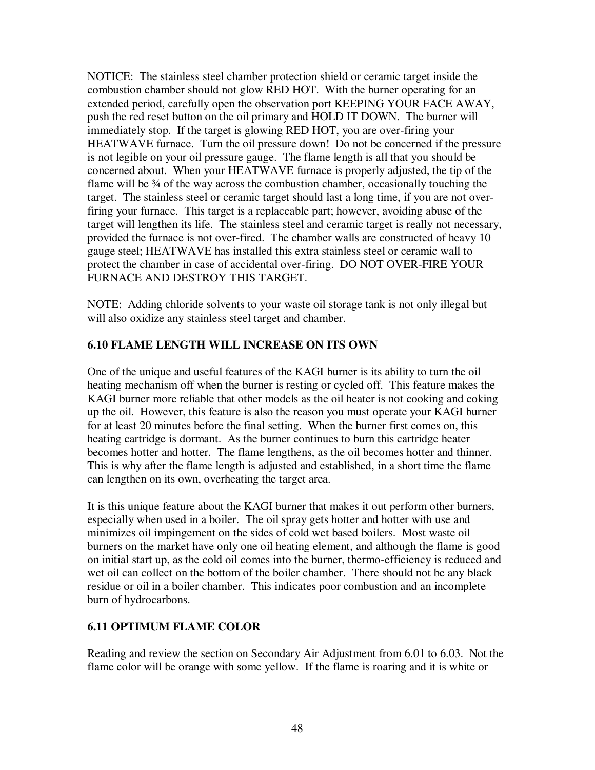NOTICE: The stainless steel chamber protection shield or ceramic target inside the combustion chamber should not glow RED HOT. With the burner operating for an extended period, carefully open the observation port KEEPING YOUR FACE AWAY, push the red reset button on the oil primary and HOLD IT DOWN. The burner will immediately stop. If the target is glowing RED HOT, you are over-firing your HEATWAVE furnace. Turn the oil pressure down! Do not be concerned if the pressure is not legible on your oil pressure gauge. The flame length is all that you should be concerned about. When your HEATWAVE furnace is properly adjusted, the tip of the flame will be ¾ of the way across the combustion chamber, occasionally touching the target. The stainless steel or ceramic target should last a long time, if you are not over-firing your furnace. This target is a replaceable part; however, avoiding abuse of the target will lengthen its life. The stainless steel and ceramic target is really not necessary, provided the furnace is not over-fired. The chamber walls are constructed of heavy 10 gauge steel; HEATWAVE has installed this extra stainless steel or ceramic wall to protect the chamber in case of accidental over-firing. DO NOT OVER-FIRE YOUR FURNACE AND DESTROY THIS TARGET.

NOTE: Adding chloride solvents to your waste oil storage tank is not only illegal but will also oxidize any stainless steel target and chamber.

### 6.10 FLAME LENGTH WILL INCREASE ON ITS OWN

One of the unique and useful features of the KAGI burner is its ability to turn the oil heating mechanism off when the burner is resting or cycled off. This feature makes the KAGI burner more reliable that other models as the oil heater is not cooking and coking up the oil. However, this feature is also the reason you must operate your KAGI burner for at least 20 minutes before the final setting. When the burner first comes on, this heating cartridge is dormant. As the burner continues to burn this cartridge heater becomes hotter and hotter. The flame lengthens, as the oil becomes hotter and thinner. This is why after the flame length is adjusted and established, in a short time the flame can lengthen on its own, overheating the target area.

It is this unique feature about the KAGI burner that makes it out perform other burners, especially when used in a boiler. The oil spray gets hotter and hotter with use and minimizes oil impingement on the sides of cold wet based boilers. Most waste oil burners on the market have only one oil heating element, and although the flame is good on initial start up, as the cold oil comes into the burner, thermo-efficiency is reduced and wet oil can collect on the bottom of the boiler chamber. There should not be any black residue or oil in a boiler chamber. This indicates poor combustion and an incomplete burn of hydrocarbons.

### 6.11 OPTIMUM FLAME COLOR

Reading and review the section on Secondary Air Adjustment from 6.01 to 6.03. Not the flame color will be orange with some yellow. If the flame is roaring and it is white or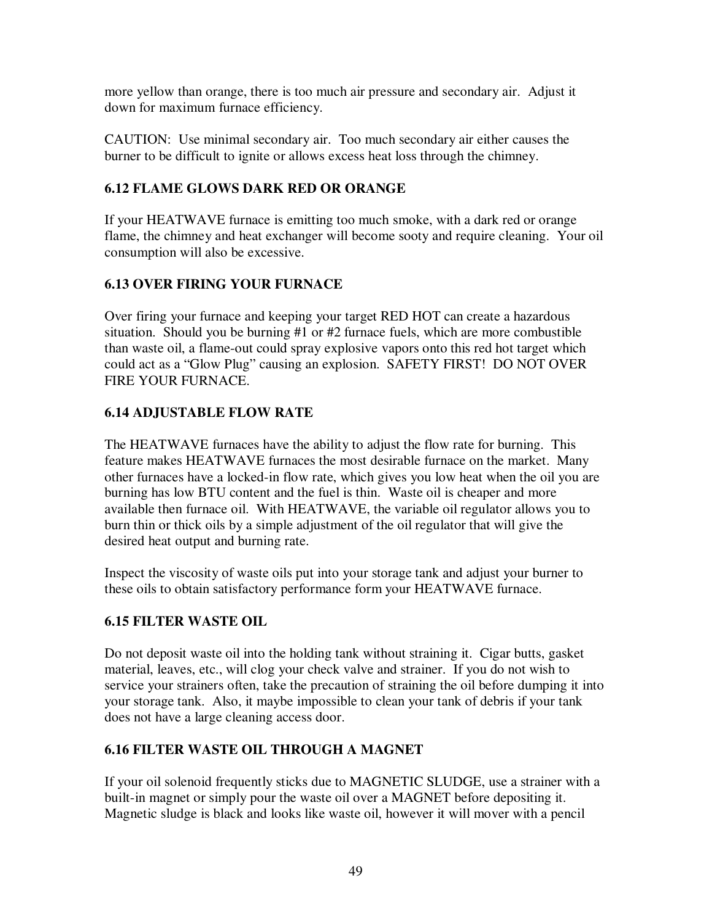more yellow than orange, there is too much air pressure and secondary air. Adjust it down for maximum furnace efficiency.

CAUTION: Use minimal secondary air. Too much secondary air either causes the burner to be difficult to ignite or allows excess heat loss through the chimney.

### 6.12 FLAME GLOWS DARK RED OR ORANGE

If your HEATWAVE furnace is emitting too much smoke, with a dark red or orange flame, the chimney and heat exchanger will become sooty and require cleaning. Your oil consumption will also be excessive.

### 6.13 OVER FIRING YOUR FURNACE

Over firing your furnace and keeping your target RED HOT can create a hazardous situation. Should you be burning #1 or #2 furnace fuels, which are more combustible than waste oil, a flame-out could spray explosive vapors onto this red hot target which could act as a "Glow Plug" causing an explosion. SAFETY FIRST! DO NOT OVER FIRE YOUR FURNACE.

### 6.14 ADJUSTABLE FLOW RATE

The HEATWAVE furnaces have the ability to adjust the flow rate for burning. This feature makes HEATWAVE furnaces the most desirable furnace on the market. Many other furnaces have a locked-in flow rate, which gives you low heat when the oil you are burning has low BTU content and the fuel is thin. Waste oil is cheaper and more available then furnace oil. With HEATWAVE, the variable oil regulator allows you to burn thin or thick oils by a simple adjustment of the oil regulator that will give the desired heat output and burning rate.

Inspect the viscosity of waste oils put into your storage tank and adjust your burner to these oils to obtain satisfactory performance form your HEATWAVE furnace.

### 6.15 FILTER WASTE OIL

Do not deposit waste oil into the holding tank without straining it. Cigar butts, gasket material, leaves, etc., will clog your check valve and strainer. If you do not wish to service your strainers often, take the precaution of straining the oil before dumping it into your storage tank. Also, it maybe impossible to clean your tank of debris if your tank does not have a large cleaning access door.

### 6.16 FILTER WASTE OIL THROUGH A MAGNET

If your oil solenoid frequently sticks due to MAGNETIC SLUDGE, use a strainer with a built-in magnet or simply pour the waste oil over a MAGNET before depositing it. Magnetic sludge is black and looks like waste oil, however it will mover with a pencil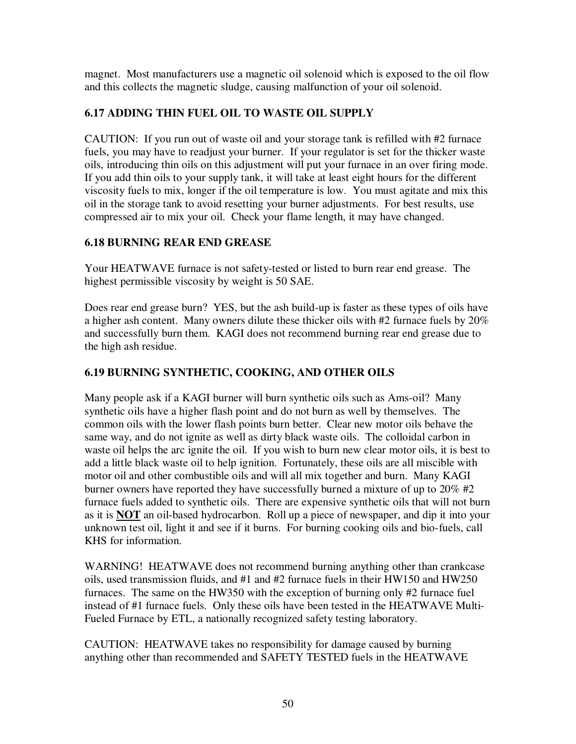magnet. Most manufacturers use a magnetic oil solenoid which is exposed to the oil flow and this collects the magnetic sludge, causing malfunction of your oil solenoid.

### 6.17 ADDING THIN FUEL OIL TO WASTE OIL SUPPLY

CAUTION: If you run out of waste oil and your storage tank is refilled with #2 furnace fuels, you may have to readjust your burner. If your regulator is set for the thicker waste oils, introducing thin oils on this adjustment will put your furnace in an over firing mode. If you add thin oils to your supply tank, it will take at least eight hours for the different viscosity fuels to mix, longer if the oil temperature is low. You must agitate and mix this oil in the storage tank to avoid resetting your burner adjustments. For best results, use compressed air to mix your oil. Check your flame length, it may have changed.

### 6.18 BURNING REAR END GREASE

Your HEATWAVE furnace is not safety-tested or listed to burn rear end grease. The highest permissible viscosity by weight is 50 SAE.

Does rear end grease burn? YES, but the ash build-up is faster as these types of oils have a higher ash content. Many owners dilute these thicker oils with #2 furnace fuels by 20% and successfully burn them. KAGI does not recommend burning rear end grease due to the high ash residue.

### 6.19 BURNING SYNTHETIC, COOKING, AND OTHER OILS

Many people ask if a KAGI burner will burn synthetic oils such as Ams-oil? Many synthetic oils have a higher flash point and do not burn as well by themselves. The common oils with the lower flash points burn better. Clear new motor oils behave the same way, and do not ignite as well as dirty black waste oils. The colloidal carbon in waste oil helps the arc ignite the oil. If you wish to burn new clear motor oils, it is best to add a little black waste oil to help ignition. Fortunately, these oils are all miscible with motor oil and other combustible oils and will all mix together and burn. Many KAGI burner owners have reported they have successfully burned a mixture of up to 20% #2 furnace fuels added to synthetic oils. There are expensive synthetic oils that will not burn as it is <u>**NOT**</u> an oil-based hydrocarbon. Roll up a piece of newspaper, and dip it into your unknown test oil, light it and see if it burns. For burning cooking oils and bio-fuels, call KHS for information.

WARNING! HEATWAVE does not recommend burning anything other than crankcase oils, used transmission fluids, and #1 and #2 furnace fuels in their HW150 and HW250 furnaces. The same on the HW350 with the exception of burning only #2 furnace fuel instead of #1 furnace fuels. Only these oils have been tested in the HEATWAVE Multi-Fueled Furnace by ETL, a nationally recognized safety testing laboratory.

CAUTION: HEATWAVE takes no responsibility for damage caused by burning anything other than recommended and SAFETY TESTED fuels in the HEATWAVE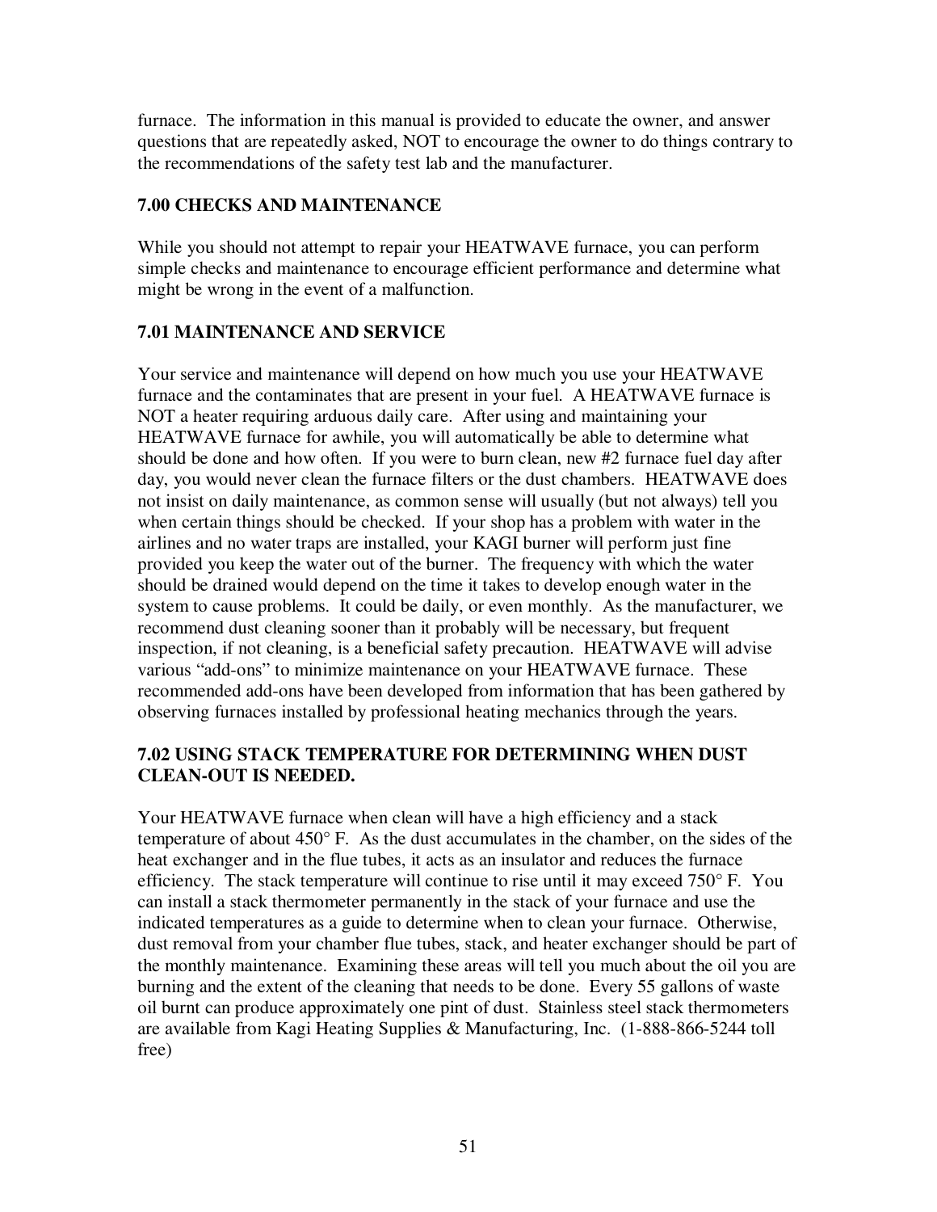furnace. The information in this manual is provided to educate the owner, and answer questions that are repeatedly asked, NOT to encourage the owner to do things contrary to the recommendations of the safety test lab and the manufacturer.

## 7.00 CHECKS AND MAINTENANCE

While you should not attempt to repair your HEATWAVE furnace, you can perform simple checks and maintenance to encourage efficient performance and determine what might be wrong in the event of a malfunction.

## 7.01 MAINTENANCE AND SERVICE

Your service and maintenance will depend on how much you use your HEATWAVE furnace and the contaminates that are present in your fuel. A HEATWAVE furnace is NOT a heater requiring arduous daily care. After using and maintaining your HEATWAVE furnace for awhile, you will automatically be able to determine what should be done and how often. If you were to burn clean, new #2 furnace fuel day after day, you would never clean the furnace filters or the dust chambers. HEATWAVE does not insist on daily maintenance, as common sense will usually (but not always) tell you when certain things should be checked. If your shop has a problem with water in the airlines and no water traps are installed, your KAGI burner will perform just fine provided you keep the water out of the burner. The frequency with which the water should be drained would depend on the time it takes to develop enough water in the system to cause problems. It could be daily, or even monthly. As the manufacturer, we recommend dust cleaning sooner than it probably will be necessary, but frequent inspection, if not cleaning, is a beneficial safety precaution. HEATWAVE will advise various "add-ons" to minimize maintenance on your HEATWAVE furnace. These recommended add-ons have been developed from information that has been gathered by observing furnaces installed by professional heating mechanics through the years.

## 7.02 USING STACK TEMPERATURE FOR DETERMINING WHEN DUST CLEAN-OUT IS NEEDED.

Your HEATWAVE furnace when clean will have a high efficiency and a stack temperature of about 450° F. As the dust accumulates in the chamber, on the sides of the heat exchanger and in the flue tubes, it acts as an insulator and reduces the furnace efficiency. The stack temperature will continue to rise until it may exceed 750° F. You can install a stack thermometer permanently in the stack of your furnace and use the indicated temperatures as a guide to determine when to clean your furnace. Otherwise, dust removal from your chamber flue tubes, stack, and heater exchanger should be part of the monthly maintenance. Examining these areas will tell you much about the oil you are burning and the extent of the cleaning that needs to be done. Every 55 gallons of waste oil burnt can produce approximately one pint of dust. Stainless steel stack thermometers are available from Kagi Heating Supplies & Manufacturing, Inc. (1-888-866-5244 toll free)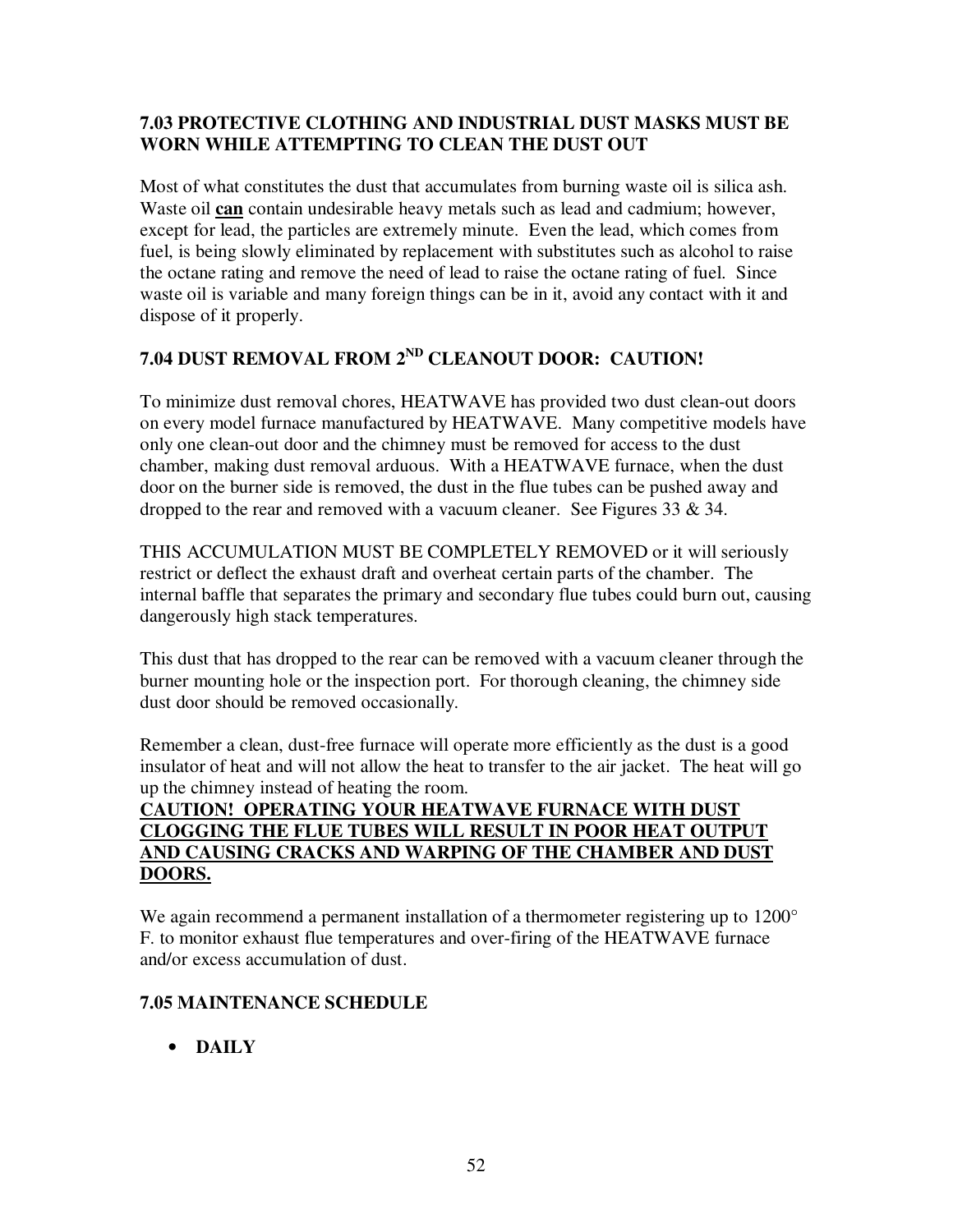### 7.03 PROTECTIVE CLOTHING AND INDUSTRIAL DUST MASKS MUST BE WORN WHILE ATTEMPTING TO CLEAN THE DUST OUT

Most of what constitutes the dust that accumulates from burning waste oil is silica ash. Waste oil **can** contain undesirable heavy metals such as lead and cadmium; however, except for lead, the particles are extremely minute. Even the lead, which comes from fuel, is being slowly eliminated by replacement with substitutes such as alcohol to raise the octane rating and remove the need of lead to raise the octane rating of fuel. Since waste oil is variable and many foreign things can be in it, avoid any contact with it and dispose of it properly.

### 7.04 DUST REMOVAL FROM 2ND CLEANOUT DOOR: CAUTION!

To minimize dust removal chores, HEATWAVE has provided two dust clean-out doors on every model furnace manufactured by HEATWAVE. Many competitive models have only one clean-out door and the chimney must be removed for access to the dust chamber, making dust removal arduous. With a HEATWAVE furnace, when the dust door on the burner side is removed, the dust in the flue tubes can be pushed away and dropped to the rear and removed with a vacuum cleaner. See Figures 33 & 34.

THIS ACCUMULATION MUST BE COMPLETELY REMOVED or it will seriously restrict or deflect the exhaust draft and overheat certain parts of the chamber. The internal baffle that separates the primary and secondary flue tubes could burn out, causing dangerously high stack temperatures.

This dust that has dropped to the rear can be removed with a vacuum cleaner through the burner mounting hole or the inspection port. For thorough cleaning, the chimney side dust door should be removed occasionally.

Remember a clean, dust-free furnace will operate more efficiently as the dust is a good insulator of heat and will not allow the heat to transfer to the air jacket. The heat will go up the chimney instead of heating the room.

**CAUTION! OPERATING YOUR HEATWAVE FURNACE WITH DUST CLOGGING THE FLUE TUBES WILL RESULT IN POOR HEAT OUTPUT AND CAUSING CRACKS AND WARPING OF THE CHAMBER AND DUST DOORS.**

We again recommend a permanent installation of a thermometer registering up to 1200° F. to monitor exhaust flue temperatures and over-firing of the HEATWAVE furnace and/or excess accumulation of dust.

### 7.05 MAINTENANCE SCHEDULE

- **DAILY**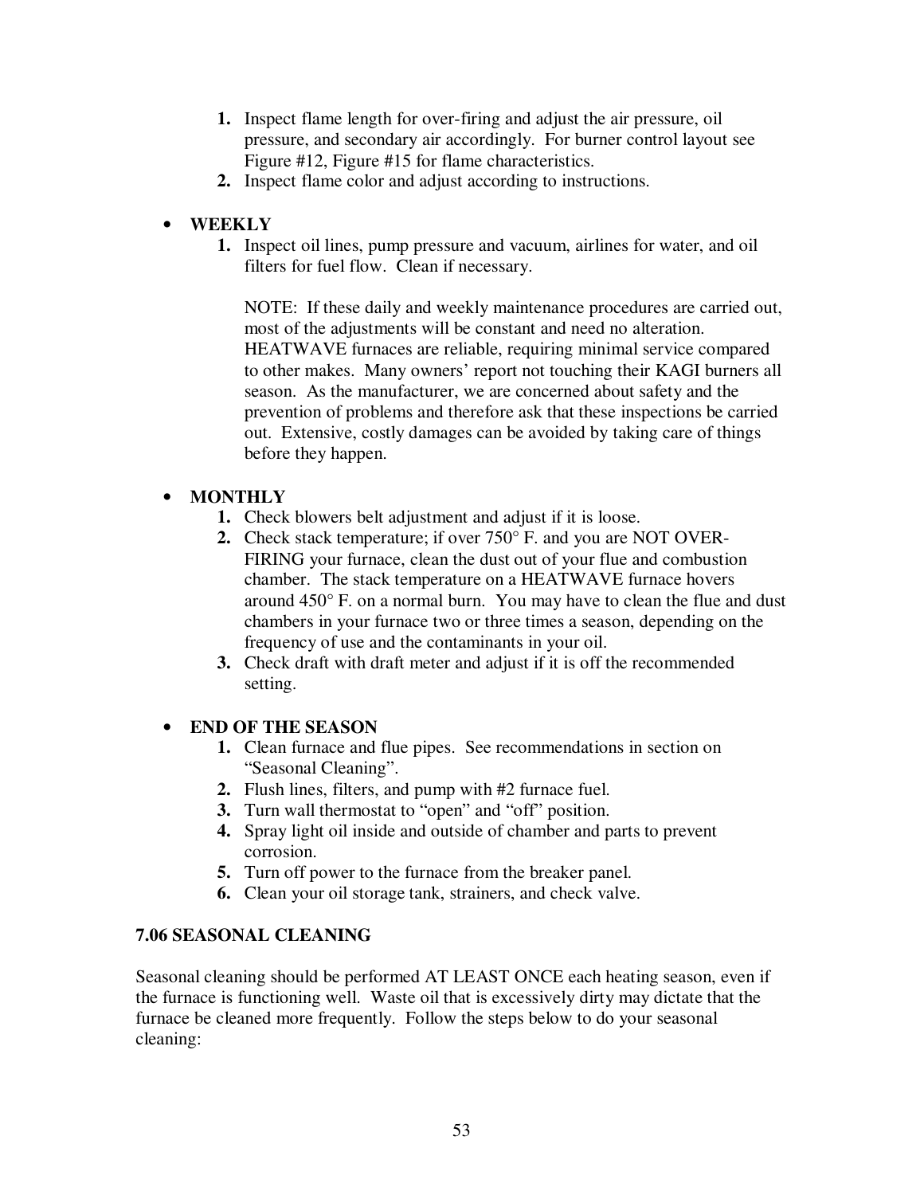1. **1.** Inspect flame length for over-firing and adjust the air pressure, oil pressure, and secondary air accordingly. For burner control layout see Figure #12, Figure #15 for flame characteristics.
2. **2.** Inspect flame color and adjust according to instructions.

- **WEEKLY**
  1. **1.** Inspect oil lines, pump pressure and vacuum, airlines for water, and oil filters for fuel flow. Clean if necessary.

     NOTE: If these daily and weekly maintenance procedures are carried out, most of the adjustments will be constant and need no alteration. HEATWAVE furnaces are reliable, requiring minimal service compared to other makes. Many owners' report not touching their KAGI burners all season. As the manufacturer, we are concerned about safety and the prevention of problems and therefore ask that these inspections be carried out. Extensive, costly damages can be avoided by taking care of things before they happen.

- **MONTHLY**
  1. **1.** Check blowers belt adjustment and adjust if it is loose.
  2. **2.** Check stack temperature; if over 750° F. and you are NOT OVER-FIRING your furnace, clean the dust out of your flue and combustion chamber. The stack temperature on a HEATWAVE furnace hovers around 450° F. on a normal burn. You may have to clean the flue and dust chambers in your furnace two or three times a season, depending on the frequency of use and the contaminants in your oil.
  3. **3.** Check draft with draft meter and adjust if it is off the recommended setting.

- **END OF THE SEASON**
  1. **1.** Clean furnace and flue pipes. See recommendations in section on "Seasonal Cleaning".
  2. **2.** Flush lines, filters, and pump with #2 furnace fuel.
  3. **3.** Turn wall thermostat to "open" and "off" position.
  4. **4.** Spray light oil inside and outside of chamber and parts to prevent corrosion.
  5. **5.** Turn off power to the furnace from the breaker panel.
  6. **6.** Clean your oil storage tank, strainers, and check valve.

### 7.06 SEASONAL CLEANING

Seasonal cleaning should be performed AT LEAST ONCE each heating season, even if the furnace is functioning well. Waste oil that is excessively dirty may dictate that the furnace be cleaned more frequently. Follow the steps below to do your seasonal cleaning: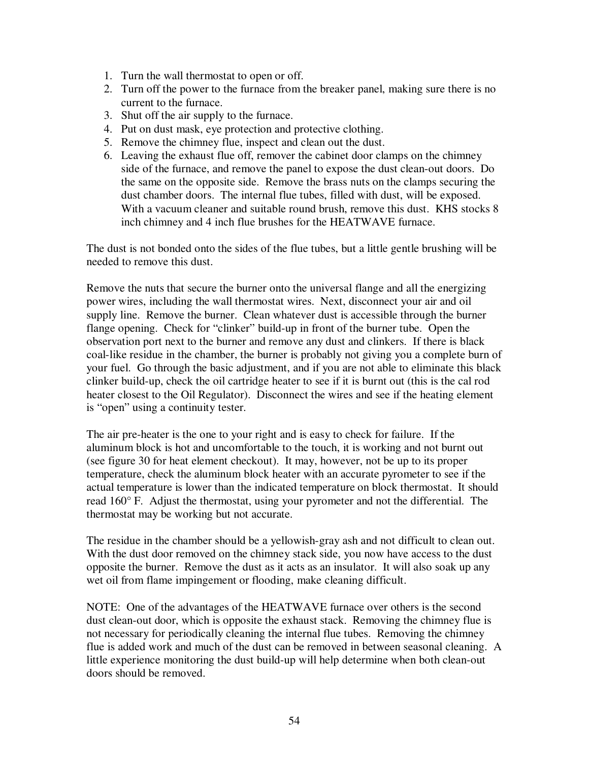1. Turn the wall thermostat to open or off.
2. Turn off the power to the furnace from the breaker panel, making sure there is no current to the furnace.
3. Shut off the air supply to the furnace.
4. Put on dust mask, eye protection and protective clothing.
5. Remove the chimney flue, inspect and clean out the dust.
6. Leaving the exhaust flue off, remover the cabinet door clamps on the chimney side of the furnace, and remove the panel to expose the dust clean-out doors. Do the same on the opposite side. Remove the brass nuts on the clamps securing the dust chamber doors. The internal flue tubes, filled with dust, will be exposed. With a vacuum cleaner and suitable round brush, remove this dust. KHS stocks 8 inch chimney and 4 inch flue brushes for the HEATWAVE furnace.

The dust is not bonded onto the sides of the flue tubes, but a little gentle brushing will be needed to remove this dust.

Remove the nuts that secure the burner onto the universal flange and all the energizing power wires, including the wall thermostat wires. Next, disconnect your air and oil supply line. Remove the burner. Clean whatever dust is accessible through the burner flange opening. Check for "clinker" build-up in front of the burner tube. Open the observation port next to the burner and remove any dust and clinkers. If there is black coal-like residue in the chamber, the burner is probably not giving you a complete burn of your fuel. Go through the basic adjustment, and if you are not able to eliminate this black clinker build-up, check the oil cartridge heater to see if it is burnt out (this is the cal rod heater closest to the Oil Regulator). Disconnect the wires and see if the heating element is "open" using a continuity tester.

The air pre-heater is the one to your right and is easy to check for failure. If the aluminum block is hot and uncomfortable to the touch, it is working and not burnt out (see figure 30 for heat element checkout). It may, however, not be up to its proper temperature, check the aluminum block heater with an accurate pyrometer to see if the actual temperature is lower than the indicated temperature on block thermostat. It should read 160° F. Adjust the thermostat, using your pyrometer and not the differential. The thermostat may be working but not accurate.

The residue in the chamber should be a yellowish-gray ash and not difficult to clean out. With the dust door removed on the chimney stack side, you now have access to the dust opposite the burner. Remove the dust as it acts as an insulator. It will also soak up any wet oil from flame impingement or flooding, make cleaning difficult.

NOTE: One of the advantages of the HEATWAVE furnace over others is the second dust clean-out door, which is opposite the exhaust stack. Removing the chimney flue is not necessary for periodically cleaning the internal flue tubes. Removing the chimney flue is added work and much of the dust can be removed in between seasonal cleaning. A little experience monitoring the dust build-up will help determine when both clean-out doors should be removed.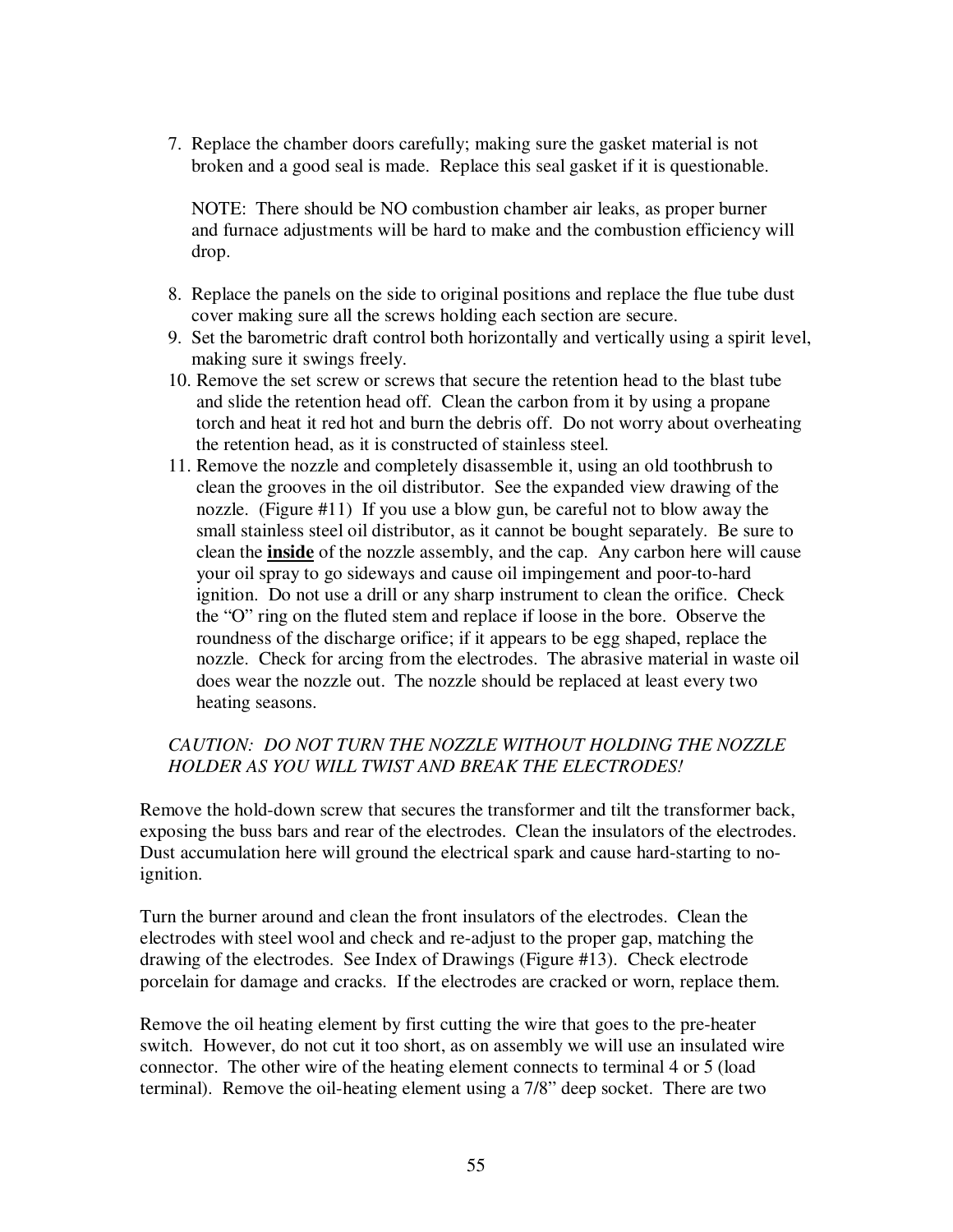7. Replace the chamber doors carefully; making sure the gasket material is not broken and a good seal is made. Replace this seal gasket if it is questionable.

   NOTE: There should be NO combustion chamber air leaks, as proper burner and furnace adjustments will be hard to make and the combustion efficiency will drop.

8. Replace the panels on the side to original positions and replace the flue tube dust cover making sure all the screws holding each section are secure.
9. Set the barometric draft control both horizontally and vertically using a spirit level, making sure it swings freely.
10. Remove the set screw or screws that secure the retention head to the blast tube and slide the retention head off. Clean the carbon from it by using a propane torch and heat it red hot and burn the debris off. Do not worry about overheating the retention head, as it is constructed of stainless steel.
11. Remove the nozzle and completely disassemble it, using an old toothbrush to clean the grooves in the oil distributor. See the expanded view drawing of the nozzle. (Figure #11) If you use a blow gun, be careful not to blow away the small stainless steel oil distributor, as it cannot be bought separately. Be sure to clean the **<u>inside</u>** of the nozzle assembly, and the cap. Any carbon here will cause your oil spray to go sideways and cause oil impingement and poor-to-hard ignition. Do not use a drill or any sharp instrument to clean the orifice. Check the "O" ring on the fluted stem and replace if loose in the bore. Observe the roundness of the discharge orifice; if it appears to be egg shaped, replace the nozzle. Check for arcing from the electrodes. The abrasive material in waste oil does wear the nozzle out. The nozzle should be replaced at least every two heating seasons.

*CAUTION: DO NOT TURN THE NOZZLE WITHOUT HOLDING THE NOZZLE HOLDER AS YOU WILL TWIST AND BREAK THE ELECTRODES!*

Remove the hold-down screw that secures the transformer and tilt the transformer back, exposing the buss bars and rear of the electrodes. Clean the insulators of the electrodes. Dust accumulation here will ground the electrical spark and cause hard-starting to no-ignition.

Turn the burner around and clean the front insulators of the electrodes. Clean the electrodes with steel wool and check and re-adjust to the proper gap, matching the drawing of the electrodes. See Index of Drawings (Figure #13). Check electrode porcelain for damage and cracks. If the electrodes are cracked or worn, replace them.

Remove the oil heating element by first cutting the wire that goes to the pre-heater switch. However, do not cut it too short, as on assembly we will use an insulated wire connector. The other wire of the heating element connects to terminal 4 or 5 (load terminal). Remove the oil-heating element using a 7/8" deep socket. There are two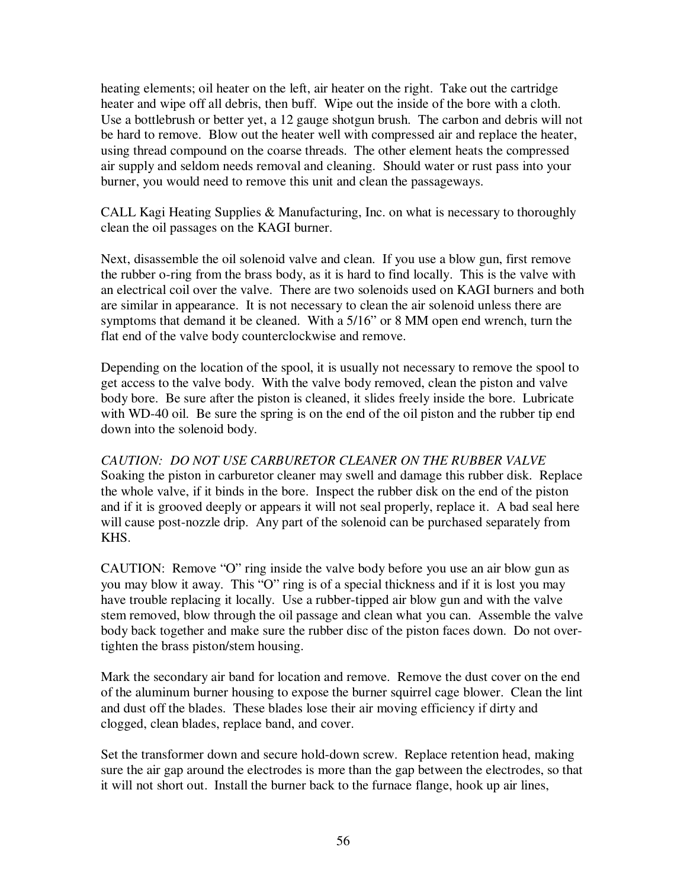heating elements; oil heater on the left, air heater on the right. Take out the cartridge heater and wipe off all debris, then buff. Wipe out the inside of the bore with a cloth. Use a bottlebrush or better yet, a 12 gauge shotgun brush. The carbon and debris will not be hard to remove. Blow out the heater well with compressed air and replace the heater, using thread compound on the coarse threads. The other element heats the compressed air supply and seldom needs removal and cleaning. Should water or rust pass into your burner, you would need to remove this unit and clean the passageways.

CALL Kagi Heating Supplies & Manufacturing, Inc. on what is necessary to thoroughly clean the oil passages on the KAGI burner.

Next, disassemble the oil solenoid valve and clean. If you use a blow gun, first remove the rubber o-ring from the brass body, as it is hard to find locally. This is the valve with an electrical coil over the valve. There are two solenoids used on KAGI burners and both are similar in appearance. It is not necessary to clean the air solenoid unless there are symptoms that demand it be cleaned. With a 5/16" or 8 MM open end wrench, turn the flat end of the valve body counterclockwise and remove.

Depending on the location of the spool, it is usually not necessary to remove the spool to get access to the valve body. With the valve body removed, clean the piston and valve body bore. Be sure after the piston is cleaned, it slides freely inside the bore. Lubricate with WD-40 oil. Be sure the spring is on the end of the oil piston and the rubber tip end down into the solenoid body.

*CAUTION: DO NOT USE CARBURETOR CLEANER ON THE RUBBER VALVE* Soaking the piston in carburetor cleaner may swell and damage this rubber disk. Replace the whole valve, if it binds in the bore. Inspect the rubber disk on the end of the piston and if it is grooved deeply or appears it will not seal properly, replace it. A bad seal here will cause post-nozzle drip. Any part of the solenoid can be purchased separately from KHS.

CAUTION: Remove "O" ring inside the valve body before you use an air blow gun as you may blow it away. This "O" ring is of a special thickness and if it is lost you may have trouble replacing it locally. Use a rubber-tipped air blow gun and with the valve stem removed, blow through the oil passage and clean what you can. Assemble the valve body back together and make sure the rubber disc of the piston faces down. Do not over-tighten the brass piston/stem housing.

Mark the secondary air band for location and remove. Remove the dust cover on the end of the aluminum burner housing to expose the burner squirrel cage blower. Clean the lint and dust off the blades. These blades lose their air moving efficiency if dirty and clogged, clean blades, replace band, and cover.

Set the transformer down and secure hold-down screw. Replace retention head, making sure the air gap around the electrodes is more than the gap between the electrodes, so that it will not short out. Install the burner back to the furnace flange, hook up air lines,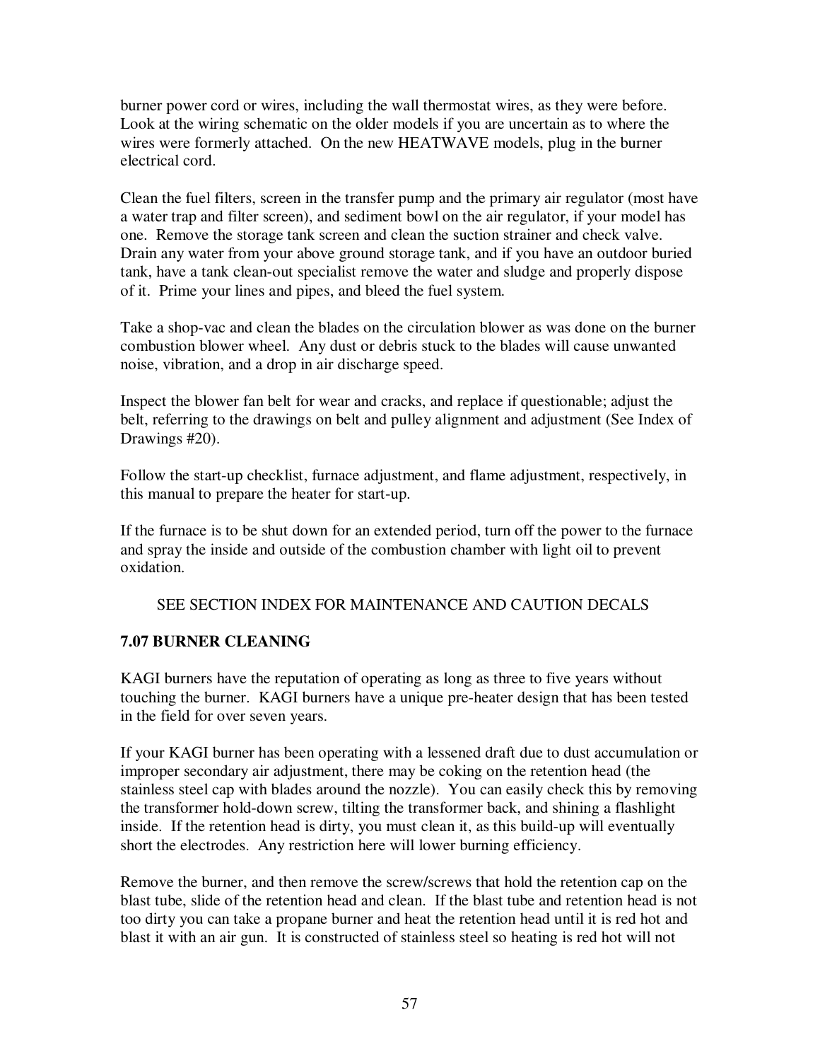burner power cord or wires, including the wall thermostat wires, as they were before. Look at the wiring schematic on the older models if you are uncertain as to where the wires were formerly attached. On the new HEATWAVE models, plug in the burner electrical cord.

Clean the fuel filters, screen in the transfer pump and the primary air regulator (most have a water trap and filter screen), and sediment bowl on the air regulator, if your model has one. Remove the storage tank screen and clean the suction strainer and check valve. Drain any water from your above ground storage tank, and if you have an outdoor buried tank, have a tank clean-out specialist remove the water and sludge and properly dispose of it. Prime your lines and pipes, and bleed the fuel system.

Take a shop-vac and clean the blades on the circulation blower as was done on the burner combustion blower wheel. Any dust or debris stuck to the blades will cause unwanted noise, vibration, and a drop in air discharge speed.

Inspect the blower fan belt for wear and cracks, and replace if questionable; adjust the belt, referring to the drawings on belt and pulley alignment and adjustment (See Index of Drawings #20).

Follow the start-up checklist, furnace adjustment, and flame adjustment, respectively, in this manual to prepare the heater for start-up.

If the furnace is to be shut down for an extended period, turn off the power to the furnace and spray the inside and outside of the combustion chamber with light oil to prevent oxidation.

SEE SECTION INDEX FOR MAINTENANCE AND CAUTION DECALS

### 7.07 BURNER CLEANING

KAGI burners have the reputation of operating as long as three to five years without touching the burner. KAGI burners have a unique pre-heater design that has been tested in the field for over seven years.

If your KAGI burner has been operating with a lessened draft due to dust accumulation or improper secondary air adjustment, there may be coking on the retention head (the stainless steel cap with blades around the nozzle). You can easily check this by removing the transformer hold-down screw, tilting the transformer back, and shining a flashlight inside. If the retention head is dirty, you must clean it, as this build-up will eventually short the electrodes. Any restriction here will lower burning efficiency.

Remove the burner, and then remove the screw/screws that hold the retention cap on the blast tube, slide of the retention head and clean. If the blast tube and retention head is not too dirty you can take a propane burner and heat the retention head until it is red hot and blast it with an air gun. It is constructed of stainless steel so heating is red hot will not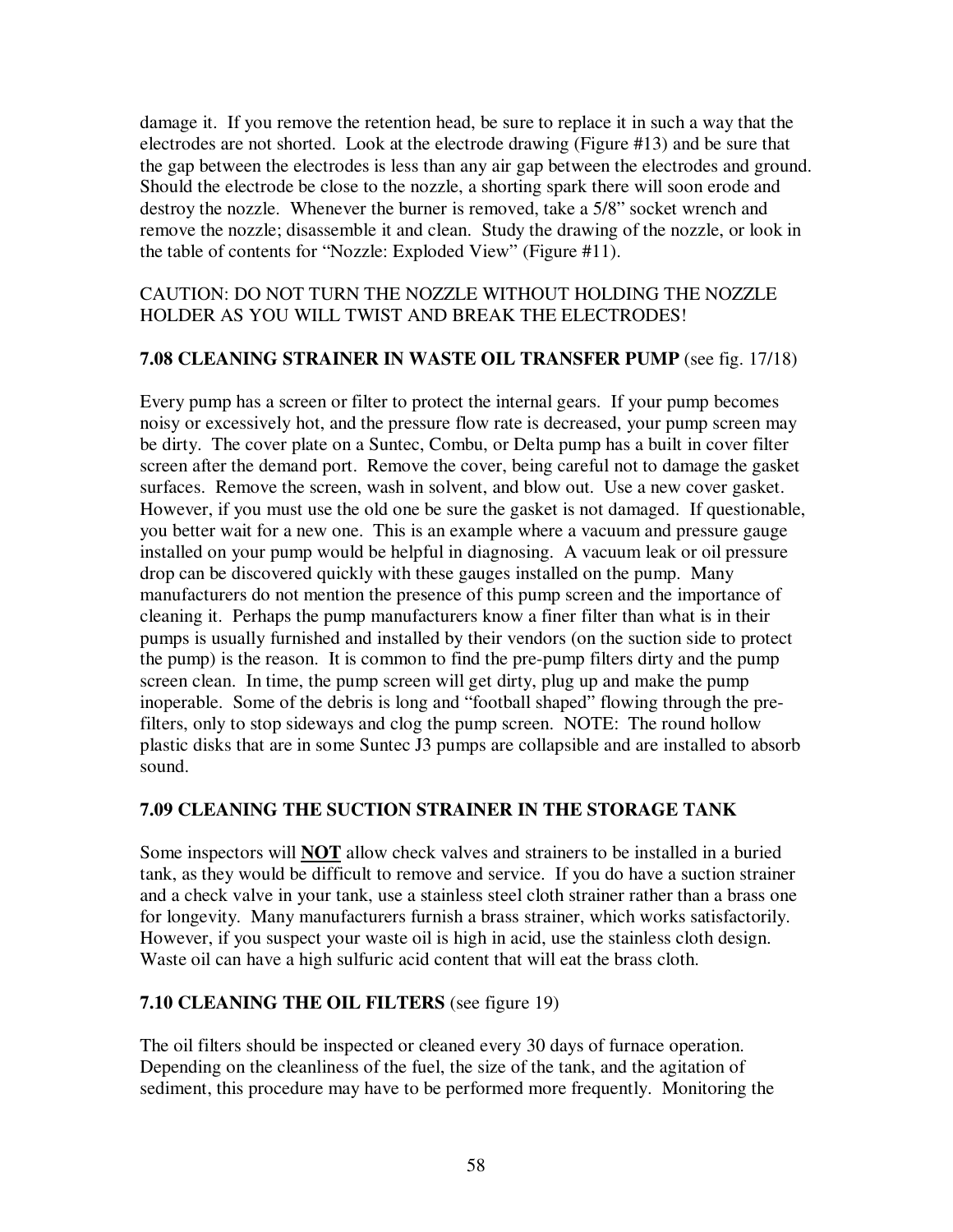damage it. If you remove the retention head, be sure to replace it in such a way that the electrodes are not shorted. Look at the electrode drawing (Figure #13) and be sure that the gap between the electrodes is less than any air gap between the electrodes and ground. Should the electrode be close to the nozzle, a shorting spark there will soon erode and destroy the nozzle. Whenever the burner is removed, take a 5/8" socket wrench and remove the nozzle; disassemble it and clean. Study the drawing of the nozzle, or look in the table of contents for "Nozzle: Exploded View" (Figure #11).

CAUTION: DO NOT TURN THE NOZZLE WITHOUT HOLDING THE NOZZLE HOLDER AS YOU WILL TWIST AND BREAK THE ELECTRODES!

### 7.08 CLEANING STRAINER IN WASTE OIL TRANSFER PUMP (see fig. 17/18)

Every pump has a screen or filter to protect the internal gears. If your pump becomes noisy or excessively hot, and the pressure flow rate is decreased, your pump screen may be dirty. The cover plate on a Suntec, Combu, or Delta pump has a built in cover filter screen after the demand port. Remove the cover, being careful not to damage the gasket surfaces. Remove the screen, wash in solvent, and blow out. Use a new cover gasket. However, if you must use the old one be sure the gasket is not damaged. If questionable, you better wait for a new one. This is an example where a vacuum and pressure gauge installed on your pump would be helpful in diagnosing. A vacuum leak or oil pressure drop can be discovered quickly with these gauges installed on the pump. Many manufacturers do not mention the presence of this pump screen and the importance of cleaning it. Perhaps the pump manufacturers know a finer filter than what is in their pumps is usually furnished and installed by their vendors (on the suction side to protect the pump) is the reason. It is common to find the pre-pump filters dirty and the pump screen clean. In time, the pump screen will get dirty, plug up and make the pump inoperable. Some of the debris is long and "football shaped" flowing through the pre-filters, only to stop sideways and clog the pump screen. NOTE: The round hollow plastic disks that are in some Suntec J3 pumps are collapsible and are installed to absorb sound.

### 7.09 CLEANING THE SUCTION STRAINER IN THE STORAGE TANK

Some inspectors will **NOT** allow check valves and strainers to be installed in a buried tank, as they would be difficult to remove and service. If you do have a suction strainer and a check valve in your tank, use a stainless steel cloth strainer rather than a brass one for longevity. Many manufacturers furnish a brass strainer, which works satisfactorily. However, if you suspect your waste oil is high in acid, use the stainless cloth design. Waste oil can have a high sulfuric acid content that will eat the brass cloth.

### 7.10 CLEANING THE OIL FILTERS (see figure 19)

The oil filters should be inspected or cleaned every 30 days of furnace operation. Depending on the cleanliness of the fuel, the size of the tank, and the agitation of sediment, this procedure may have to be performed more frequently. Monitoring the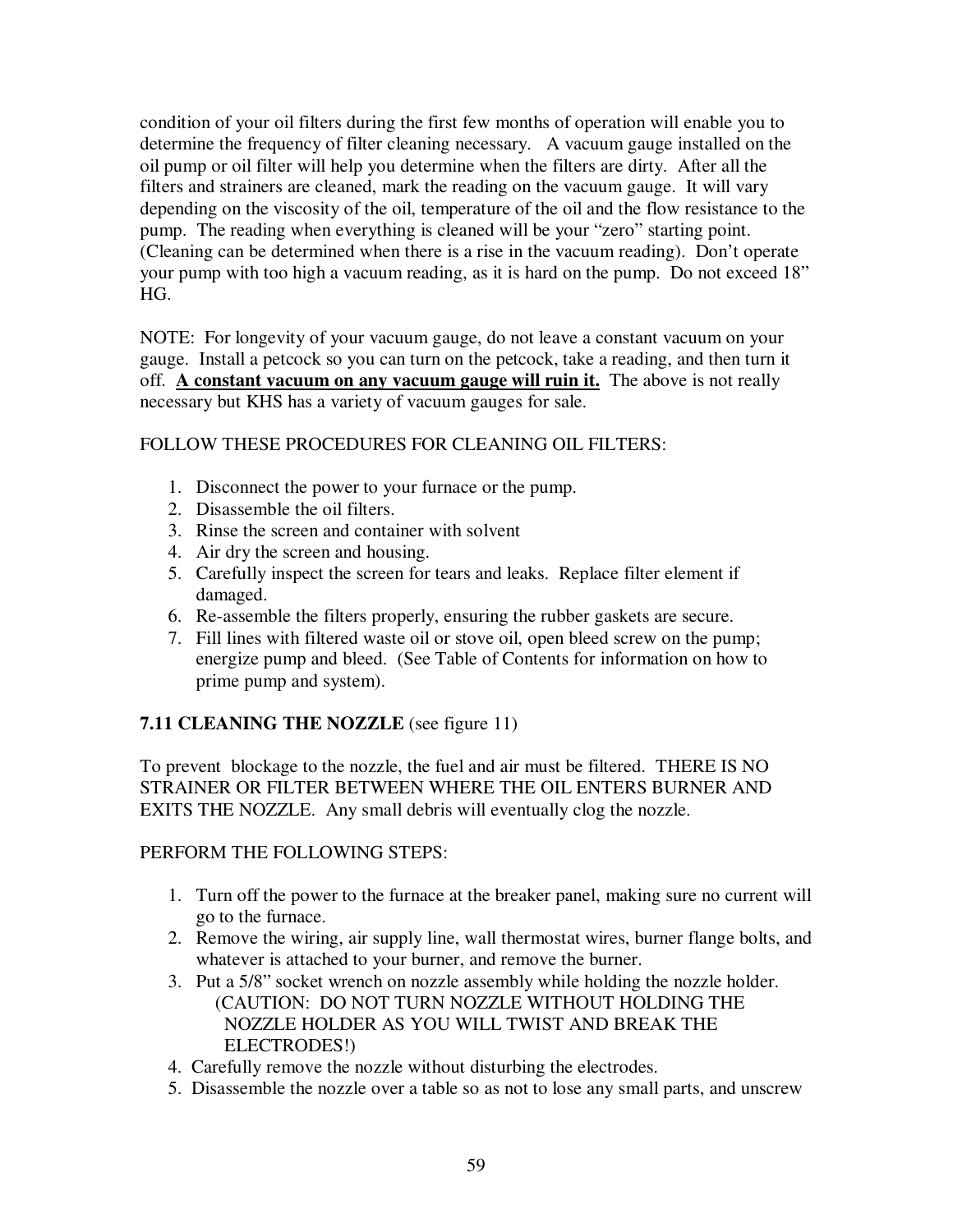condition of your oil filters during the first few months of operation will enable you to determine the frequency of filter cleaning necessary. A vacuum gauge installed on the oil pump or oil filter will help you determine when the filters are dirty. After all the filters and strainers are cleaned, mark the reading on the vacuum gauge. It will vary depending on the viscosity of the oil, temperature of the oil and the flow resistance to the pump. The reading when everything is cleaned will be your "zero" starting point. (Cleaning can be determined when there is a rise in the vacuum reading). Don't operate your pump with too high a vacuum reading, as it is hard on the pump. Do not exceed 18" HG.

NOTE: For longevity of your vacuum gauge, do not leave a constant vacuum on your gauge. Install a petcock so you can turn on the petcock, take a reading, and then turn it off. **A constant vacuum on any vacuum gauge will ruin it.** The above is not really necessary but KHS has a variety of vacuum gauges for sale.

FOLLOW THESE PROCEDURES FOR CLEANING OIL FILTERS:

1. Disconnect the power to your furnace or the pump.
2. Disassemble the oil filters.
3. Rinse the screen and container with solvent
4. Air dry the screen and housing.
5. Carefully inspect the screen for tears and leaks. Replace filter element if damaged.
6. Re-assemble the filters properly, ensuring the rubber gaskets are secure.
7. Fill lines with filtered waste oil or stove oil, open bleed screw on the pump; energize pump and bleed. (See Table of Contents for information on how to prime pump and system).

### 7.11 CLEANING THE NOZZLE (see figure 11)

To prevent blockage to the nozzle, the fuel and air must be filtered. THERE IS NO STRAINER OR FILTER BETWEEN WHERE THE OIL ENTERS BURNER AND EXITS THE NOZZLE. Any small debris will eventually clog the nozzle.

PERFORM THE FOLLOWING STEPS:

1. Turn off the power to the furnace at the breaker panel, making sure no current will go to the furnace.
2. Remove the wiring, air supply line, wall thermostat wires, burner flange bolts, and whatever is attached to your burner, and remove the burner.
3. Put a 5/8" socket wrench on nozzle assembly while holding the nozzle holder.
   (CAUTION: DO NOT TURN NOZZLE WITHOUT HOLDING THE NOZZLE HOLDER AS YOU WILL TWIST AND BREAK THE ELECTRODES!)
4. Carefully remove the nozzle without disturbing the electrodes.
5. Disassemble the nozzle over a table so as not to lose any small parts, and unscrew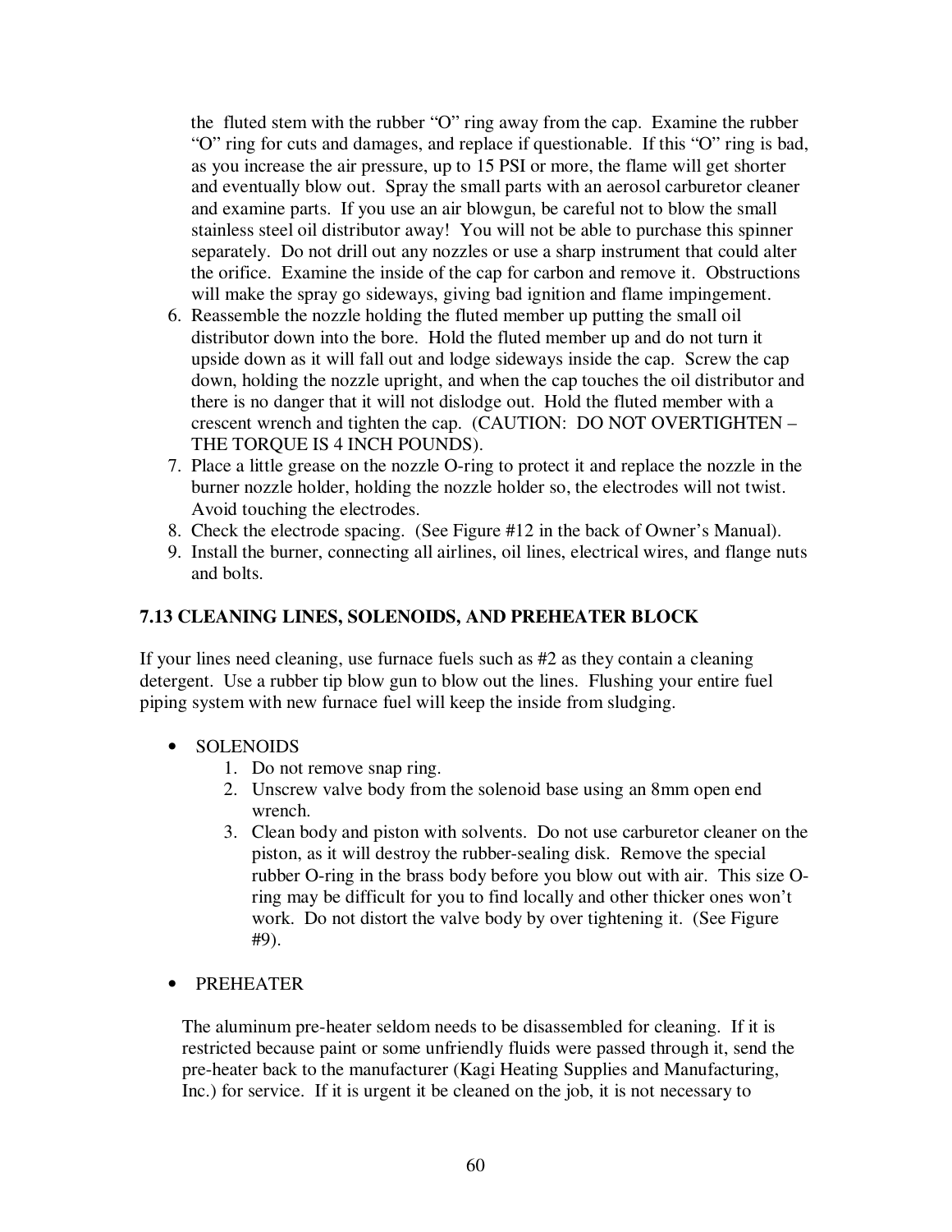the fluted stem with the rubber "O" ring away from the cap. Examine the rubber "O" ring for cuts and damages, and replace if questionable. If this "O" ring is bad, as you increase the air pressure, up to 15 PSI or more, the flame will get shorter and eventually blow out. Spray the small parts with an aerosol carburetor cleaner and examine parts. If you use an air blowgun, be careful not to blow the small stainless steel oil distributor away! You will not be able to purchase this spinner separately. Do not drill out any nozzles or use a sharp instrument that could alter the orifice. Examine the inside of the cap for carbon and remove it. Obstructions will make the spray go sideways, giving bad ignition and flame impingement.

6. Reassemble the nozzle holding the fluted member up putting the small oil distributor down into the bore. Hold the fluted member up and do not turn it upside down as it will fall out and lodge sideways inside the cap. Screw the cap down, holding the nozzle upright, and when the cap touches the oil distributor and there is no danger that it will not dislodge out. Hold the fluted member with a crescent wrench and tighten the cap. (CAUTION: DO NOT OVERTIGHTEN – THE TORQUE IS 4 INCH POUNDS).
7. Place a little grease on the nozzle O-ring to protect it and replace the nozzle in the burner nozzle holder, holding the nozzle holder so, the electrodes will not twist. Avoid touching the electrodes.
8. Check the electrode spacing. (See Figure #12 in the back of Owner's Manual).
9. Install the burner, connecting all airlines, oil lines, electrical wires, and flange nuts and bolts.

### 7.13 CLEANING LINES, SOLENOIDS, AND PREHEATER BLOCK

If your lines need cleaning, use furnace fuels such as #2 as they contain a cleaning detergent. Use a rubber tip blow gun to blow out the lines. Flushing your entire fuel piping system with new furnace fuel will keep the inside from sludging.

- SOLENOIDS
  1. Do not remove snap ring.
  2. Unscrew valve body from the solenoid base using an 8mm open end wrench.
  3. Clean body and piston with solvents. Do not use carburetor cleaner on the piston, as it will destroy the rubber-sealing disk. Remove the special rubber O-ring in the brass body before you blow out with air. This size O-ring may be difficult for you to find locally and other thicker ones won't work. Do not distort the valve body by over tightening it. (See Figure #9).

- PREHEATER

  The aluminum pre-heater seldom needs to be disassembled for cleaning. If it is restricted because paint or some unfriendly fluids were passed through it, send the pre-heater back to the manufacturer (Kagi Heating Supplies and Manufacturing, Inc.) for service. If it is urgent it be cleaned on the job, it is not necessary to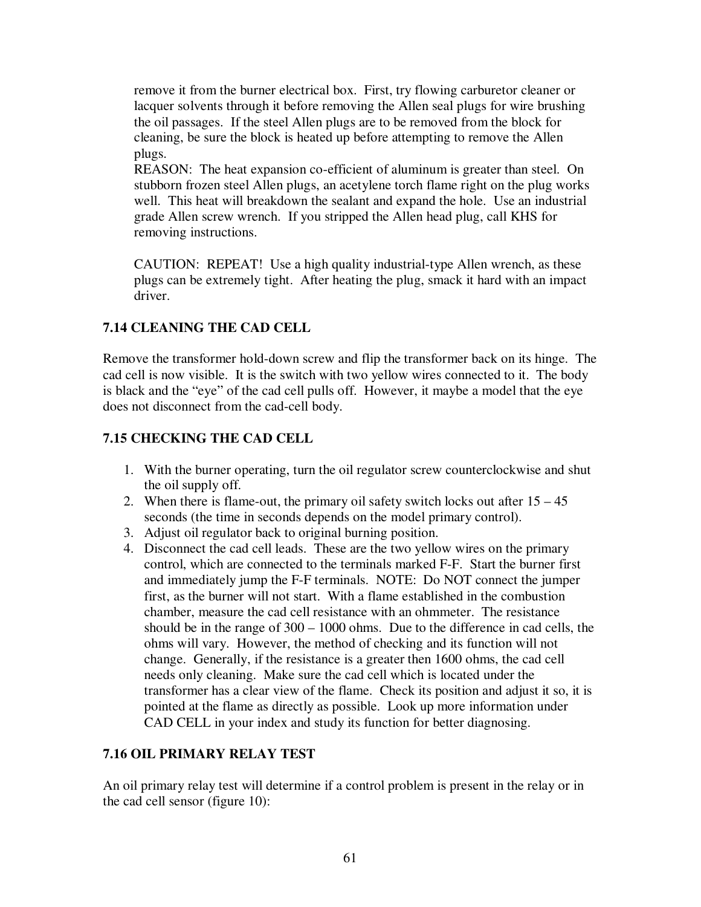remove it from the burner electrical box. First, try flowing carburetor cleaner or lacquer solvents through it before removing the Allen seal plugs for wire brushing the oil passages. If the steel Allen plugs are to be removed from the block for cleaning, be sure the block is heated up before attempting to remove the Allen plugs.

REASON: The heat expansion co-efficient of aluminum is greater than steel. On stubborn frozen steel Allen plugs, an acetylene torch flame right on the plug works well. This heat will breakdown the sealant and expand the hole. Use an industrial grade Allen screw wrench. If you stripped the Allen head plug, call KHS for removing instructions.

CAUTION: REPEAT! Use a high quality industrial-type Allen wrench, as these plugs can be extremely tight. After heating the plug, smack it hard with an impact driver.

### 7.14 CLEANING THE CAD CELL

Remove the transformer hold-down screw and flip the transformer back on its hinge. The cad cell is now visible. It is the switch with two yellow wires connected to it. The body is black and the "eye" of the cad cell pulls off. However, it maybe a model that the eye does not disconnect from the cad-cell body.

### 7.15 CHECKING THE CAD CELL

1. With the burner operating, turn the oil regulator screw counterclockwise and shut the oil supply off.
2. When there is flame-out, the primary oil safety switch locks out after 15 – 45 seconds (the time in seconds depends on the model primary control).
3. Adjust oil regulator back to original burning position.
4. Disconnect the cad cell leads. These are the two yellow wires on the primary control, which are connected to the terminals marked F-F. Start the burner first and immediately jump the F-F terminals. NOTE: Do NOT connect the jumper first, as the burner will not start. With a flame established in the combustion chamber, measure the cad cell resistance with an ohmmeter. The resistance should be in the range of 300 – 1000 ohms. Due to the difference in cad cells, the ohms will vary. However, the method of checking and its function will not change. Generally, if the resistance is a greater then 1600 ohms, the cad cell needs only cleaning. Make sure the cad cell which is located under the transformer has a clear view of the flame. Check its position and adjust it so, it is pointed at the flame as directly as possible. Look up more information under CAD CELL in your index and study its function for better diagnosing.

### 7.16 OIL PRIMARY RELAY TEST

An oil primary relay test will determine if a control problem is present in the relay or in the cad cell sensor (figure 10):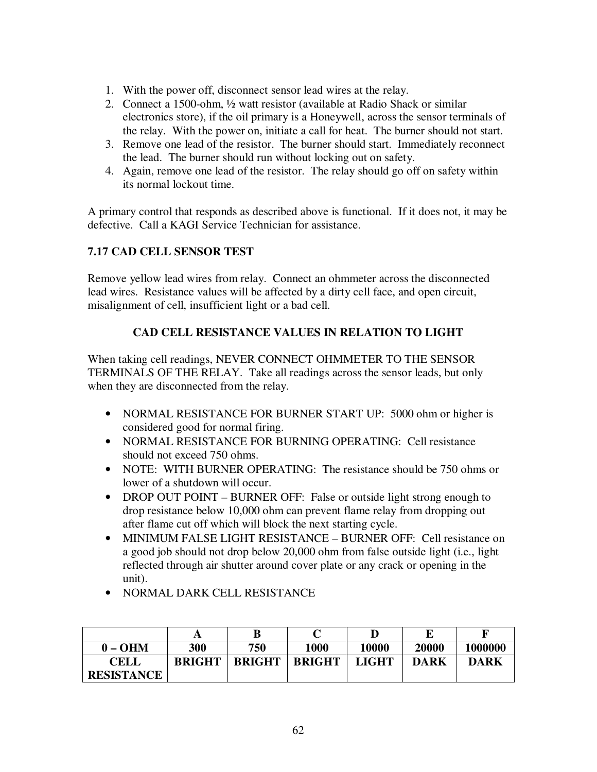1. With the power off, disconnect sensor lead wires at the relay.
2. Connect a 1500-ohm, ½ watt resistor (available at Radio Shack or similar electronics store), if the oil primary is a Honeywell, across the sensor terminals of the relay. With the power on, initiate a call for heat. The burner should not start.
3. Remove one lead of the resistor. The burner should start. Immediately reconnect the lead. The burner should run without locking out on safety.
4. Again, remove one lead of the resistor. The relay should go off on safety within its normal lockout time.

A primary control that responds as described above is functional. If it does not, it may be defective. Call a KAGI Service Technician for assistance.

### 7.17 CAD CELL SENSOR TEST

Remove yellow lead wires from relay. Connect an ohmmeter across the disconnected lead wires. Resistance values will be affected by a dirty cell face, and open circuit, misalignment of cell, insufficient light or a bad cell.

#### CAD CELL RESISTANCE VALUES IN RELATION TO LIGHT

When taking cell readings, NEVER CONNECT OHMMETER TO THE SENSOR TERMINALS OF THE RELAY. Take all readings across the sensor leads, but only when they are disconnected from the relay.

- NORMAL RESISTANCE FOR BURNER START UP: 5000 ohm or higher is considered good for normal firing.
- NORMAL RESISTANCE FOR BURNING OPERATING: Cell resistance should not exceed 750 ohms.
- NOTE: WITH BURNER OPERATING: The resistance should be 750 ohms or lower of a shutdown will occur.
- DROP OUT POINT – BURNER OFF: False or outside light strong enough to drop resistance below 10,000 ohm can prevent flame relay from dropping out after flame cut off which will block the next starting cycle.
- MINIMUM FALSE LIGHT RESISTANCE – BURNER OFF: Cell resistance on a good job should not drop below 20,000 ohm from false outside light (i.e., light reflected through air shutter around cover plate or any crack or opening in the unit).
- NORMAL DARK CELL RESISTANCE

| | A | B | C | D | E | F |
|---|---|---|---|---|---|---|
| **0 – OHM** | **300** | **750** | **1000** | **10000** | **20000** | **1000000** |
| **CELL RESISTANCE** | **BRIGHT** | **BRIGHT** | **BRIGHT** | **LIGHT** | **DARK** | **DARK** |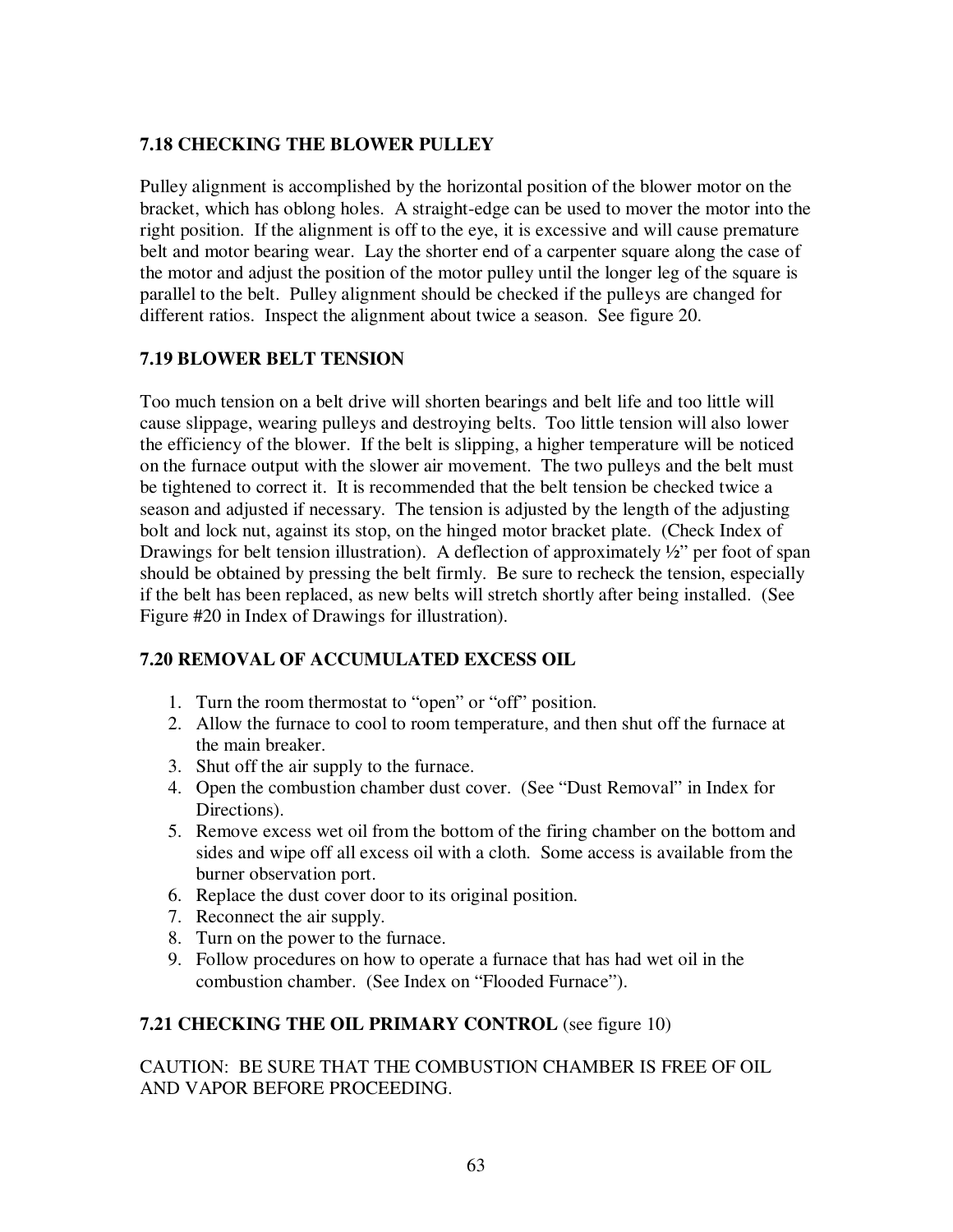### 7.18 CHECKING THE BLOWER PULLEY

Pulley alignment is accomplished by the horizontal position of the blower motor on the bracket, which has oblong holes. A straight-edge can be used to mover the motor into the right position. If the alignment is off to the eye, it is excessive and will cause premature belt and motor bearing wear. Lay the shorter end of a carpenter square along the case of the motor and adjust the position of the motor pulley until the longer leg of the square is parallel to the belt. Pulley alignment should be checked if the pulleys are changed for different ratios. Inspect the alignment about twice a season. See figure 20.

### 7.19 BLOWER BELT TENSION

Too much tension on a belt drive will shorten bearings and belt life and too little will cause slippage, wearing pulleys and destroying belts. Too little tension will also lower the efficiency of the blower. If the belt is slipping, a higher temperature will be noticed on the furnace output with the slower air movement. The two pulleys and the belt must be tightened to correct it. It is recommended that the belt tension be checked twice a season and adjusted if necessary. The tension is adjusted by the length of the adjusting bolt and lock nut, against its stop, on the hinged motor bracket plate. (Check Index of Drawings for belt tension illustration). A deflection of approximately ½" per foot of span should be obtained by pressing the belt firmly. Be sure to recheck the tension, especially if the belt has been replaced, as new belts will stretch shortly after being installed. (See Figure #20 in Index of Drawings for illustration).

### 7.20 REMOVAL OF ACCUMULATED EXCESS OIL

1. Turn the room thermostat to "open" or "off" position.
2. Allow the furnace to cool to room temperature, and then shut off the furnace at the main breaker.
3. Shut off the air supply to the furnace.
4. Open the combustion chamber dust cover. (See "Dust Removal" in Index for Directions).
5. Remove excess wet oil from the bottom of the firing chamber on the bottom and sides and wipe off all excess oil with a cloth. Some access is available from the burner observation port.
6. Replace the dust cover door to its original position.
7. Reconnect the air supply.
8. Turn on the power to the furnace.
9. Follow procedures on how to operate a furnace that has had wet oil in the combustion chamber. (See Index on "Flooded Furnace").

### 7.21 CHECKING THE OIL PRIMARY CONTROL (see figure 10)

CAUTION: BE SURE THAT THE COMBUSTION CHAMBER IS FREE OF OIL AND VAPOR BEFORE PROCEEDING.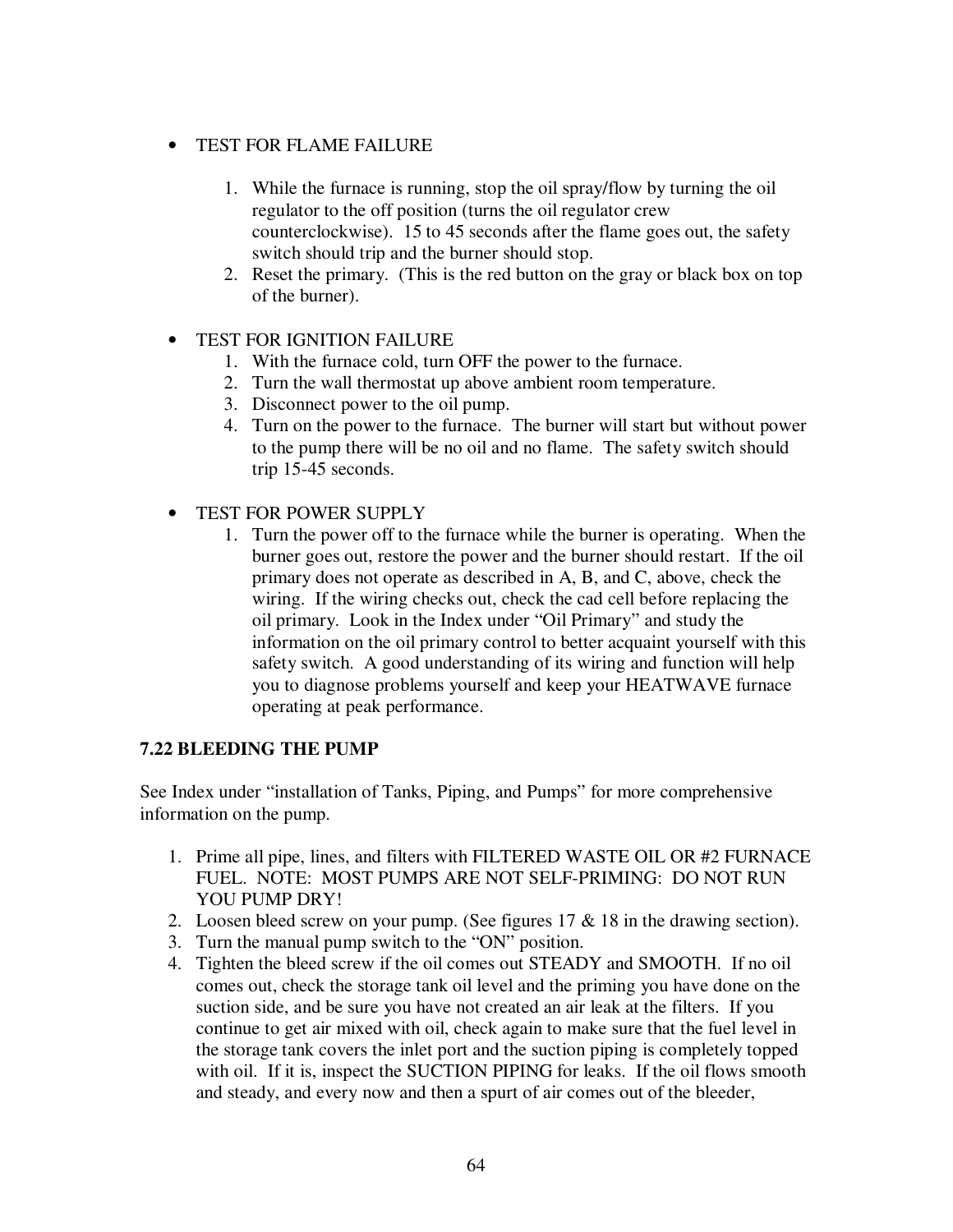- TEST FOR FLAME FAILURE

  1. While the furnace is running, stop the oil spray/flow by turning the oil regulator to the off position (turns the oil regulator crew counterclockwise). 15 to 45 seconds after the flame goes out, the safety switch should trip and the burner should stop.
  2. Reset the primary. (This is the red button on the gray or black box on top of the burner).

- TEST FOR IGNITION FAILURE
  1. With the furnace cold, turn OFF the power to the furnace.
  2. Turn the wall thermostat up above ambient room temperature.
  3. Disconnect power to the oil pump.
  4. Turn on the power to the furnace. The burner will start but without power to the pump there will be no oil and no flame. The safety switch should trip 15-45 seconds.

- TEST FOR POWER SUPPLY
  1. Turn the power off to the furnace while the burner is operating. When the burner goes out, restore the power and the burner should restart. If the oil primary does not operate as described in A, B, and C, above, check the wiring. If the wiring checks out, check the cad cell before replacing the oil primary. Look in the Index under "Oil Primary" and study the information on the oil primary control to better acquaint yourself with this safety switch. A good understanding of its wiring and function will help you to diagnose problems yourself and keep your HEATWAVE furnace operating at peak performance.

### 7.22 BLEEDING THE PUMP

See Index under "installation of Tanks, Piping, and Pumps" for more comprehensive information on the pump.

1. Prime all pipe, lines, and filters with FILTERED WASTE OIL OR #2 FURNACE FUEL. NOTE: MOST PUMPS ARE NOT SELF-PRIMING: DO NOT RUN YOU PUMP DRY!
2. Loosen bleed screw on your pump. (See figures 17 & 18 in the drawing section).
3. Turn the manual pump switch to the "ON" position.
4. Tighten the bleed screw if the oil comes out STEADY and SMOOTH. If no oil comes out, check the storage tank oil level and the priming you have done on the suction side, and be sure you have not created an air leak at the filters. If you continue to get air mixed with oil, check again to make sure that the fuel level in the storage tank covers the inlet port and the suction piping is completely topped with oil. If it is, inspect the SUCTION PIPING for leaks. If the oil flows smooth and steady, and every now and then a spurt of air comes out of the bleeder,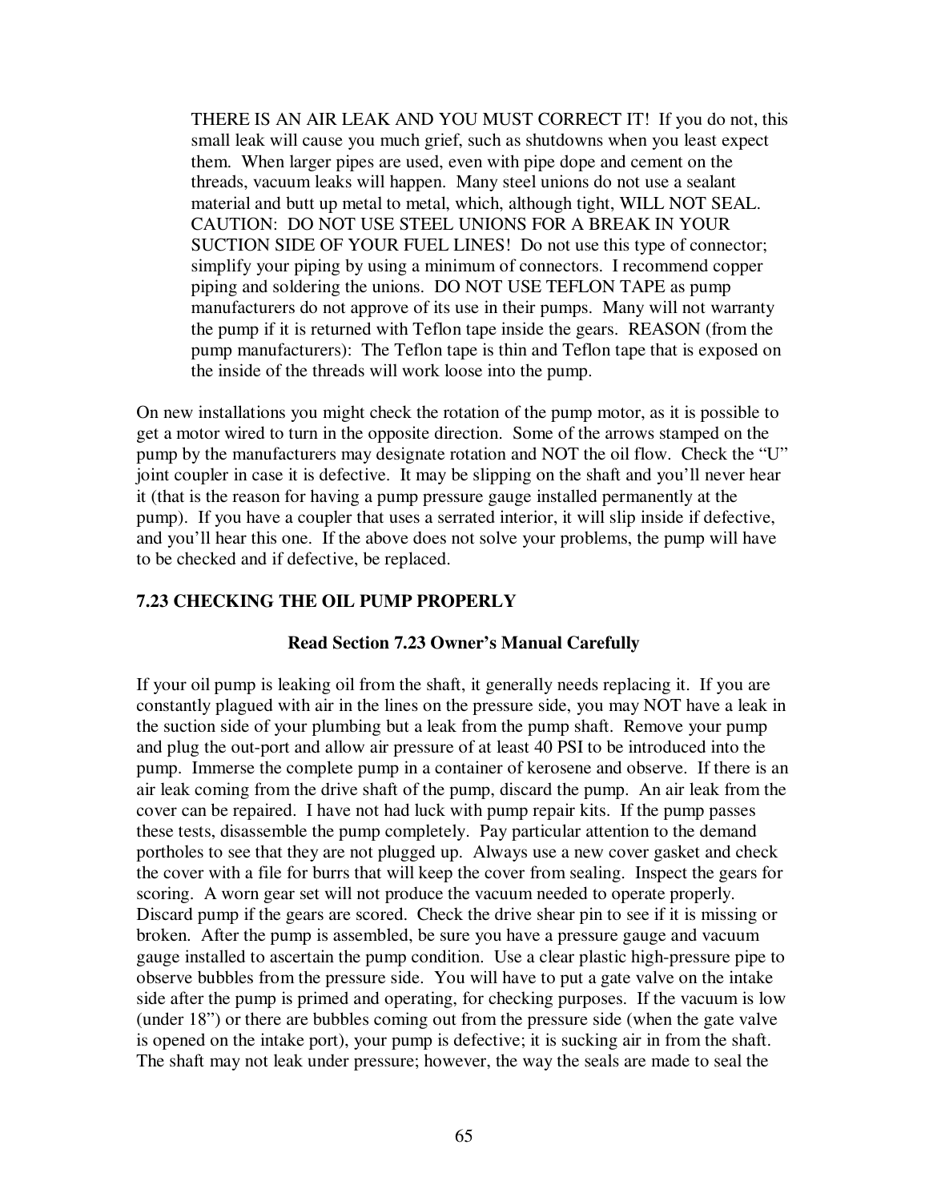> THERE IS AN AIR LEAK AND YOU MUST CORRECT IT! If you do not, this small leak will cause you much grief, such as shutdowns when you least expect them. When larger pipes are used, even with pipe dope and cement on the threads, vacuum leaks will happen. Many steel unions do not use a sealant material and butt up metal to metal, which, although tight, WILL NOT SEAL. CAUTION: DO NOT USE STEEL UNIONS FOR A BREAK IN YOUR SUCTION SIDE OF YOUR FUEL LINES! Do not use this type of connector; simplify your piping by using a minimum of connectors. I recommend copper piping and soldering the unions. DO NOT USE TEFLON TAPE as pump manufacturers do not approve of its use in their pumps. Many will not warranty the pump if it is returned with Teflon tape inside the gears. REASON (from the pump manufacturers): The Teflon tape is thin and Teflon tape that is exposed on the inside of the threads will work loose into the pump.

On new installations you might check the rotation of the pump motor, as it is possible to get a motor wired to turn in the opposite direction. Some of the arrows stamped on the pump by the manufacturers may designate rotation and NOT the oil flow. Check the "U" joint coupler in case it is defective. It may be slipping on the shaft and you'll never hear it (that is the reason for having a pump pressure gauge installed permanently at the pump). If you have a coupler that uses a serrated interior, it will slip inside if defective, and you'll hear this one. If the above does not solve your problems, the pump will have to be checked and if defective, be replaced.

## 7.23 CHECKING THE OIL PUMP PROPERLY

**Read Section 7.23 Owner's Manual Carefully**

If your oil pump is leaking oil from the shaft, it generally needs replacing it. If you are constantly plagued with air in the lines on the pressure side, you may NOT have a leak in the suction side of your plumbing but a leak from the pump shaft. Remove your pump and plug the out-port and allow air pressure of at least 40 PSI to be introduced into the pump. Immerse the complete pump in a container of kerosene and observe. If there is an air leak coming from the drive shaft of the pump, discard the pump. An air leak from the cover can be repaired. I have not had luck with pump repair kits. If the pump passes these tests, disassemble the pump completely. Pay particular attention to the demand portholes to see that they are not plugged up. Always use a new cover gasket and check the cover with a file for burrs that will keep the cover from sealing. Inspect the gears for scoring. A worn gear set will not produce the vacuum needed to operate properly. Discard pump if the gears are scored. Check the drive shear pin to see if it is missing or broken. After the pump is assembled, be sure you have a pressure gauge and vacuum gauge installed to ascertain the pump condition. Use a clear plastic high-pressure pipe to observe bubbles from the pressure side. You will have to put a gate valve on the intake side after the pump is primed and operating, for checking purposes. If the vacuum is low (under 18") or there are bubbles coming out from the pressure side (when the gate valve is opened on the intake port), your pump is defective; it is sucking air in from the shaft. The shaft may not leak under pressure; however, the way the seals are made to seal the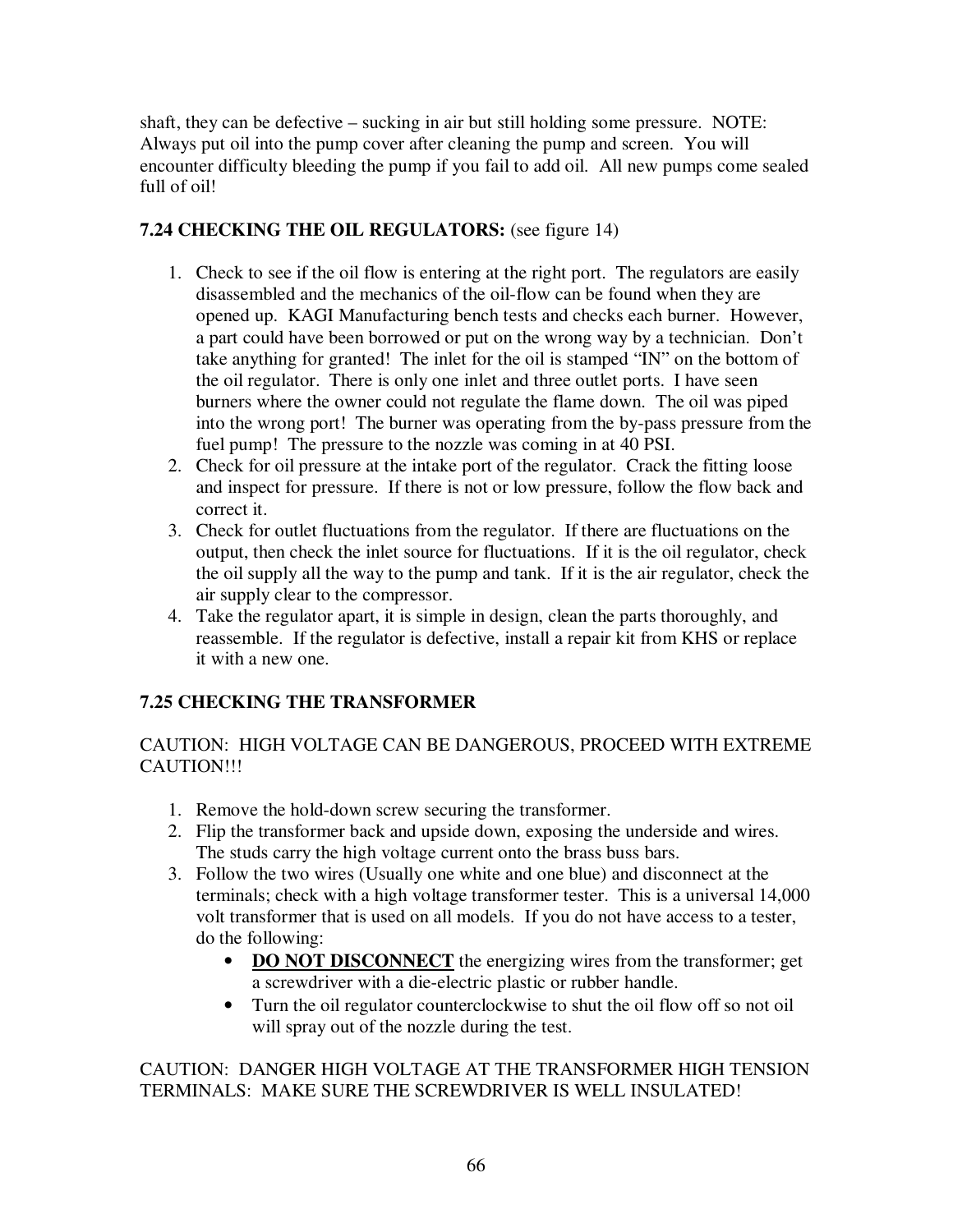shaft, they can be defective – sucking in air but still holding some pressure. NOTE: Always put oil into the pump cover after cleaning the pump and screen. You will encounter difficulty bleeding the pump if you fail to add oil. All new pumps come sealed full of oil!

## 7.24 CHECKING THE OIL REGULATORS: (see figure 14)

1. Check to see if the oil flow is entering at the right port. The regulators are easily disassembled and the mechanics of the oil-flow can be found when they are opened up. KAGI Manufacturing bench tests and checks each burner. However, a part could have been borrowed or put on the wrong way by a technician. Don't take anything for granted! The inlet for the oil is stamped "IN" on the bottom of the oil regulator. There is only one inlet and three outlet ports. I have seen burners where the owner could not regulate the flame down. The oil was piped into the wrong port! The burner was operating from the by-pass pressure from the fuel pump! The pressure to the nozzle was coming in at 40 PSI.
2. Check for oil pressure at the intake port of the regulator. Crack the fitting loose and inspect for pressure. If there is not or low pressure, follow the flow back and correct it.
3. Check for outlet fluctuations from the regulator. If there are fluctuations on the output, then check the inlet source for fluctuations. If it is the oil regulator, check the oil supply all the way to the pump and tank. If it is the air regulator, check the air supply clear to the compressor.
4. Take the regulator apart, it is simple in design, clean the parts thoroughly, and reassemble. If the regulator is defective, install a repair kit from KHS or replace it with a new one.

## 7.25 CHECKING THE TRANSFORMER

CAUTION: HIGH VOLTAGE CAN BE DANGEROUS, PROCEED WITH EXTREME CAUTION!!!

1. Remove the hold-down screw securing the transformer.
2. Flip the transformer back and upside down, exposing the underside and wires. The studs carry the high voltage current onto the brass buss bars.
3. Follow the two wires (Usually one white and one blue) and disconnect at the terminals; check with a high voltage transformer tester. This is a universal 14,000 volt transformer that is used on all models. If you do not have access to a tester, do the following:
   - **DO NOT DISCONNECT** the energizing wires from the transformer; get a screwdriver with a die-electric plastic or rubber handle.
   - Turn the oil regulator counterclockwise to shut the oil flow off so not oil will spray out of the nozzle during the test.

CAUTION: DANGER HIGH VOLTAGE AT THE TRANSFORMER HIGH TENSION TERMINALS: MAKE SURE THE SCREWDRIVER IS WELL INSULATED!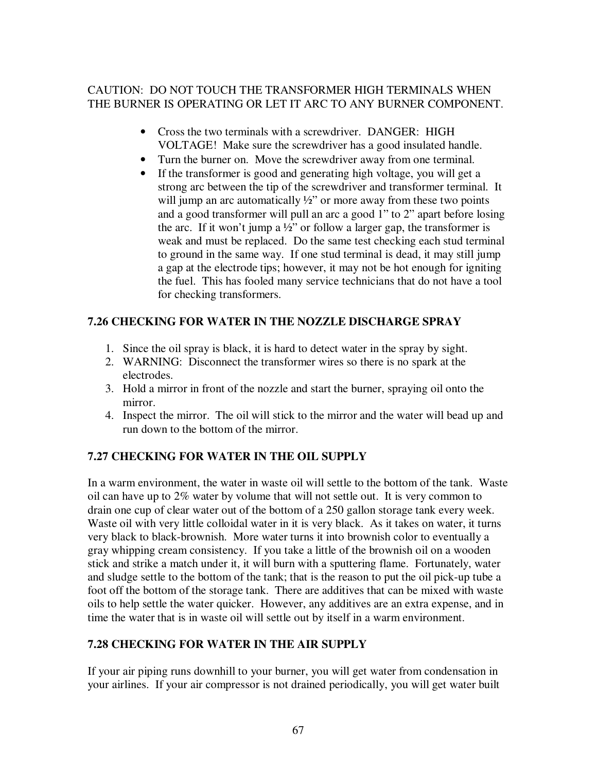CAUTION: DO NOT TOUCH THE TRANSFORMER HIGH TERMINALS WHEN THE BURNER IS OPERATING OR LET IT ARC TO ANY BURNER COMPONENT.

- Cross the two terminals with a screwdriver. DANGER: HIGH VOLTAGE! Make sure the screwdriver has a good insulated handle.
- Turn the burner on. Move the screwdriver away from one terminal.
- If the transformer is good and generating high voltage, you will get a strong arc between the tip of the screwdriver and transformer terminal. It will jump an arc automatically ½" or more away from these two points and a good transformer will pull an arc a good 1" to 2" apart before losing the arc. If it won't jump a ½" or follow a larger gap, the transformer is weak and must be replaced. Do the same test checking each stud terminal to ground in the same way. If one stud terminal is dead, it may still jump a gap at the electrode tips; however, it may not be hot enough for igniting the fuel. This has fooled many service technicians that do not have a tool for checking transformers.

### 7.26 CHECKING FOR WATER IN THE NOZZLE DISCHARGE SPRAY

1. Since the oil spray is black, it is hard to detect water in the spray by sight.
2. WARNING: Disconnect the transformer wires so there is no spark at the electrodes.
3. Hold a mirror in front of the nozzle and start the burner, spraying oil onto the mirror.
4. Inspect the mirror. The oil will stick to the mirror and the water will bead up and run down to the bottom of the mirror.

### 7.27 CHECKING FOR WATER IN THE OIL SUPPLY

In a warm environment, the water in waste oil will settle to the bottom of the tank. Waste oil can have up to 2% water by volume that will not settle out. It is very common to drain one cup of clear water out of the bottom of a 250 gallon storage tank every week. Waste oil with very little colloidal water in it is very black. As it takes on water, it turns very black to black-brownish. More water turns it into brownish color to eventually a gray whipping cream consistency. If you take a little of the brownish oil on a wooden stick and strike a match under it, it will burn with a sputtering flame. Fortunately, water and sludge settle to the bottom of the tank; that is the reason to put the oil pick-up tube a foot off the bottom of the storage tank. There are additives that can be mixed with waste oils to help settle the water quicker. However, any additives are an extra expense, and in time the water that is in waste oil will settle out by itself in a warm environment.

### 7.28 CHECKING FOR WATER IN THE AIR SUPPLY

If your air piping runs downhill to your burner, you will get water from condensation in your airlines. If your air compressor is not drained periodically, you will get water built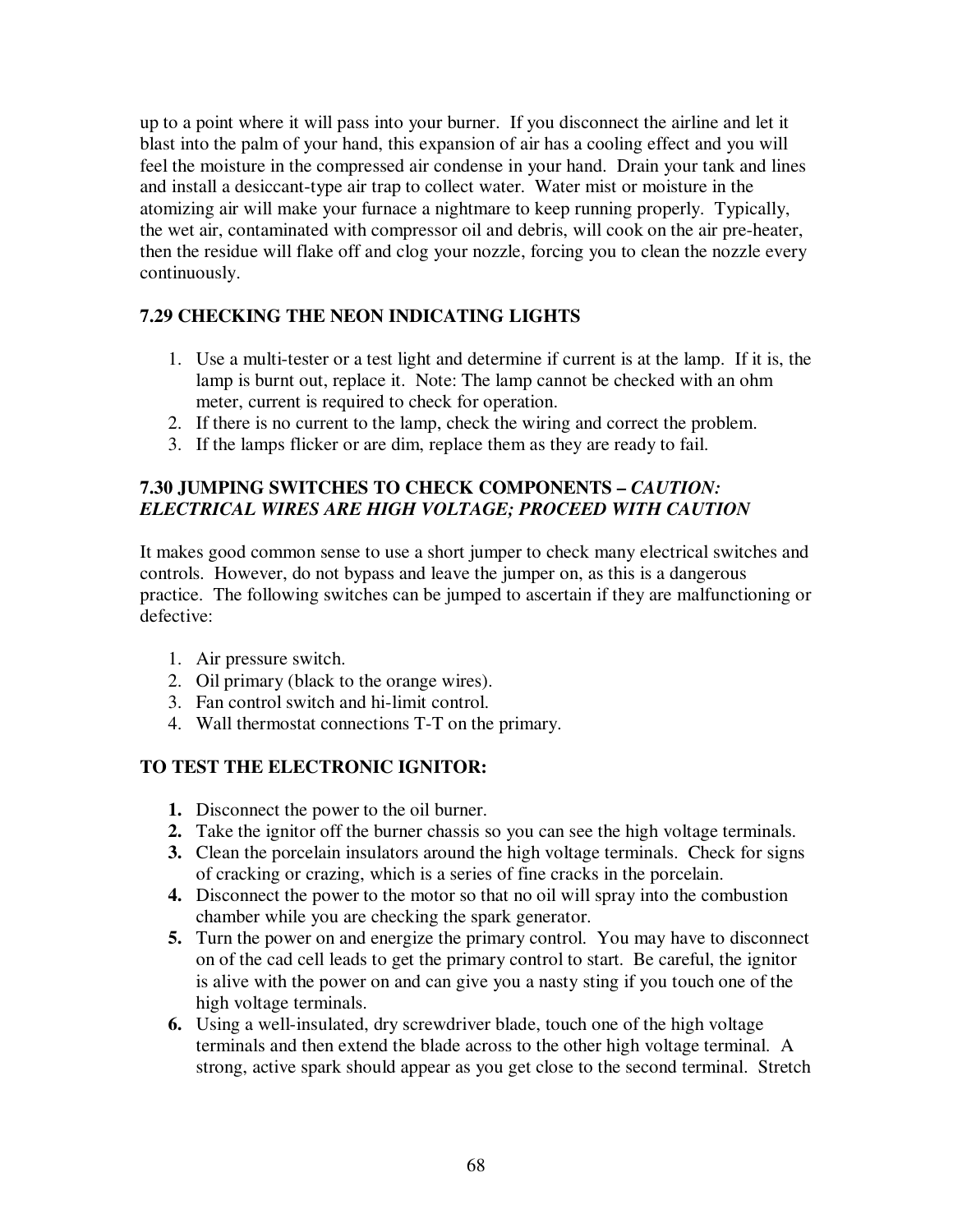up to a point where it will pass into your burner. If you disconnect the airline and let it blast into the palm of your hand, this expansion of air has a cooling effect and you will feel the moisture in the compressed air condense in your hand. Drain your tank and lines and install a desiccant-type air trap to collect water. Water mist or moisture in the atomizing air will make your furnace a nightmare to keep running properly. Typically, the wet air, contaminated with compressor oil and debris, will cook on the air pre-heater, then the residue will flake off and clog your nozzle, forcing you to clean the nozzle every continuously.

### 7.29 CHECKING THE NEON INDICATING LIGHTS

1. Use a multi-tester or a test light and determine if current is at the lamp. If it is, the lamp is burnt out, replace it. Note: The lamp cannot be checked with an ohm meter, current is required to check for operation.
2. If there is no current to the lamp, check the wiring and correct the problem.
3. If the lamps flicker or are dim, replace them as they are ready to fail.

### 7.30 JUMPING SWITCHES TO CHECK COMPONENTS – *CAUTION: ELECTRICAL WIRES ARE HIGH VOLTAGE; PROCEED WITH CAUTION*

It makes good common sense to use a short jumper to check many electrical switches and controls. However, do not bypass and leave the jumper on, as this is a dangerous practice. The following switches can be jumped to ascertain if they are malfunctioning or defective:

1. Air pressure switch.
2. Oil primary (black to the orange wires).
3. Fan control switch and hi-limit control.
4. Wall thermostat connections T-T on the primary.

### TO TEST THE ELECTRONIC IGNITOR:

1. Disconnect the power to the oil burner.
2. Take the ignitor off the burner chassis so you can see the high voltage terminals.
3. Clean the porcelain insulators around the high voltage terminals. Check for signs of cracking or crazing, which is a series of fine cracks in the porcelain.
4. Disconnect the power to the motor so that no oil will spray into the combustion chamber while you are checking the spark generator.
5. Turn the power on and energize the primary control. You may have to disconnect on of the cad cell leads to get the primary control to start. Be careful, the ignitor is alive with the power on and can give you a nasty sting if you touch one of the high voltage terminals.
6. Using a well-insulated, dry screwdriver blade, touch one of the high voltage terminals and then extend the blade across to the other high voltage terminal. A strong, active spark should appear as you get close to the second terminal. Stretch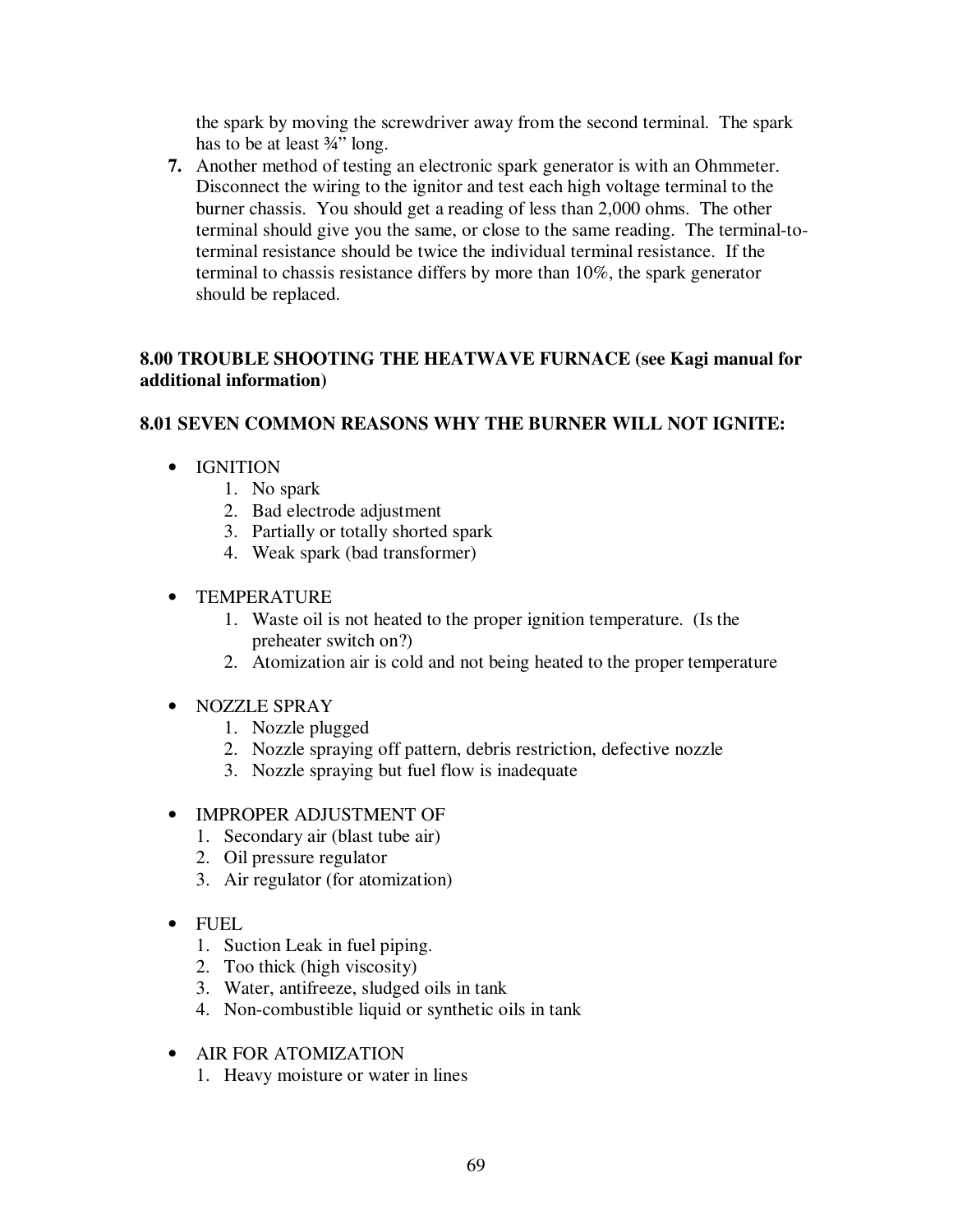the spark by moving the screwdriver away from the second terminal. The spark has to be at least ¾" long.

7. Another method of testing an electronic spark generator is with an Ohmmeter. Disconnect the wiring to the ignitor and test each high voltage terminal to the burner chassis. You should get a reading of less than 2,000 ohms. The other terminal should give you the same, or close to the same reading. The terminal-to-terminal resistance should be twice the individual terminal resistance. If the terminal to chassis resistance differs by more than 10%, the spark generator should be replaced.

## 8.00 TROUBLE SHOOTING THE HEATWAVE FURNACE (see Kagi manual for additional information)

### 8.01 SEVEN COMMON REASONS WHY THE BURNER WILL NOT IGNITE:

- IGNITION
  1. No spark
  2. Bad electrode adjustment
  3. Partially or totally shorted spark
  4. Weak spark (bad transformer)

- TEMPERATURE
  1. Waste oil is not heated to the proper ignition temperature. (Is the preheater switch on?)
  2. Atomization air is cold and not being heated to the proper temperature

- NOZZLE SPRAY
  1. Nozzle plugged
  2. Nozzle spraying off pattern, debris restriction, defective nozzle
  3. Nozzle spraying but fuel flow is inadequate

- IMPROPER ADJUSTMENT OF
  1. Secondary air (blast tube air)
  2. Oil pressure regulator
  3. Air regulator (for atomization)

- FUEL
  1. Suction Leak in fuel piping.
  2. Too thick (high viscosity)
  3. Water, antifreeze, sludged oils in tank
  4. Non-combustible liquid or synthetic oils in tank

- AIR FOR ATOMIZATION
  1. Heavy moisture or water in lines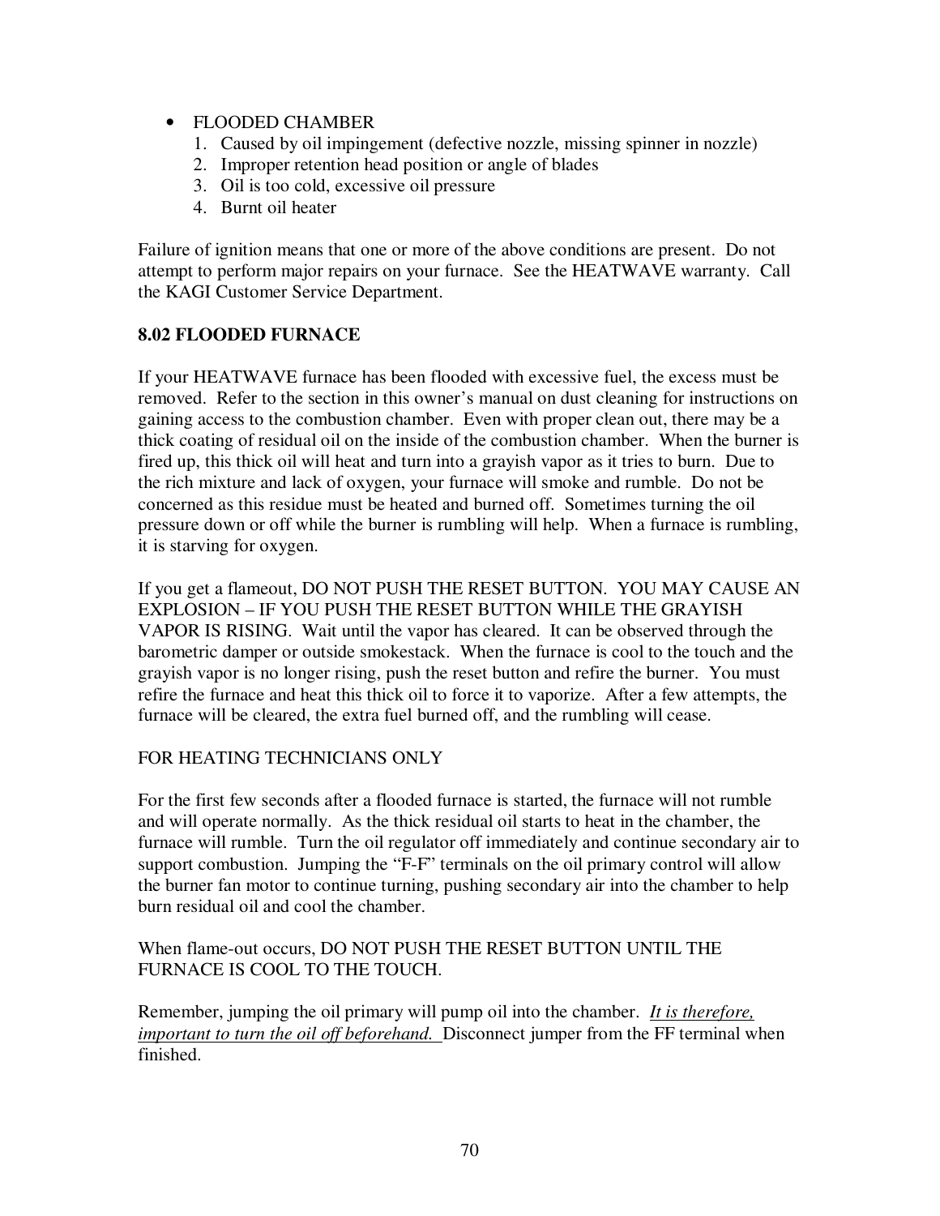- FLOODED CHAMBER
  1. Caused by oil impingement (defective nozzle, missing spinner in nozzle)
  2. Improper retention head position or angle of blades
  3. Oil is too cold, excessive oil pressure
  4. Burnt oil heater

Failure of ignition means that one or more of the above conditions are present. Do not attempt to perform major repairs on your furnace. See the HEATWAVE warranty. Call the KAGI Customer Service Department.

## 8.02 FLOODED FURNACE

If your HEATWAVE furnace has been flooded with excessive fuel, the excess must be removed. Refer to the section in this owner's manual on dust cleaning for instructions on gaining access to the combustion chamber. Even with proper clean out, there may be a thick coating of residual oil on the inside of the combustion chamber. When the burner is fired up, this thick oil will heat and turn into a grayish vapor as it tries to burn. Due to the rich mixture and lack of oxygen, your furnace will smoke and rumble. Do not be concerned as this residue must be heated and burned off. Sometimes turning the oil pressure down or off while the burner is rumbling will help. When a furnace is rumbling, it is starving for oxygen.

If you get a flameout, DO NOT PUSH THE RESET BUTTON. YOU MAY CAUSE AN EXPLOSION – IF YOU PUSH THE RESET BUTTON WHILE THE GRAYISH VAPOR IS RISING. Wait until the vapor has cleared. It can be observed through the barometric damper or outside smokestack. When the furnace is cool to the touch and the grayish vapor is no longer rising, push the reset button and refire the burner. You must refire the furnace and heat this thick oil to force it to vaporize. After a few attempts, the furnace will be cleared, the extra fuel burned off, and the rumbling will cease.

FOR HEATING TECHNICIANS ONLY

For the first few seconds after a flooded furnace is started, the furnace will not rumble and will operate normally. As the thick residual oil starts to heat in the chamber, the furnace will rumble. Turn the oil regulator off immediately and continue secondary air to support combustion. Jumping the "F-F" terminals on the oil primary control will allow the burner fan motor to continue turning, pushing secondary air into the chamber to help burn residual oil and cool the chamber.

When flame-out occurs, DO NOT PUSH THE RESET BUTTON UNTIL THE FURNACE IS COOL TO THE TOUCH.

Remember, jumping the oil primary will pump oil into the chamber. *It is therefore, important to turn the oil off beforehand.* Disconnect jumper from the FF terminal when finished.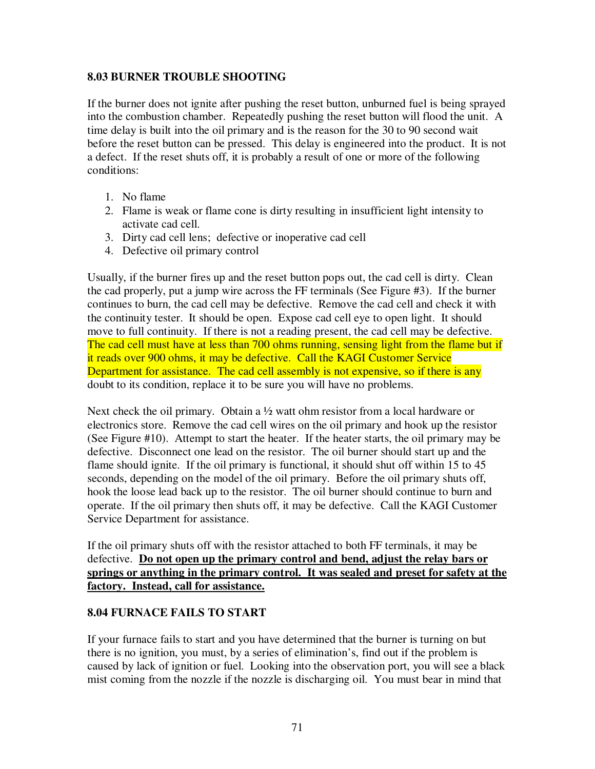### 8.03 BURNER TROUBLE SHOOTING

If the burner does not ignite after pushing the reset button, unburned fuel is being sprayed into the combustion chamber. Repeatedly pushing the reset button will flood the unit. A time delay is built into the oil primary and is the reason for the 30 to 90 second wait before the reset button can be pressed. This delay is engineered into the product. It is not a defect. If the reset shuts off, it is probably a result of one or more of the following conditions:

1. No flame
2. Flame is weak or flame cone is dirty resulting in insufficient light intensity to activate cad cell.
3. Dirty cad cell lens; defective or inoperative cad cell
4. Defective oil primary control

Usually, if the burner fires up and the reset button pops out, the cad cell is dirty. Clean the cad properly, put a jump wire across the FF terminals (See Figure #3). If the burner continues to burn, the cad cell may be defective. Remove the cad cell and check it with the continuity tester. It should be open. Expose cad cell eye to open light. It should move to full continuity. If there is not a reading present, the cad cell may be defective. The cad cell must have at less than 700 ohms running, sensing light from the flame but if it reads over 900 ohms, it may be defective. Call the KAGI Customer Service Department for assistance. The cad cell assembly is not expensive, so if there is any doubt to its condition, replace it to be sure you will have no problems.

Next check the oil primary. Obtain a ½ watt ohm resistor from a local hardware or electronics store. Remove the cad cell wires on the oil primary and hook up the resistor (See Figure #10). Attempt to start the heater. If the heater starts, the oil primary may be defective. Disconnect one lead on the resistor. The oil burner should start up and the flame should ignite. If the oil primary is functional, it should shut off within 15 to 45 seconds, depending on the model of the oil primary. Before the oil primary shuts off, hook the loose lead back up to the resistor. The oil burner should continue to burn and operate. If the oil primary then shuts off, it may be defective. Call the KAGI Customer Service Department for assistance.

If the oil primary shuts off with the resistor attached to both FF terminals, it may be defective. **Do not open up the primary control and bend, adjust the relay bars or springs or anything in the primary control. It was sealed and preset for safety at the factory. Instead, call for assistance.**

### 8.04 FURNACE FAILS TO START

If your furnace fails to start and you have determined that the burner is turning on but there is no ignition, you must, by a series of elimination's, find out if the problem is caused by lack of ignition or fuel. Looking into the observation port, you will see a black mist coming from the nozzle if the nozzle is discharging oil. You must bear in mind that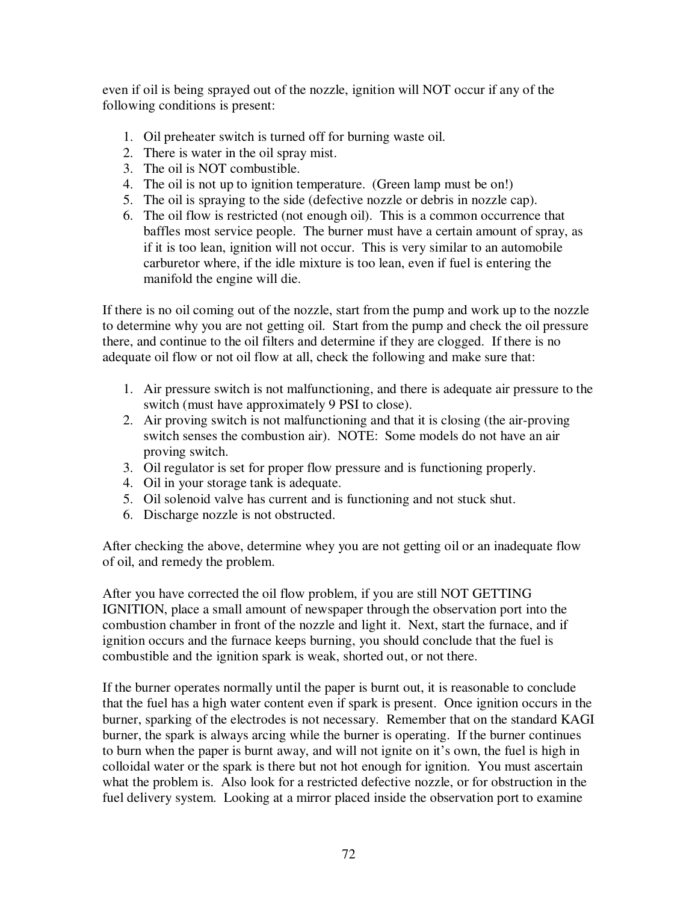even if oil is being sprayed out of the nozzle, ignition will NOT occur if any of the following conditions is present:

1. Oil preheater switch is turned off for burning waste oil.
2. There is water in the oil spray mist.
3. The oil is NOT combustible.
4. The oil is not up to ignition temperature. (Green lamp must be on!)
5. The oil is spraying to the side (defective nozzle or debris in nozzle cap).
6. The oil flow is restricted (not enough oil). This is a common occurrence that baffles most service people. The burner must have a certain amount of spray, as if it is too lean, ignition will not occur. This is very similar to an automobile carburetor where, if the idle mixture is too lean, even if fuel is entering the manifold the engine will die.

If there is no oil coming out of the nozzle, start from the pump and work up to the nozzle to determine why you are not getting oil. Start from the pump and check the oil pressure there, and continue to the oil filters and determine if they are clogged. If there is no adequate oil flow or not oil flow at all, check the following and make sure that:

1. Air pressure switch is not malfunctioning, and there is adequate air pressure to the switch (must have approximately 9 PSI to close).
2. Air proving switch is not malfunctioning and that it is closing (the air-proving switch senses the combustion air). NOTE: Some models do not have an air proving switch.
3. Oil regulator is set for proper flow pressure and is functioning properly.
4. Oil in your storage tank is adequate.
5. Oil solenoid valve has current and is functioning and not stuck shut.
6. Discharge nozzle is not obstructed.

After checking the above, determine whey you are not getting oil or an inadequate flow of oil, and remedy the problem.

After you have corrected the oil flow problem, if you are still NOT GETTING IGNITION, place a small amount of newspaper through the observation port into the combustion chamber in front of the nozzle and light it. Next, start the furnace, and if ignition occurs and the furnace keeps burning, you should conclude that the fuel is combustible and the ignition spark is weak, shorted out, or not there.

If the burner operates normally until the paper is burnt out, it is reasonable to conclude that the fuel has a high water content even if spark is present. Once ignition occurs in the burner, sparking of the electrodes is not necessary. Remember that on the standard KAGI burner, the spark is always arcing while the burner is operating. If the burner continues to burn when the paper is burnt away, and will not ignite on it's own, the fuel is high in colloidal water or the spark is there but not hot enough for ignition. You must ascertain what the problem is. Also look for a restricted defective nozzle, or for obstruction in the fuel delivery system. Looking at a mirror placed inside the observation port to examine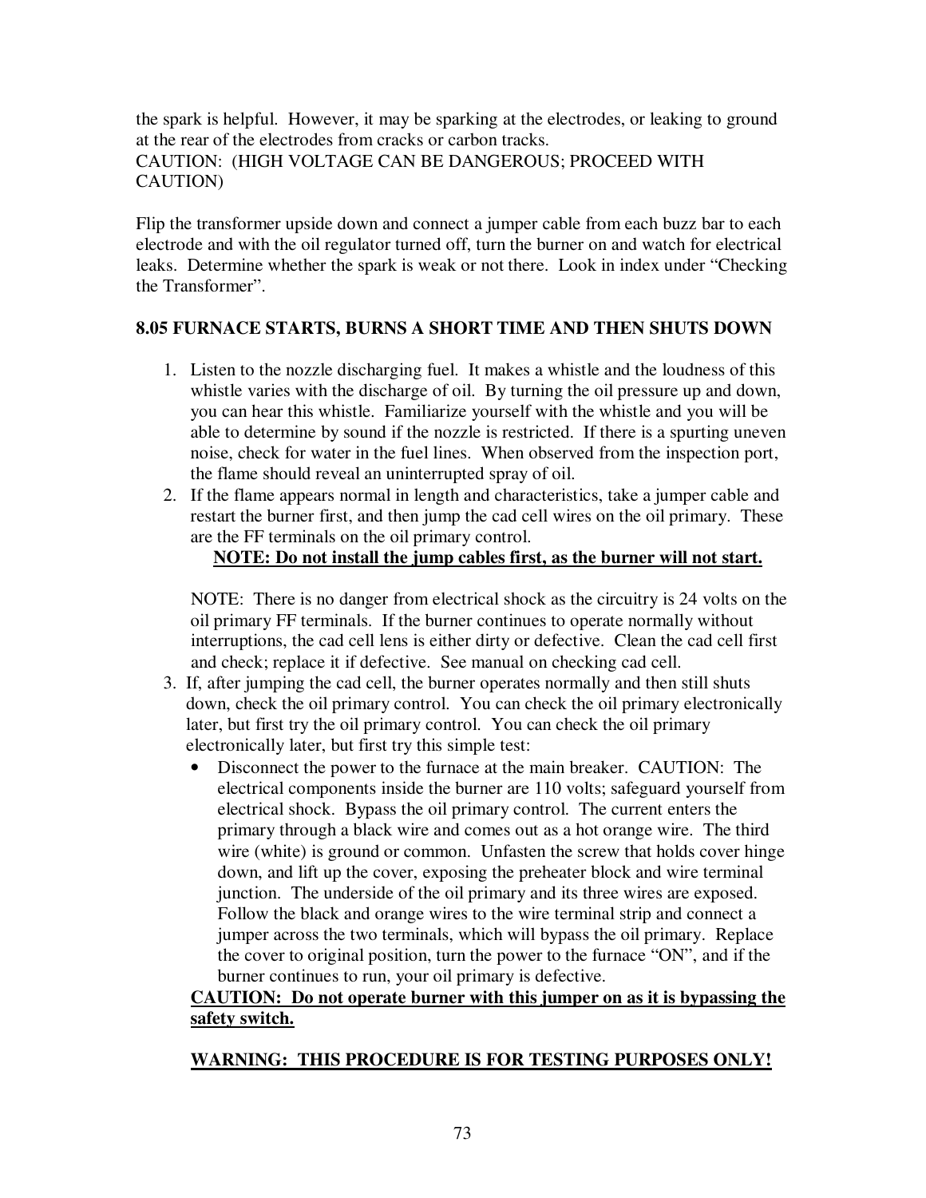the spark is helpful. However, it may be sparking at the electrodes, or leaking to ground at the rear of the electrodes from cracks or carbon tracks.
CAUTION: (HIGH VOLTAGE CAN BE DANGEROUS; PROCEED WITH CAUTION)

Flip the transformer upside down and connect a jumper cable from each buzz bar to each electrode and with the oil regulator turned off, turn the burner on and watch for electrical leaks. Determine whether the spark is weak or not there. Look in index under "Checking the Transformer".

**8.05 FURNACE STARTS, BURNS A SHORT TIME AND THEN SHUTS DOWN**

1. Listen to the nozzle discharging fuel. It makes a whistle and the loudness of this whistle varies with the discharge of oil. By turning the oil pressure up and down, you can hear this whistle. Familiarize yourself with the whistle and you will be able to determine by sound if the nozzle is restricted. If there is a spurting uneven noise, check for water in the fuel lines. When observed from the inspection port, the flame should reveal an uninterrupted spray of oil.
2. If the flame appears normal in length and characteristics, take a jumper cable and restart the burner first, and then jump the cad cell wires on the oil primary. These are the FF terminals on the oil primary control.

   **NOTE: Do not install the jump cables first, as the burner will not start.**

   NOTE: There is no danger from electrical shock as the circuitry is 24 volts on the oil primary FF terminals. If the burner continues to operate normally without interruptions, the cad cell lens is either dirty or defective. Clean the cad cell first and check; replace it if defective. See manual on checking cad cell.
3. If, after jumping the cad cell, the burner operates normally and then still shuts down, check the oil primary control. You can check the oil primary electronically later, but first try the oil primary control. You can check the oil primary electronically later, but first try this simple test:
   - Disconnect the power to the furnace at the main breaker. CAUTION: The electrical components inside the burner are 110 volts; safeguard yourself from electrical shock. Bypass the oil primary control. The current enters the primary through a black wire and comes out as a hot orange wire. The third wire (white) is ground or common. Unfasten the screw that holds cover hinge down, and lift up the cover, exposing the preheater block and wire terminal junction. The underside of the oil primary and its three wires are exposed. Follow the black and orange wires to the wire terminal strip and connect a jumper across the two terminals, which will bypass the oil primary. Replace the cover to original position, turn the power to the furnace "ON", and if the burner continues to run, your oil primary is defective.

   **CAUTION: Do not operate burner with this jumper on as it is bypassing the safety switch.**

   **WARNING: THIS PROCEDURE IS FOR TESTING PURPOSES ONLY!**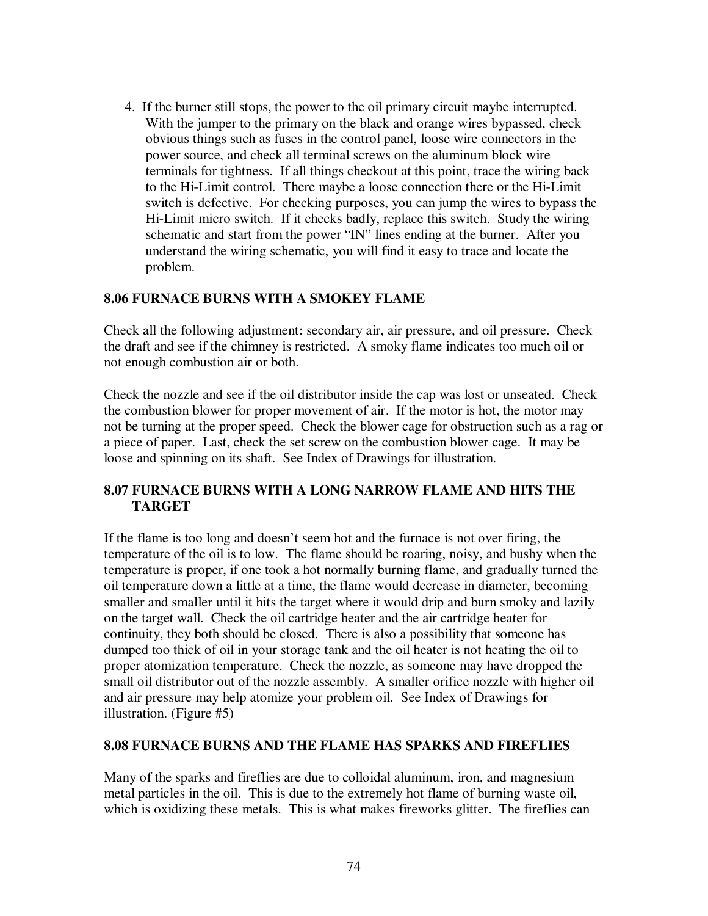4. If the burner still stops, the power to the oil primary circuit maybe interrupted. With the jumper to the primary on the black and orange wires bypassed, check obvious things such as fuses in the control panel, loose wire connectors in the power source, and check all terminal screws on the aluminum block wire terminals for tightness. If all things checkout at this point, trace the wiring back to the Hi-Limit control. There maybe a loose connection there or the Hi-Limit switch is defective. For checking purposes, you can jump the wires to bypass the Hi-Limit micro switch. If it checks badly, replace this switch. Study the wiring schematic and start from the power "IN" lines ending at the burner. After you understand the wiring schematic, you will find it easy to trace and locate the problem.

### 8.06 FURNACE BURNS WITH A SMOKEY FLAME

Check all the following adjustment: secondary air, air pressure, and oil pressure. Check the draft and see if the chimney is restricted. A smoky flame indicates too much oil or not enough combustion air or both.

Check the nozzle and see if the oil distributor inside the cap was lost or unseated. Check the combustion blower for proper movement of air. If the motor is hot, the motor may not be turning at the proper speed. Check the blower cage for obstruction such as a rag or a piece of paper. Last, check the set screw on the combustion blower cage. It may be loose and spinning on its shaft. See Index of Drawings for illustration.

### 8.07 FURNACE BURNS WITH A LONG NARROW FLAME AND HITS THE TARGET

If the flame is too long and doesn't seem hot and the furnace is not over firing, the temperature of the oil is to low. The flame should be roaring, noisy, and bushy when the temperature is proper, if one took a hot normally burning flame, and gradually turned the oil temperature down a little at a time, the flame would decrease in diameter, becoming smaller and smaller until it hits the target where it would drip and burn smoky and lazily on the target wall. Check the oil cartridge heater and the air cartridge heater for continuity, they both should be closed. There is also a possibility that someone has dumped too thick of oil in your storage tank and the oil heater is not heating the oil to proper atomization temperature. Check the nozzle, as someone may have dropped the small oil distributor out of the nozzle assembly. A smaller orifice nozzle with higher oil and air pressure may help atomize your problem oil. See Index of Drawings for illustration. (Figure #5)

### 8.08 FURNACE BURNS AND THE FLAME HAS SPARKS AND FIREFLIES

Many of the sparks and fireflies are due to colloidal aluminum, iron, and magnesium metal particles in the oil. This is due to the extremely hot flame of burning waste oil, which is oxidizing these metals. This is what makes fireworks glitter. The fireflies can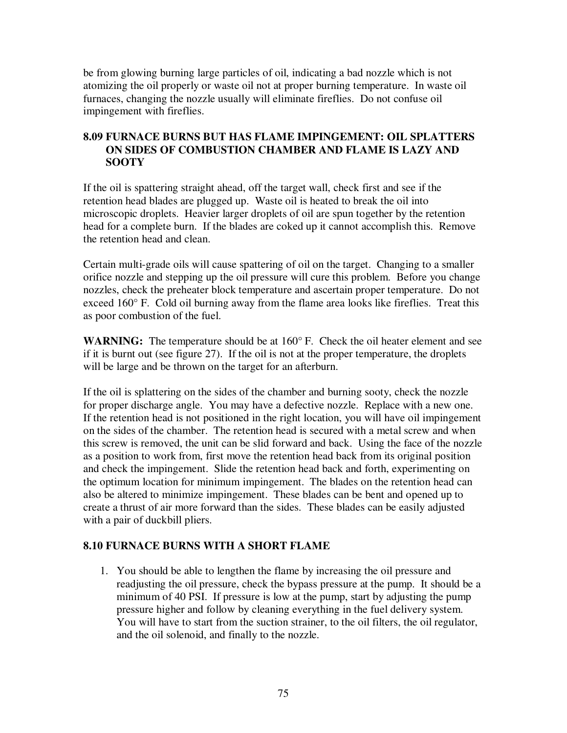be from glowing burning large particles of oil, indicating a bad nozzle which is not atomizing the oil properly or waste oil not at proper burning temperature. In waste oil furnaces, changing the nozzle usually will eliminate fireflies. Do not confuse oil impingement with fireflies.

### 8.09 FURNACE BURNS BUT HAS FLAME IMPINGEMENT: OIL SPLATTERS ON SIDES OF COMBUSTION CHAMBER AND FLAME IS LAZY AND SOOTY

If the oil is spattering straight ahead, off the target wall, check first and see if the retention head blades are plugged up. Waste oil is heated to break the oil into microscopic droplets. Heavier larger droplets of oil are spun together by the retention head for a complete burn. If the blades are coked up it cannot accomplish this. Remove the retention head and clean.

Certain multi-grade oils will cause spattering of oil on the target. Changing to a smaller orifice nozzle and stepping up the oil pressure will cure this problem. Before you change nozzles, check the preheater block temperature and ascertain proper temperature. Do not exceed 160° F. Cold oil burning away from the flame area looks like fireflies. Treat this as poor combustion of the fuel.

**WARNING:** The temperature should be at 160° F. Check the oil heater element and see if it is burnt out (see figure 27). If the oil is not at the proper temperature, the droplets will be large and be thrown on the target for an afterburn.

If the oil is splattering on the sides of the chamber and burning sooty, check the nozzle for proper discharge angle. You may have a defective nozzle. Replace with a new one. If the retention head is not positioned in the right location, you will have oil impingement on the sides of the chamber. The retention head is secured with a metal screw and when this screw is removed, the unit can be slid forward and back. Using the face of the nozzle as a position to work from, first move the retention head back from its original position and check the impingement. Slide the retention head back and forth, experimenting on the optimum location for minimum impingement. The blades on the retention head can also be altered to minimize impingement. These blades can be bent and opened up to create a thrust of air more forward than the sides. These blades can be easily adjusted with a pair of duckbill pliers.

### 8.10 FURNACE BURNS WITH A SHORT FLAME

1. You should be able to lengthen the flame by increasing the oil pressure and readjusting the oil pressure, check the bypass pressure at the pump. It should be a minimum of 40 PSI. If pressure is low at the pump, start by adjusting the pump pressure higher and follow by cleaning everything in the fuel delivery system. You will have to start from the suction strainer, to the oil filters, the oil regulator, and the oil solenoid, and finally to the nozzle.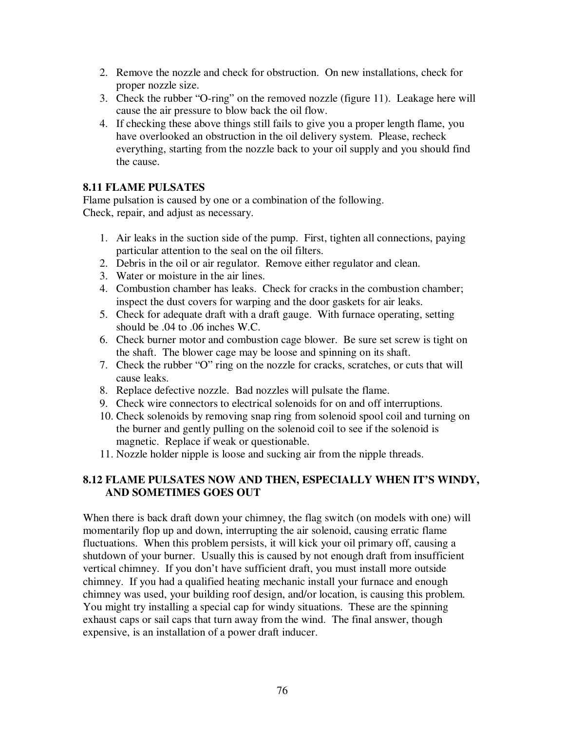2. Remove the nozzle and check for obstruction. On new installations, check for proper nozzle size.
3. Check the rubber "O-ring" on the removed nozzle (figure 11). Leakage here will cause the air pressure to blow back the oil flow.
4. If checking these above things still fails to give you a proper length flame, you have overlooked an obstruction in the oil delivery system. Please, recheck everything, starting from the nozzle back to your oil supply and you should find the cause.

### 8.11 FLAME PULSATES

Flame pulsation is caused by one or a combination of the following.
Check, repair, and adjust as necessary.

1. Air leaks in the suction side of the pump. First, tighten all connections, paying particular attention to the seal on the oil filters.
2. Debris in the oil or air regulator. Remove either regulator and clean.
3. Water or moisture in the air lines.
4. Combustion chamber has leaks. Check for cracks in the combustion chamber; inspect the dust covers for warping and the door gaskets for air leaks.
5. Check for adequate draft with a draft gauge. With furnace operating, setting should be .04 to .06 inches W.C.
6. Check burner motor and combustion cage blower. Be sure set screw is tight on the shaft. The blower cage may be loose and spinning on its shaft.
7. Check the rubber "O" ring on the nozzle for cracks, scratches, or cuts that will cause leaks.
8. Replace defective nozzle. Bad nozzles will pulsate the flame.
9. Check wire connectors to electrical solenoids for on and off interruptions.
10. Check solenoids by removing snap ring from solenoid spool coil and turning on the burner and gently pulling on the solenoid coil to see if the solenoid is magnetic. Replace if weak or questionable.
11. Nozzle holder nipple is loose and sucking air from the nipple threads.

### 8.12 FLAME PULSATES NOW AND THEN, ESPECIALLY WHEN IT'S WINDY, AND SOMETIMES GOES OUT

When there is back draft down your chimney, the flag switch (on models with one) will momentarily flop up and down, interrupting the air solenoid, causing erratic flame fluctuations. When this problem persists, it will kick your oil primary off, causing a shutdown of your burner. Usually this is caused by not enough draft from insufficient vertical chimney. If you don't have sufficient draft, you must install more outside chimney. If you had a qualified heating mechanic install your furnace and enough chimney was used, your building roof design, and/or location, is causing this problem. You might try installing a special cap for windy situations. These are the spinning exhaust caps or sail caps that turn away from the wind. The final answer, though expensive, is an installation of a power draft inducer.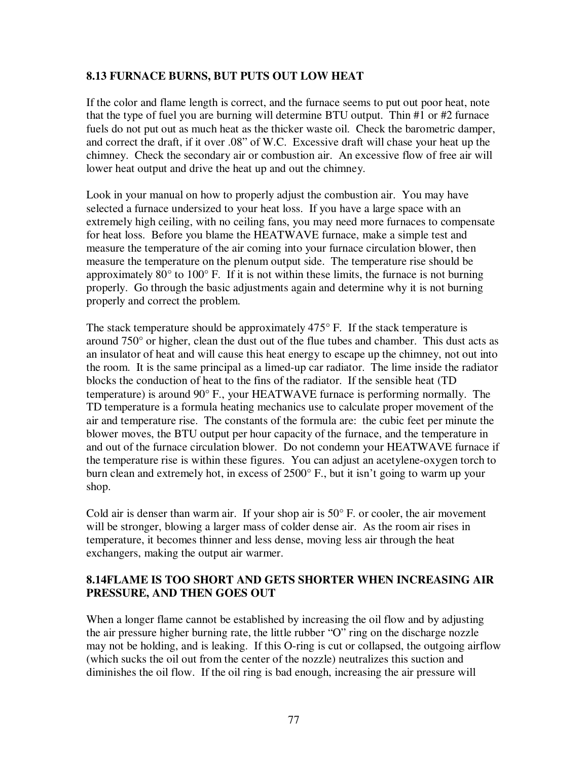### 8.13 FURNACE BURNS, BUT PUTS OUT LOW HEAT

If the color and flame length is correct, and the furnace seems to put out poor heat, note that the type of fuel you are burning will determine BTU output. Thin #1 or #2 furnace fuels do not put out as much heat as the thicker waste oil. Check the barometric damper, and correct the draft, if it over .08" of W.C. Excessive draft will chase your heat up the chimney. Check the secondary air or combustion air. An excessive flow of free air will lower heat output and drive the heat up and out the chimney.

Look in your manual on how to properly adjust the combustion air. You may have selected a furnace undersized to your heat loss. If you have a large space with an extremely high ceiling, with no ceiling fans, you may need more furnaces to compensate for heat loss. Before you blame the HEATWAVE furnace, make a simple test and measure the temperature of the air coming into your furnace circulation blower, then measure the temperature on the plenum output side. The temperature rise should be approximately 80° to 100° F. If it is not within these limits, the furnace is not burning properly. Go through the basic adjustments again and determine why it is not burning properly and correct the problem.

The stack temperature should be approximately 475° F. If the stack temperature is around 750° or higher, clean the dust out of the flue tubes and chamber. This dust acts as an insulator of heat and will cause this heat energy to escape up the chimney, not out into the room. It is the same principal as a limed-up car radiator. The lime inside the radiator blocks the conduction of heat to the fins of the radiator. If the sensible heat (TD temperature) is around 90° F., your HEATWAVE furnace is performing normally. The TD temperature is a formula heating mechanics use to calculate proper movement of the air and temperature rise. The constants of the formula are: the cubic feet per minute the blower moves, the BTU output per hour capacity of the furnace, and the temperature in and out of the furnace circulation blower. Do not condemn your HEATWAVE furnace if the temperature rise is within these figures. You can adjust an acetylene-oxygen torch to burn clean and extremely hot, in excess of 2500° F., but it isn't going to warm up your shop.

Cold air is denser than warm air. If your shop air is 50° F. or cooler, the air movement will be stronger, blowing a larger mass of colder dense air. As the room air rises in temperature, it becomes thinner and less dense, moving less air through the heat exchangers, making the output air warmer.

### 8.14FLAME IS TOO SHORT AND GETS SHORTER WHEN INCREASING AIR PRESSURE, AND THEN GOES OUT

When a longer flame cannot be established by increasing the oil flow and by adjusting the air pressure higher burning rate, the little rubber "O" ring on the discharge nozzle may not be holding, and is leaking. If this O-ring is cut or collapsed, the outgoing airflow (which sucks the oil out from the center of the nozzle) neutralizes this suction and diminishes the oil flow. If the oil ring is bad enough, increasing the air pressure will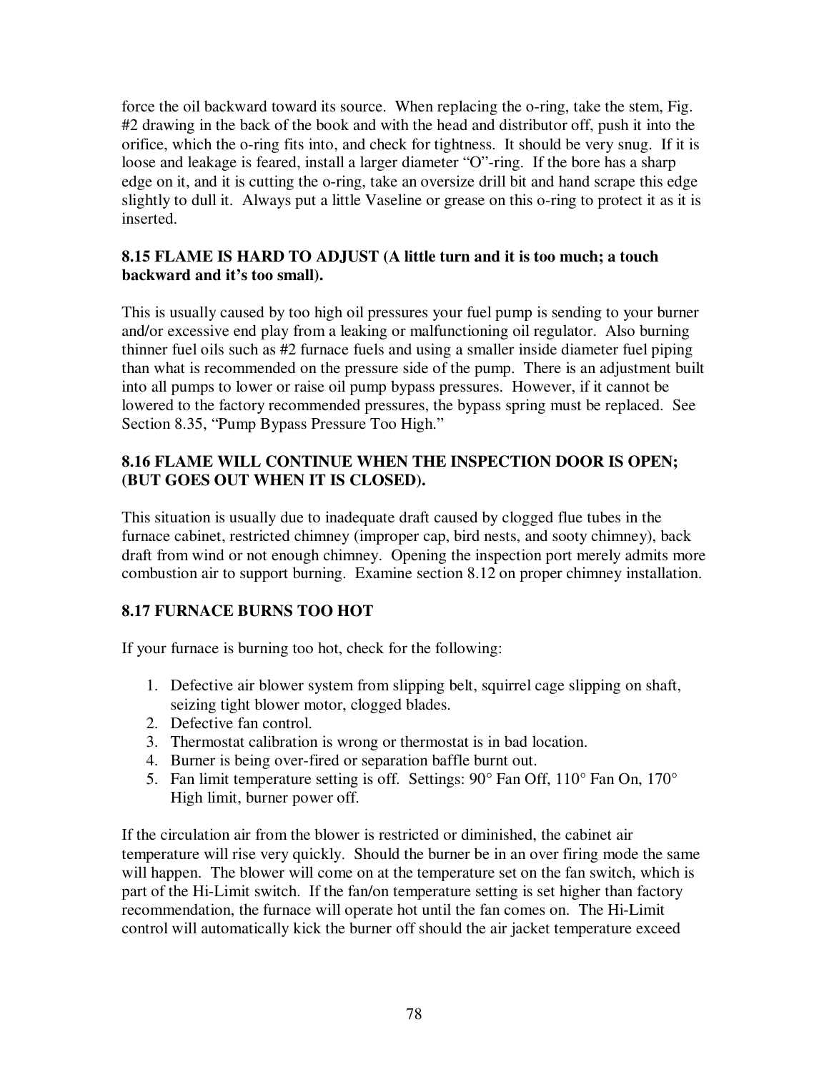force the oil backward toward its source. When replacing the o-ring, take the stem, Fig. #2 drawing in the back of the book and with the head and distributor off, push it into the orifice, which the o-ring fits into, and check for tightness. It should be very snug. If it is loose and leakage is feared, install a larger diameter "O"-ring. If the bore has a sharp edge on it, and it is cutting the o-ring, take an oversize drill bit and hand scrape this edge slightly to dull it. Always put a little Vaseline or grease on this o-ring to protect it as it is inserted.

### 8.15 FLAME IS HARD TO ADJUST (A little turn and it is too much; a touch backward and it's too small).

This is usually caused by too high oil pressures your fuel pump is sending to your burner and/or excessive end play from a leaking or malfunctioning oil regulator. Also burning thinner fuel oils such as #2 furnace fuels and using a smaller inside diameter fuel piping than what is recommended on the pressure side of the pump. There is an adjustment built into all pumps to lower or raise oil pump bypass pressures. However, if it cannot be lowered to the factory recommended pressures, the bypass spring must be replaced. See Section 8.35, "Pump Bypass Pressure Too High."

### 8.16 FLAME WILL CONTINUE WHEN THE INSPECTION DOOR IS OPEN; (BUT GOES OUT WHEN IT IS CLOSED).

This situation is usually due to inadequate draft caused by clogged flue tubes in the furnace cabinet, restricted chimney (improper cap, bird nests, and sooty chimney), back draft from wind or not enough chimney. Opening the inspection port merely admits more combustion air to support burning. Examine section 8.12 on proper chimney installation.

### 8.17 FURNACE BURNS TOO HOT

If your furnace is burning too hot, check for the following:

1. Defective air blower system from slipping belt, squirrel cage slipping on shaft, seizing tight blower motor, clogged blades.
2. Defective fan control.
3. Thermostat calibration is wrong or thermostat is in bad location.
4. Burner is being over-fired or separation baffle burnt out.
5. Fan limit temperature setting is off. Settings: 90° Fan Off, 110° Fan On, 170° High limit, burner power off.

If the circulation air from the blower is restricted or diminished, the cabinet air temperature will rise very quickly. Should the burner be in an over firing mode the same will happen. The blower will come on at the temperature set on the fan switch, which is part of the Hi-Limit switch. If the fan/on temperature setting is set higher than factory recommendation, the furnace will operate hot until the fan comes on. The Hi-Limit control will automatically kick the burner off should the air jacket temperature exceed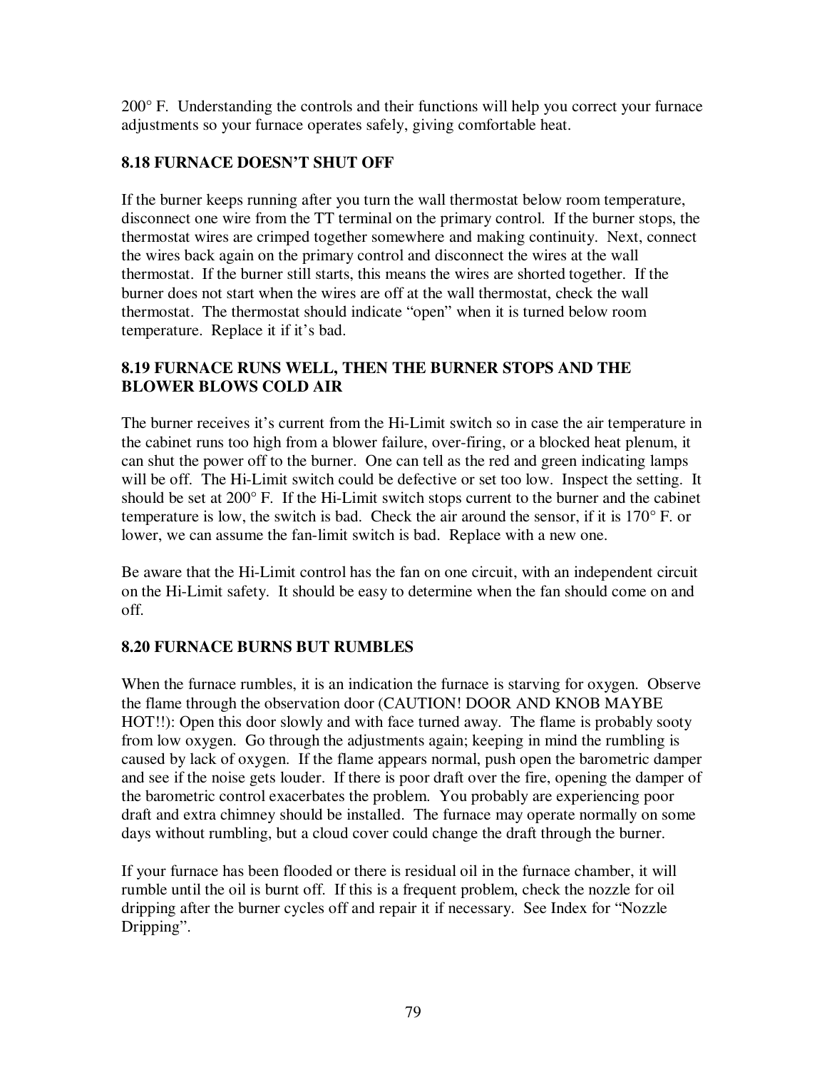200° F. Understanding the controls and their functions will help you correct your furnace adjustments so your furnace operates safely, giving comfortable heat.

### 8.18 FURNACE DOESN'T SHUT OFF

If the burner keeps running after you turn the wall thermostat below room temperature, disconnect one wire from the TT terminal on the primary control. If the burner stops, the thermostat wires are crimped together somewhere and making continuity. Next, connect the wires back again on the primary control and disconnect the wires at the wall thermostat. If the burner still starts, this means the wires are shorted together. If the burner does not start when the wires are off at the wall thermostat, check the wall thermostat. The thermostat should indicate "open" when it is turned below room temperature. Replace it if it's bad.

### 8.19 FURNACE RUNS WELL, THEN THE BURNER STOPS AND THE BLOWER BLOWS COLD AIR

The burner receives it's current from the Hi-Limit switch so in case the air temperature in the cabinet runs too high from a blower failure, over-firing, or a blocked heat plenum, it can shut the power off to the burner. One can tell as the red and green indicating lamps will be off. The Hi-Limit switch could be defective or set too low. Inspect the setting. It should be set at 200° F. If the Hi-Limit switch stops current to the burner and the cabinet temperature is low, the switch is bad. Check the air around the sensor, if it is 170° F. or lower, we can assume the fan-limit switch is bad. Replace with a new one.

Be aware that the Hi-Limit control has the fan on one circuit, with an independent circuit on the Hi-Limit safety. It should be easy to determine when the fan should come on and off.

### 8.20 FURNACE BURNS BUT RUMBLES

When the furnace rumbles, it is an indication the furnace is starving for oxygen. Observe the flame through the observation door (CAUTION! DOOR AND KNOB MAYBE HOT!!): Open this door slowly and with face turned away. The flame is probably sooty from low oxygen. Go through the adjustments again; keeping in mind the rumbling is caused by lack of oxygen. If the flame appears normal, push open the barometric damper and see if the noise gets louder. If there is poor draft over the fire, opening the damper of the barometric control exacerbates the problem. You probably are experiencing poor draft and extra chimney should be installed. The furnace may operate normally on some days without rumbling, but a cloud cover could change the draft through the burner.

If your furnace has been flooded or there is residual oil in the furnace chamber, it will rumble until the oil is burnt off. If this is a frequent problem, check the nozzle for oil dripping after the burner cycles off and repair it if necessary. See Index for "Nozzle Dripping".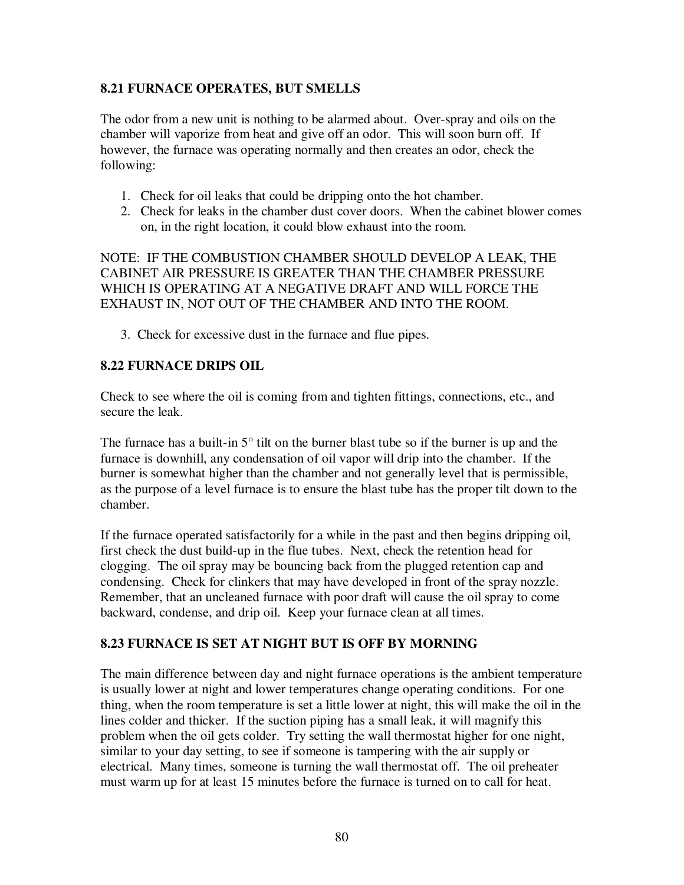### 8.21 FURNACE OPERATES, BUT SMELLS

The odor from a new unit is nothing to be alarmed about. Over-spray and oils on the chamber will vaporize from heat and give off an odor. This will soon burn off. If however, the furnace was operating normally and then creates an odor, check the following:

1. Check for oil leaks that could be dripping onto the hot chamber.
2. Check for leaks in the chamber dust cover doors. When the cabinet blower comes on, in the right location, it could blow exhaust into the room.

NOTE: IF THE COMBUSTION CHAMBER SHOULD DEVELOP A LEAK, THE CABINET AIR PRESSURE IS GREATER THAN THE CHAMBER PRESSURE WHICH IS OPERATING AT A NEGATIVE DRAFT AND WILL FORCE THE EXHAUST IN, NOT OUT OF THE CHAMBER AND INTO THE ROOM.

3. Check for excessive dust in the furnace and flue pipes.

### 8.22 FURNACE DRIPS OIL

Check to see where the oil is coming from and tighten fittings, connections, etc., and secure the leak.

The furnace has a built-in 5° tilt on the burner blast tube so if the burner is up and the furnace is downhill, any condensation of oil vapor will drip into the chamber. If the burner is somewhat higher than the chamber and not generally level that is permissible, as the purpose of a level furnace is to ensure the blast tube has the proper tilt down to the chamber.

If the furnace operated satisfactorily for a while in the past and then begins dripping oil, first check the dust build-up in the flue tubes. Next, check the retention head for clogging. The oil spray may be bouncing back from the plugged retention cap and condensing. Check for clinkers that may have developed in front of the spray nozzle. Remember, that an uncleaned furnace with poor draft will cause the oil spray to come backward, condense, and drip oil. Keep your furnace clean at all times.

### 8.23 FURNACE IS SET AT NIGHT BUT IS OFF BY MORNING

The main difference between day and night furnace operations is the ambient temperature is usually lower at night and lower temperatures change operating conditions. For one thing, when the room temperature is set a little lower at night, this will make the oil in the lines colder and thicker. If the suction piping has a small leak, it will magnify this problem when the oil gets colder. Try setting the wall thermostat higher for one night, similar to your day setting, to see if someone is tampering with the air supply or electrical. Many times, someone is turning the wall thermostat off. The oil preheater must warm up for at least 15 minutes before the furnace is turned on to call for heat.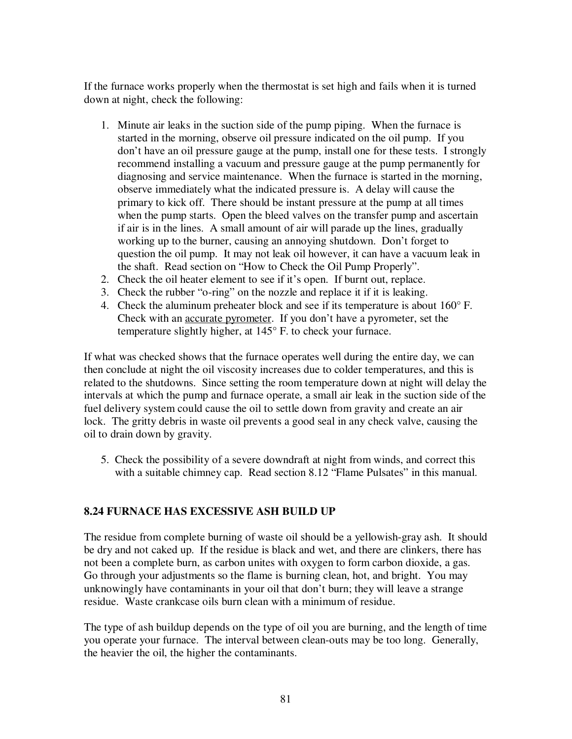If the furnace works properly when the thermostat is set high and fails when it is turned down at night, check the following:

1. Minute air leaks in the suction side of the pump piping. When the furnace is started in the morning, observe oil pressure indicated on the oil pump. If you don't have an oil pressure gauge at the pump, install one for these tests. I strongly recommend installing a vacuum and pressure gauge at the pump permanently for diagnosing and service maintenance. When the furnace is started in the morning, observe immediately what the indicated pressure is. A delay will cause the primary to kick off. There should be instant pressure at the pump at all times when the pump starts. Open the bleed valves on the transfer pump and ascertain if air is in the lines. A small amount of air will parade up the lines, gradually working up to the burner, causing an annoying shutdown. Don't forget to question the oil pump. It may not leak oil however, it can have a vacuum leak in the shaft. Read section on "How to Check the Oil Pump Properly".
2. Check the oil heater element to see if it's open. If burnt out, replace.
3. Check the rubber "o-ring" on the nozzle and replace it if it is leaking.
4. Check the aluminum preheater block and see if its temperature is about 160° F. Check with an <u>accurate pyrometer</u>. If you don't have a pyrometer, set the temperature slightly higher, at 145° F. to check your furnace.

If what was checked shows that the furnace operates well during the entire day, we can then conclude at night the oil viscosity increases due to colder temperatures, and this is related to the shutdowns. Since setting the room temperature down at night will delay the intervals at which the pump and furnace operate, a small air leak in the suction side of the fuel delivery system could cause the oil to settle down from gravity and create an air lock. The gritty debris in waste oil prevents a good seal in any check valve, causing the oil to drain down by gravity.

5. Check the possibility of a severe downdraft at night from winds, and correct this with a suitable chimney cap. Read section 8.12 "Flame Pulsates" in this manual.

### 8.24 FURNACE HAS EXCESSIVE ASH BUILD UP

The residue from complete burning of waste oil should be a yellowish-gray ash. It should be dry and not caked up. If the residue is black and wet, and there are clinkers, there has not been a complete burn, as carbon unites with oxygen to form carbon dioxide, a gas. Go through your adjustments so the flame is burning clean, hot, and bright. You may unknowingly have contaminants in your oil that don't burn; they will leave a strange residue. Waste crankcase oils burn clean with a minimum of residue.

The type of ash buildup depends on the type of oil you are burning, and the length of time you operate your furnace. The interval between clean-outs may be too long. Generally, the heavier the oil, the higher the contaminants.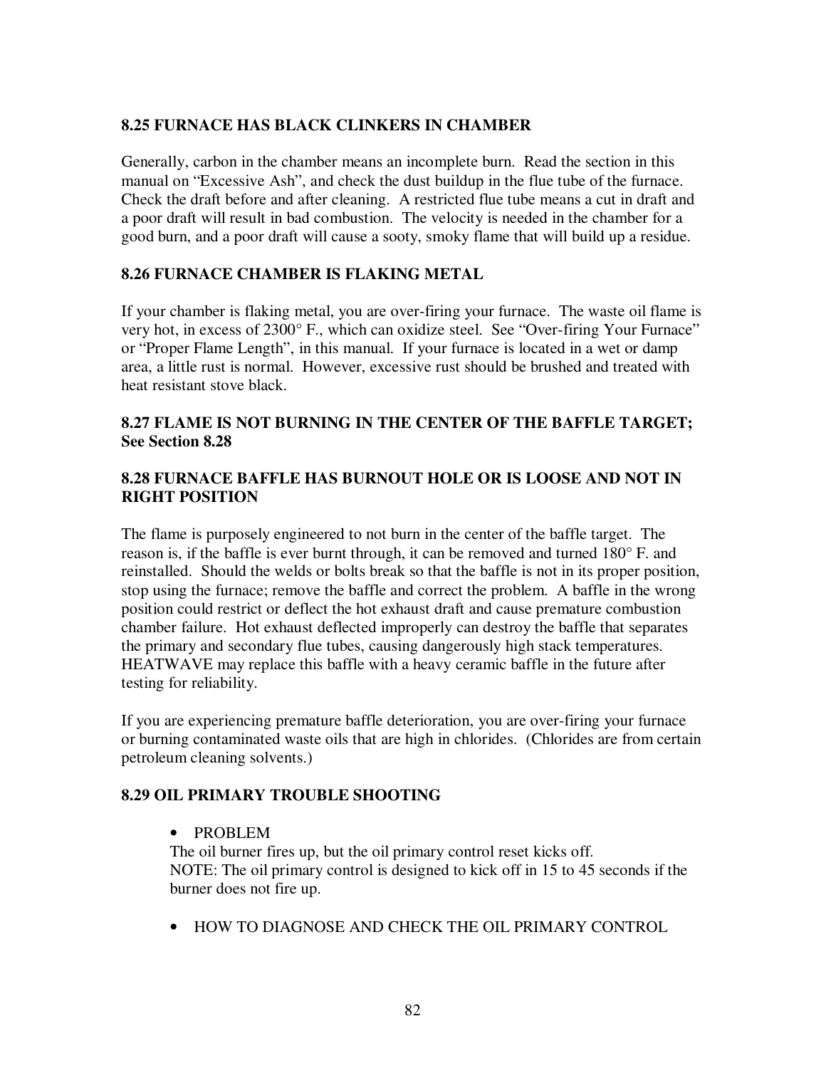### 8.25 FURNACE HAS BLACK CLINKERS IN CHAMBER

Generally, carbon in the chamber means an incomplete burn. Read the section in this manual on "Excessive Ash", and check the dust buildup in the flue tube of the furnace. Check the draft before and after cleaning. A restricted flue tube means a cut in draft and a poor draft will result in bad combustion. The velocity is needed in the chamber for a good burn, and a poor draft will cause a sooty, smoky flame that will build up a residue.

### 8.26 FURNACE CHAMBER IS FLAKING METAL

If your chamber is flaking metal, you are over-firing your furnace. The waste oil flame is very hot, in excess of 2300° F., which can oxidize steel. See "Over-firing Your Furnace" or "Proper Flame Length", in this manual. If your furnace is located in a wet or damp area, a little rust is normal. However, excessive rust should be brushed and treated with heat resistant stove black.

### 8.27 FLAME IS NOT BURNING IN THE CENTER OF THE BAFFLE TARGET; See Section 8.28

### 8.28 FURNACE BAFFLE HAS BURNOUT HOLE OR IS LOOSE AND NOT IN RIGHT POSITION

The flame is purposely engineered to not burn in the center of the baffle target. The reason is, if the baffle is ever burnt through, it can be removed and turned 180° F. and reinstalled. Should the welds or bolts break so that the baffle is not in its proper position, stop using the furnace; remove the baffle and correct the problem. A baffle in the wrong position could restrict or deflect the hot exhaust draft and cause premature combustion chamber failure. Hot exhaust deflected improperly can destroy the baffle that separates the primary and secondary flue tubes, causing dangerously high stack temperatures. HEATWAVE may replace this baffle with a heavy ceramic baffle in the future after testing for reliability.

If you are experiencing premature baffle deterioration, you are over-firing your furnace or burning contaminated waste oils that are high in chlorides. (Chlorides are from certain petroleum cleaning solvents.)

### 8.29 OIL PRIMARY TROUBLE SHOOTING

- PROBLEM
  The oil burner fires up, but the oil primary control reset kicks off.
  NOTE: The oil primary control is designed to kick off in 15 to 45 seconds if the burner does not fire up.

- HOW TO DIAGNOSE AND CHECK THE OIL PRIMARY CONTROL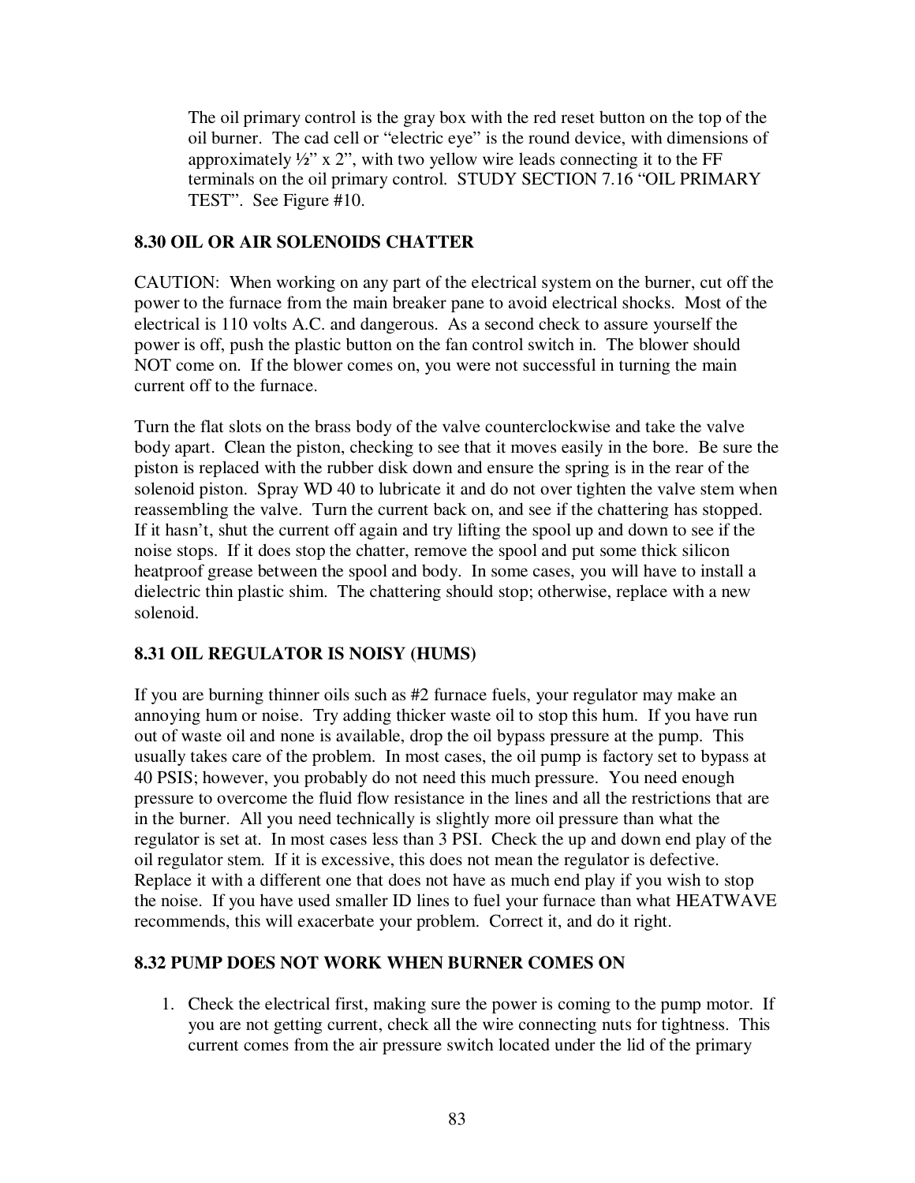The oil primary control is the gray box with the red reset button on the top of the oil burner. The cad cell or "electric eye" is the round device, with dimensions of approximately ½" x 2", with two yellow wire leads connecting it to the FF terminals on the oil primary control. STUDY SECTION 7.16 "OIL PRIMARY TEST". See Figure #10.

### 8.30 OIL OR AIR SOLENOIDS CHATTER

CAUTION: When working on any part of the electrical system on the burner, cut off the power to the furnace from the main breaker pane to avoid electrical shocks. Most of the electrical is 110 volts A.C. and dangerous. As a second check to assure yourself the power is off, push the plastic button on the fan control switch in. The blower should NOT come on. If the blower comes on, you were not successful in turning the main current off to the furnace.

Turn the flat slots on the brass body of the valve counterclockwise and take the valve body apart. Clean the piston, checking to see that it moves easily in the bore. Be sure the piston is replaced with the rubber disk down and ensure the spring is in the rear of the solenoid piston. Spray WD 40 to lubricate it and do not over tighten the valve stem when reassembling the valve. Turn the current back on, and see if the chattering has stopped. If it hasn't, shut the current off again and try lifting the spool up and down to see if the noise stops. If it does stop the chatter, remove the spool and put some thick silicon heatproof grease between the spool and body. In some cases, you will have to install a dielectric thin plastic shim. The chattering should stop; otherwise, replace with a new solenoid.

### 8.31 OIL REGULATOR IS NOISY (HUMS)

If you are burning thinner oils such as #2 furnace fuels, your regulator may make an annoying hum or noise. Try adding thicker waste oil to stop this hum. If you have run out of waste oil and none is available, drop the oil bypass pressure at the pump. This usually takes care of the problem. In most cases, the oil pump is factory set to bypass at 40 PSIS; however, you probably do not need this much pressure. You need enough pressure to overcome the fluid flow resistance in the lines and all the restrictions that are in the burner. All you need technically is slightly more oil pressure than what the regulator is set at. In most cases less than 3 PSI. Check the up and down end play of the oil regulator stem. If it is excessive, this does not mean the regulator is defective. Replace it with a different one that does not have as much end play if you wish to stop the noise. If you have used smaller ID lines to fuel your furnace than what HEATWAVE recommends, this will exacerbate your problem. Correct it, and do it right.

### 8.32 PUMP DOES NOT WORK WHEN BURNER COMES ON

1. Check the electrical first, making sure the power is coming to the pump motor. If you are not getting current, check all the wire connecting nuts for tightness. This current comes from the air pressure switch located under the lid of the primary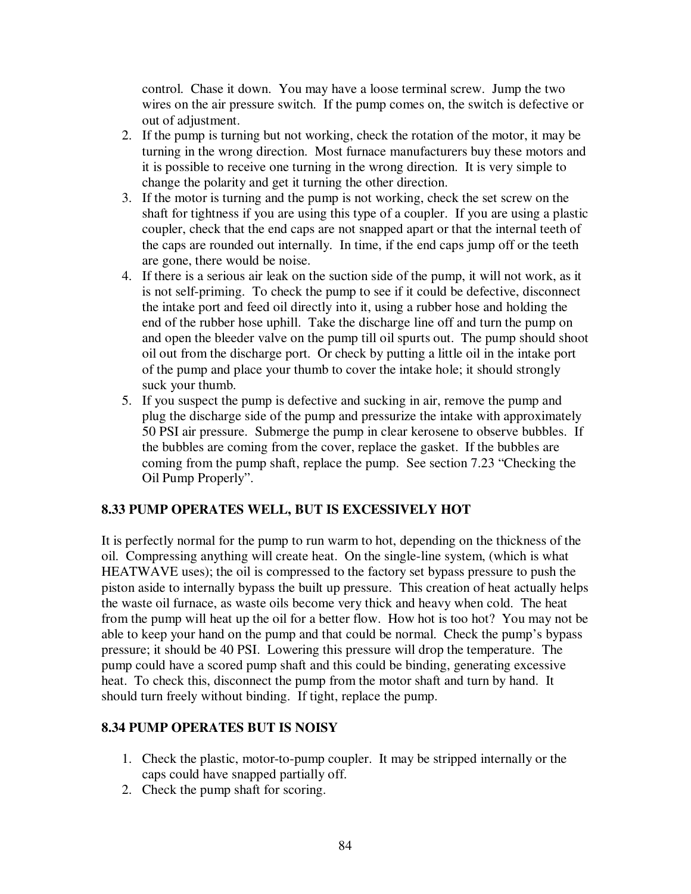control. Chase it down. You may have a loose terminal screw. Jump the two wires on the air pressure switch. If the pump comes on, the switch is defective or out of adjustment.

2. If the pump is turning but not working, check the rotation of the motor, it may be turning in the wrong direction. Most furnace manufacturers buy these motors and it is possible to receive one turning in the wrong direction. It is very simple to change the polarity and get it turning the other direction.
3. If the motor is turning and the pump is not working, check the set screw on the shaft for tightness if you are using this type of a coupler. If you are using a plastic coupler, check that the end caps are not snapped apart or that the internal teeth of the caps are rounded out internally. In time, if the end caps jump off or the teeth are gone, there would be noise.
4. If there is a serious air leak on the suction side of the pump, it will not work, as it is not self-priming. To check the pump to see if it could be defective, disconnect the intake port and feed oil directly into it, using a rubber hose and holding the end of the rubber hose uphill. Take the discharge line off and turn the pump on and open the bleeder valve on the pump till oil spurts out. The pump should shoot oil out from the discharge port. Or check by putting a little oil in the intake port of the pump and place your thumb to cover the intake hole; it should strongly suck your thumb.
5. If you suspect the pump is defective and sucking in air, remove the pump and plug the discharge side of the pump and pressurize the intake with approximately 50 PSI air pressure. Submerge the pump in clear kerosene to observe bubbles. If the bubbles are coming from the cover, replace the gasket. If the bubbles are coming from the pump shaft, replace the pump. See section 7.23 "Checking the Oil Pump Properly".

### 8.33 PUMP OPERATES WELL, BUT IS EXCESSIVELY HOT

It is perfectly normal for the pump to run warm to hot, depending on the thickness of the oil. Compressing anything will create heat. On the single-line system, (which is what HEATWAVE uses); the oil is compressed to the factory set bypass pressure to push the piston aside to internally bypass the built up pressure. This creation of heat actually helps the waste oil furnace, as waste oils become very thick and heavy when cold. The heat from the pump will heat up the oil for a better flow. How hot is too hot? You may not be able to keep your hand on the pump and that could be normal. Check the pump's bypass pressure; it should be 40 PSI. Lowering this pressure will drop the temperature. The pump could have a scored pump shaft and this could be binding, generating excessive heat. To check this, disconnect the pump from the motor shaft and turn by hand. It should turn freely without binding. If tight, replace the pump.

### 8.34 PUMP OPERATES BUT IS NOISY

1. Check the plastic, motor-to-pump coupler. It may be stripped internally or the caps could have snapped partially off.
2. Check the pump shaft for scoring.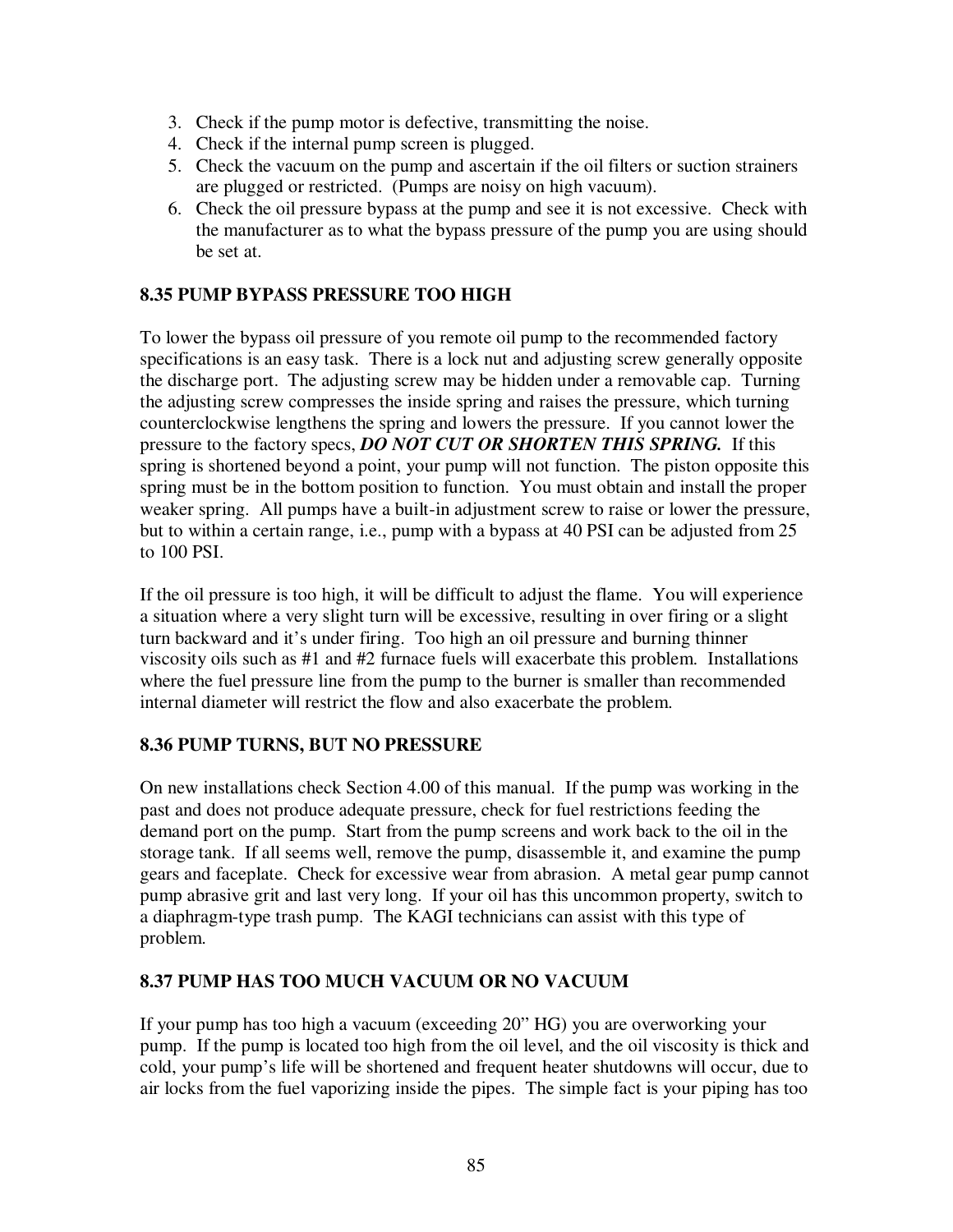3. Check if the pump motor is defective, transmitting the noise.
4. Check if the internal pump screen is plugged.
5. Check the vacuum on the pump and ascertain if the oil filters or suction strainers are plugged or restricted. (Pumps are noisy on high vacuum).
6. Check the oil pressure bypass at the pump and see it is not excessive. Check with the manufacturer as to what the bypass pressure of the pump you are using should be set at.

**8.35 PUMP BYPASS PRESSURE TOO HIGH**

To lower the bypass oil pressure of you remote oil pump to the recommended factory specifications is an easy task. There is a lock nut and adjusting screw generally opposite the discharge port. The adjusting screw may be hidden under a removable cap. Turning the adjusting screw compresses the inside spring and raises the pressure, which turning counterclockwise lengthens the spring and lowers the pressure. If you cannot lower the pressure to the factory specs, ***DO NOT CUT OR SHORTEN THIS SPRING.*** If this spring is shortened beyond a point, your pump will not function. The piston opposite this spring must be in the bottom position to function. You must obtain and install the proper weaker spring. All pumps have a built-in adjustment screw to raise or lower the pressure, but to within a certain range, i.e., pump with a bypass at 40 PSI can be adjusted from 25 to 100 PSI.

If the oil pressure is too high, it will be difficult to adjust the flame. You will experience a situation where a very slight turn will be excessive, resulting in over firing or a slight turn backward and it's under firing. Too high an oil pressure and burning thinner viscosity oils such as #1 and #2 furnace fuels will exacerbate this problem. Installations where the fuel pressure line from the pump to the burner is smaller than recommended internal diameter will restrict the flow and also exacerbate the problem.

**8.36 PUMP TURNS, BUT NO PRESSURE**

On new installations check Section 4.00 of this manual. If the pump was working in the past and does not produce adequate pressure, check for fuel restrictions feeding the demand port on the pump. Start from the pump screens and work back to the oil in the storage tank. If all seems well, remove the pump, disassemble it, and examine the pump gears and faceplate. Check for excessive wear from abrasion. A metal gear pump cannot pump abrasive grit and last very long. If your oil has this uncommon property, switch to a diaphragm-type trash pump. The KAGI technicians can assist with this type of problem.

**8.37 PUMP HAS TOO MUCH VACUUM OR NO VACUUM**

If your pump has too high a vacuum (exceeding 20" HG) you are overworking your pump. If the pump is located too high from the oil level, and the oil viscosity is thick and cold, your pump's life will be shortened and frequent heater shutdowns will occur, due to air locks from the fuel vaporizing inside the pipes. The simple fact is your piping has too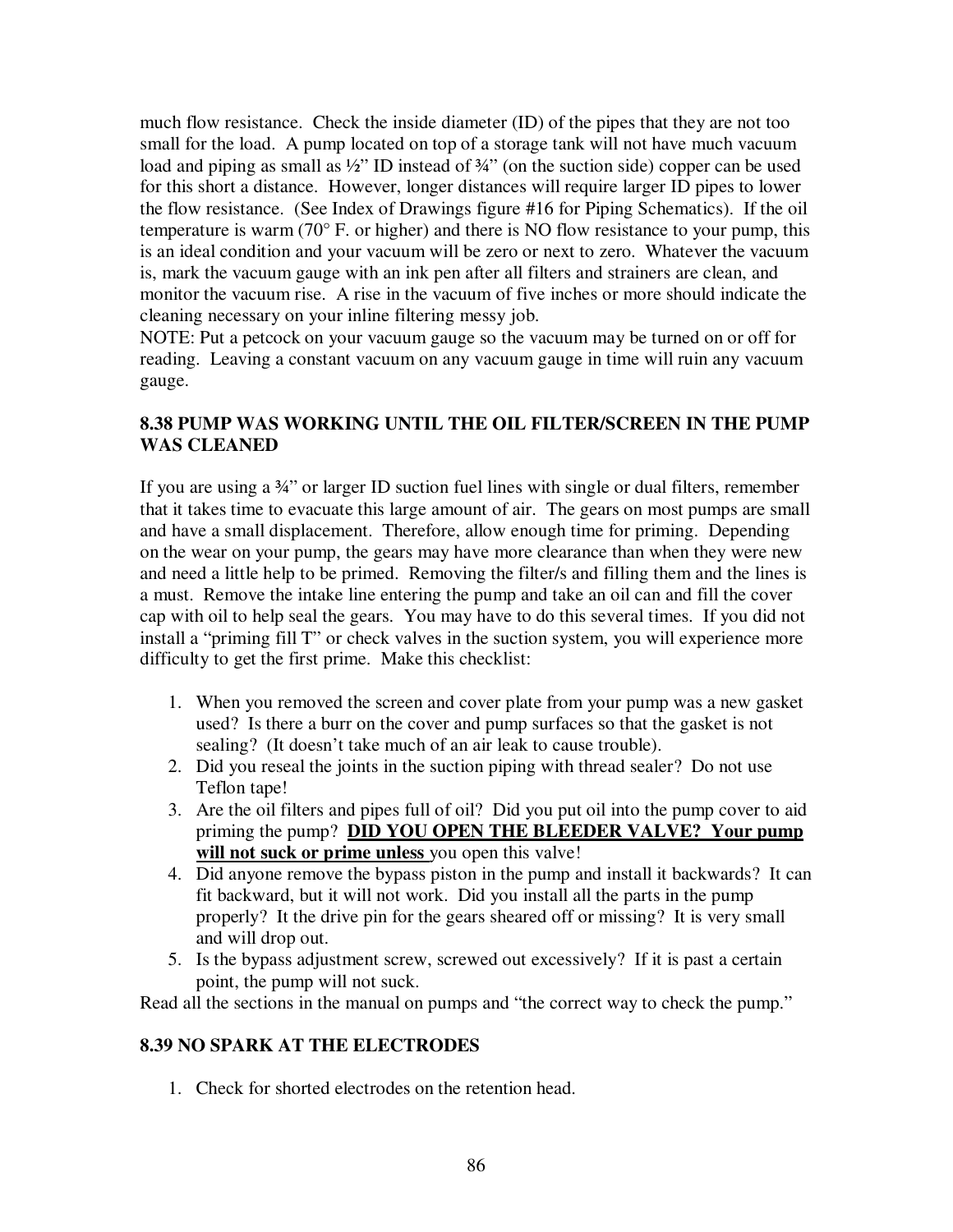much flow resistance. Check the inside diameter (ID) of the pipes that they are not too small for the load. A pump located on top of a storage tank will not have much vacuum load and piping as small as ½" ID instead of ¾" (on the suction side) copper can be used for this short a distance. However, longer distances will require larger ID pipes to lower the flow resistance. (See Index of Drawings figure #16 for Piping Schematics). If the oil temperature is warm (70° F. or higher) and there is NO flow resistance to your pump, this is an ideal condition and your vacuum will be zero or next to zero. Whatever the vacuum is, mark the vacuum gauge with an ink pen after all filters and strainers are clean, and monitor the vacuum rise. A rise in the vacuum of five inches or more should indicate the cleaning necessary on your inline filtering messy job.
NOTE: Put a petcock on your vacuum gauge so the vacuum may be turned on or off for reading. Leaving a constant vacuum on any vacuum gauge in time will ruin any vacuum gauge.

### 8.38 PUMP WAS WORKING UNTIL THE OIL FILTER/SCREEN IN THE PUMP WAS CLEANED

If you are using a ¾" or larger ID suction fuel lines with single or dual filters, remember that it takes time to evacuate this large amount of air. The gears on most pumps are small and have a small displacement. Therefore, allow enough time for priming. Depending on the wear on your pump, the gears may have more clearance than when they were new and need a little help to be primed. Removing the filter/s and filling them and the lines is a must. Remove the intake line entering the pump and take an oil can and fill the cover cap with oil to help seal the gears. You may have to do this several times. If you did not install a "priming fill T" or check valves in the suction system, you will experience more difficulty to get the first prime. Make this checklist:

1. When you removed the screen and cover plate from your pump was a new gasket used? Is there a burr on the cover and pump surfaces so that the gasket is not sealing? (It doesn't take much of an air leak to cause trouble).
2. Did you reseal the joints in the suction piping with thread sealer? Do not use Teflon tape!
3. Are the oil filters and pipes full of oil? Did you put oil into the pump cover to aid priming the pump? **<u>DID YOU OPEN THE BLEEDER VALVE? Your pump will not suck or prime unless</u>** you open this valve!
4. Did anyone remove the bypass piston in the pump and install it backwards? It can fit backward, but it will not work. Did you install all the parts in the pump properly? It the drive pin for the gears sheared off or missing? It is very small and will drop out.
5. Is the bypass adjustment screw, screwed out excessively? If it is past a certain point, the pump will not suck.

Read all the sections in the manual on pumps and "the correct way to check the pump."

### 8.39 NO SPARK AT THE ELECTRODES

1. Check for shorted electrodes on the retention head.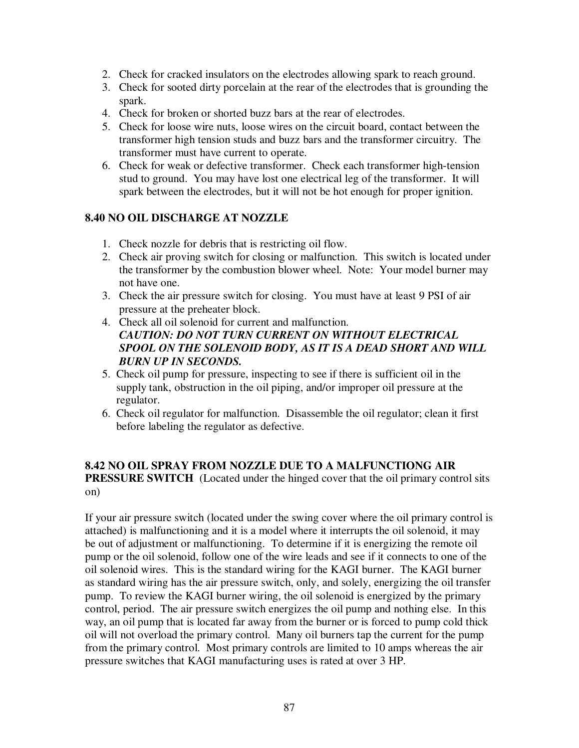2. Check for cracked insulators on the electrodes allowing spark to reach ground.
3. Check for sooted dirty porcelain at the rear of the electrodes that is grounding the spark.
4. Check for broken or shorted buzz bars at the rear of electrodes.
5. Check for loose wire nuts, loose wires on the circuit board, contact between the transformer high tension studs and buzz bars and the transformer circuitry. The transformer must have current to operate.
6. Check for weak or defective transformer. Check each transformer high-tension stud to ground. You may have lost one electrical leg of the transformer. It will spark between the electrodes, but it will not be hot enough for proper ignition.

**8.40 NO OIL DISCHARGE AT NOZZLE**

1. Check nozzle for debris that is restricting oil flow.
2. Check air proving switch for closing or malfunction. This switch is located under the transformer by the combustion blower wheel. Note: Your model burner may not have one.
3. Check the air pressure switch for closing. You must have at least 9 PSI of air pressure at the preheater block.
4. Check all oil solenoid for current and malfunction.
   ***CAUTION: DO NOT TURN CURRENT ON WITHOUT ELECTRICAL SPOOL ON THE SOLENOID BODY, AS IT IS A DEAD SHORT AND WILL BURN UP IN SECONDS.***
5. Check oil pump for pressure, inspecting to see if there is sufficient oil in the supply tank, obstruction in the oil piping, and/or improper oil pressure at the regulator.
6. Check oil regulator for malfunction. Disassemble the oil regulator; clean it first before labeling the regulator as defective.

**8.42 NO OIL SPRAY FROM NOZZLE DUE TO A MALFUNCTIONG AIR PRESSURE SWITCH** (Located under the hinged cover that the oil primary control sits on)

If your air pressure switch (located under the swing cover where the oil primary control is attached) is malfunctioning and it is a model where it interrupts the oil solenoid, it may be out of adjustment or malfunctioning. To determine if it is energizing the remote oil pump or the oil solenoid, follow one of the wire leads and see if it connects to one of the oil solenoid wires. This is the standard wiring for the KAGI burner. The KAGI burner as standard wiring has the air pressure switch, only, and solely, energizing the oil transfer pump. To review the KAGI burner wiring, the oil solenoid is energized by the primary control, period. The air pressure switch energizes the oil pump and nothing else. In this way, an oil pump that is located far away from the burner or is forced to pump cold thick oil will not overload the primary control. Many oil burners tap the current for the pump from the primary control. Most primary controls are limited to 10 amps whereas the air pressure switches that KAGI manufacturing uses is rated at over 3 HP.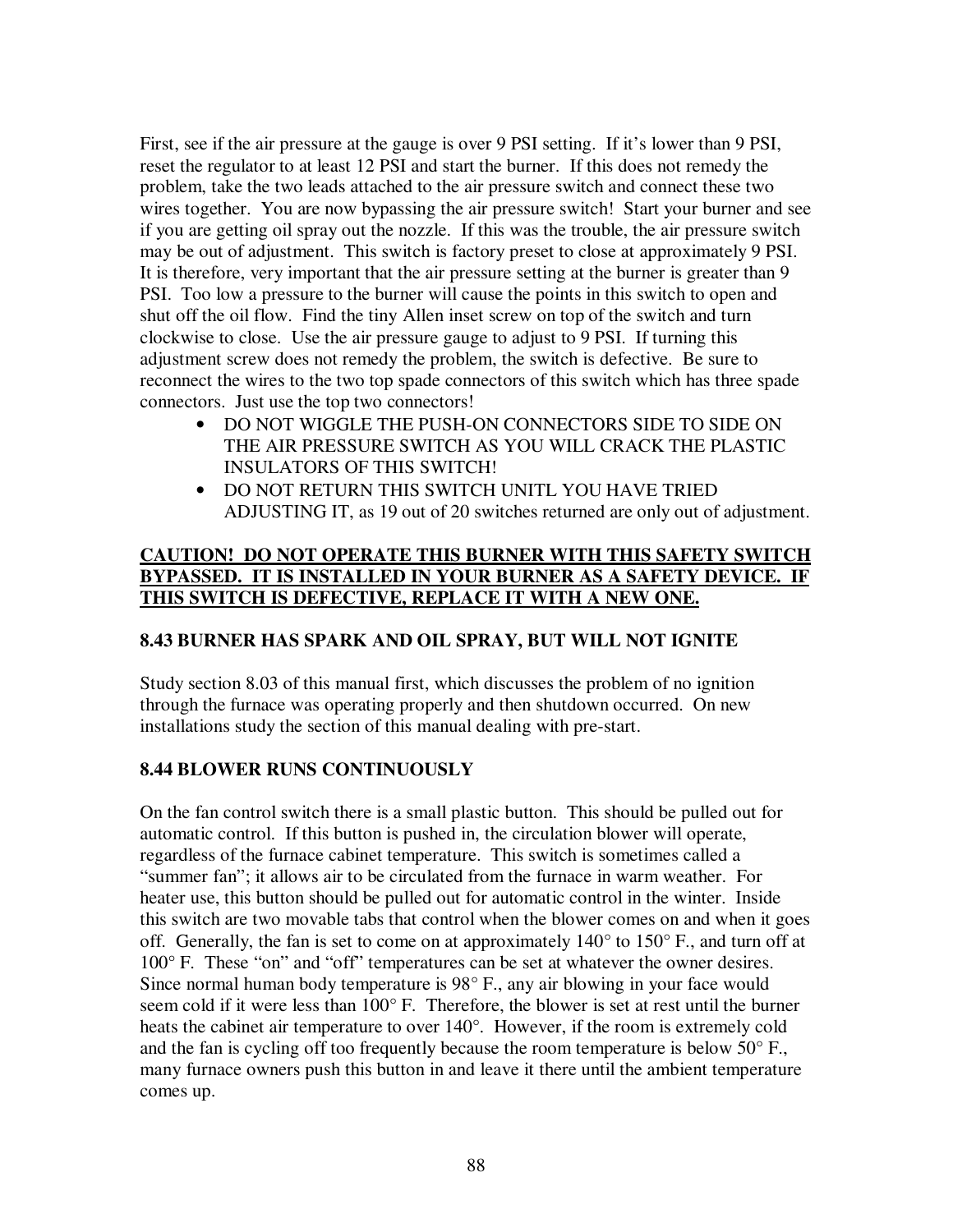First, see if the air pressure at the gauge is over 9 PSI setting. If it's lower than 9 PSI, reset the regulator to at least 12 PSI and start the burner. If this does not remedy the problem, take the two leads attached to the air pressure switch and connect these two wires together. You are now bypassing the air pressure switch! Start your burner and see if you are getting oil spray out the nozzle. If this was the trouble, the air pressure switch may be out of adjustment. This switch is factory preset to close at approximately 9 PSI. It is therefore, very important that the air pressure setting at the burner is greater than 9 PSI. Too low a pressure to the burner will cause the points in this switch to open and shut off the oil flow. Find the tiny Allen inset screw on top of the switch and turn clockwise to close. Use the air pressure gauge to adjust to 9 PSI. If turning this adjustment screw does not remedy the problem, the switch is defective. Be sure to reconnect the wires to the two top spade connectors of this switch which has three spade connectors. Just use the top two connectors!

- DO NOT WIGGLE THE PUSH-ON CONNECTORS SIDE TO SIDE ON THE AIR PRESSURE SWITCH AS YOU WILL CRACK THE PLASTIC INSULATORS OF THIS SWITCH!
- DO NOT RETURN THIS SWITCH UNITL YOU HAVE TRIED ADJUSTING IT, as 19 out of 20 switches returned are only out of adjustment.

**CAUTION! DO NOT OPERATE THIS BURNER WITH THIS SAFETY SWITCH BYPASSED. IT IS INSTALLED IN YOUR BURNER AS A SAFETY DEVICE. IF THIS SWITCH IS DEFECTIVE, REPLACE IT WITH A NEW ONE.**

### 8.43 BURNER HAS SPARK AND OIL SPRAY, BUT WILL NOT IGNITE

Study section 8.03 of this manual first, which discusses the problem of no ignition through the furnace was operating properly and then shutdown occurred. On new installations study the section of this manual dealing with pre-start.

### 8.44 BLOWER RUNS CONTINUOUSLY

On the fan control switch there is a small plastic button. This should be pulled out for automatic control. If this button is pushed in, the circulation blower will operate, regardless of the furnace cabinet temperature. This switch is sometimes called a "summer fan"; it allows air to be circulated from the furnace in warm weather. For heater use, this button should be pulled out for automatic control in the winter. Inside this switch are two movable tabs that control when the blower comes on and when it goes off. Generally, the fan is set to come on at approximately 140° to 150° F., and turn off at 100° F. These "on" and "off" temperatures can be set at whatever the owner desires. Since normal human body temperature is 98° F., any air blowing in your face would seem cold if it were less than 100° F. Therefore, the blower is set at rest until the burner heats the cabinet air temperature to over 140°. However, if the room is extremely cold and the fan is cycling off too frequently because the room temperature is below 50° F., many furnace owners push this button in and leave it there until the ambient temperature comes up.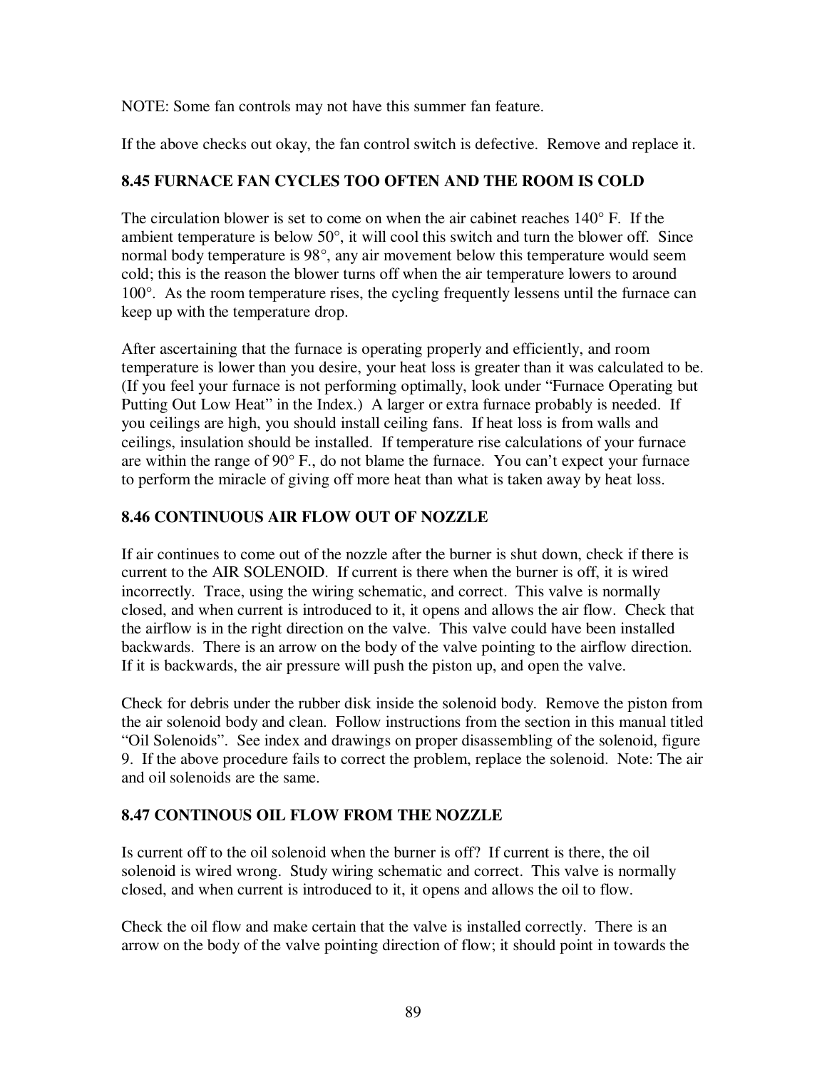NOTE: Some fan controls may not have this summer fan feature.

If the above checks out okay, the fan control switch is defective. Remove and replace it.

### 8.45 FURNACE FAN CYCLES TOO OFTEN AND THE ROOM IS COLD

The circulation blower is set to come on when the air cabinet reaches 140° F. If the ambient temperature is below 50°, it will cool this switch and turn the blower off. Since normal body temperature is 98°, any air movement below this temperature would seem cold; this is the reason the blower turns off when the air temperature lowers to around 100°. As the room temperature rises, the cycling frequently lessens until the furnace can keep up with the temperature drop.

After ascertaining that the furnace is operating properly and efficiently, and room temperature is lower than you desire, your heat loss is greater than it was calculated to be. (If you feel your furnace is not performing optimally, look under "Furnace Operating but Putting Out Low Heat" in the Index.) A larger or extra furnace probably is needed. If you ceilings are high, you should install ceiling fans. If heat loss is from walls and ceilings, insulation should be installed. If temperature rise calculations of your furnace are within the range of 90° F., do not blame the furnace. You can't expect your furnace to perform the miracle of giving off more heat than what is taken away by heat loss.

### 8.46 CONTINUOUS AIR FLOW OUT OF NOZZLE

If air continues to come out of the nozzle after the burner is shut down, check if there is current to the AIR SOLENOID. If current is there when the burner is off, it is wired incorrectly. Trace, using the wiring schematic, and correct. This valve is normally closed, and when current is introduced to it, it opens and allows the air flow. Check that the airflow is in the right direction on the valve. This valve could have been installed backwards. There is an arrow on the body of the valve pointing to the airflow direction. If it is backwards, the air pressure will push the piston up, and open the valve.

Check for debris under the rubber disk inside the solenoid body. Remove the piston from the air solenoid body and clean. Follow instructions from the section in this manual titled "Oil Solenoids". See index and drawings on proper disassembling of the solenoid, figure 9. If the above procedure fails to correct the problem, replace the solenoid. Note: The air and oil solenoids are the same.

### 8.47 CONTINOUS OIL FLOW FROM THE NOZZLE

Is current off to the oil solenoid when the burner is off? If current is there, the oil solenoid is wired wrong. Study wiring schematic and correct. This valve is normally closed, and when current is introduced to it, it opens and allows the oil to flow.

Check the oil flow and make certain that the valve is installed correctly. There is an arrow on the body of the valve pointing direction of flow; it should point in towards the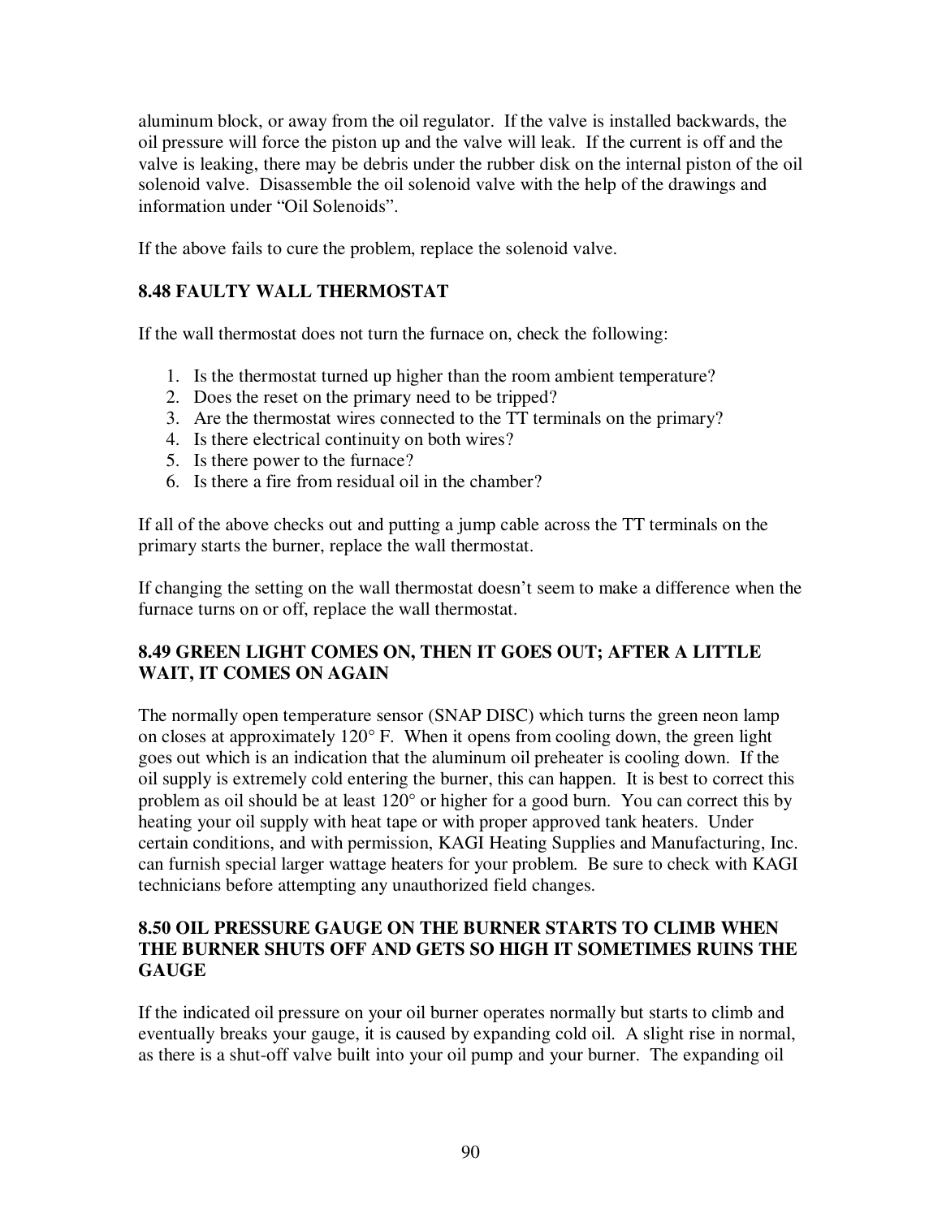aluminum block, or away from the oil regulator. If the valve is installed backwards, the oil pressure will force the piston up and the valve will leak. If the current is off and the valve is leaking, there may be debris under the rubber disk on the internal piston of the oil solenoid valve. Disassemble the oil solenoid valve with the help of the drawings and information under "Oil Solenoids".

If the above fails to cure the problem, replace the solenoid valve.

### 8.48 FAULTY WALL THERMOSTAT

If the wall thermostat does not turn the furnace on, check the following:

1. Is the thermostat turned up higher than the room ambient temperature?
2. Does the reset on the primary need to be tripped?
3. Are the thermostat wires connected to the TT terminals on the primary?
4. Is there electrical continuity on both wires?
5. Is there power to the furnace?
6. Is there a fire from residual oil in the chamber?

If all of the above checks out and putting a jump cable across the TT terminals on the primary starts the burner, replace the wall thermostat.

If changing the setting on the wall thermostat doesn't seem to make a difference when the furnace turns on or off, replace the wall thermostat.

### 8.49 GREEN LIGHT COMES ON, THEN IT GOES OUT; AFTER A LITTLE WAIT, IT COMES ON AGAIN

The normally open temperature sensor (SNAP DISC) which turns the green neon lamp on closes at approximately 120° F. When it opens from cooling down, the green light goes out which is an indication that the aluminum oil preheater is cooling down. If the oil supply is extremely cold entering the burner, this can happen. It is best to correct this problem as oil should be at least 120° or higher for a good burn. You can correct this by heating your oil supply with heat tape or with proper approved tank heaters. Under certain conditions, and with permission, KAGI Heating Supplies and Manufacturing, Inc. can furnish special larger wattage heaters for your problem. Be sure to check with KAGI technicians before attempting any unauthorized field changes.

### 8.50 OIL PRESSURE GAUGE ON THE BURNER STARTS TO CLIMB WHEN THE BURNER SHUTS OFF AND GETS SO HIGH IT SOMETIMES RUINS THE GAUGE

If the indicated oil pressure on your oil burner operates normally but starts to climb and eventually breaks your gauge, it is caused by expanding cold oil. A slight rise in normal, as there is a shut-off valve built into your oil pump and your burner. The expanding oil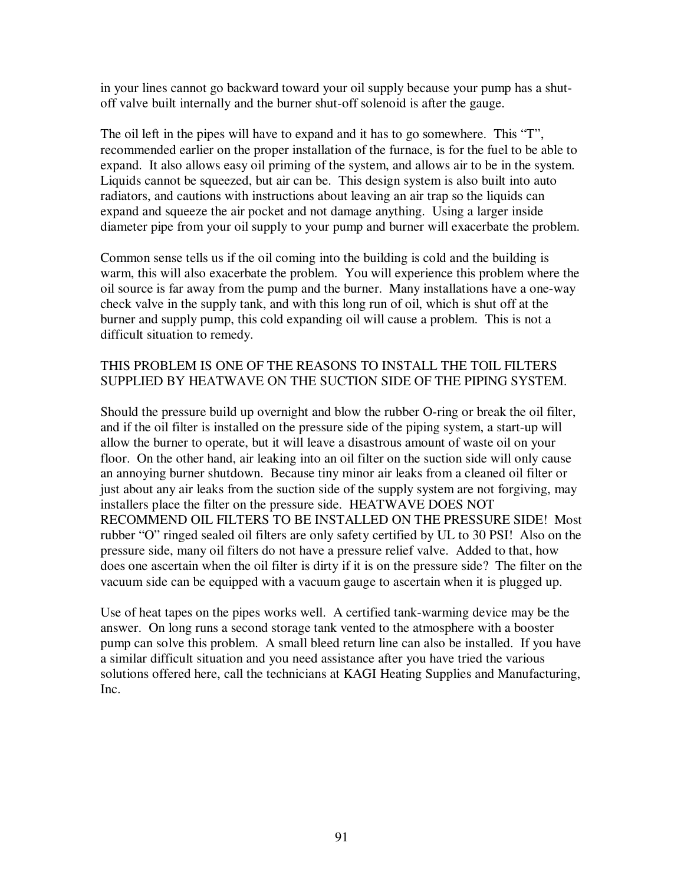in your lines cannot go backward toward your oil supply because your pump has a shut-off valve built internally and the burner shut-off solenoid is after the gauge.

The oil left in the pipes will have to expand and it has to go somewhere. This "T", recommended earlier on the proper installation of the furnace, is for the fuel to be able to expand. It also allows easy oil priming of the system, and allows air to be in the system. Liquids cannot be squeezed, but air can be. This design system is also built into auto radiators, and cautions with instructions about leaving an air trap so the liquids can expand and squeeze the air pocket and not damage anything. Using a larger inside diameter pipe from your oil supply to your pump and burner will exacerbate the problem.

Common sense tells us if the oil coming into the building is cold and the building is warm, this will also exacerbate the problem. You will experience this problem where the oil source is far away from the pump and the burner. Many installations have a one-way check valve in the supply tank, and with this long run of oil, which is shut off at the burner and supply pump, this cold expanding oil will cause a problem. This is not a difficult situation to remedy.

THIS PROBLEM IS ONE OF THE REASONS TO INSTALL THE TOIL FILTERS SUPPLIED BY HEATWAVE ON THE SUCTION SIDE OF THE PIPING SYSTEM.

Should the pressure build up overnight and blow the rubber O-ring or break the oil filter, and if the oil filter is installed on the pressure side of the piping system, a start-up will allow the burner to operate, but it will leave a disastrous amount of waste oil on your floor. On the other hand, air leaking into an oil filter on the suction side will only cause an annoying burner shutdown. Because tiny minor air leaks from a cleaned oil filter or just about any air leaks from the suction side of the supply system are not forgiving, may installers place the filter on the pressure side. HEATWAVE DOES NOT RECOMMEND OIL FILTERS TO BE INSTALLED ON THE PRESSURE SIDE! Most rubber "O" ringed sealed oil filters are only safety certified by UL to 30 PSI! Also on the pressure side, many oil filters do not have a pressure relief valve. Added to that, how does one ascertain when the oil filter is dirty if it is on the pressure side? The filter on the vacuum side can be equipped with a vacuum gauge to ascertain when it is plugged up.

Use of heat tapes on the pipes works well. A certified tank-warming device may be the answer. On long runs a second storage tank vented to the atmosphere with a booster pump can solve this problem. A small bleed return line can also be installed. If you have a similar difficult situation and you need assistance after you have tried the various solutions offered here, call the technicians at KAGI Heating Supplies and Manufacturing, Inc.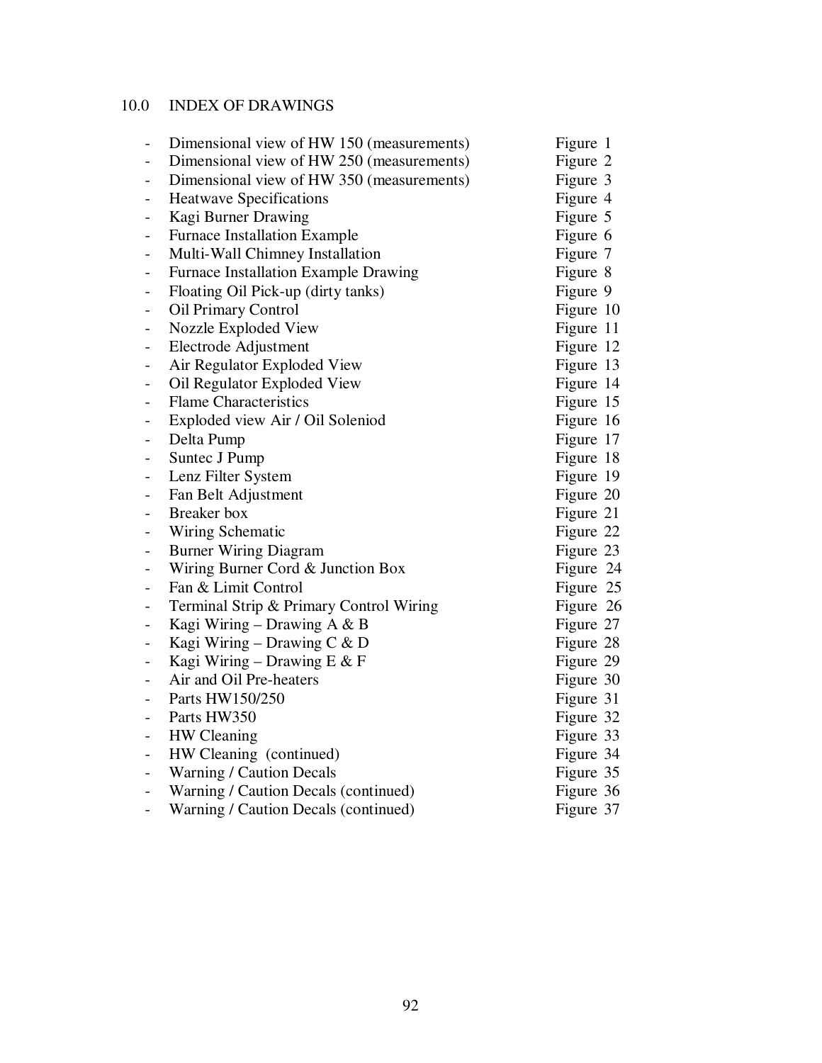## 10.0 INDEX OF DRAWINGS

| | |
|---|---|
| - Dimensional view of HW 150 (measurements) | Figure 1 |
| - Dimensional view of HW 250 (measurements) | Figure 2 |
| - Dimensional view of HW 350 (measurements) | Figure 3 |
| - Heatwave Specifications | Figure 4 |
| - Kagi Burner Drawing | Figure 5 |
| - Furnace Installation Example | Figure 6 |
| - Multi-Wall Chimney Installation | Figure 7 |
| - Furnace Installation Example Drawing | Figure 8 |
| - Floating Oil Pick-up (dirty tanks) | Figure 9 |
| - Oil Primary Control | Figure 10 |
| - Nozzle Exploded View | Figure 11 |
| - Electrode Adjustment | Figure 12 |
| - Air Regulator Exploded View | Figure 13 |
| - Oil Regulator Exploded View | Figure 14 |
| - Flame Characteristics | Figure 15 |
| - Exploded view Air / Oil Soleniod | Figure 16 |
| - Delta Pump | Figure 17 |
| - Suntec J Pump | Figure 18 |
| - Lenz Filter System | Figure 19 |
| - Fan Belt Adjustment | Figure 20 |
| - Breaker box | Figure 21 |
| - Wiring Schematic | Figure 22 |
| - Burner Wiring Diagram | Figure 23 |
| - Wiring Burner Cord & Junction Box | Figure 24 |
| - Fan & Limit Control | Figure 25 |
| - Terminal Strip & Primary Control Wiring | Figure 26 |
| - Kagi Wiring – Drawing A & B | Figure 27 |
| - Kagi Wiring – Drawing C & D | Figure 28 |
| - Kagi Wiring – Drawing E & F | Figure 29 |
| - Air and Oil Pre-heaters | Figure 30 |
| - Parts HW150/250 | Figure 31 |
| - Parts HW350 | Figure 32 |
| - HW Cleaning | Figure 33 |
| - HW Cleaning (continued) | Figure 34 |
| - Warning / Caution Decals | Figure 35 |
| - Warning / Caution Decals (continued) | Figure 36 |
| - Warning / Caution Decals (continued) | Figure 37 |